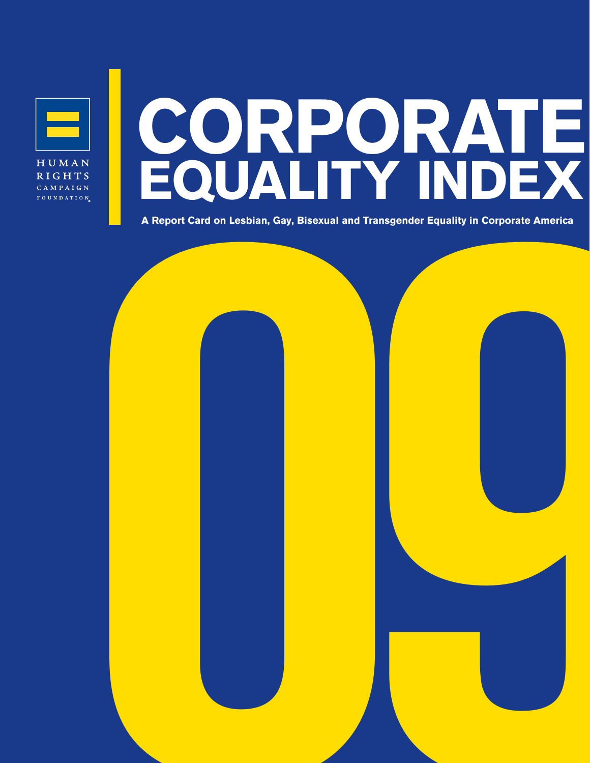HUMAN RIGHTS CAMPAIGN FOUNDATION

# CORPORATE EQUALITY INDEX

A Report Card on Lesbian, Gay, Bisexual and Transgender Equality in Corporate America

09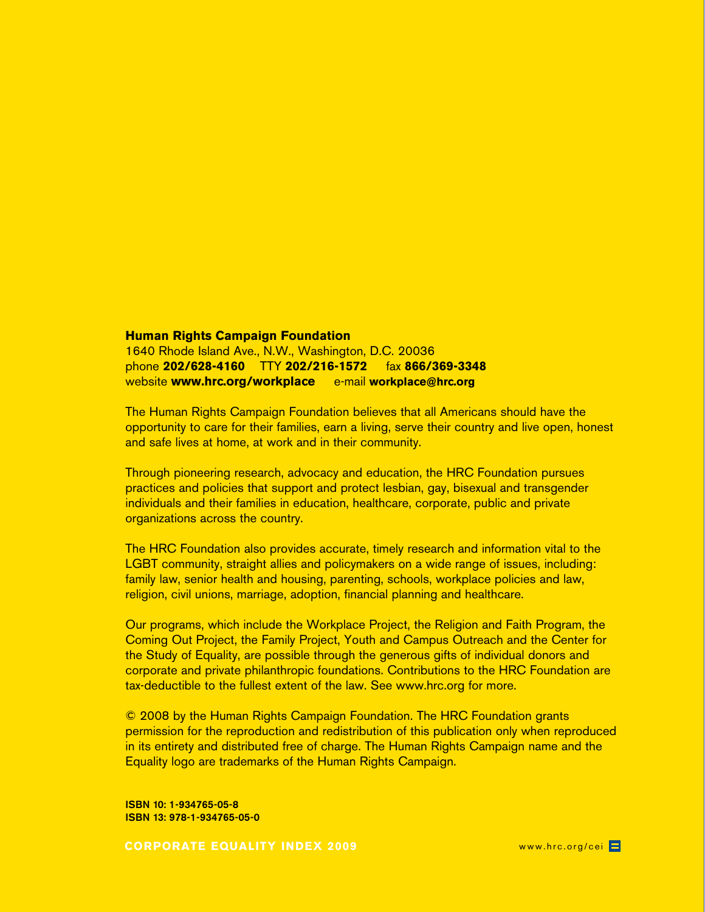**Human Rights Campaign Foundation**
1640 Rhode Island Ave., N.W., Washington, D.C. 20036
phone **202/628-4160** TTY **202/216-1572** fax **866/369-3348**
website **www.hrc.org/workplace** e-mail **workplace@hrc.org**

The Human Rights Campaign Foundation believes that all Americans should have the opportunity to care for their families, earn a living, serve their country and live open, honest and safe lives at home, at work and in their community.

Through pioneering research, advocacy and education, the HRC Foundation pursues practices and policies that support and protect lesbian, gay, bisexual and transgender individuals and their families in education, healthcare, corporate, public and private organizations across the country.

The HRC Foundation also provides accurate, timely research and information vital to the LGBT community, straight allies and policymakers on a wide range of issues, including: family law, senior health and housing, parenting, schools, workplace policies and law, religion, civil unions, marriage, adoption, financial planning and healthcare.

Our programs, which include the Workplace Project, the Religion and Faith Program, the Coming Out Project, the Family Project, Youth and Campus Outreach and the Center for the Study of Equality, are possible through the generous gifts of individual donors and corporate and private philanthropic foundations. Contributions to the HRC Foundation are tax-deductible to the fullest extent of the law. See www.hrc.org for more.

© 2008 by the Human Rights Campaign Foundation. The HRC Foundation grants permission for the reproduction and redistribution of this publication only when reproduced in its entirety and distributed free of charge. The Human Rights Campaign name and the Equality logo are trademarks of the Human Rights Campaign.

**ISBN 10: 1-934765-05-8**
**ISBN 13: 978-1-934765-05-0**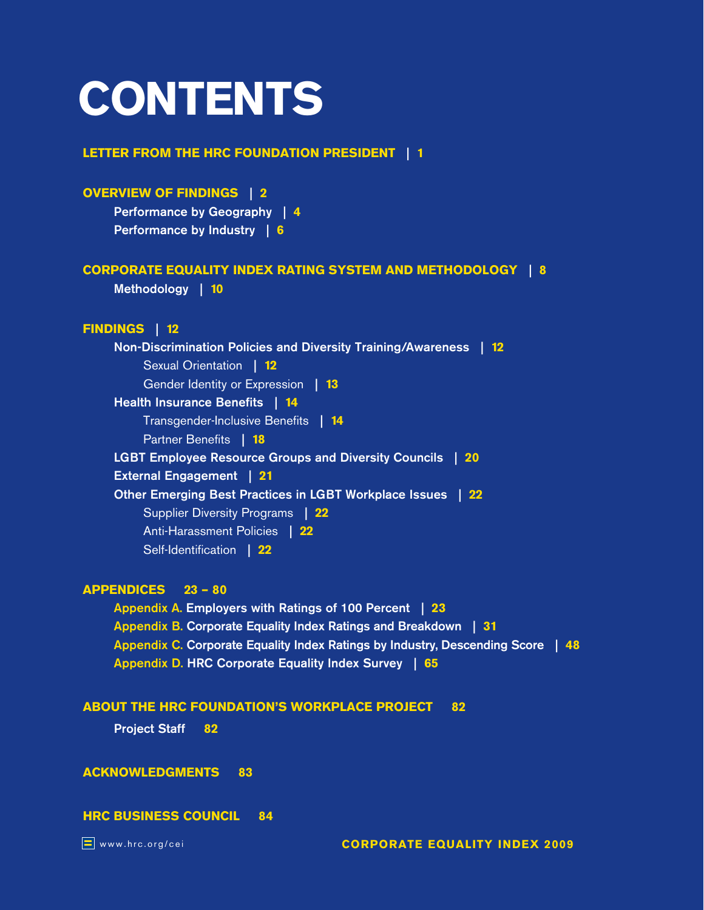# CONTENTS

**LETTER FROM THE HRC FOUNDATION PRESIDENT | 1**

**OVERVIEW OF FINDINGS | 2**

- **Performance by Geography | 4**
- **Performance by Industry | 6**

**CORPORATE EQUALITY INDEX RATING SYSTEM AND METHODOLOGY | 8**

- **Methodology | 10**

**FINDINGS | 12**

- **Non-Discrimination Policies and Diversity Training/Awareness | 12**
  - Sexual Orientation | 12
  - Gender Identity or Expression | 13
- **Health Insurance Benefits | 14**
  - Transgender-Inclusive Benefits | 14
  - Partner Benefits | 18
- **LGBT Employee Resource Groups and Diversity Councils | 20**
- **External Engagement | 21**
- **Other Emerging Best Practices in LGBT Workplace Issues | 22**
  - Supplier Diversity Programs | 22
  - Anti-Harassment Policies | 22
  - Self-Identification | 22

**APPENDICES 23 – 80**

- Appendix A. **Employers with Ratings of 100 Percent | 23**
- Appendix B. **Corporate Equality Index Ratings and Breakdown | 31**
- Appendix C. **Corporate Equality Index Ratings by Industry, Descending Score | 48**
- Appendix D. **HRC Corporate Equality Index Survey | 65**

**ABOUT THE HRC FOUNDATION'S WORKPLACE PROJECT 82**

- **Project Staff 82**

**ACKNOWLEDGMENTS 83**

**HRC BUSINESS COUNCIL 84**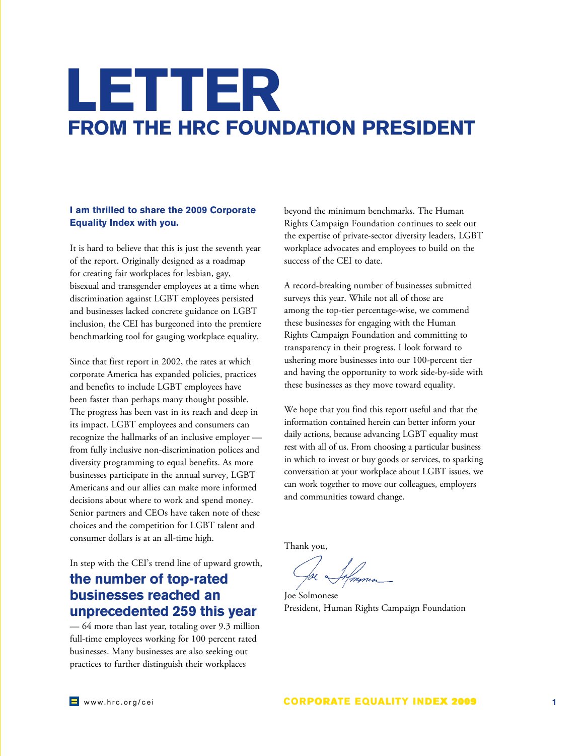# LETTER
## FROM THE HRC FOUNDATION PRESIDENT

**I am thrilled to share the 2009 Corporate Equality Index with you.**

It is hard to believe that this is just the seventh year of the report. Originally designed as a roadmap for creating fair workplaces for lesbian, gay, bisexual and transgender employees at a time when discrimination against LGBT employees persisted and businesses lacked concrete guidance on LGBT inclusion, the CEI has burgeoned into the premiere benchmarking tool for gauging workplace equality.

Since that first report in 2002, the rates at which corporate America has expanded policies, practices and benefits to include LGBT employees have been faster than perhaps many thought possible. The progress has been vast in its reach and deep in its impact. LGBT employees and consumers can recognize the hallmarks of an inclusive employer — from fully inclusive non-discrimination polices and diversity programming to equal benefits. As more businesses participate in the annual survey, LGBT Americans and our allies can make more informed decisions about where to work and spend money. Senior partners and CEOs have taken note of these choices and the competition for LGBT talent and consumer dollars is at an all-time high.

In step with the CEI's trend line of upward growth, **the number of top-rated businesses reached an unprecedented 259 this year** — 64 more than last year, totaling over 9.3 million full-time employees working for 100 percent rated businesses. Many businesses are also seeking out practices to further distinguish their workplaces beyond the minimum benchmarks. The Human Rights Campaign Foundation continues to seek out the expertise of private-sector diversity leaders, LGBT workplace advocates and employees to build on the success of the CEI to date.

A record-breaking number of businesses submitted surveys this year. While not all of those are among the top-tier percentage-wise, we commend these businesses for engaging with the Human Rights Campaign Foundation and committing to transparency in their progress. I look forward to ushering more businesses into our 100-percent tier and having the opportunity to work side-by-side with these businesses as they move toward equality.

We hope that you find this report useful and that the information contained herein can better inform your daily actions, because advancing LGBT equality must rest with all of us. From choosing a particular business in which to invest or buy goods or services, to sparking conversation at your workplace about LGBT issues, we can work together to move our colleagues, employers and communities toward change.

Thank you,

Joe Solmonese
President, Human Rights Campaign Foundation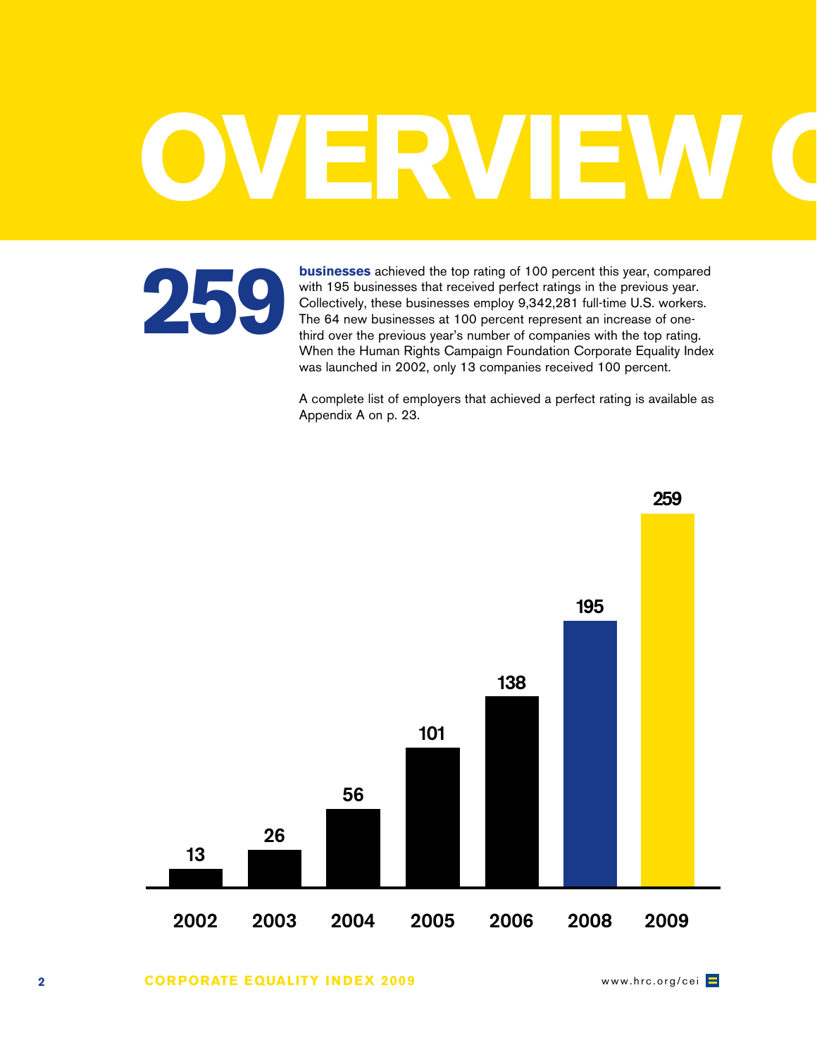# OVERVIEW O

**259**

**businesses** achieved the top rating of 100 percent this year, compared with 195 businesses that received perfect ratings in the previous year. Collectively, these businesses employ 9,342,281 full-time U.S. workers. The 64 new businesses at 100 percent represent an increase of one-third over the previous year's number of companies with the top rating. When the Human Rights Campaign Foundation Corporate Equality Index was launched in 2002, only 13 companies received 100 percent.

A complete list of employers that achieved a perfect rating is available as Appendix A on p. 23.

| Year | Businesses |
|---|---|
| 2002 | 13 |
| 2003 | 26 |
| 2004 | 56 |
| 2005 | 101 |
| 2006 | 138 |
| 2008 | 195 |
| 2009 | 259 |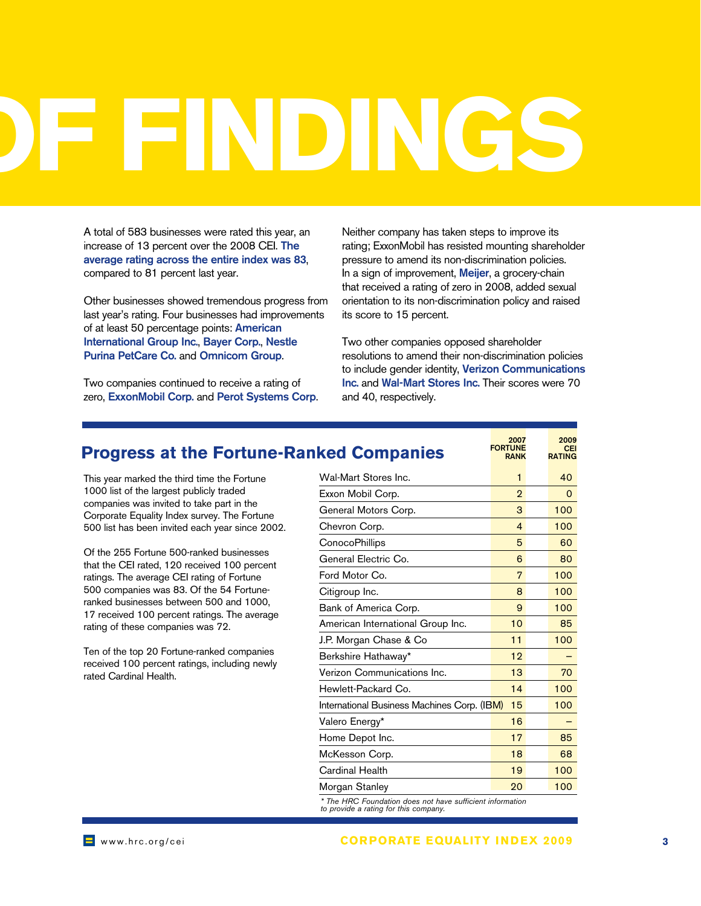# OF FINDINGS

A total of 583 businesses were rated this year, an increase of 13 percent over the 2008 CEI. **The average rating across the entire index was 83**, compared to 81 percent last year.

Other businesses showed tremendous progress from last year's rating. Four businesses had improvements of at least 50 percentage points: **American International Group Inc.**, **Bayer Corp.**, **Nestle Purina PetCare Co.** and **Omnicom Group**.

Two companies continued to receive a rating of zero, **ExxonMobil Corp.** and **Perot Systems Corp**. Neither company has taken steps to improve its rating; ExxonMobil has resisted mounting shareholder pressure to amend its non-discrimination policies. In a sign of improvement, **Meijer**, a grocery-chain that received a rating of zero in 2008, added sexual orientation to its non-discrimination policy and raised its score to 15 percent.

Two other companies opposed shareholder resolutions to amend their non-discrimination policies to include gender identity, **Verizon Communications Inc.** and **Wal-Mart Stores Inc.** Their scores were 70 and 40, respectively.

## Progress at the Fortune-Ranked Companies

This year marked the third time the Fortune 1000 list of the largest publicly traded companies was invited to take part in the Corporate Equality Index survey. The Fortune 500 list has been invited each year since 2002.

Of the 255 Fortune 500-ranked businesses that the CEI rated, 120 received 100 percent ratings. The average CEI rating of Fortune 500 companies was 83. Of the 54 Fortune-ranked businesses between 500 and 1000, 17 received 100 percent ratings. The average rating of these companies was 72.

Ten of the top 20 Fortune-ranked companies received 100 percent ratings, including newly rated Cardinal Health.

| | 2007 FORTUNE RANK | 2009 CEI RATING |
|---|---|---|
| Wal-Mart Stores Inc. | 1 | 40 |
| Exxon Mobil Corp. | 2 | 0 |
| General Motors Corp. | 3 | 100 |
| Chevron Corp. | 4 | 100 |
| ConocoPhillips | 5 | 60 |
| General Electric Co. | 6 | 80 |
| Ford Motor Co. | 7 | 100 |
| Citigroup Inc. | 8 | 100 |
| Bank of America Corp. | 9 | 100 |
| American International Group Inc. | 10 | 85 |
| J.P. Morgan Chase & Co | 11 | 100 |
| Berkshire Hathaway* | 12 | – |
| Verizon Communications Inc. | 13 | 70 |
| Hewlett-Packard Co. | 14 | 100 |
| International Business Machines Corp. (IBM) | 15 | 100 |
| Valero Energy* | 16 | – |
| Home Depot Inc. | 17 | 85 |
| McKesson Corp. | 18 | 68 |
| Cardinal Health | 19 | 100 |
| Morgan Stanley | 20 | 100 |

*\* The HRC Foundation does not have sufficient information to provide a rating for this company.*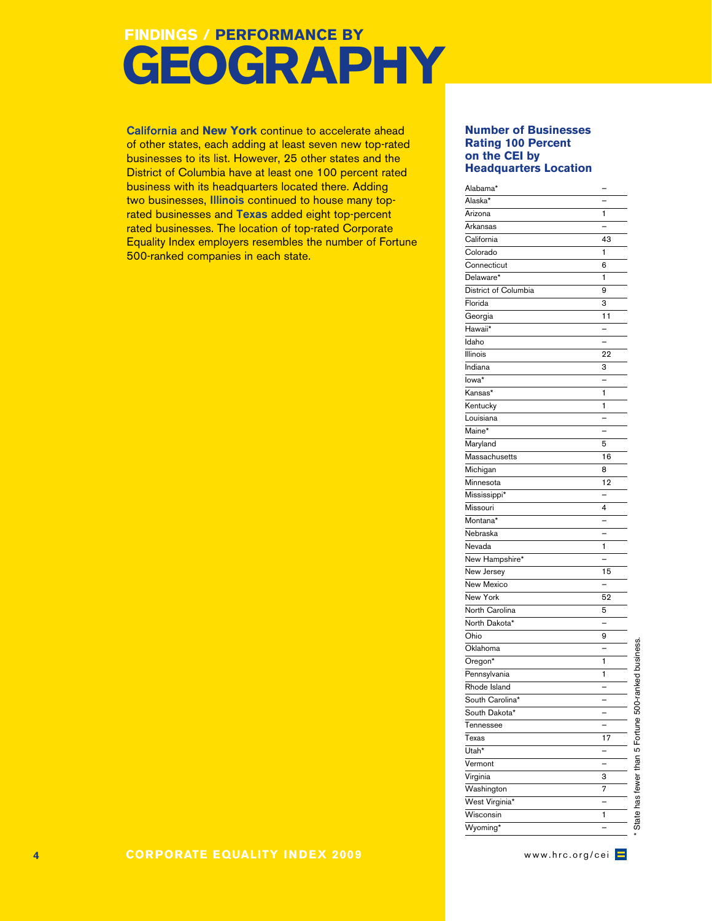# FINDINGS / PERFORMANCE BY GEOGRAPHY

**California** and **New York** continue to accelerate ahead of other states, each adding at least seven new top-rated businesses to its list. However, 25 other states and the District of Columbia have at least one 100 percent rated business with its headquarters located there. Adding two businesses, **Illinois** continued to house many top-rated businesses and **Texas** added eight top-percent rated businesses. The location of top-rated Corporate Equality Index employers resembles the number of Fortune 500-ranked companies in each state.

## Number of Businesses Rating 100 Percent on the CEI by Headquarters Location

| State | Number |
|---|---|
| Alabama* | – |
| Alaska* | – |
| Arizona | 1 |
| Arkansas | – |
| California | 43 |
| Colorado | 1 |
| Connecticut | 6 |
| Delaware* | 1 |
| District of Columbia | 9 |
| Florida | 3 |
| Georgia | 11 |
| Hawaii* | – |
| Idaho | – |
| Illinois | 22 |
| Indiana | 3 |
| Iowa* | – |
| Kansas* | 1 |
| Kentucky | 1 |
| Louisiana | – |
| Maine* | – |
| Maryland | 5 |
| Massachusetts | 16 |
| Michigan | 8 |
| Minnesota | 12 |
| Mississippi* | – |
| Missouri | 4 |
| Montana* | – |
| Nebraska | – |
| Nevada | 1 |
| New Hampshire* | – |
| New Jersey | 15 |
| New Mexico | – |
| New York | 52 |
| North Carolina | 5 |
| North Dakota* | – |
| Ohio | 9 |
| Oklahoma | – |
| Oregon* | 1 |
| Pennsylvania | 1 |
| Rhode Island | – |
| South Carolina* | – |
| South Dakota* | – |
| Tennessee | – |
| Texas | 17 |
| Utah* | – |
| Vermont | – |
| Virginia | 3 |
| Washington | 7 |
| West Virginia* | – |
| Wisconsin | 1 |
| Wyoming* | – |

* State has fewer than 5 Fortune 500-ranked business.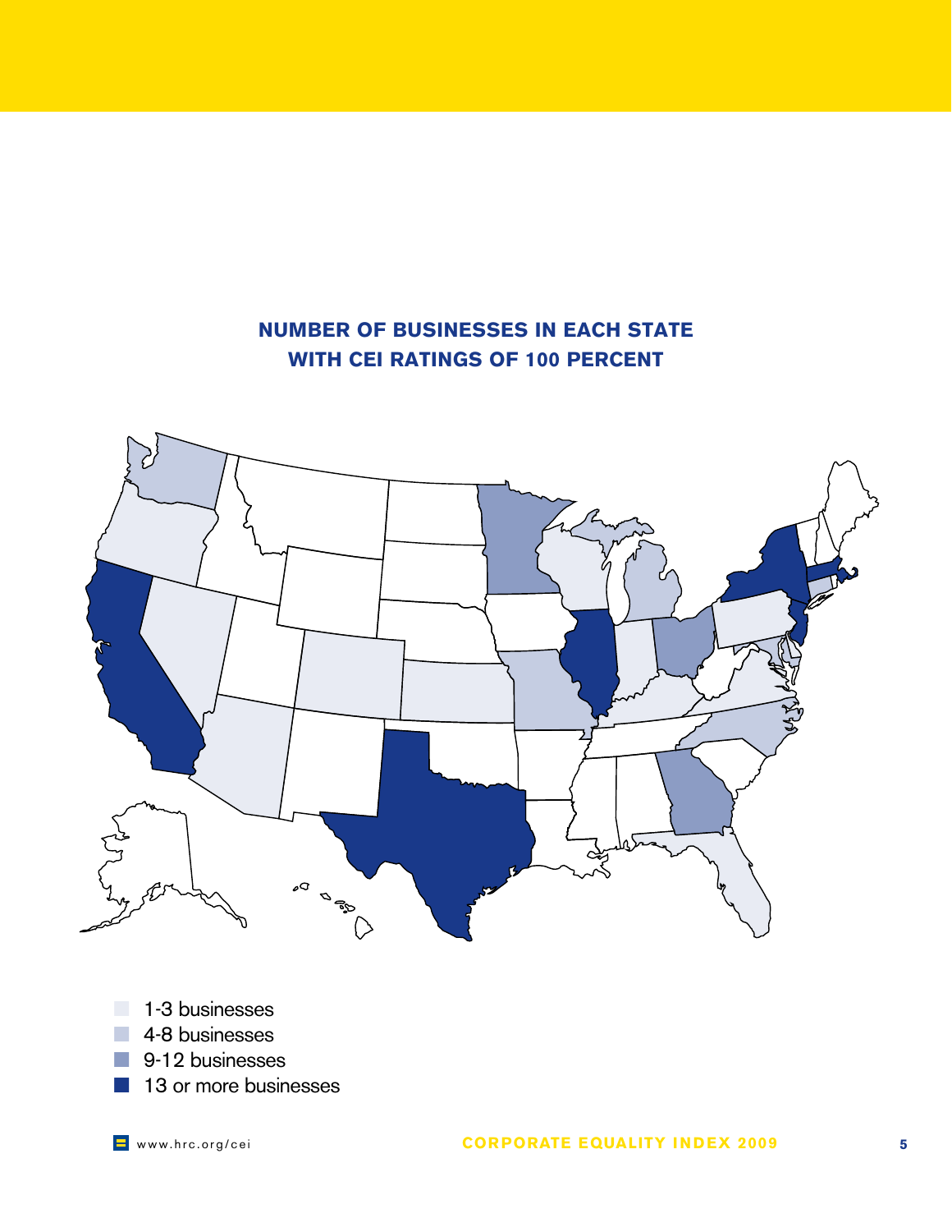## NUMBER OF BUSINESSES IN EACH STATE WITH CEI RATINGS OF 100 PERCENT

- 1-3 businesses
- 4-8 businesses
- 9-12 businesses
- 13 or more businesses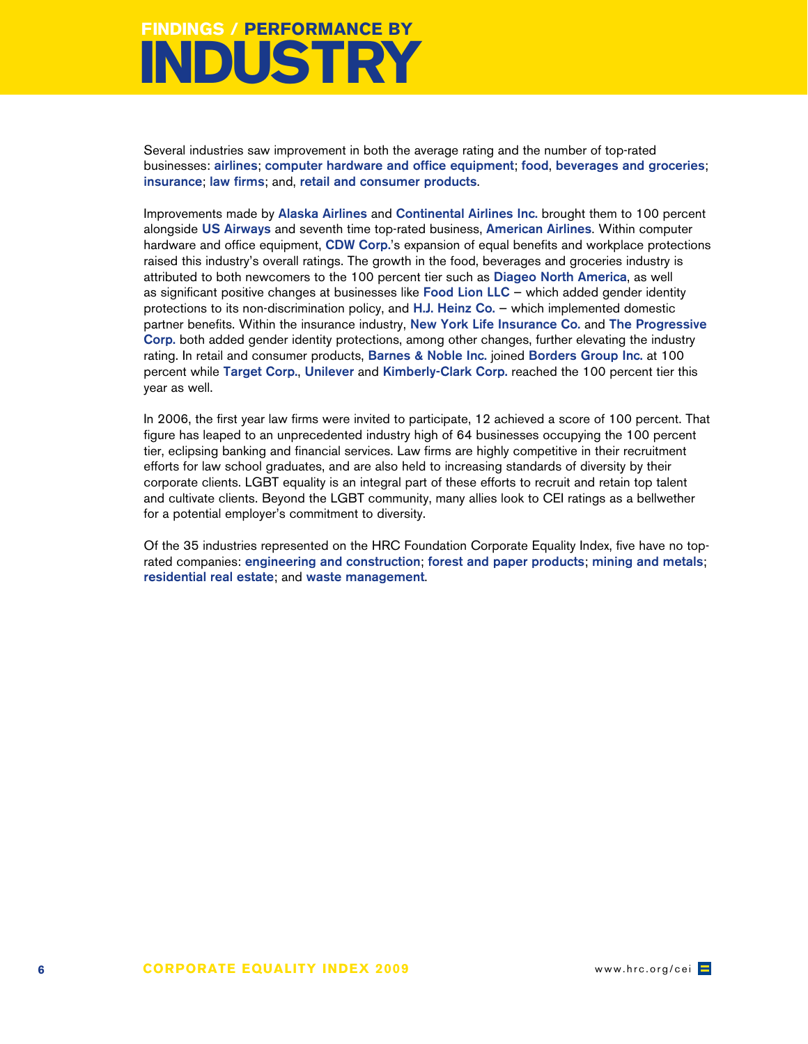# FINDINGS / PERFORMANCE BY INDUSTRY

Several industries saw improvement in both the average rating and the number of top-rated businesses: **airlines**; **computer hardware and office equipment**; **food**, **beverages and groceries**; **insurance**; **law firms**; and, **retail and consumer products**.

Improvements made by **Alaska Airlines** and **Continental Airlines Inc.** brought them to 100 percent alongside **US Airways** and seventh time top-rated business, **American Airlines**. Within computer hardware and office equipment, **CDW Corp.**'s expansion of equal benefits and workplace protections raised this industry's overall ratings. The growth in the food, beverages and groceries industry is attributed to both newcomers to the 100 percent tier such as **Diageo North America**, as well as significant positive changes at businesses like **Food Lion LLC** – which added gender identity protections to its non-discrimination policy, and **H.J. Heinz Co.** – which implemented domestic partner benefits. Within the insurance industry, **New York Life Insurance Co.** and **The Progressive Corp.** both added gender identity protections, among other changes, further elevating the industry rating. In retail and consumer products, **Barnes & Noble Inc.** joined **Borders Group Inc.** at 100 percent while **Target Corp.**, **Unilever** and **Kimberly-Clark Corp.** reached the 100 percent tier this year as well.

In 2006, the first year law firms were invited to participate, 12 achieved a score of 100 percent. That figure has leaped to an unprecedented industry high of 64 businesses occupying the 100 percent tier, eclipsing banking and financial services. Law firms are highly competitive in their recruitment efforts for law school graduates, and are also held to increasing standards of diversity by their corporate clients. LGBT equality is an integral part of these efforts to recruit and retain top talent and cultivate clients. Beyond the LGBT community, many allies look to CEI ratings as a bellwether for a potential employer's commitment to diversity.

Of the 35 industries represented on the HRC Foundation Corporate Equality Index, five have no top-rated companies: **engineering and construction**; **forest and paper products**; **mining and metals**; **residential real estate**; and **waste management**.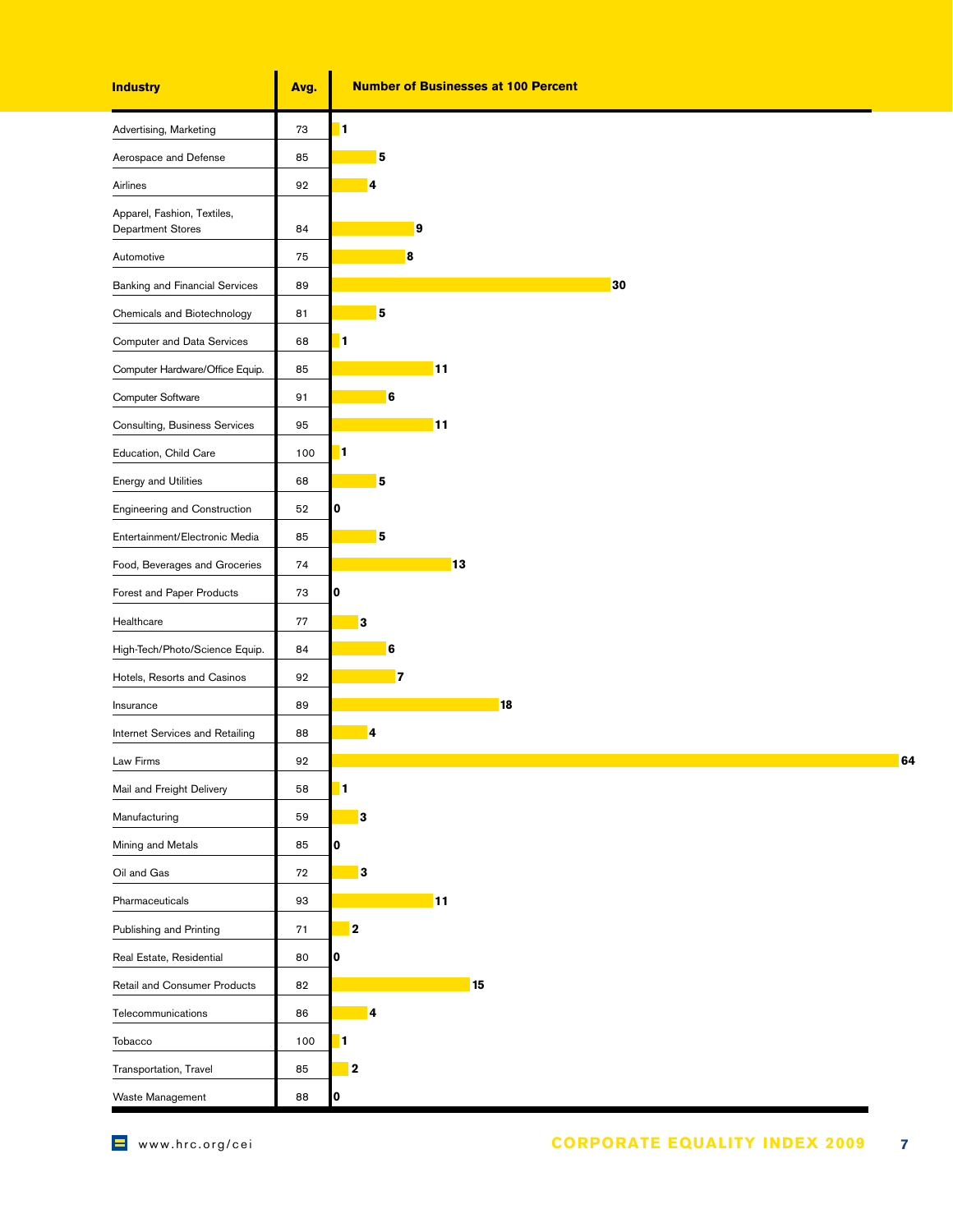| Industry | Avg. | Number of Businesses at 100 Percent |
|---|---|---|
| Advertising, Marketing | 73 | 1 |
| Aerospace and Defense | 85 | 5 |
| Airlines | 92 | 4 |
| Apparel, Fashion, Textiles, Department Stores | 84 | 9 |
| Automotive | 75 | 8 |
| Banking and Financial Services | 89 | 30 |
| Chemicals and Biotechnology | 81 | 5 |
| Computer and Data Services | 68 | 1 |
| Computer Hardware/Office Equip. | 85 | 11 |
| Computer Software | 91 | 6 |
| Consulting, Business Services | 95 | 11 |
| Education, Child Care | 100 | 1 |
| Energy and Utilities | 68 | 5 |
| Engineering and Construction | 52 | 0 |
| Entertainment/Electronic Media | 85 | 5 |
| Food, Beverages and Groceries | 74 | 13 |
| Forest and Paper Products | 73 | 0 |
| Healthcare | 77 | 3 |
| High-Tech/Photo/Science Equip. | 84 | 6 |
| Hotels, Resorts and Casinos | 92 | 7 |
| Insurance | 89 | 18 |
| Internet Services and Retailing | 88 | 4 |
| Law Firms | 92 | 64 |
| Mail and Freight Delivery | 58 | 1 |
| Manufacturing | 59 | 3 |
| Mining and Metals | 85 | 0 |
| Oil and Gas | 72 | 3 |
| Pharmaceuticals | 93 | 11 |
| Publishing and Printing | 71 | 2 |
| Real Estate, Residential | 80 | 0 |
| Retail and Consumer Products | 82 | 15 |
| Telecommunications | 86 | 4 |
| Tobacco | 100 | 1 |
| Transportation, Travel | 85 | 2 |
| Waste Management | 88 | 0 |

www.hrc.org/cei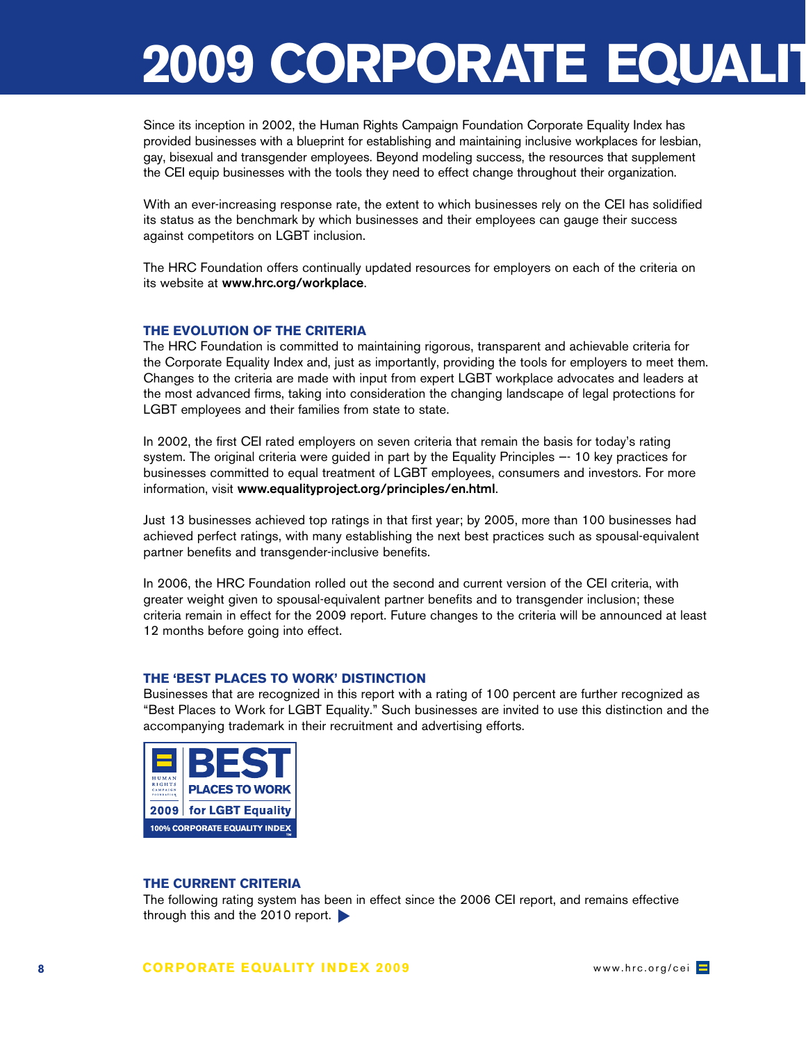# 2009 CORPORATE EQUALIT

Since its inception in 2002, the Human Rights Campaign Foundation Corporate Equality Index has provided businesses with a blueprint for establishing and maintaining inclusive workplaces for lesbian, gay, bisexual and transgender employees. Beyond modeling success, the resources that supplement the CEI equip businesses with the tools they need to effect change throughout their organization.

With an ever-increasing response rate, the extent to which businesses rely on the CEI has solidified its status as the benchmark by which businesses and their employees can gauge their success against competitors on LGBT inclusion.

The HRC Foundation offers continually updated resources for employers on each of the criteria on its website at **www.hrc.org/workplace**.

## THE EVOLUTION OF THE CRITERIA

The HRC Foundation is committed to maintaining rigorous, transparent and achievable criteria for the Corporate Equality Index and, just as importantly, providing the tools for employers to meet them. Changes to the criteria are made with input from expert LGBT workplace advocates and leaders at the most advanced firms, taking into consideration the changing landscape of legal protections for LGBT employees and their families from state to state.

In 2002, the first CEI rated employers on seven criteria that remain the basis for today's rating system. The original criteria were guided in part by the Equality Principles –- 10 key practices for businesses committed to equal treatment of LGBT employees, consumers and investors. For more information, visit **www.equalityproject.org/principles/en.html**.

Just 13 businesses achieved top ratings in that first year; by 2005, more than 100 businesses had achieved perfect ratings, with many establishing the next best practices such as spousal-equivalent partner benefits and transgender-inclusive benefits.

In 2006, the HRC Foundation rolled out the second and current version of the CEI criteria, with greater weight given to spousal-equivalent partner benefits and to transgender inclusion; these criteria remain in effect for the 2009 report. Future changes to the criteria will be announced at least 12 months before going into effect.

## THE 'BEST PLACES TO WORK' DISTINCTION

Businesses that are recognized in this report with a rating of 100 percent are further recognized as "Best Places to Work for LGBT Equality." Such businesses are invited to use this distinction and the accompanying trademark in their recruitment and advertising efforts.

HUMAN RIGHTS CAMPAIGN FOUNDATION
BEST PLACES TO WORK
2009 for LGBT Equality
100% CORPORATE EQUALITY INDEX™

## THE CURRENT CRITERIA

The following rating system has been in effect since the 2006 CEI report, and remains effective through this and the 2010 report.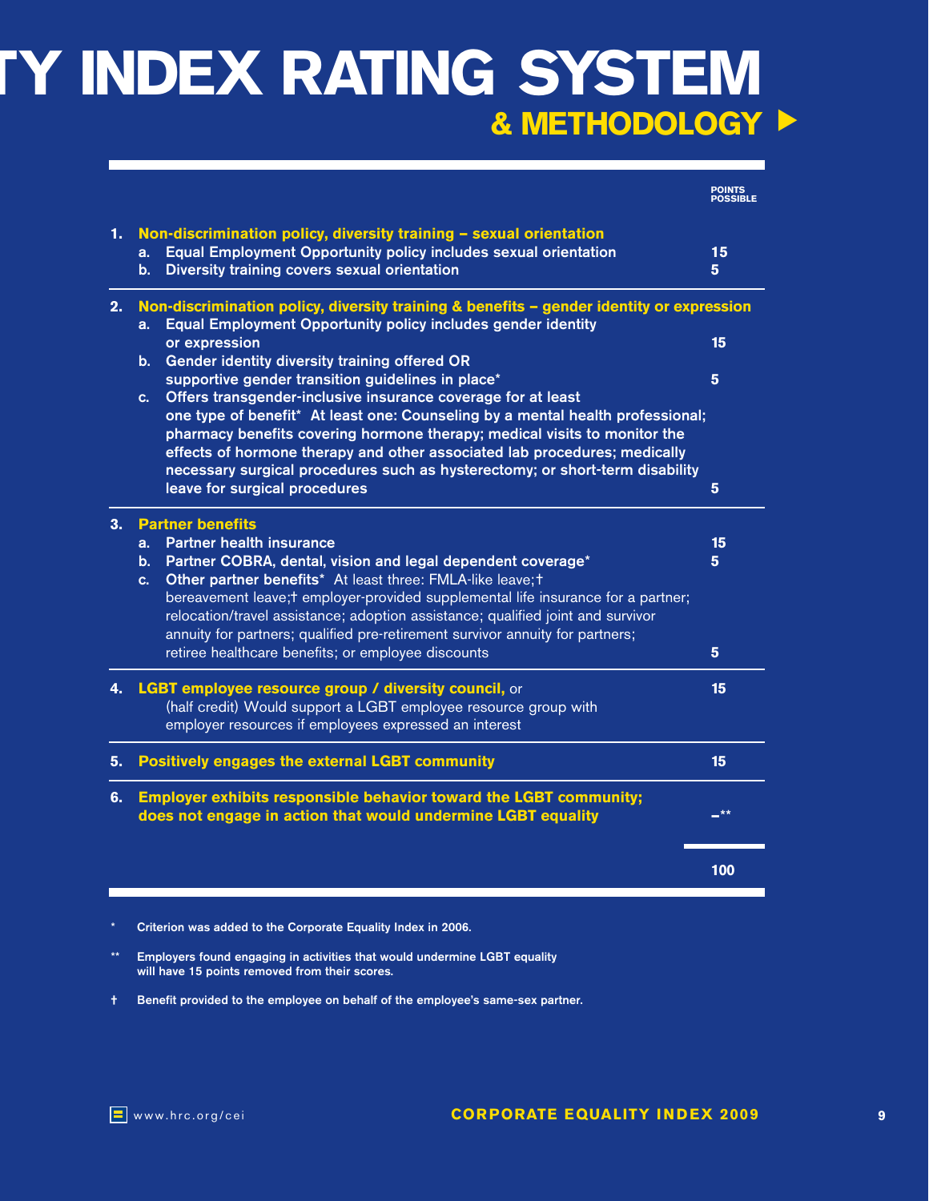# TY INDEX RATING SYSTEM
## & METHODOLOGY ▶

| | POINTS POSSIBLE |
|---|---|
| **1. Non-discrimination policy, diversity training – sexual orientation** | |
| a. Equal Employment Opportunity policy includes sexual orientation | 15 |
| b. Diversity training covers sexual orientation | 5 |
| **2. Non-discrimination policy, diversity training & benefits – gender identity or expression** | |
| a. Equal Employment Opportunity policy includes gender identity or expression | 15 |
| b. Gender identity diversity training offered OR supportive gender transition guidelines in place* | 5 |
| c. Offers transgender-inclusive insurance coverage for at least one type of benefit* At least one: Counseling by a mental health professional; pharmacy benefits covering hormone therapy; medical visits to monitor the effects of hormone therapy and other associated lab procedures; medically necessary surgical procedures such as hysterectomy; or short-term disability leave for surgical procedures | 5 |
| **3. Partner benefits** | |
| a. Partner health insurance | 15 |
| b. Partner COBRA, dental, vision and legal dependent coverage* | 5 |
| c. Other partner benefits* At least three: FMLA-like leave;† bereavement leave;† employer-provided supplemental life insurance for a partner; relocation/travel assistance; adoption assistance; qualified joint and survivor annuity for partners; qualified pre-retirement survivor annuity for partners; retiree healthcare benefits; or employee discounts | 5 |
| **4. LGBT employee resource group / diversity council,** or (half credit) Would support a LGBT employee resource group with employer resources if employees expressed an interest | 15 |
| **5. Positively engages the external LGBT community** | 15 |
| **6. Employer exhibits responsible behavior toward the LGBT community; does not engage in action that would undermine LGBT equality** | –** |
| | **100** |

\* Criterion was added to the Corporate Equality Index in 2006.

\*\* Employers found engaging in activities that would undermine LGBT equality will have 15 points removed from their scores.

† Benefit provided to the employee on behalf of the employee's same-sex partner.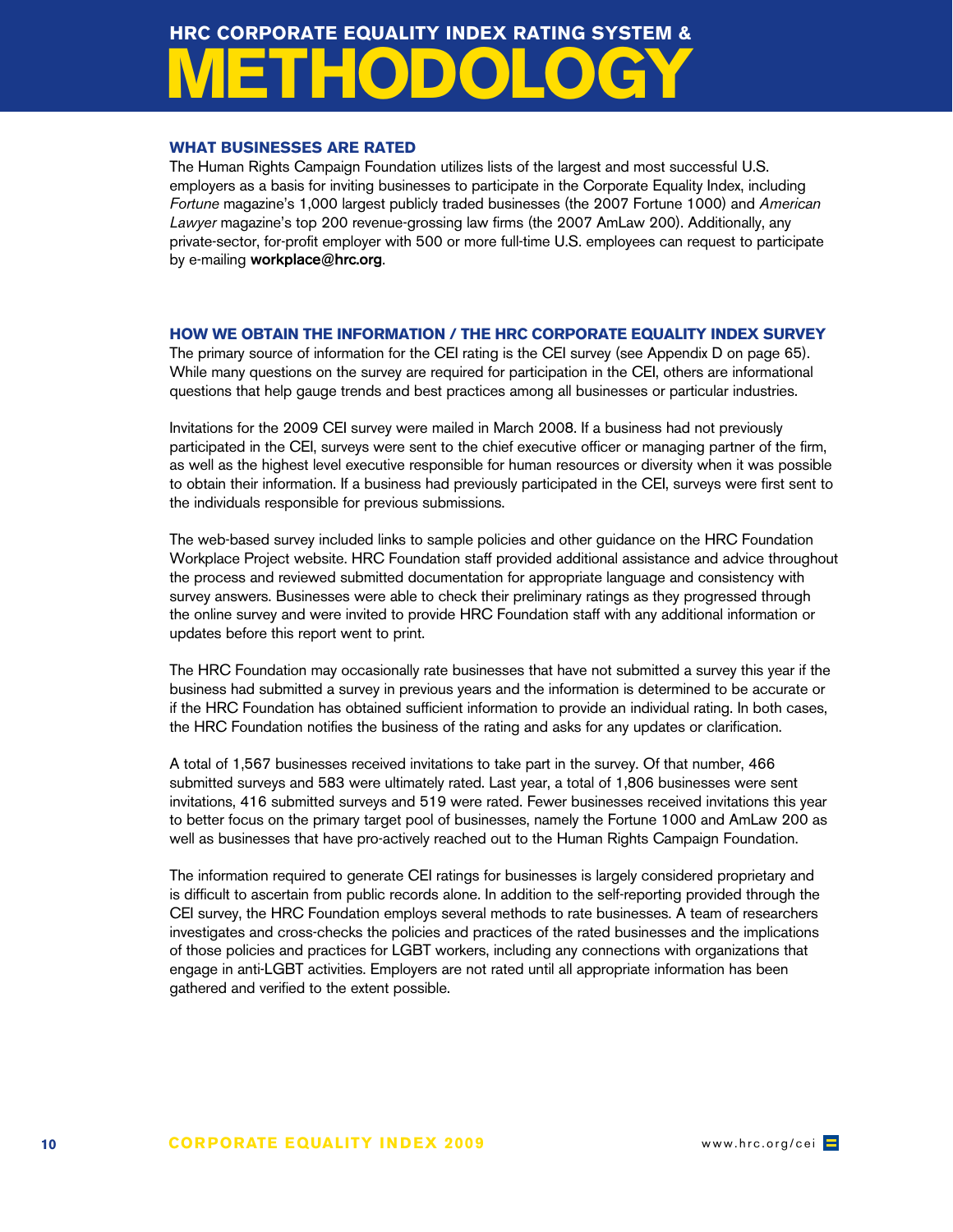# HRC CORPORATE EQUALITY INDEX RATING SYSTEM & METHODOLOGY

## WHAT BUSINESSES ARE RATED

The Human Rights Campaign Foundation utilizes lists of the largest and most successful U.S. employers as a basis for inviting businesses to participate in the Corporate Equality Index, including *Fortune* magazine's 1,000 largest publicly traded businesses (the 2007 Fortune 1000) and *American Lawyer* magazine's top 200 revenue-grossing law firms (the 2007 AmLaw 200). Additionally, any private-sector, for-profit employer with 500 or more full-time U.S. employees can request to participate by e-mailing **workplace@hrc.org**.

## HOW WE OBTAIN THE INFORMATION / THE HRC CORPORATE EQUALITY INDEX SURVEY

The primary source of information for the CEI rating is the CEI survey (see Appendix D on page 65). While many questions on the survey are required for participation in the CEI, others are informational questions that help gauge trends and best practices among all businesses or particular industries.

Invitations for the 2009 CEI survey were mailed in March 2008. If a business had not previously participated in the CEI, surveys were sent to the chief executive officer or managing partner of the firm, as well as the highest level executive responsible for human resources or diversity when it was possible to obtain their information. If a business had previously participated in the CEI, surveys were first sent to the individuals responsible for previous submissions.

The web-based survey included links to sample policies and other guidance on the HRC Foundation Workplace Project website. HRC Foundation staff provided additional assistance and advice throughout the process and reviewed submitted documentation for appropriate language and consistency with survey answers. Businesses were able to check their preliminary ratings as they progressed through the online survey and were invited to provide HRC Foundation staff with any additional information or updates before this report went to print.

The HRC Foundation may occasionally rate businesses that have not submitted a survey this year if the business had submitted a survey in previous years and the information is determined to be accurate or if the HRC Foundation has obtained sufficient information to provide an individual rating. In both cases, the HRC Foundation notifies the business of the rating and asks for any updates or clarification.

A total of 1,567 businesses received invitations to take part in the survey. Of that number, 466 submitted surveys and 583 were ultimately rated. Last year, a total of 1,806 businesses were sent invitations, 416 submitted surveys and 519 were rated. Fewer businesses received invitations this year to better focus on the primary target pool of businesses, namely the Fortune 1000 and AmLaw 200 as well as businesses that have pro-actively reached out to the Human Rights Campaign Foundation.

The information required to generate CEI ratings for businesses is largely considered proprietary and is difficult to ascertain from public records alone. In addition to the self-reporting provided through the CEI survey, the HRC Foundation employs several methods to rate businesses. A team of researchers investigates and cross-checks the policies and practices of the rated businesses and the implications of those policies and practices for LGBT workers, including any connections with organizations that engage in anti-LGBT activities. Employers are not rated until all appropriate information has been gathered and verified to the extent possible.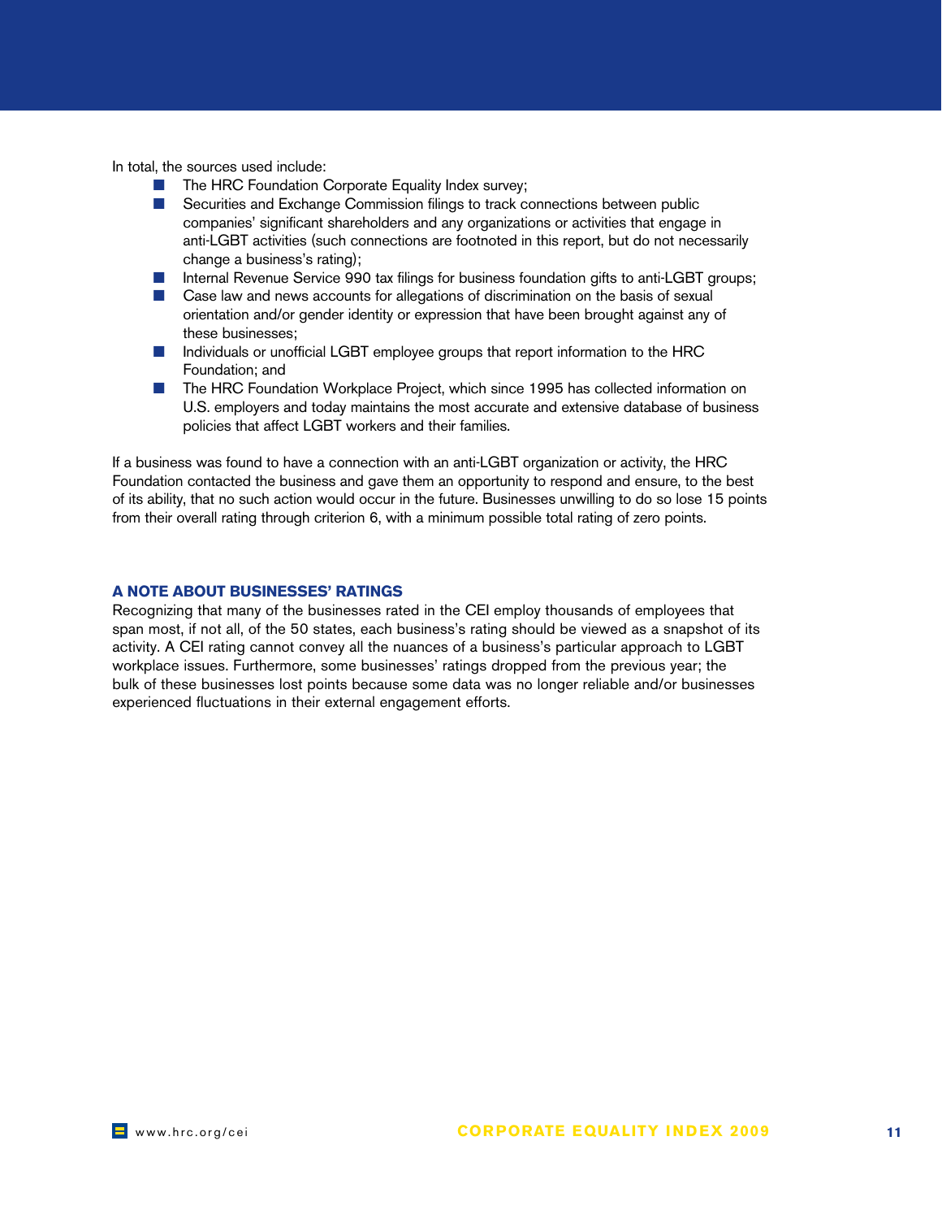In total, the sources used include:

- The HRC Foundation Corporate Equality Index survey;
- Securities and Exchange Commission filings to track connections between public companies' significant shareholders and any organizations or activities that engage in anti-LGBT activities (such connections are footnoted in this report, but do not necessarily change a business's rating);
- Internal Revenue Service 990 tax filings for business foundation gifts to anti-LGBT groups;
- Case law and news accounts for allegations of discrimination on the basis of sexual orientation and/or gender identity or expression that have been brought against any of these businesses;
- Individuals or unofficial LGBT employee groups that report information to the HRC Foundation; and
- The HRC Foundation Workplace Project, which since 1995 has collected information on U.S. employers and today maintains the most accurate and extensive database of business policies that affect LGBT workers and their families.

If a business was found to have a connection with an anti-LGBT organization or activity, the HRC Foundation contacted the business and gave them an opportunity to respond and ensure, to the best of its ability, that no such action would occur in the future. Businesses unwilling to do so lose 15 points from their overall rating through criterion 6, with a minimum possible total rating of zero points.

## A NOTE ABOUT BUSINESSES' RATINGS

Recognizing that many of the businesses rated in the CEI employ thousands of employees that span most, if not all, of the 50 states, each business's rating should be viewed as a snapshot of its activity. A CEI rating cannot convey all the nuances of a business's particular approach to LGBT workplace issues. Furthermore, some businesses' ratings dropped from the previous year; the bulk of these businesses lost points because some data was no longer reliable and/or businesses experienced fluctuations in their external engagement efforts.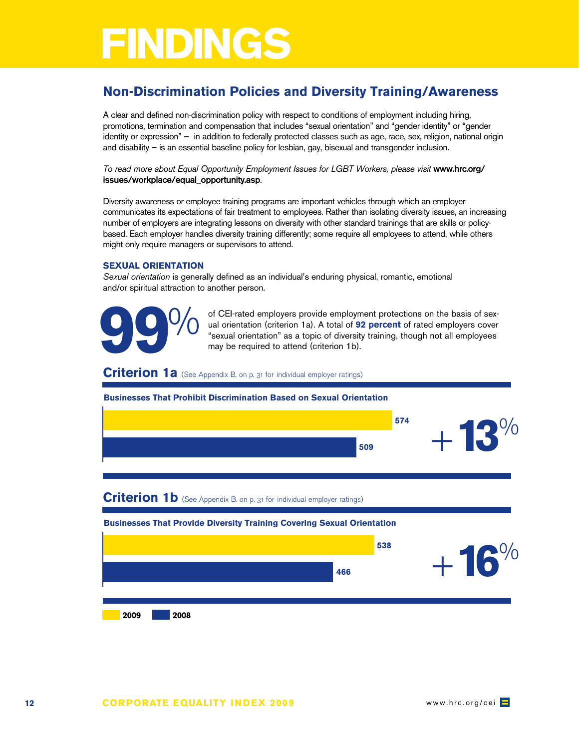# FINDINGS

## Non-Discrimination Policies and Diversity Training/Awareness

A clear and defined non-discrimination policy with respect to conditions of employment including hiring, promotions, termination and compensation that includes "sexual orientation" and "gender identity" or "gender identity or expression" – in addition to federally protected classes such as age, race, sex, religion, national origin and disability – is an essential baseline policy for lesbian, gay, bisexual and transgender inclusion.

*To read more about Equal Opportunity Employment Issues for LGBT Workers, please visit* **www.hrc.org/issues/workplace/equal_opportunity.asp**.

Diversity awareness or employee training programs are important vehicles through which an employer communicates its expectations of fair treatment to employees. Rather than isolating diversity issues, an increasing number of employers are integrating lessons on diversity with other standard trainings that are skills or policy-based. Each employer handles diversity training differently; some require all employees to attend, while others might only require managers or supervisors to attend.

### SEXUAL ORIENTATION

*Sexual orientation* is generally defined as an individual's enduring physical, romantic, emotional and/or spiritual attraction to another person.

**99%** of CEI-rated employers provide employment protections on the basis of sexual orientation (criterion 1a). A total of **92 percent** of rated employers cover "sexual orientation" as a topic of diversity training, though not all employees may be required to attend (criterion 1b).

### Criterion 1a (See Appendix B. on p. 31 for individual employer ratings)

**Businesses That Prohibit Discrimination Based on Sexual Orientation**

| Year | Number |
|---|---|
| 2009 | 574 |
| 2008 | 509 |

**+13%**

### Criterion 1b (See Appendix B. on p. 31 for individual employer ratings)

**Businesses That Provide Diversity Training Covering Sexual Orientation**

| Year | Number |
|---|---|
| 2009 | 538 |
| 2008 | 466 |

**+16%**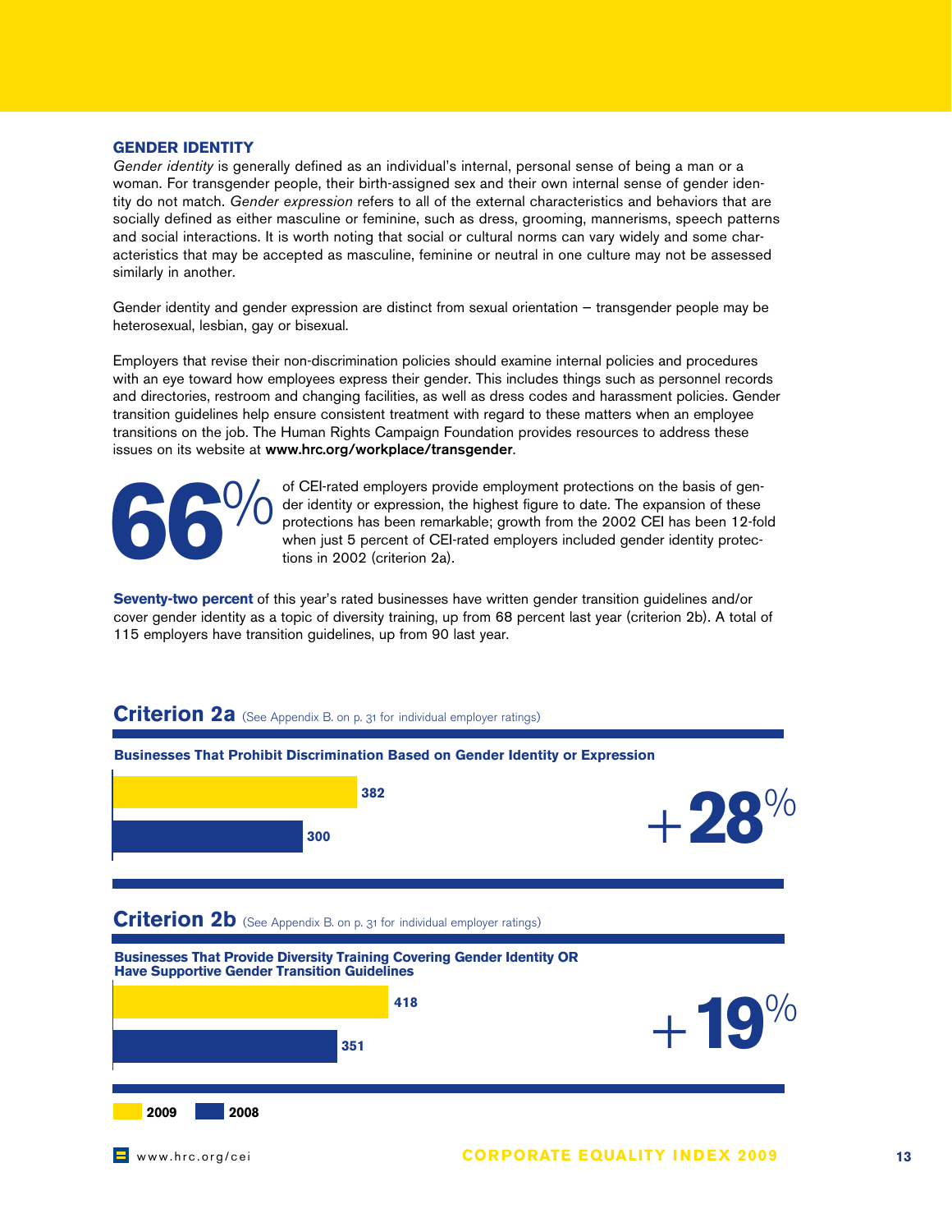## GENDER IDENTITY

*Gender identity* is generally defined as an individual's internal, personal sense of being a man or a woman. For transgender people, their birth-assigned sex and their own internal sense of gender identity do not match. *Gender expression* refers to all of the external characteristics and behaviors that are socially defined as either masculine or feminine, such as dress, grooming, mannerisms, speech patterns and social interactions. It is worth noting that social or cultural norms can vary widely and some characteristics that may be accepted as masculine, feminine or neutral in one culture may not be assessed similarly in another.

Gender identity and gender expression are distinct from sexual orientation – transgender people may be heterosexual, lesbian, gay or bisexual.

Employers that revise their non-discrimination policies should examine internal policies and procedures with an eye toward how employees express their gender. This includes things such as personnel records and directories, restroom and changing facilities, as well as dress codes and harassment policies. Gender transition guidelines help ensure consistent treatment with regard to these matters when an employee transitions on the job. The Human Rights Campaign Foundation provides resources to address these issues on its website at **www.hrc.org/workplace/transgender**.

**66%** of CEI-rated employers provide employment protections on the basis of gender identity or expression, the highest figure to date. The expansion of these protections has been remarkable; growth from the 2002 CEI has been 12-fold when just 5 percent of CEI-rated employers included gender identity protections in 2002 (criterion 2a).

**Seventy-two percent** of this year's rated businesses have written gender transition guidelines and/or cover gender identity as a topic of diversity training, up from 68 percent last year (criterion 2b). A total of 115 employers have transition guidelines, up from 90 last year.

### Criterion 2a (See Appendix B. on p. 31 for individual employer ratings)

**Businesses That Prohibit Discrimination Based on Gender Identity or Expression**

| Year | Businesses |
|---|---|
| 2009 | 382 |
| 2008 | 300 |

**+28%**

### Criterion 2b (See Appendix B. on p. 31 for individual employer ratings)

**Businesses That Provide Diversity Training Covering Gender Identity OR Have Supportive Gender Transition Guidelines**

| Year | Businesses |
|---|---|
| 2009 | 418 |
| 2008 | 351 |

**+19%**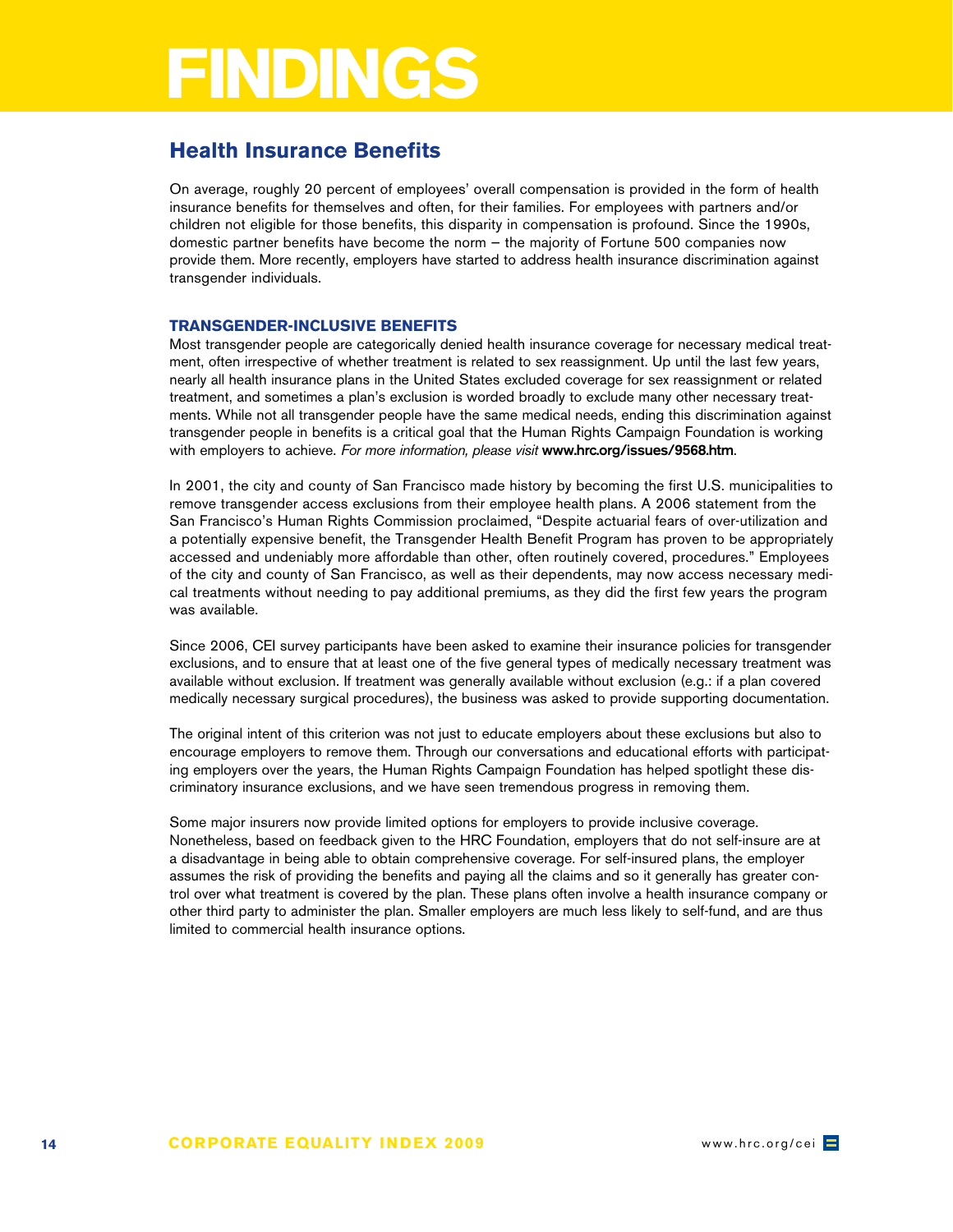# FINDINGS

## Health Insurance Benefits

On average, roughly 20 percent of employees' overall compensation is provided in the form of health insurance benefits for themselves and often, for their families. For employees with partners and/or children not eligible for those benefits, this disparity in compensation is profound. Since the 1990s, domestic partner benefits have become the norm – the majority of Fortune 500 companies now provide them. More recently, employers have started to address health insurance discrimination against transgender individuals.

### TRANSGENDER-INCLUSIVE BENEFITS

Most transgender people are categorically denied health insurance coverage for necessary medical treatment, often irrespective of whether treatment is related to sex reassignment. Up until the last few years, nearly all health insurance plans in the United States excluded coverage for sex reassignment or related treatment, and sometimes a plan's exclusion is worded broadly to exclude many other necessary treatments. While not all transgender people have the same medical needs, ending this discrimination against transgender people in benefits is a critical goal that the Human Rights Campaign Foundation is working with employers to achieve. *For more information, please visit* **www.hrc.org/issues/9568.htm**.

In 2001, the city and county of San Francisco made history by becoming the first U.S. municipalities to remove transgender access exclusions from their employee health plans. A 2006 statement from the San Francisco's Human Rights Commission proclaimed, "Despite actuarial fears of over-utilization and a potentially expensive benefit, the Transgender Health Benefit Program has proven to be appropriately accessed and undeniably more affordable than other, often routinely covered, procedures." Employees of the city and county of San Francisco, as well as their dependents, may now access necessary medical treatments without needing to pay additional premiums, as they did the first few years the program was available.

Since 2006, CEI survey participants have been asked to examine their insurance policies for transgender exclusions, and to ensure that at least one of the five general types of medically necessary treatment was available without exclusion. If treatment was generally available without exclusion (e.g.: if a plan covered medically necessary surgical procedures), the business was asked to provide supporting documentation.

The original intent of this criterion was not just to educate employers about these exclusions but also to encourage employers to remove them. Through our conversations and educational efforts with participating employers over the years, the Human Rights Campaign Foundation has helped spotlight these discriminatory insurance exclusions, and we have seen tremendous progress in removing them.

Some major insurers now provide limited options for employers to provide inclusive coverage. Nonetheless, based on feedback given to the HRC Foundation, employers that do not self-insure are at a disadvantage in being able to obtain comprehensive coverage. For self-insured plans, the employer assumes the risk of providing the benefits and paying all the claims and so it generally has greater control over what treatment is covered by the plan. These plans often involve a health insurance company or other third party to administer the plan. Smaller employers are much less likely to self-fund, and are thus limited to commercial health insurance options.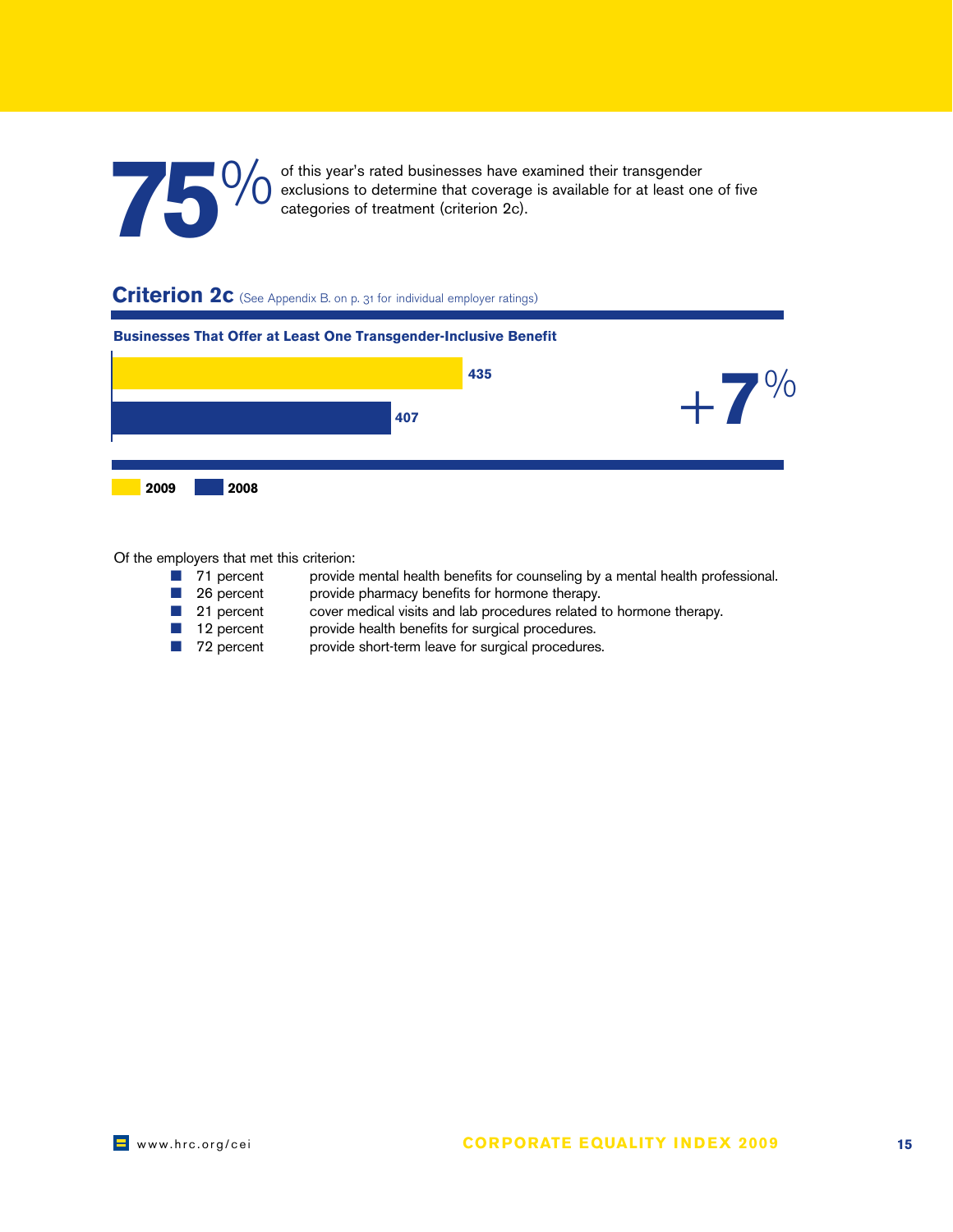**75%** of this year's rated businesses have examined their transgender exclusions to determine that coverage is available for at least one of five categories of treatment (criterion 2c).

## Criterion 2c (See Appendix B. on p. 31 for individual employer ratings)

**Businesses That Offer at Least One Transgender-Inclusive Benefit**

| Year | Businesses |
|---|---|
| 2009 | 435 |
| 2008 | 407 |

+7%

Of the employers that met this criterion:

- 71 percent provide mental health benefits for counseling by a mental health professional.
- 26 percent provide pharmacy benefits for hormone therapy.
- 21 percent cover medical visits and lab procedures related to hormone therapy.
- 12 percent provide health benefits for surgical procedures.
- 72 percent provide short-term leave for surgical procedures.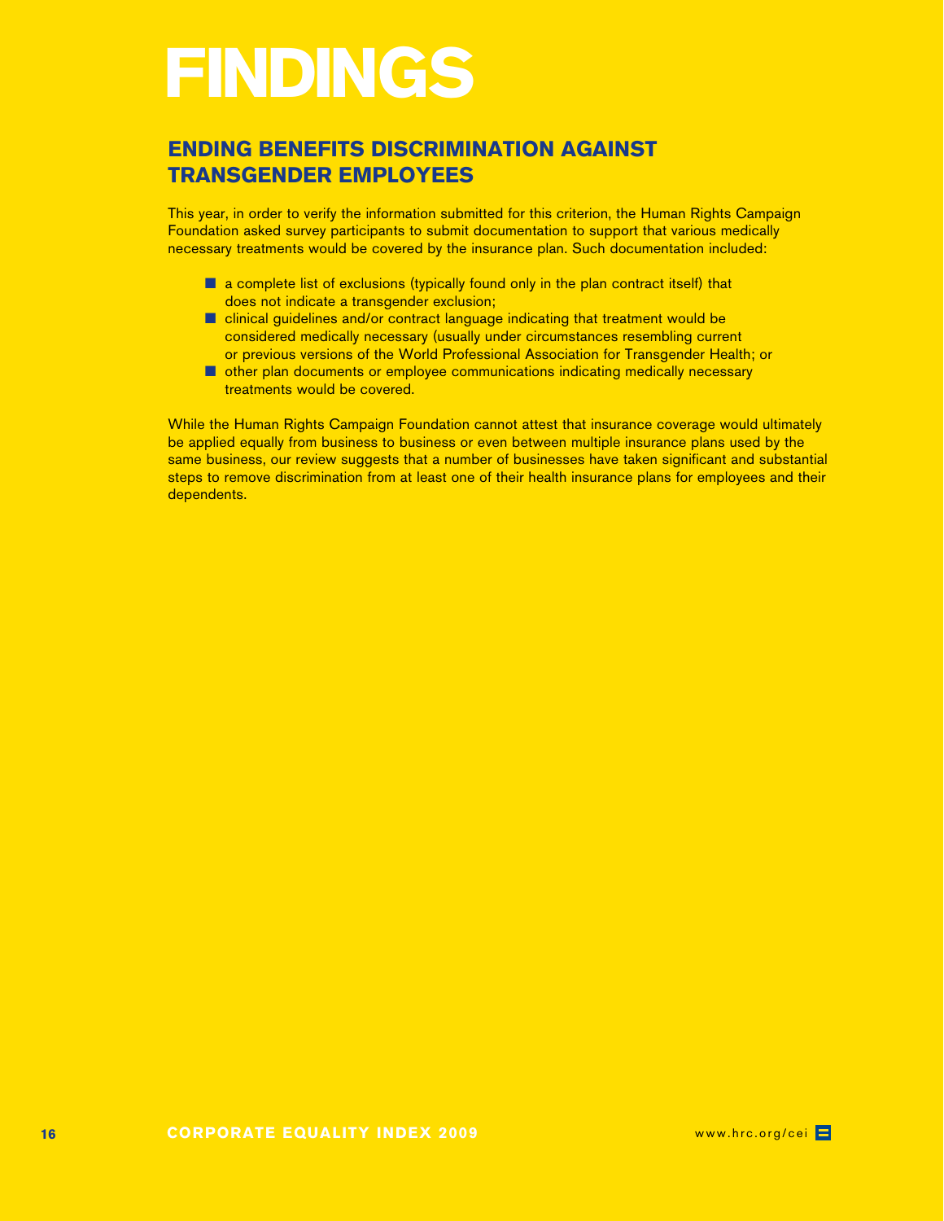# FINDINGS

## ENDING BENEFITS DISCRIMINATION AGAINST TRANSGENDER EMPLOYEES

This year, in order to verify the information submitted for this criterion, the Human Rights Campaign Foundation asked survey participants to submit documentation to support that various medically necessary treatments would be covered by the insurance plan. Such documentation included:

- a complete list of exclusions (typically found only in the plan contract itself) that does not indicate a transgender exclusion;
- clinical guidelines and/or contract language indicating that treatment would be considered medically necessary (usually under circumstances resembling current or previous versions of the World Professional Association for Transgender Health; or
- other plan documents or employee communications indicating medically necessary treatments would be covered.

While the Human Rights Campaign Foundation cannot attest that insurance coverage would ultimately be applied equally from business to business or even between multiple insurance plans used by the same business, our review suggests that a number of businesses have taken significant and substantial steps to remove discrimination from at least one of their health insurance plans for employees and their dependents.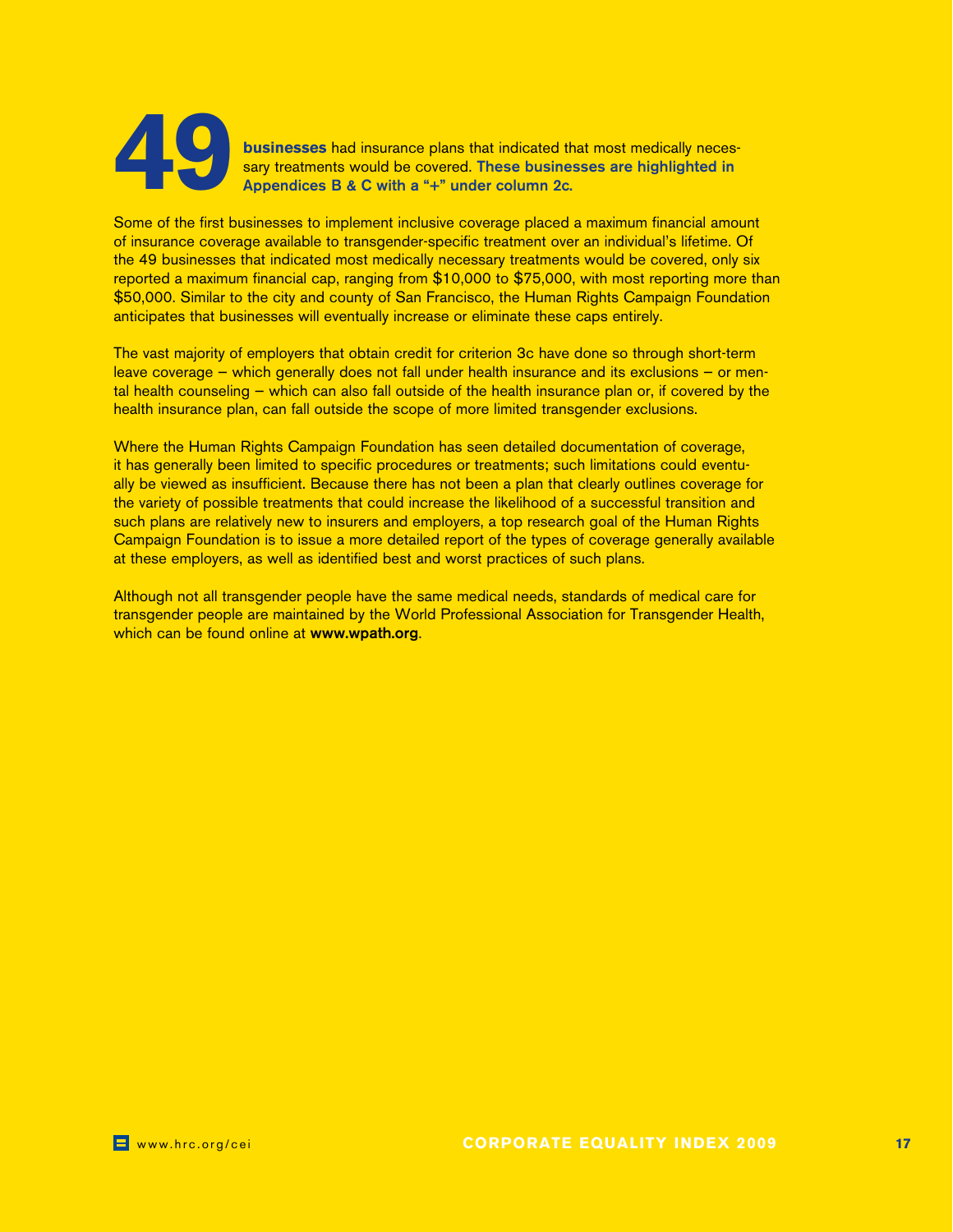**49 businesses** had insurance plans that indicated that most medically necessary treatments would be covered. **These businesses are highlighted in Appendices B & C with a "+" under column 2c.**

Some of the first businesses to implement inclusive coverage placed a maximum financial amount of insurance coverage available to transgender-specific treatment over an individual's lifetime. Of the 49 businesses that indicated most medically necessary treatments would be covered, only six reported a maximum financial cap, ranging from $10,000 to $75,000, with most reporting more than $50,000. Similar to the city and county of San Francisco, the Human Rights Campaign Foundation anticipates that businesses will eventually increase or eliminate these caps entirely.

The vast majority of employers that obtain credit for criterion 3c have done so through short-term leave coverage – which generally does not fall under health insurance and its exclusions – or mental health counseling – which can also fall outside of the health insurance plan or, if covered by the health insurance plan, can fall outside the scope of more limited transgender exclusions.

Where the Human Rights Campaign Foundation has seen detailed documentation of coverage, it has generally been limited to specific procedures or treatments; such limitations could eventually be viewed as insufficient. Because there has not been a plan that clearly outlines coverage for the variety of possible treatments that could increase the likelihood of a successful transition and such plans are relatively new to insurers and employers, a top research goal of the Human Rights Campaign Foundation is to issue a more detailed report of the types of coverage generally available at these employers, as well as identified best and worst practices of such plans.

Although not all transgender people have the same medical needs, standards of medical care for transgender people are maintained by the World Professional Association for Transgender Health, which can be found online at **www.wpath.org**.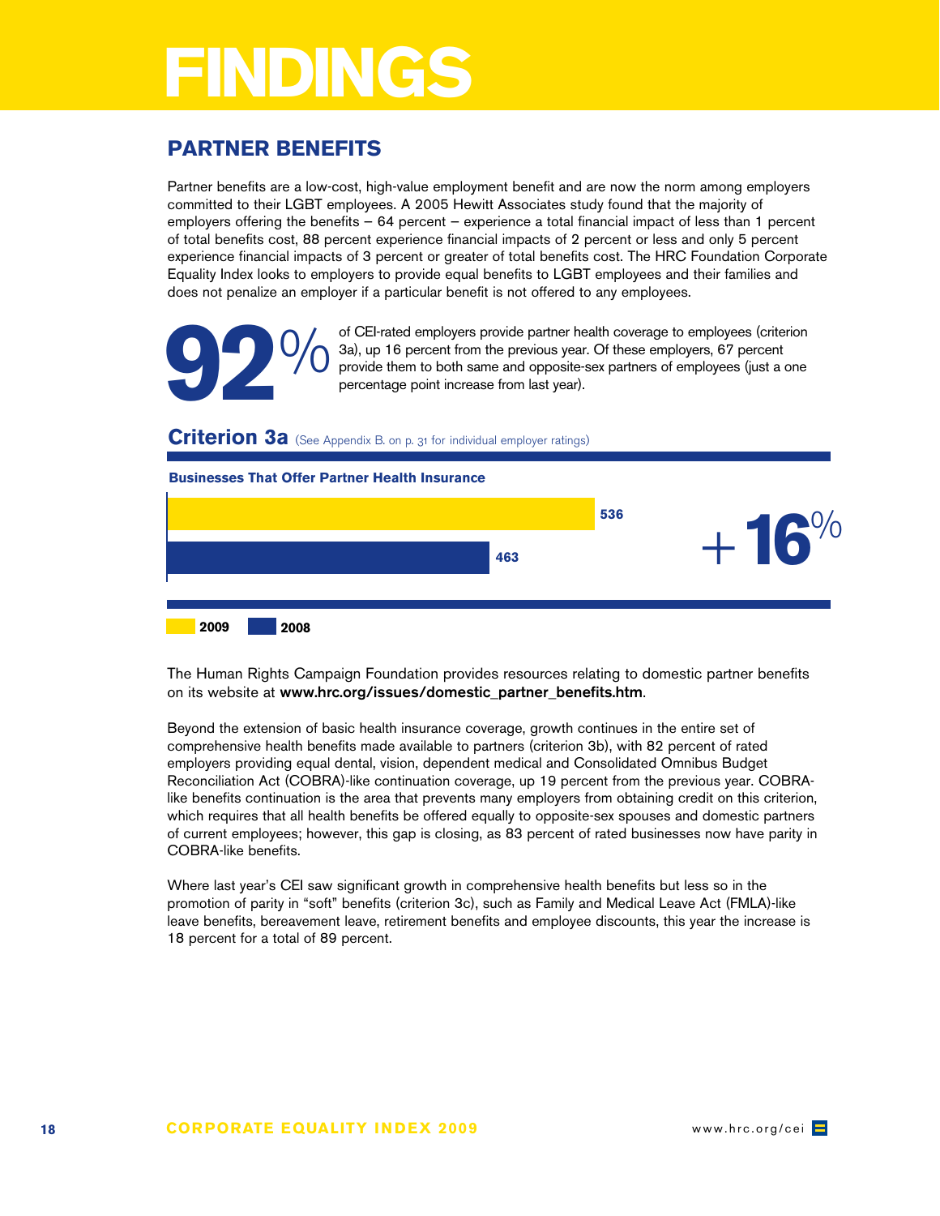# FINDINGS

## PARTNER BENEFITS

Partner benefits are a low-cost, high-value employment benefit and are now the norm among employers committed to their LGBT employees. A 2005 Hewitt Associates study found that the majority of employers offering the benefits – 64 percent – experience a total financial impact of less than 1 percent of total benefits cost, 88 percent experience financial impacts of 2 percent or less and only 5 percent experience financial impacts of 3 percent or greater of total benefits cost. The HRC Foundation Corporate Equality Index looks to employers to provide equal benefits to LGBT employees and their families and does not penalize an employer if a particular benefit is not offered to any employees.

**92%** of CEI-rated employers provide partner health coverage to employees (criterion 3a), up 16 percent from the previous year. Of these employers, 67 percent provide them to both same and opposite-sex partners of employees (just a one percentage point increase from last year).

### Criterion 3a (See Appendix B. on p. 31 for individual employer ratings)

**Businesses That Offer Partner Health Insurance**

| Year | Businesses |
| --- | --- |
| 2009 | 536 |
| 2008 | 463 |

**+16%**

The Human Rights Campaign Foundation provides resources relating to domestic partner benefits on its website at **www.hrc.org/issues/domestic_partner_benefits.htm**.

Beyond the extension of basic health insurance coverage, growth continues in the entire set of comprehensive health benefits made available to partners (criterion 3b), with 82 percent of rated employers providing equal dental, vision, dependent medical and Consolidated Omnibus Budget Reconciliation Act (COBRA)-like continuation coverage, up 19 percent from the previous year. COBRA-like benefits continuation is the area that prevents many employers from obtaining credit on this criterion, which requires that all health benefits be offered equally to opposite-sex spouses and domestic partners of current employees; however, this gap is closing, as 83 percent of rated businesses now have parity in COBRA-like benefits.

Where last year's CEI saw significant growth in comprehensive health benefits but less so in the promotion of parity in "soft" benefits (criterion 3c), such as Family and Medical Leave Act (FMLA)-like leave benefits, bereavement leave, retirement benefits and employee discounts, this year the increase is 18 percent for a total of 89 percent.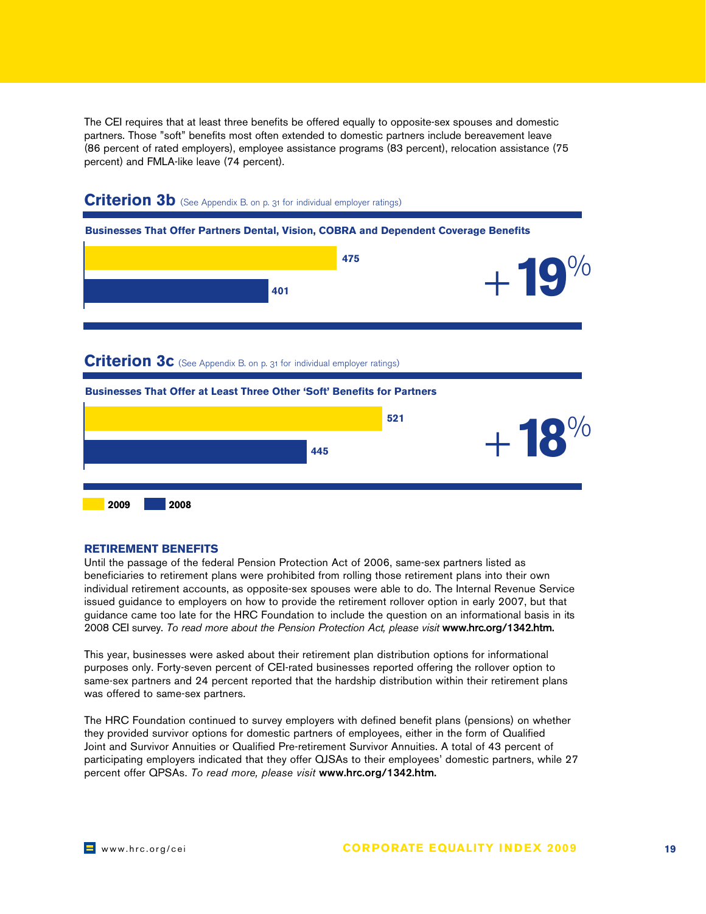The CEI requires that at least three benefits be offered equally to opposite-sex spouses and domestic partners. Those "soft" benefits most often extended to domestic partners include bereavement leave (86 percent of rated employers), employee assistance programs (83 percent), relocation assistance (75 percent) and FMLA-like leave (74 percent).

## Criterion 3b (See Appendix B. on p. 31 for individual employer ratings)

**Businesses That Offer Partners Dental, Vision, COBRA and Dependent Coverage Benefits**

| Year | Businesses |
|---|---|
| 2009 | 475 |
| 2008 | 401 |

+19%

## Criterion 3c (See Appendix B. on p. 31 for individual employer ratings)

**Businesses That Offer at Least Three Other 'Soft' Benefits for Partners**

| Year | Businesses |
|---|---|
| 2009 | 521 |
| 2008 | 445 |

+18%

### RETIREMENT BENEFITS

Until the passage of the federal Pension Protection Act of 2006, same-sex partners listed as beneficiaries to retirement plans were prohibited from rolling those retirement plans into their own individual retirement accounts, as opposite-sex spouses were able to do. The Internal Revenue Service issued guidance to employers on how to provide the retirement rollover option in early 2007, but that guidance came too late for the HRC Foundation to include the question on an informational basis in its 2008 CEI survey. *To read more about the Pension Protection Act, please visit* **www.hrc.org/1342.htm.**

This year, businesses were asked about their retirement plan distribution options for informational purposes only. Forty-seven percent of CEI-rated businesses reported offering the rollover option to same-sex partners and 24 percent reported that the hardship distribution within their retirement plans was offered to same-sex partners.

The HRC Foundation continued to survey employers with defined benefit plans (pensions) on whether they provided survivor options for domestic partners of employees, either in the form of Qualified Joint and Survivor Annuities or Qualified Pre-retirement Survivor Annuities. A total of 43 percent of participating employers indicated that they offer QJSAs to their employees' domestic partners, while 27 percent offer QPSAs. *To read more, please visit* **www.hrc.org/1342.htm.**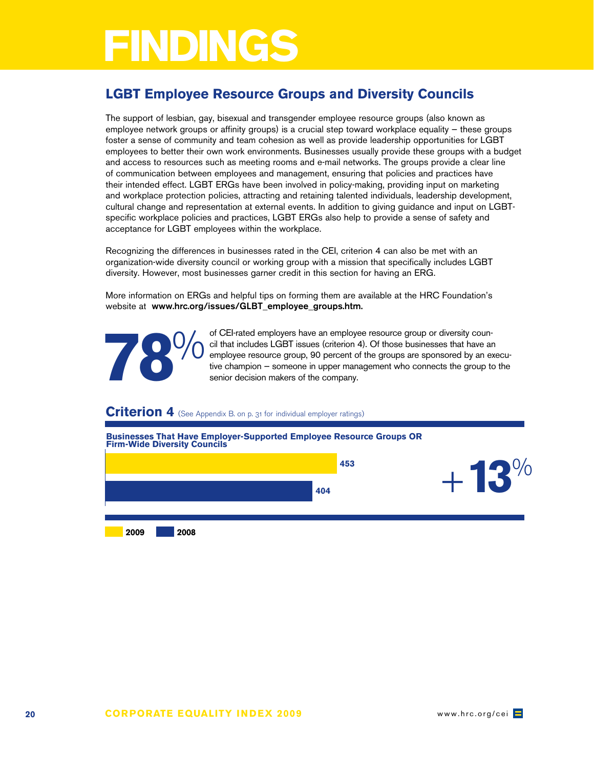# FINDINGS

## LGBT Employee Resource Groups and Diversity Councils

The support of lesbian, gay, bisexual and transgender employee resource groups (also known as employee network groups or affinity groups) is a crucial step toward workplace equality – these groups foster a sense of community and team cohesion as well as provide leadership opportunities for LGBT employees to better their own work environments. Businesses usually provide these groups with a budget and access to resources such as meeting rooms and e-mail networks. The groups provide a clear line of communication between employees and management, ensuring that policies and practices have their intended effect. LGBT ERGs have been involved in policy-making, providing input on marketing and workplace protection policies, attracting and retaining talented individuals, leadership development, cultural change and representation at external events. In addition to giving guidance and input on LGBT-specific workplace policies and practices, LGBT ERGs also help to provide a sense of safety and acceptance for LGBT employees within the workplace.

Recognizing the differences in businesses rated in the CEI, criterion 4 can also be met with an organization-wide diversity council or working group with a mission that specifically includes LGBT diversity. However, most businesses garner credit in this section for having an ERG.

More information on ERGs and helpful tips on forming them are available at the HRC Foundation's website at **www.hrc.org/issues/GLBT_employee_groups.htm.**

**78%** of CEI-rated employers have an employee resource group or diversity council that includes LGBT issues (criterion 4). Of those businesses that have an employee resource group, 90 percent of the groups are sponsored by an executive champion – someone in upper management who connects the group to the senior decision makers of the company.

## Criterion 4 (See Appendix B. on p. 31 for individual employer ratings)

**Businesses That Have Employer-Supported Employee Resource Groups OR Firm-Wide Diversity Councils**

| Year | Number |
|---|---|
| 2009 | 453 |
| 2008 | 404 |

**+13%**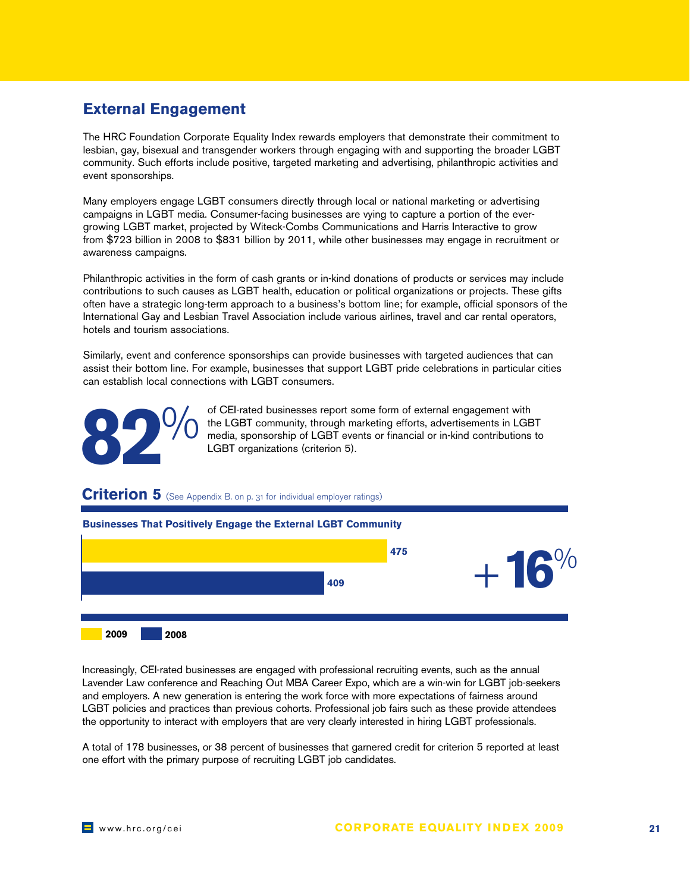## External Engagement

The HRC Foundation Corporate Equality Index rewards employers that demonstrate their commitment to lesbian, gay, bisexual and transgender workers through engaging with and supporting the broader LGBT community. Such efforts include positive, targeted marketing and advertising, philanthropic activities and event sponsorships.

Many employers engage LGBT consumers directly through local or national marketing or advertising campaigns in LGBT media. Consumer-facing businesses are vying to capture a portion of the ever-growing LGBT market, projected by Witeck-Combs Communications and Harris Interactive to grow from $723 billion in 2008 to $831 billion by 2011, while other businesses may engage in recruitment or awareness campaigns.

Philanthropic activities in the form of cash grants or in-kind donations of products or services may include contributions to such causes as LGBT health, education or political organizations or projects. These gifts often have a strategic long-term approach to a business's bottom line; for example, official sponsors of the International Gay and Lesbian Travel Association include various airlines, travel and car rental operators, hotels and tourism associations.

Similarly, event and conference sponsorships can provide businesses with targeted audiences that can assist their bottom line. For example, businesses that support LGBT pride celebrations in particular cities can establish local connections with LGBT consumers.

**82%** of CEI-rated businesses report some form of external engagement with the LGBT community, through marketing efforts, advertisements in LGBT media, sponsorship of LGBT events or financial or in-kind contributions to LGBT organizations (criterion 5).

### Criterion 5 (See Appendix B. on p. 31 for individual employer ratings)

**Businesses That Positively Engage the External LGBT Community**

| Year | Businesses |
|---|---|
| 2009 | 475 |
| 2008 | 409 |

**+16%**

Increasingly, CEI-rated businesses are engaged with professional recruiting events, such as the annual Lavender Law conference and Reaching Out MBA Career Expo, which are a win-win for LGBT job-seekers and employers. A new generation is entering the work force with more expectations of fairness around LGBT policies and practices than previous cohorts. Professional job fairs such as these provide attendees the opportunity to interact with employers that are very clearly interested in hiring LGBT professionals.

A total of 178 businesses, or 38 percent of businesses that garnered credit for criterion 5 reported at least one effort with the primary purpose of recruiting LGBT job candidates.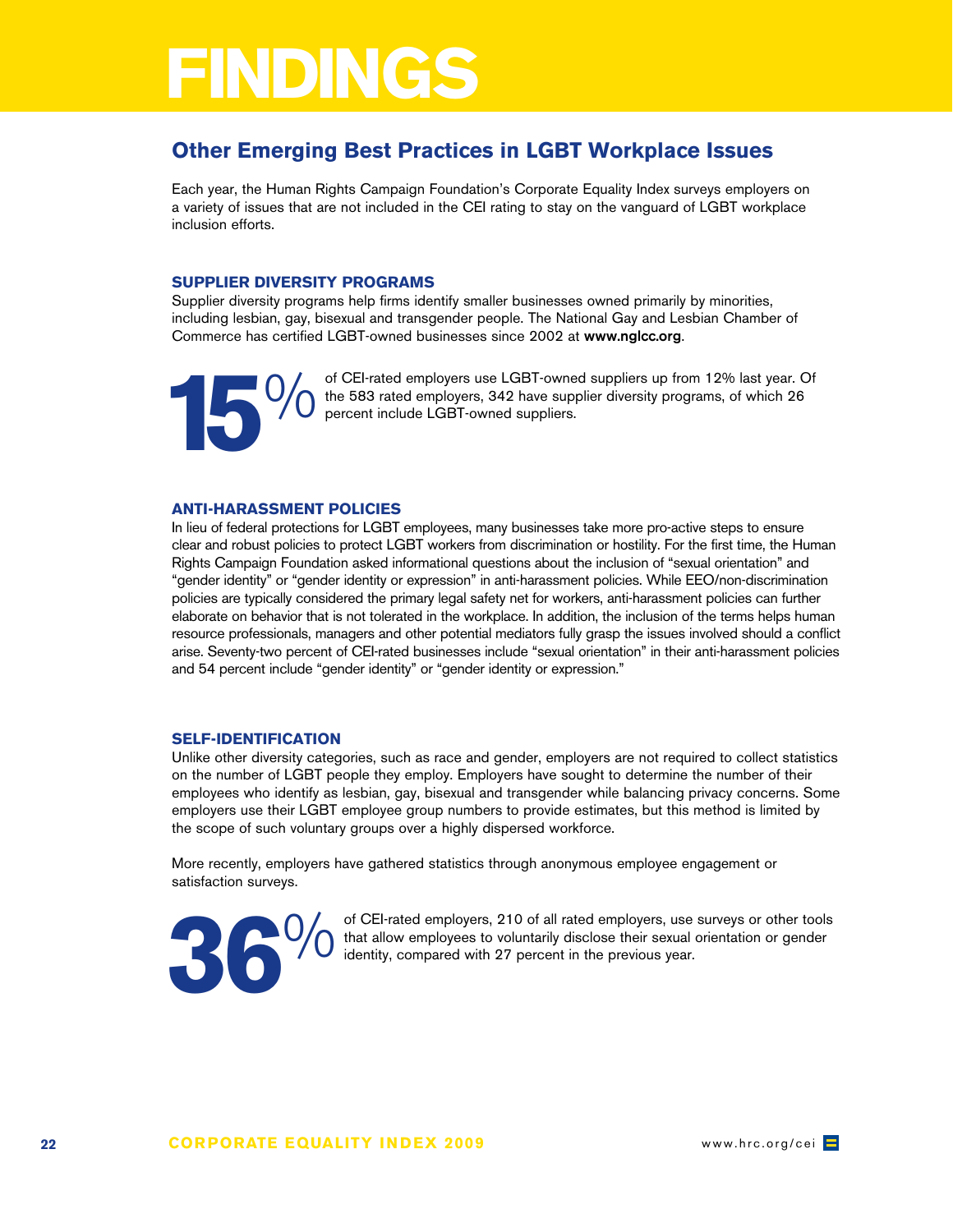# FINDINGS

## Other Emerging Best Practices in LGBT Workplace Issues

Each year, the Human Rights Campaign Foundation's Corporate Equality Index surveys employers on a variety of issues that are not included in the CEI rating to stay on the vanguard of LGBT workplace inclusion efforts.

### SUPPLIER DIVERSITY PROGRAMS

Supplier diversity programs help firms identify smaller businesses owned primarily by minorities, including lesbian, gay, bisexual and transgender people. The National Gay and Lesbian Chamber of Commerce has certified LGBT-owned businesses since 2002 at **www.nglcc.org**.

**15%** of CEI-rated employers use LGBT-owned suppliers up from 12% last year. Of the 583 rated employers, 342 have supplier diversity programs, of which 26 percent include LGBT-owned suppliers.

### ANTI-HARASSMENT POLICIES

In lieu of federal protections for LGBT employees, many businesses take more pro-active steps to ensure clear and robust policies to protect LGBT workers from discrimination or hostility. For the first time, the Human Rights Campaign Foundation asked informational questions about the inclusion of "sexual orientation" and "gender identity" or "gender identity or expression" in anti-harassment policies. While EEO/non-discrimination policies are typically considered the primary legal safety net for workers, anti-harassment policies can further elaborate on behavior that is not tolerated in the workplace. In addition, the inclusion of the terms helps human resource professionals, managers and other potential mediators fully grasp the issues involved should a conflict arise. Seventy-two percent of CEI-rated businesses include "sexual orientation" in their anti-harassment policies and 54 percent include "gender identity" or "gender identity or expression."

### SELF-IDENTIFICATION

Unlike other diversity categories, such as race and gender, employers are not required to collect statistics on the number of LGBT people they employ. Employers have sought to determine the number of their employees who identify as lesbian, gay, bisexual and transgender while balancing privacy concerns. Some employers use their LGBT employee group numbers to provide estimates, but this method is limited by the scope of such voluntary groups over a highly dispersed workforce.

More recently, employers have gathered statistics through anonymous employee engagement or satisfaction surveys.

**36%** of CEI-rated employers, 210 of all rated employers, use surveys or other tools that allow employees to voluntarily disclose their sexual orientation or gender identity, compared with 27 percent in the previous year.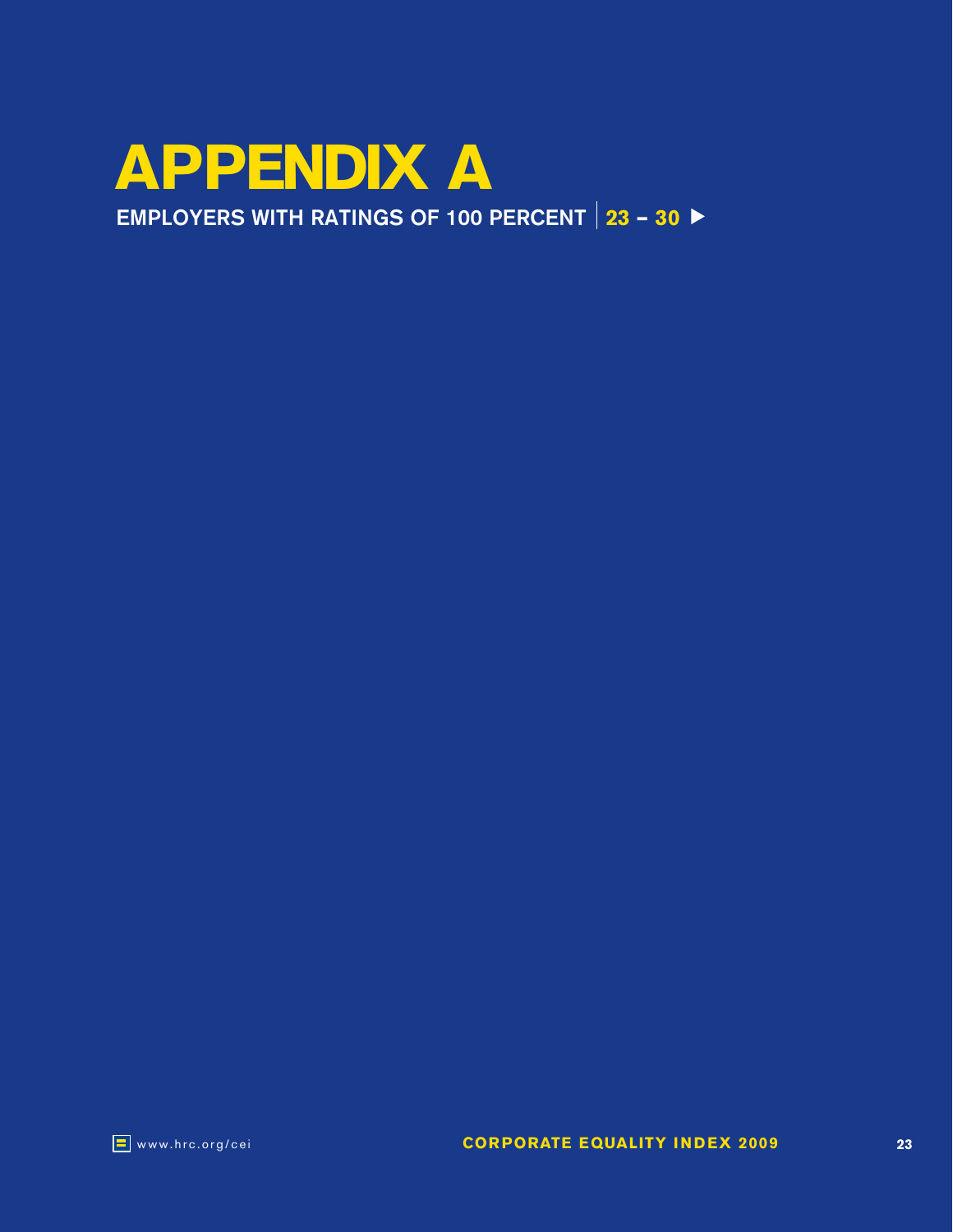# APPENDIX A

**EMPLOYERS WITH RATINGS OF 100 PERCENT | 23 – 30 ▶**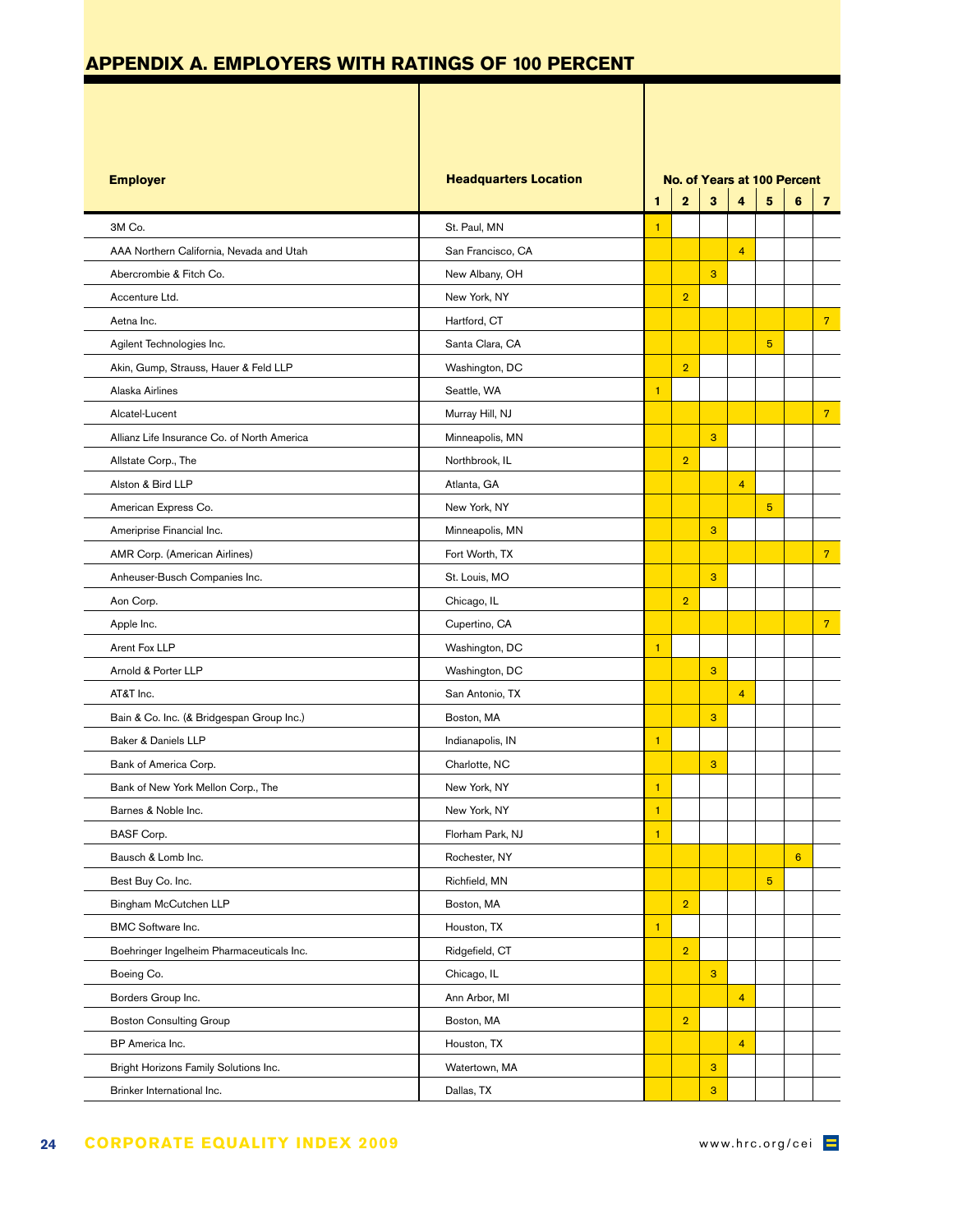## APPENDIX A. EMPLOYERS WITH RATINGS OF 100 PERCENT

| Employer | Headquarters Location | No. of Years at 100 Percent | | | | | | |
|---|---|---|---|---|---|---|---|---|
| | | 1 | 2 | 3 | 4 | 5 | 6 | 7 |
| 3M Co. | St. Paul, MN | 1 | | | | | | |
| AAA Northern California, Nevada and Utah | San Francisco, CA | | | | 4 | | | |
| Abercrombie & Fitch Co. | New Albany, OH | | | 3 | | | | |
| Accenture Ltd. | New York, NY | | 2 | | | | | |
| Aetna Inc. | Hartford, CT | | | | | | | 7 |
| Agilent Technologies Inc. | Santa Clara, CA | | | | | 5 | | |
| Akin, Gump, Strauss, Hauer & Feld LLP | Washington, DC | | 2 | | | | | |
| Alaska Airlines | Seattle, WA | 1 | | | | | | |
| Alcatel-Lucent | Murray Hill, NJ | | | | | | | 7 |
| Allianz Life Insurance Co. of North America | Minneapolis, MN | | | 3 | | | | |
| Allstate Corp., The | Northbrook, IL | | 2 | | | | | |
| Alston & Bird LLP | Atlanta, GA | | | | 4 | | | |
| American Express Co. | New York, NY | | | | | 5 | | |
| Ameriprise Financial Inc. | Minneapolis, MN | | | 3 | | | | |
| AMR Corp. (American Airlines) | Fort Worth, TX | | | | | | | 7 |
| Anheuser-Busch Companies Inc. | St. Louis, MO | | | 3 | | | | |
| Aon Corp. | Chicago, IL | | 2 | | | | | |
| Apple Inc. | Cupertino, CA | | | | | | | 7 |
| Arent Fox LLP | Washington, DC | 1 | | | | | | |
| Arnold & Porter LLP | Washington, DC | | | 3 | | | | |
| AT&T Inc. | San Antonio, TX | | | | 4 | | | |
| Bain & Co. Inc. (& Bridgespan Group Inc.) | Boston, MA | | | 3 | | | | |
| Baker & Daniels LLP | Indianapolis, IN | 1 | | | | | | |
| Bank of America Corp. | Charlotte, NC | | | 3 | | | | |
| Bank of New York Mellon Corp., The | New York, NY | 1 | | | | | | |
| Barnes & Noble Inc. | New York, NY | 1 | | | | | | |
| BASF Corp. | Florham Park, NJ | 1 | | | | | | |
| Bausch & Lomb Inc. | Rochester, NY | | | | | | 6 | |
| Best Buy Co. Inc. | Richfield, MN | | | | | 5 | | |
| Bingham McCutchen LLP | Boston, MA | | 2 | | | | | |
| BMC Software Inc. | Houston, TX | 1 | | | | | | |
| Boehringer Ingelheim Pharmaceuticals Inc. | Ridgefield, CT | | 2 | | | | | |
| Boeing Co. | Chicago, IL | | | 3 | | | | |
| Borders Group Inc. | Ann Arbor, MI | | | | 4 | | | |
| Boston Consulting Group | Boston, MA | | 2 | | | | | |
| BP America Inc. | Houston, TX | | | | 4 | | | |
| Bright Horizons Family Solutions Inc. | Watertown, MA | | | 3 | | | | |
| Brinker International Inc. | Dallas, TX | | | 3 | | | | |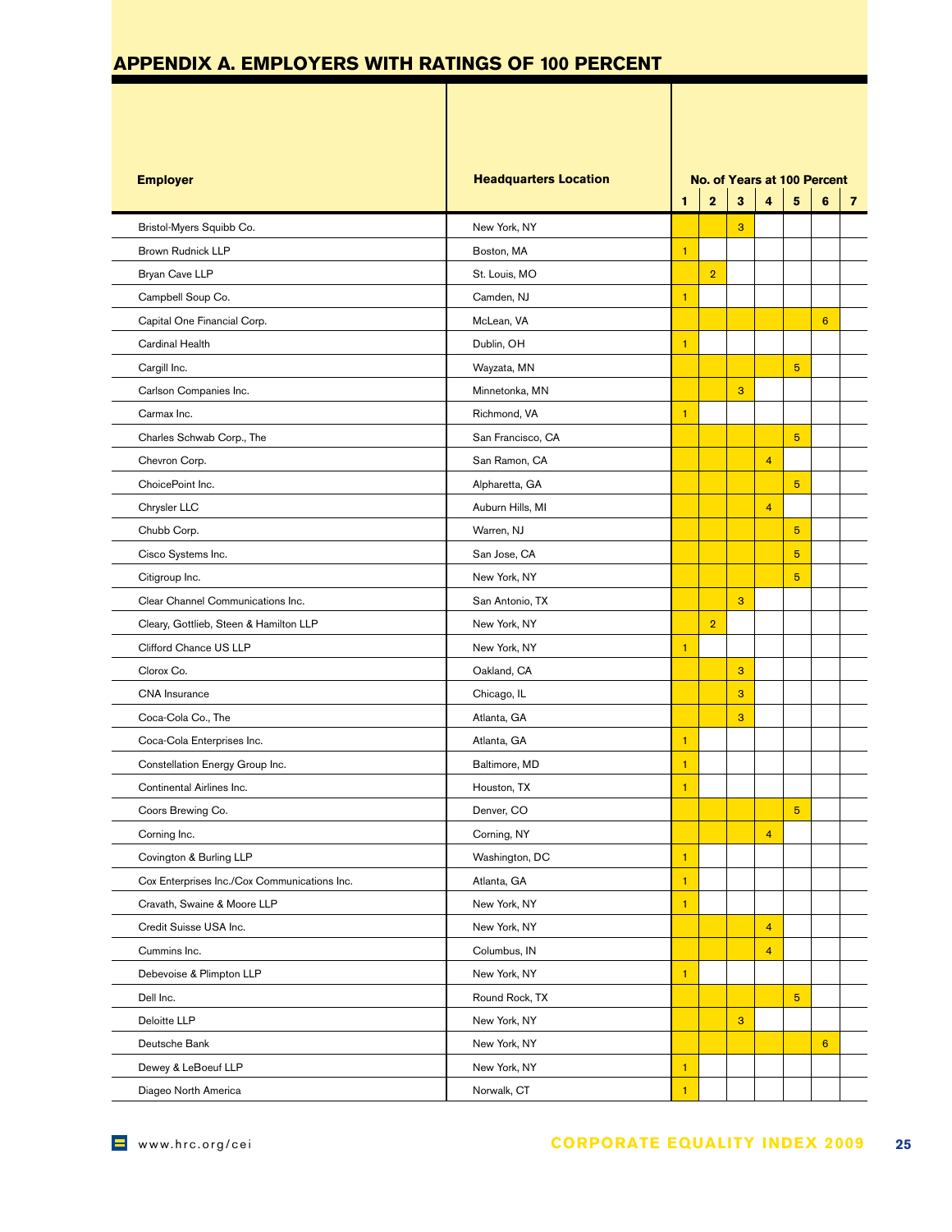## APPENDIX A. EMPLOYERS WITH RATINGS OF 100 PERCENT

| Employer | Headquarters Location | No. of Years at 100 Percent | | | | | | |
|---|---|---|---|---|---|---|---|---|
| | | 1 | 2 | 3 | 4 | 5 | 6 | 7 |
| Bristol-Myers Squibb Co. | New York, NY | | | 3 | | | | |
| Brown Rudnick LLP | Boston, MA | 1 | | | | | | |
| Bryan Cave LLP | St. Louis, MO | | 2 | | | | | |
| Campbell Soup Co. | Camden, NJ | 1 | | | | | | |
| Capital One Financial Corp. | McLean, VA | | | | | | 6 | |
| Cardinal Health | Dublin, OH | 1 | | | | | | |
| Cargill Inc. | Wayzata, MN | | | | | 5 | | |
| Carlson Companies Inc. | Minnetonka, MN | | | 3 | | | | |
| Carmax Inc. | Richmond, VA | 1 | | | | | | |
| Charles Schwab Corp., The | San Francisco, CA | | | | | 5 | | |
| Chevron Corp. | San Ramon, CA | | | | 4 | | | |
| ChoicePoint Inc. | Alpharetta, GA | | | | | 5 | | |
| Chrysler LLC | Auburn Hills, MI | | | | 4 | | | |
| Chubb Corp. | Warren, NJ | | | | | 5 | | |
| Cisco Systems Inc. | San Jose, CA | | | | | 5 | | |
| Citigroup Inc. | New York, NY | | | | | 5 | | |
| Clear Channel Communications Inc. | San Antonio, TX | | | 3 | | | | |
| Cleary, Gottlieb, Steen & Hamilton LLP | New York, NY | | 2 | | | | | |
| Clifford Chance US LLP | New York, NY | 1 | | | | | | |
| Clorox Co. | Oakland, CA | | | 3 | | | | |
| CNA Insurance | Chicago, IL | | | 3 | | | | |
| Coca-Cola Co., The | Atlanta, GA | | | 3 | | | | |
| Coca-Cola Enterprises Inc. | Atlanta, GA | 1 | | | | | | |
| Constellation Energy Group Inc. | Baltimore, MD | 1 | | | | | | |
| Continental Airlines Inc. | Houston, TX | 1 | | | | | | |
| Coors Brewing Co. | Denver, CO | | | | | 5 | | |
| Corning Inc. | Corning, NY | | | | 4 | | | |
| Covington & Burling LLP | Washington, DC | 1 | | | | | | |
| Cox Enterprises Inc./Cox Communications Inc. | Atlanta, GA | 1 | | | | | | |
| Cravath, Swaine & Moore LLP | New York, NY | 1 | | | | | | |
| Credit Suisse USA Inc. | New York, NY | | | | 4 | | | |
| Cummins Inc. | Columbus, IN | | | | 4 | | | |
| Debevoise & Plimpton LLP | New York, NY | 1 | | | | | | |
| Dell Inc. | Round Rock, TX | | | | | 5 | | |
| Deloitte LLP | New York, NY | | | 3 | | | | |
| Deutsche Bank | New York, NY | | | | | | 6 | |
| Dewey & LeBoeuf LLP | New York, NY | 1 | | | | | | |
| Diageo North America | Norwalk, CT | 1 | | | | | | |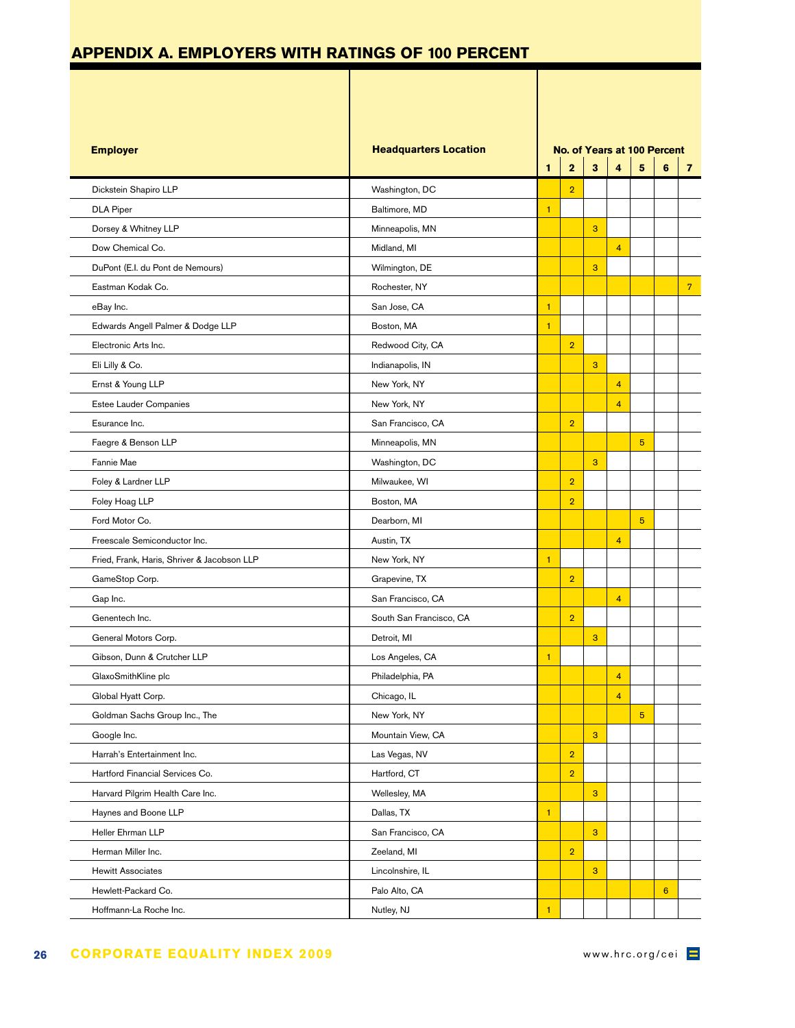## APPENDIX A. EMPLOYERS WITH RATINGS OF 100 PERCENT

| Employer | Headquarters Location | No. of Years at 100 Percent | | | | | | |
|---|---|---|---|---|---|---|---|---|
| | | 1 | 2 | 3 | 4 | 5 | 6 | 7 |
| Dickstein Shapiro LLP | Washington, DC | | 2 | | | | | |
| DLA Piper | Baltimore, MD | 1 | | | | | | |
| Dorsey & Whitney LLP | Minneapolis, MN | | | 3 | | | | |
| Dow Chemical Co. | Midland, MI | | | | 4 | | | |
| DuPont (E.I. du Pont de Nemours) | Wilmington, DE | | | 3 | | | | |
| Eastman Kodak Co. | Rochester, NY | | | | | | | 7 |
| eBay Inc. | San Jose, CA | 1 | | | | | | |
| Edwards Angell Palmer & Dodge LLP | Boston, MA | 1 | | | | | | |
| Electronic Arts Inc. | Redwood City, CA | | 2 | | | | | |
| Eli Lilly & Co. | Indianapolis, IN | | | 3 | | | | |
| Ernst & Young LLP | New York, NY | | | | 4 | | | |
| Estee Lauder Companies | New York, NY | | | | 4 | | | |
| Esurance Inc. | San Francisco, CA | | 2 | | | | | |
| Faegre & Benson LLP | Minneapolis, MN | | | | | 5 | | |
| Fannie Mae | Washington, DC | | | 3 | | | | |
| Foley & Lardner LLP | Milwaukee, WI | | 2 | | | | | |
| Foley Hoag LLP | Boston, MA | | 2 | | | | | |
| Ford Motor Co. | Dearborn, MI | | | | | 5 | | |
| Freescale Semiconductor Inc. | Austin, TX | | | | 4 | | | |
| Fried, Frank, Haris, Shriver & Jacobson LLP | New York, NY | 1 | | | | | | |
| GameStop Corp. | Grapevine, TX | | 2 | | | | | |
| Gap Inc. | San Francisco, CA | | | | 4 | | | |
| Genentech Inc. | South San Francisco, CA | | 2 | | | | | |
| General Motors Corp. | Detroit, MI | | | 3 | | | | |
| Gibson, Dunn & Crutcher LLP | Los Angeles, CA | 1 | | | | | | |
| GlaxoSmithKline plc | Philadelphia, PA | | | | 4 | | | |
| Global Hyatt Corp. | Chicago, IL | | | | 4 | | | |
| Goldman Sachs Group Inc., The | New York, NY | | | | | 5 | | |
| Google Inc. | Mountain View, CA | | | 3 | | | | |
| Harrah's Entertainment Inc. | Las Vegas, NV | | 2 | | | | | |
| Hartford Financial Services Co. | Hartford, CT | | 2 | | | | | |
| Harvard Pilgrim Health Care Inc. | Wellesley, MA | | | 3 | | | | |
| Haynes and Boone LLP | Dallas, TX | 1 | | | | | | |
| Heller Ehrman LLP | San Francisco, CA | | | 3 | | | | |
| Herman Miller Inc. | Zeeland, MI | | 2 | | | | | |
| Hewitt Associates | Lincolnshire, IL | | | 3 | | | | |
| Hewlett-Packard Co. | Palo Alto, CA | | | | | | 6 | |
| Hoffmann-La Roche Inc. | Nutley, NJ | 1 | | | | | | |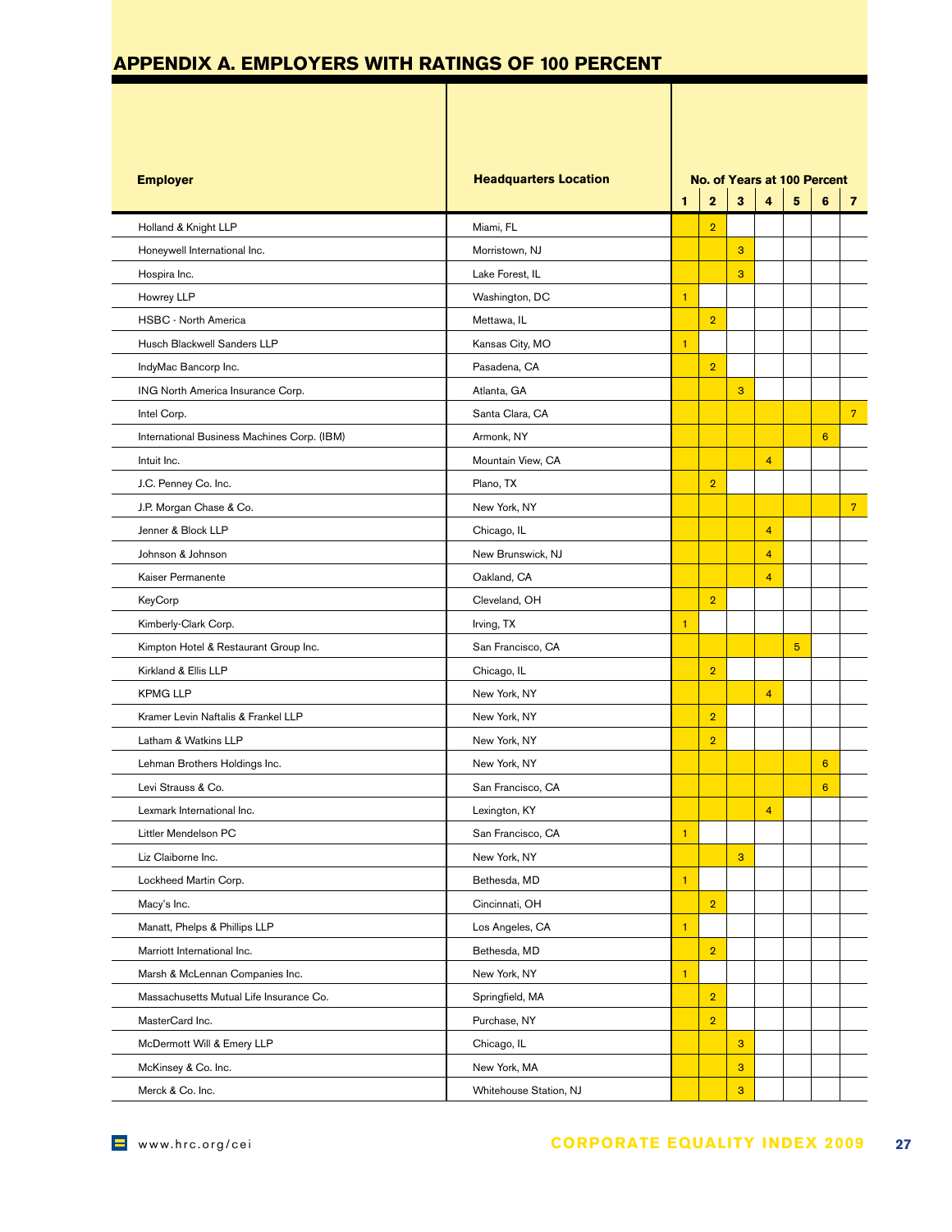## APPENDIX A. EMPLOYERS WITH RATINGS OF 100 PERCENT

| Employer | Headquarters Location | No. of Years at 100 Percent | | | | | | |
|---|---|---|---|---|---|---|---|---|
| | | 1 | 2 | 3 | 4 | 5 | 6 | 7 |
| Holland & Knight LLP | Miami, FL | | 2 | | | | | |
| Honeywell International Inc. | Morristown, NJ | | | 3 | | | | |
| Hospira Inc. | Lake Forest, IL | | | 3 | | | | |
| Howrey LLP | Washington, DC | 1 | | | | | | |
| HSBC - North America | Mettawa, IL | | 2 | | | | | |
| Husch Blackwell Sanders LLP | Kansas City, MO | 1 | | | | | | |
| IndyMac Bancorp Inc. | Pasadena, CA | | 2 | | | | | |
| ING North America Insurance Corp. | Atlanta, GA | | | 3 | | | | |
| Intel Corp. | Santa Clara, CA | | | | | | | 7 |
| International Business Machines Corp. (IBM) | Armonk, NY | | | | | | 6 | |
| Intuit Inc. | Mountain View, CA | | | | 4 | | | |
| J.C. Penney Co. Inc. | Plano, TX | | 2 | | | | | |
| J.P. Morgan Chase & Co. | New York, NY | | | | | | | 7 |
| Jenner & Block LLP | Chicago, IL | | | | 4 | | | |
| Johnson & Johnson | New Brunswick, NJ | | | | 4 | | | |
| Kaiser Permanente | Oakland, CA | | | | 4 | | | |
| KeyCorp | Cleveland, OH | | 2 | | | | | |
| Kimberly-Clark Corp. | Irving, TX | 1 | | | | | | |
| Kimpton Hotel & Restaurant Group Inc. | San Francisco, CA | | | | | 5 | | |
| Kirkland & Ellis LLP | Chicago, IL | | 2 | | | | | |
| KPMG LLP | New York, NY | | | | 4 | | | |
| Kramer Levin Naftalis & Frankel LLP | New York, NY | | 2 | | | | | |
| Latham & Watkins LLP | New York, NY | | 2 | | | | | |
| Lehman Brothers Holdings Inc. | New York, NY | | | | | | 6 | |
| Levi Strauss & Co. | San Francisco, CA | | | | | | 6 | |
| Lexmark International Inc. | Lexington, KY | | | | 4 | | | |
| Littler Mendelson PC | San Francisco, CA | 1 | | | | | | |
| Liz Claiborne Inc. | New York, NY | | | 3 | | | | |
| Lockheed Martin Corp. | Bethesda, MD | 1 | | | | | | |
| Macy's Inc. | Cincinnati, OH | | 2 | | | | | |
| Manatt, Phelps & Phillips LLP | Los Angeles, CA | 1 | | | | | | |
| Marriott International Inc. | Bethesda, MD | | 2 | | | | | |
| Marsh & McLennan Companies Inc. | New York, NY | 1 | | | | | | |
| Massachusetts Mutual Life Insurance Co. | Springfield, MA | | 2 | | | | | |
| MasterCard Inc. | Purchase, NY | | 2 | | | | | |
| McDermott Will & Emery LLP | Chicago, IL | | | 3 | | | | |
| McKinsey & Co. Inc. | New York, MA | | | 3 | | | | |
| Merck & Co. Inc. | Whitehouse Station, NJ | | | 3 | | | | |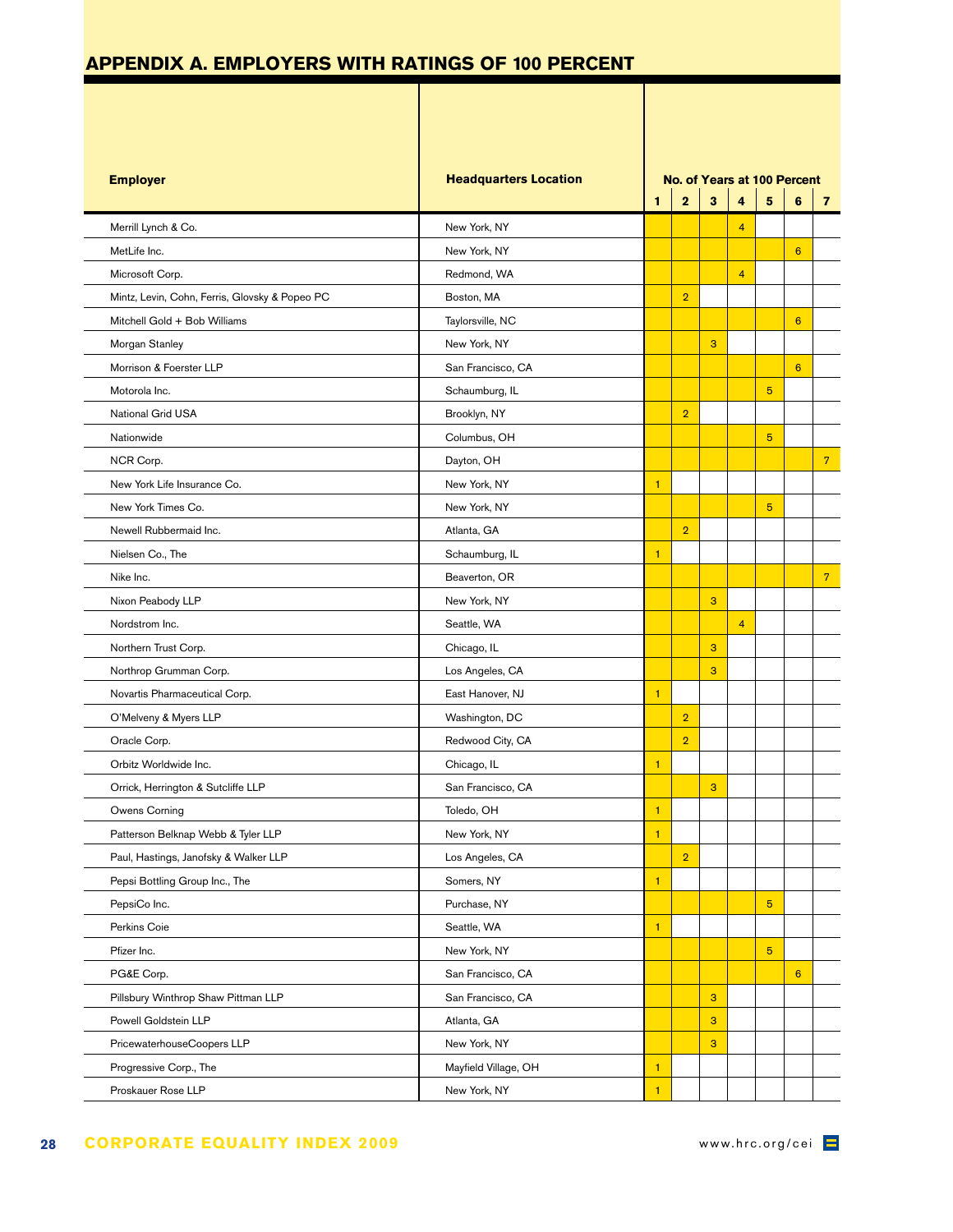## APPENDIX A. EMPLOYERS WITH RATINGS OF 100 PERCENT

| Employer | Headquarters Location | No. of Years at 100 Percent | | | | | | |
|---|---|---|---|---|---|---|---|---|
| | | 1 | 2 | 3 | 4 | 5 | 6 | 7 |
| Merrill Lynch & Co. | New York, NY | | | | 4 | | | |
| MetLife Inc. | New York, NY | | | | | | 6 | |
| Microsoft Corp. | Redmond, WA | | | | 4 | | | |
| Mintz, Levin, Cohn, Ferris, Glovsky & Popeo PC | Boston, MA | | 2 | | | | | |
| Mitchell Gold + Bob Williams | Taylorsville, NC | | | | | | 6 | |
| Morgan Stanley | New York, NY | | | 3 | | | | |
| Morrison & Foerster LLP | San Francisco, CA | | | | | | 6 | |
| Motorola Inc. | Schaumburg, IL | | | | | 5 | | |
| National Grid USA | Brooklyn, NY | | 2 | | | | | |
| Nationwide | Columbus, OH | | | | | 5 | | |
| NCR Corp. | Dayton, OH | | | | | | | 7 |
| New York Life Insurance Co. | New York, NY | 1 | | | | | | |
| New York Times Co. | New York, NY | | | | | 5 | | |
| Newell Rubbermaid Inc. | Atlanta, GA | | 2 | | | | | |
| Nielsen Co., The | Schaumburg, IL | 1 | | | | | | |
| Nike Inc. | Beaverton, OR | | | | | | | 7 |
| Nixon Peabody LLP | New York, NY | | | 3 | | | | |
| Nordstrom Inc. | Seattle, WA | | | | 4 | | | |
| Northern Trust Corp. | Chicago, IL | | | 3 | | | | |
| Northrop Grumman Corp. | Los Angeles, CA | | | 3 | | | | |
| Novartis Pharmaceutical Corp. | East Hanover, NJ | 1 | | | | | | |
| O'Melveny & Myers LLP | Washington, DC | | 2 | | | | | |
| Oracle Corp. | Redwood City, CA | | 2 | | | | | |
| Orbitz Worldwide Inc. | Chicago, IL | 1 | | | | | | |
| Orrick, Herrington & Sutcliffe LLP | San Francisco, CA | | | 3 | | | | |
| Owens Corning | Toledo, OH | 1 | | | | | | |
| Patterson Belknap Webb & Tyler LLP | New York, NY | 1 | | | | | | |
| Paul, Hastings, Janofsky & Walker LLP | Los Angeles, CA | | 2 | | | | | |
| Pepsi Bottling Group Inc., The | Somers, NY | 1 | | | | | | |
| PepsiCo Inc. | Purchase, NY | | | | | 5 | | |
| Perkins Coie | Seattle, WA | 1 | | | | | | |
| Pfizer Inc. | New York, NY | | | | | 5 | | |
| PG&E Corp. | San Francisco, CA | | | | | | 6 | |
| Pillsbury Winthrop Shaw Pittman LLP | San Francisco, CA | | | 3 | | | | |
| Powell Goldstein LLP | Atlanta, GA | | | 3 | | | | |
| PricewaterhouseCoopers LLP | New York, NY | | | 3 | | | | |
| Progressive Corp., The | Mayfield Village, OH | 1 | | | | | | |
| Proskauer Rose LLP | New York, NY | 1 | | | | | | |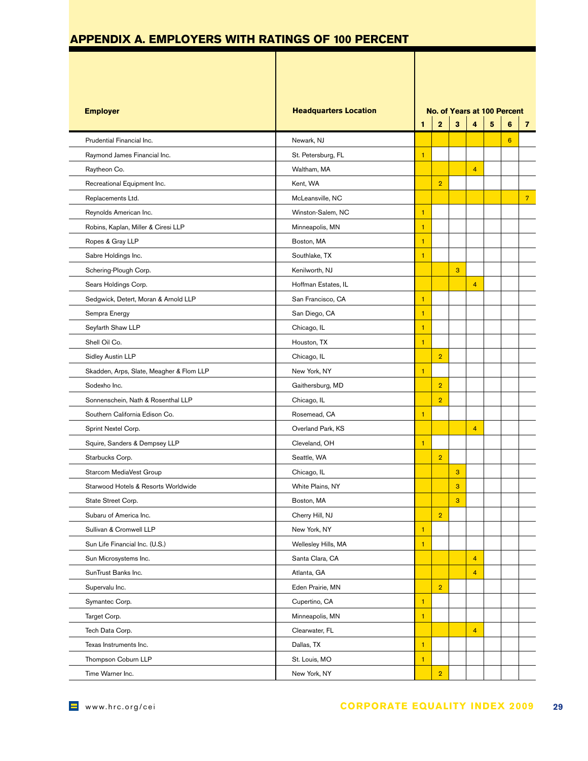## APPENDIX A. EMPLOYERS WITH RATINGS OF 100 PERCENT

| Employer | Headquarters Location | No. of Years at 100 Percent | | | | | | |
|---|---|---|---|---|---|---|---|---|
| | | 1 | 2 | 3 | 4 | 5 | 6 | 7 |
| Prudential Financial Inc. | Newark, NJ | | | | | | 6 | |
| Raymond James Financial Inc. | St. Petersburg, FL | 1 | | | | | | |
| Raytheon Co. | Waltham, MA | | | | 4 | | | |
| Recreational Equipment Inc. | Kent, WA | | 2 | | | | | |
| Replacements Ltd. | McLeansville, NC | | | | | | | 7 |
| Reynolds American Inc. | Winston-Salem, NC | 1 | | | | | | |
| Robins, Kaplan, Miller & Ciresi LLP | Minneapolis, MN | 1 | | | | | | |
| Ropes & Gray LLP | Boston, MA | 1 | | | | | | |
| Sabre Holdings Inc. | Southlake, TX | 1 | | | | | | |
| Schering-Plough Corp. | Kenilworth, NJ | | | 3 | | | | |
| Sears Holdings Corp. | Hoffman Estates, IL | | | | 4 | | | |
| Sedgwick, Detert, Moran & Arnold LLP | San Francisco, CA | 1 | | | | | | |
| Sempra Energy | San Diego, CA | 1 | | | | | | |
| Seyfarth Shaw LLP | Chicago, IL | 1 | | | | | | |
| Shell Oil Co. | Houston, TX | 1 | | | | | | |
| Sidley Austin LLP | Chicago, IL | | 2 | | | | | |
| Skadden, Arps, Slate, Meagher & Flom LLP | New York, NY | 1 | | | | | | |
| Sodexho Inc. | Gaithersburg, MD | | 2 | | | | | |
| Sonnenschein, Nath & Rosenthal LLP | Chicago, IL | | 2 | | | | | |
| Southern California Edison Co. | Rosemead, CA | 1 | | | | | | |
| Sprint Nextel Corp. | Overland Park, KS | | | | 4 | | | |
| Squire, Sanders & Dempsey LLP | Cleveland, OH | 1 | | | | | | |
| Starbucks Corp. | Seattle, WA | | 2 | | | | | |
| Starcom MediaVest Group | Chicago, IL | | | 3 | | | | |
| Starwood Hotels & Resorts Worldwide | White Plains, NY | | | 3 | | | | |
| State Street Corp. | Boston, MA | | | 3 | | | | |
| Subaru of America Inc. | Cherry Hill, NJ | | 2 | | | | | |
| Sullivan & Cromwell LLP | New York, NY | 1 | | | | | | |
| Sun Life Financial Inc. (U.S.) | Wellesley Hills, MA | 1 | | | | | | |
| Sun Microsystems Inc. | Santa Clara, CA | | | | 4 | | | |
| SunTrust Banks Inc. | Atlanta, GA | | | | 4 | | | |
| Supervalu Inc. | Eden Prairie, MN | | 2 | | | | | |
| Symantec Corp. | Cupertino, CA | 1 | | | | | | |
| Target Corp. | Minneapolis, MN | 1 | | | | | | |
| Tech Data Corp. | Clearwater, FL | | | | 4 | | | |
| Texas Instruments Inc. | Dallas, TX | 1 | | | | | | |
| Thompson Coburn LLP | St. Louis, MO | 1 | | | | | | |
| Time Warner Inc. | New York, NY | | 2 | | | | | |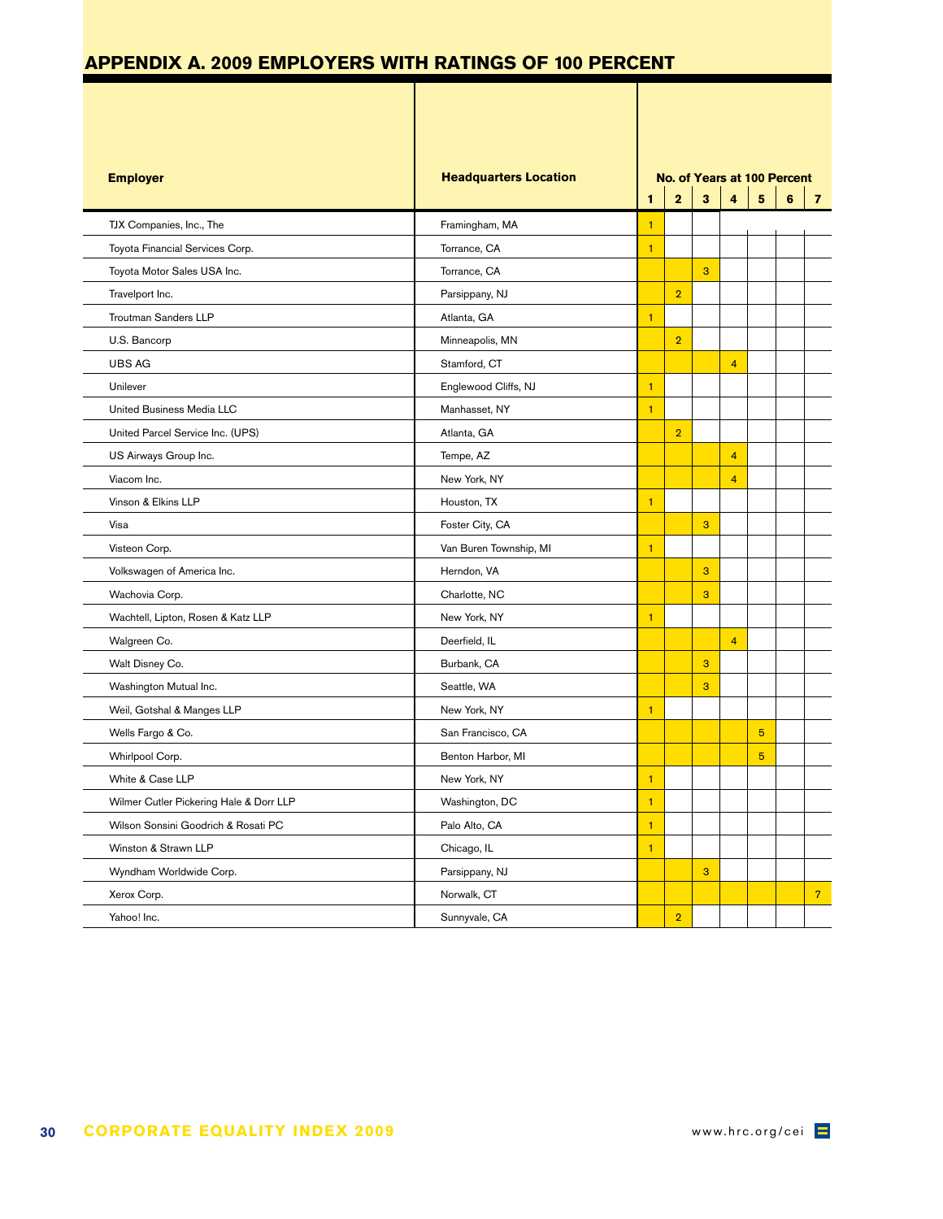## APPENDIX A. 2009 EMPLOYERS WITH RATINGS OF 100 PERCENT

| Employer | Headquarters Location | No. of Years at 100 Percent | | | | | | |
|---|---|---|---|---|---|---|---|---|
| | | 1 | 2 | 3 | 4 | 5 | 6 | 7 |
| TJX Companies, Inc., The | Framingham, MA | 1 | | | | | | |
| Toyota Financial Services Corp. | Torrance, CA | 1 | | | | | | |
| Toyota Motor Sales USA Inc. | Torrance, CA | | | 3 | | | | |
| Travelport Inc. | Parsippany, NJ | | 2 | | | | | |
| Troutman Sanders LLP | Atlanta, GA | 1 | | | | | | |
| U.S. Bancorp | Minneapolis, MN | | 2 | | | | | |
| UBS AG | Stamford, CT | | | | 4 | | | |
| Unilever | Englewood Cliffs, NJ | 1 | | | | | | |
| United Business Media LLC | Manhasset, NY | 1 | | | | | | |
| United Parcel Service Inc. (UPS) | Atlanta, GA | | 2 | | | | | |
| US Airways Group Inc. | Tempe, AZ | | | | 4 | | | |
| Viacom Inc. | New York, NY | | | | 4 | | | |
| Vinson & Elkins LLP | Houston, TX | 1 | | | | | | |
| Visa | Foster City, CA | | | 3 | | | | |
| Visteon Corp. | Van Buren Township, MI | 1 | | | | | | |
| Volkswagen of America Inc. | Herndon, VA | | | 3 | | | | |
| Wachovia Corp. | Charlotte, NC | | | 3 | | | | |
| Wachtell, Lipton, Rosen & Katz LLP | New York, NY | 1 | | | | | | |
| Walgreen Co. | Deerfield, IL | | | | 4 | | | |
| Walt Disney Co. | Burbank, CA | | | 3 | | | | |
| Washington Mutual Inc. | Seattle, WA | | | 3 | | | | |
| Weil, Gotshal & Manges LLP | New York, NY | 1 | | | | | | |
| Wells Fargo & Co. | San Francisco, CA | | | | | 5 | | |
| Whirlpool Corp. | Benton Harbor, MI | | | | | 5 | | |
| White & Case LLP | New York, NY | 1 | | | | | | |
| Wilmer Cutler Pickering Hale & Dorr LLP | Washington, DC | 1 | | | | | | |
| Wilson Sonsini Goodrich & Rosati PC | Palo Alto, CA | 1 | | | | | | |
| Winston & Strawn LLP | Chicago, IL | 1 | | | | | | |
| Wyndham Worldwide Corp. | Parsippany, NJ | | | 3 | | | | |
| Xerox Corp. | Norwalk, CT | | | | | | | 7 |
| Yahoo! Inc. | Sunnyvale, CA | | 2 | | | | | |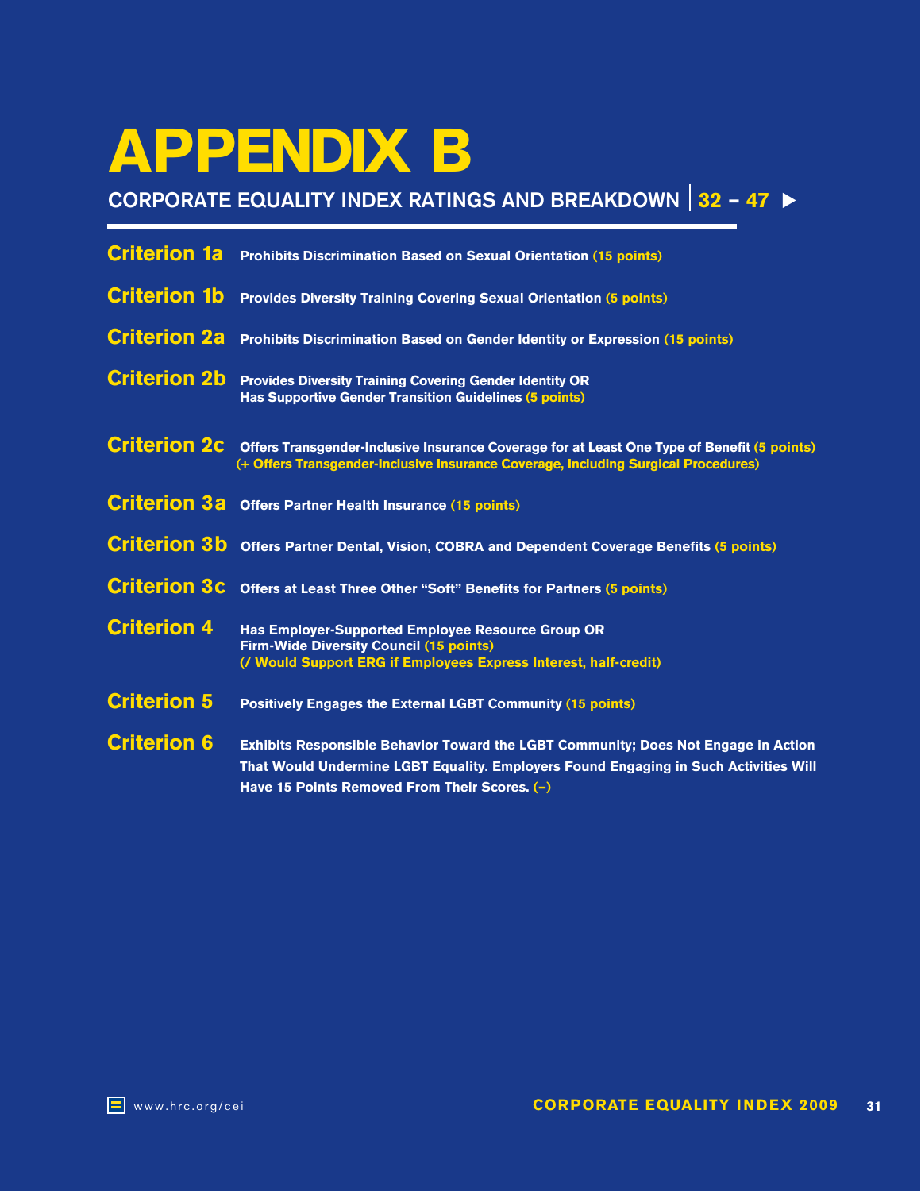# APPENDIX B

## CORPORATE EQUALITY INDEX RATINGS AND BREAKDOWN | 32 – 47 ▶

**Criterion 1a** Prohibits Discrimination Based on Sexual Orientation (15 points)

**Criterion 1b** Provides Diversity Training Covering Sexual Orientation (5 points)

**Criterion 2a** Prohibits Discrimination Based on Gender Identity or Expression (15 points)

**Criterion 2b** Provides Diversity Training Covering Gender Identity OR Has Supportive Gender Transition Guidelines (5 points)

**Criterion 2c** Offers Transgender-Inclusive Insurance Coverage for at Least One Type of Benefit (5 points) (+ Offers Transgender-Inclusive Insurance Coverage, Including Surgical Procedures)

**Criterion 3a** Offers Partner Health Insurance (15 points)

**Criterion 3b** Offers Partner Dental, Vision, COBRA and Dependent Coverage Benefits (5 points)

**Criterion 3c** Offers at Least Three Other "Soft" Benefits for Partners (5 points)

**Criterion 4** Has Employer-Supported Employee Resource Group OR Firm-Wide Diversity Council (15 points) (/ Would Support ERG if Employees Express Interest, half-credit)

**Criterion 5** Positively Engages the External LGBT Community (15 points)

**Criterion 6** Exhibits Responsible Behavior Toward the LGBT Community; Does Not Engage in Action That Would Undermine LGBT Equality. Employers Found Engaging in Such Activities Will Have 15 Points Removed From Their Scores. (–)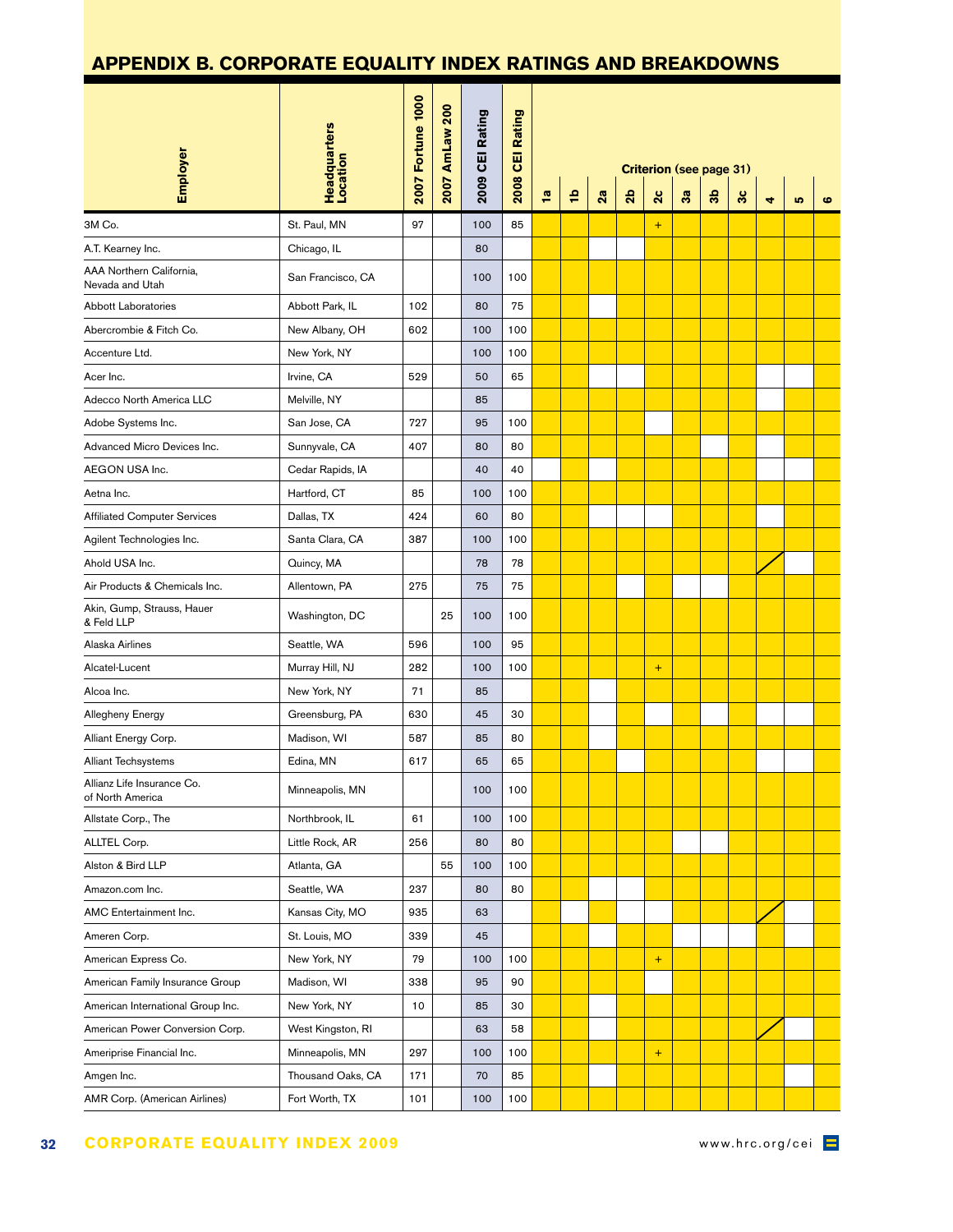## APPENDIX B. CORPORATE EQUALITY INDEX RATINGS AND BREAKDOWNS

| Employer | Headquarters Location | 2007 Fortune 1000 | 2007 AmLaw 200 | 2009 CEI Rating | 2008 CEI Rating | Criterion (see page 31) 1a | 1b | 2a | 2b | 2c | 3a | 3b | 3c | 4 | 5 | 6 |
|---|---|---|---|---|---|---|---|---|---|---|---|---|---|---|---|---|
| 3M Co. | St. Paul, MN | 97 | | 100 | 85 | | | | | + | | | | | | |
| A.T. Kearney Inc. | Chicago, IL | | | 80 | | | | | | | | | | | | |
| AAA Northern California, Nevada and Utah | San Francisco, CA | | | 100 | 100 | | | | | | | | | | | |
| Abbott Laboratories | Abbott Park, IL | 102 | | 80 | 75 | | | | | | | | | | | |
| Abercrombie & Fitch Co. | New Albany, OH | 602 | | 100 | 100 | | | | | | | | | | | |
| Accenture Ltd. | New York, NY | | | 100 | 100 | | | | | | | | | | | |
| Acer Inc. | Irvine, CA | 529 | | 50 | 65 | | | | | | | | | | | |
| Adecco North America LLC | Melville, NY | | | 85 | | | | | | | | | | | | |
| Adobe Systems Inc. | San Jose, CA | 727 | | 95 | 100 | | | | | | | | | | | |
| Advanced Micro Devices Inc. | Sunnyvale, CA | 407 | | 80 | 80 | | | | | | | | | | | |
| AEGON USA Inc. | Cedar Rapids, IA | | | 40 | 40 | | | | | | | | | | | |
| Aetna Inc. | Hartford, CT | 85 | | 100 | 100 | | | | | | | | | | | |
| Affiliated Computer Services | Dallas, TX | 424 | | 60 | 80 | | | | | | | | | | | |
| Agilent Technologies Inc. | Santa Clara, CA | 387 | | 100 | 100 | | | | | | | | | | | |
| Ahold USA Inc. | Quincy, MA | | | 78 | 78 | | | | | | | | | / | | |
| Air Products & Chemicals Inc. | Allentown, PA | 275 | | 75 | 75 | | | | | | | | | | | |
| Akin, Gump, Strauss, Hauer & Feld LLP | Washington, DC | | 25 | 100 | 100 | | | | | | | | | | | |
| Alaska Airlines | Seattle, WA | 596 | | 100 | 95 | | | | | | | | | | | |
| Alcatel-Lucent | Murray Hill, NJ | 282 | | 100 | 100 | | | | | + | | | | | | |
| Alcoa Inc. | New York, NY | 71 | | 85 | | | | | | | | | | | | |
| Allegheny Energy | Greensburg, PA | 630 | | 45 | 30 | | | | | | | | | | | |
| Alliant Energy Corp. | Madison, WI | 587 | | 85 | 80 | | | | | | | | | | | |
| Alliant Techsystems | Edina, MN | 617 | | 65 | 65 | | | | | | | | | | | |
| Allianz Life Insurance Co. of North America | Minneapolis, MN | | | 100 | 100 | | | | | | | | | | | |
| Allstate Corp., The | Northbrook, IL | 61 | | 100 | 100 | | | | | | | | | | | |
| ALLTEL Corp. | Little Rock, AR | 256 | | 80 | 80 | | | | | | | | | | | |
| Alston & Bird LLP | Atlanta, GA | | 55 | 100 | 100 | | | | | | | | | | | |
| Amazon.com Inc. | Seattle, WA | 237 | | 80 | 80 | | | | | | | | | | | |
| AMC Entertainment Inc. | Kansas City, MO | 935 | | 63 | | | | | | | | | | / | | |
| Ameren Corp. | St. Louis, MO | 339 | | 45 | | | | | | | | | | | | |
| American Express Co. | New York, NY | 79 | | 100 | 100 | | | | | + | | | | | | |
| American Family Insurance Group | Madison, WI | 338 | | 95 | 90 | | | | | | | | | | | |
| American International Group Inc. | New York, NY | 10 | | 85 | 30 | | | | | | | | | | | |
| American Power Conversion Corp. | West Kingston, RI | | | 63 | 58 | | | | | | | | | / | | |
| Ameriprise Financial Inc. | Minneapolis, MN | 297 | | 100 | 100 | | | | | + | | | | | | |
| Amgen Inc. | Thousand Oaks, CA | 171 | | 70 | 85 | | | | | | | | | | | |
| AMR Corp. (American Airlines) | Fort Worth, TX | 101 | | 100 | 100 | | | | | | | | | | | |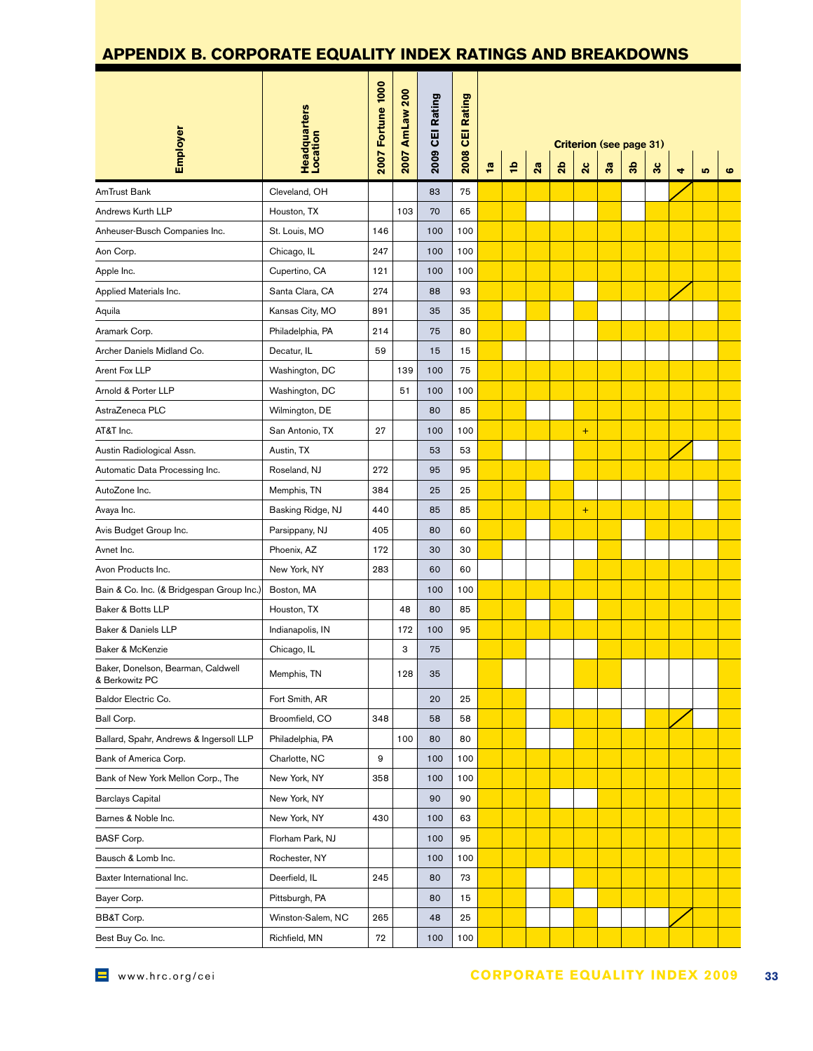## APPENDIX B. CORPORATE EQUALITY INDEX RATINGS AND BREAKDOWNS

| Employer | Headquarters Location | 2007 Fortune 1000 | 2007 AmLaw 200 | 2009 CEI Rating | 2008 CEI Rating | Criterion (see page 31) 1a | 1b | 2a | 2b | 2c | 3a | 3b | 3c | 4 | 5 | 6 |
|---|---|---|---|---|---|---|---|---|---|---|---|---|---|---|---|---|
| AmTrust Bank | Cleveland, OH | | | 83 | 75 | | | | | | | | | | | |
| Andrews Kurth LLP | Houston, TX | | 103 | 70 | 65 | | | | | | | | | | | |
| Anheuser-Busch Companies Inc. | St. Louis, MO | 146 | | 100 | 100 | | | | | | | | | | | |
| Aon Corp. | Chicago, IL | 247 | | 100 | 100 | | | | | | | | | | | |
| Apple Inc. | Cupertino, CA | 121 | | 100 | 100 | | | | | | | | | | | |
| Applied Materials Inc. | Santa Clara, CA | 274 | | 88 | 93 | | | | | | | | | | | |
| Aquila | Kansas City, MO | 891 | | 35 | 35 | | | | | | | | | | | |
| Aramark Corp. | Philadelphia, PA | 214 | | 75 | 80 | | | | | | | | | | | |
| Archer Daniels Midland Co. | Decatur, IL | 59 | | 15 | 15 | | | | | | | | | | | |
| Arent Fox LLP | Washington, DC | | 139 | 100 | 75 | | | | | | | | | | | |
| Arnold & Porter LLP | Washington, DC | | 51 | 100 | 100 | | | | | | | | | | | |
| AstraZeneca PLC | Wilmington, DE | | | 80 | 85 | | | | | | | | | | | |
| AT&T Inc. | San Antonio, TX | 27 | | 100 | 100 | | | | | + | | | | | | |
| Austin Radiological Assn. | Austin, TX | | | 53 | 53 | | | | | | | | | | | |
| Automatic Data Processing Inc. | Roseland, NJ | 272 | | 95 | 95 | | | | | | | | | | | |
| AutoZone Inc. | Memphis, TN | 384 | | 25 | 25 | | | | | | | | | | | |
| Avaya Inc. | Basking Ridge, NJ | 440 | | 85 | 85 | | | | | + | | | | | | |
| Avis Budget Group Inc. | Parsippany, NJ | 405 | | 80 | 60 | | | | | | | | | | | |
| Avnet Inc. | Phoenix, AZ | 172 | | 30 | 30 | | | | | | | | | | | |
| Avon Products Inc. | New York, NY | 283 | | 60 | 60 | | | | | | | | | | | |
| Bain & Co. Inc. (& Bridgespan Group Inc.) | Boston, MA | | | 100 | 100 | | | | | | | | | | | |
| Baker & Botts LLP | Houston, TX | | 48 | 80 | 85 | | | | | | | | | | | |
| Baker & Daniels LLP | Indianapolis, IN | | 172 | 100 | 95 | | | | | | | | | | | |
| Baker & McKenzie | Chicago, IL | | 3 | 75 | | | | | | | | | | | | |
| Baker, Donelson, Bearman, Caldwell & Berkowitz PC | Memphis, TN | | 128 | 35 | | | | | | | | | | | | |
| Baldor Electric Co. | Fort Smith, AR | | | 20 | 25 | | | | | | | | | | | |
| Ball Corp. | Broomfield, CO | 348 | | 58 | 58 | | | | | | | | | | | |
| Ballard, Spahr, Andrews & Ingersoll LLP | Philadelphia, PA | | 100 | 80 | 80 | | | | | | | | | | | |
| Bank of America Corp. | Charlotte, NC | 9 | | 100 | 100 | | | | | | | | | | | |
| Bank of New York Mellon Corp., The | New York, NY | 358 | | 100 | 100 | | | | | | | | | | | |
| Barclays Capital | New York, NY | | | 90 | 90 | | | | | | | | | | | |
| Barnes & Noble Inc. | New York, NY | 430 | | 100 | 63 | | | | | | | | | | | |
| BASF Corp. | Florham Park, NJ | | | 100 | 95 | | | | | | | | | | | |
| Bausch & Lomb Inc. | Rochester, NY | | | 100 | 100 | | | | | | | | | | | |
| Baxter International Inc. | Deerfield, IL | 245 | | 80 | 73 | | | | | | | | | | | |
| Bayer Corp. | Pittsburgh, PA | | | 80 | 15 | | | | | | | | | | | |
| BB&T Corp. | Winston-Salem, NC | 265 | | 48 | 25 | | | | | | | | | | | |
| Best Buy Co. Inc. | Richfield, MN | 72 | | 100 | 100 | | | | | | | | | | | |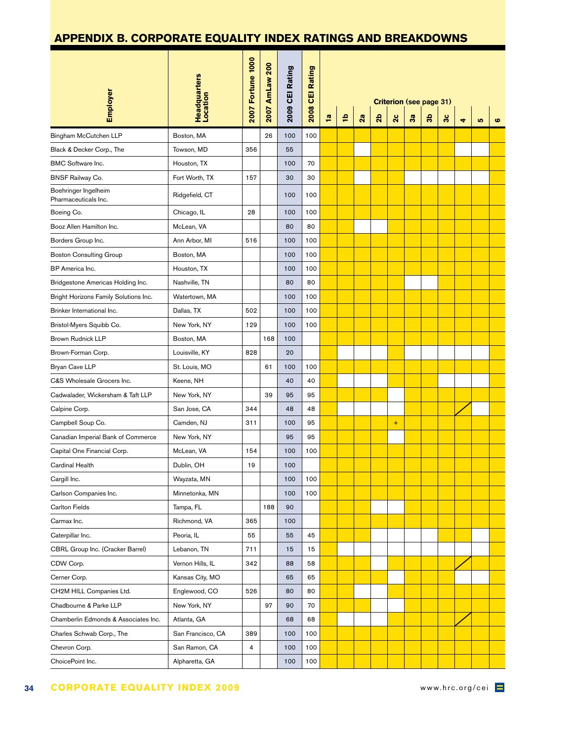## APPENDIX B. CORPORATE EQUALITY INDEX RATINGS AND BREAKDOWNS

| Employer | Headquarters Location | 2007 Fortune 1000 | 2007 AmLaw 200 | 2009 CEI Rating | 2008 CEI Rating | Criterion (see page 31) 1a | 1b | 2a | 2b | 2c | 3a | 3b | 3c | 4 | 5 | 6 |
|---|---|---|---|---|---|---|---|---|---|---|---|---|---|---|---|---|
| Bingham McCutchen LLP | Boston, MA | | 26 | 100 | 100 | | | | | | | | | | | |
| Black & Decker Corp., The | Towson, MD | 356 | | 55 | | | | | | | | | | | | |
| BMC Software Inc. | Houston, TX | | | 100 | 70 | | | | | | | | | | | |
| BNSF Railway Co. | Fort Worth, TX | 157 | | 30 | 30 | | | | | | | | | | | |
| Boehringer Ingelheim Pharmaceuticals Inc. | Ridgefield, CT | | | 100 | 100 | | | | | | | | | | | |
| Boeing Co. | Chicago, IL | 28 | | 100 | 100 | | | | | | | | | | | |
| Booz Allen Hamilton Inc. | McLean, VA | | | 80 | 80 | | | | | | | | | | | |
| Borders Group Inc. | Ann Arbor, MI | 516 | | 100 | 100 | | | | | | | | | | | |
| Boston Consulting Group | Boston, MA | | | 100 | 100 | | | | | | | | | | | |
| BP America Inc. | Houston, TX | | | 100 | 100 | | | | | | | | | | | |
| Bridgestone Americas Holding Inc. | Nashville, TN | | | 80 | 80 | | | | | | | | | | | |
| Bright Horizons Family Solutions Inc. | Watertown, MA | | | 100 | 100 | | | | | | | | | | | |
| Brinker International Inc. | Dallas, TX | 502 | | 100 | 100 | | | | | | | | | | | |
| Bristol-Myers Squibb Co. | New York, NY | 129 | | 100 | 100 | | | | | | | | | | | |
| Brown Rudnick LLP | Boston, MA | | 168 | 100 | | | | | | | | | | | | |
| Brown-Forman Corp. | Louisville, KY | 828 | | 20 | | | | | | | | | | | | |
| Bryan Cave LLP | St. Louis, MO | | 61 | 100 | 100 | | | | | | | | | | | |
| C&S Wholesale Grocers Inc. | Keene, NH | | | 40 | 40 | | | | | | | | | | | |
| Cadwalader, Wickersham & Taft LLP | New York, NY | | 39 | 95 | 95 | | | | | | | | | | | |
| Calpine Corp. | San Jose, CA | 344 | | 48 | 48 | | | | | | | | | | | |
| Campbell Soup Co. | Camden, NJ | 311 | | 100 | 95 | | | | | + | | | | | | |
| Canadian Imperial Bank of Commerce | New York, NY | | | 95 | 95 | | | | | | | | | | | |
| Capital One Financial Corp. | McLean, VA | 154 | | 100 | 100 | | | | | | | | | | | |
| Cardinal Health | Dublin, OH | 19 | | 100 | | | | | | | | | | | | |
| Cargill Inc. | Wayzata, MN | | | 100 | 100 | | | | | | | | | | | |
| Carlson Companies Inc. | Minnetonka, MN | | | 100 | 100 | | | | | | | | | | | |
| Carlton Fields | Tampa, FL | | 188 | 90 | | | | | | | | | | | | |
| Carmax Inc. | Richmond, VA | 365 | | 100 | | | | | | | | | | | | |
| Caterpillar Inc. | Peoria, IL | 55 | | 55 | 45 | | | | | | | | | | | |
| CBRL Group Inc. (Cracker Barrel) | Lebanon, TN | 711 | | 15 | 15 | | | | | | | | | | | |
| CDW Corp. | Vernon Hills, IL | 342 | | 88 | 58 | | | | | | | | | | | |
| Cerner Corp. | Kansas City, MO | | | 65 | 65 | | | | | | | | | | | |
| CH2M HILL Companies Ltd. | Englewood, CO | 526 | | 80 | 80 | | | | | | | | | | | |
| Chadbourne & Parke LLP | New York, NY | | 97 | 90 | 70 | | | | | | | | | | | |
| Chamberlin Edmonds & Associates Inc. | Atlanta, GA | | | 68 | 68 | | | | | | | | | | | |
| Charles Schwab Corp., The | San Francisco, CA | 389 | | 100 | 100 | | | | | | | | | | | |
| Chevron Corp. | San Ramon, CA | 4 | | 100 | 100 | | | | | | | | | | | |
| ChoicePoint Inc. | Alpharetta, GA | | | 100 | 100 | | | | | | | | | | | |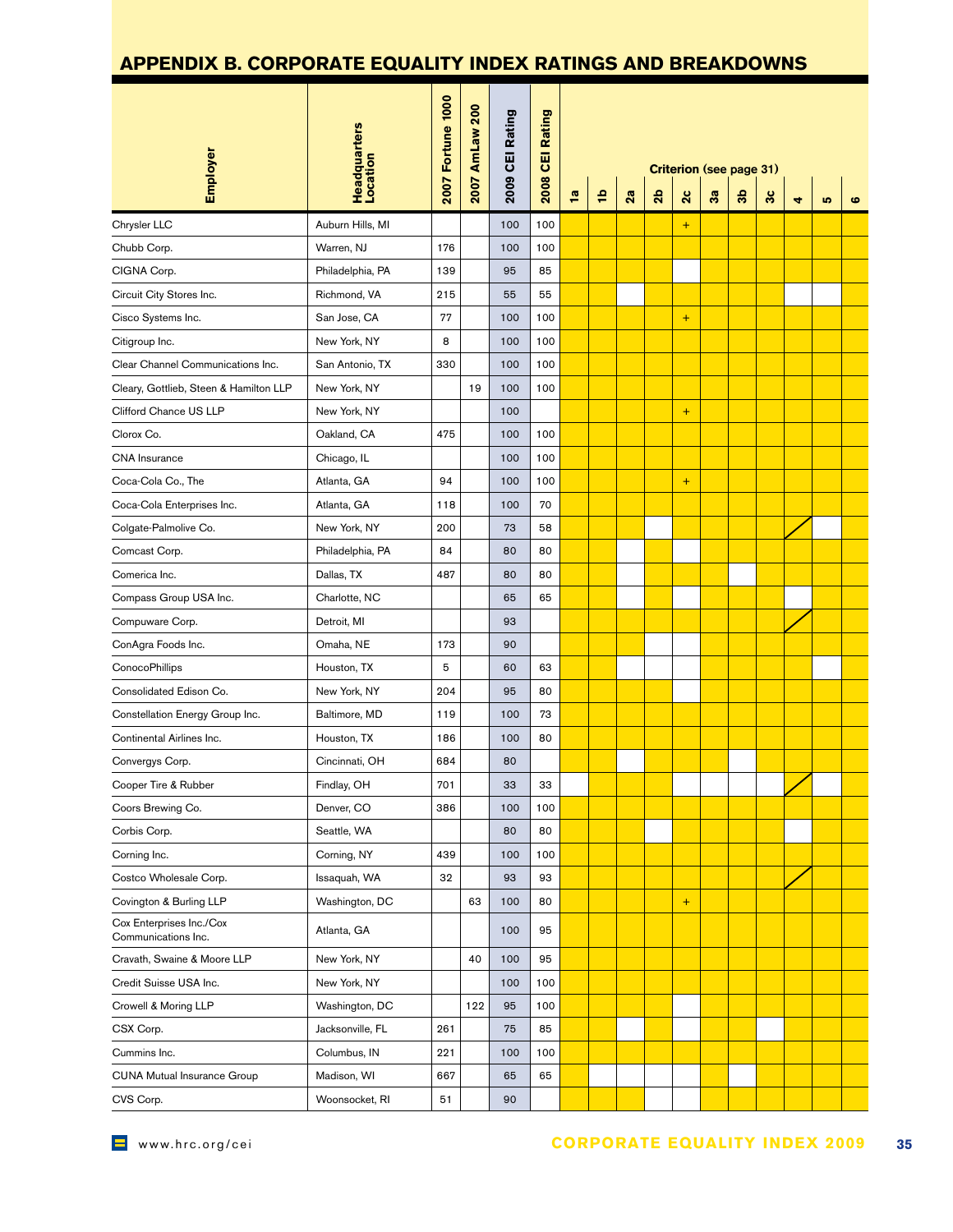## APPENDIX B. CORPORATE EQUALITY INDEX RATINGS AND BREAKDOWNS

(✓ = shaded cell; "/" = diagonal-slashed cell; blank = unshaded cell)

| Employer | Headquarters Location | 2007 Fortune 1000 | 2007 AmLaw 200 | 2009 CEI Rating | 2008 CEI Rating | Criterion (see page 31) | | | | | | | | | | |
|---|---|---|---|---|---|---|---|---|---|---|---|---|---|---|---|---|
| | | | | | | 1a | 1b | 2a | 2b | 2c | 3a | 3b | 3c | 4 | 5 | 6 |
| Chrysler LLC | Auburn Hills, MI | | | 100 | 100 | ✓ | ✓ | ✓ | ✓ | + | ✓ | ✓ | ✓ | ✓ | ✓ | ✓ |
| Chubb Corp. | Warren, NJ | 176 | | 100 | 100 | ✓ | ✓ | ✓ | ✓ | ✓ | ✓ | ✓ | ✓ | ✓ | ✓ | ✓ |
| CIGNA Corp. | Philadelphia, PA | 139 | | 95 | 85 | ✓ | ✓ | ✓ | ✓ | | ✓ | ✓ | ✓ | ✓ | ✓ | ✓ |
| Circuit City Stores Inc. | Richmond, VA | 215 | | 55 | 55 | ✓ | ✓ | | ✓ | ✓ | ✓ | ✓ | ✓ | | | ✓ |
| Cisco Systems Inc. | San Jose, CA | 77 | | 100 | 100 | ✓ | ✓ | ✓ | ✓ | + | ✓ | ✓ | ✓ | ✓ | ✓ | ✓ |
| Citigroup Inc. | New York, NY | 8 | | 100 | 100 | ✓ | ✓ | ✓ | ✓ | ✓ | ✓ | ✓ | ✓ | ✓ | ✓ | ✓ |
| Clear Channel Communications Inc. | San Antonio, TX | 330 | | 100 | 100 | ✓ | ✓ | ✓ | ✓ | ✓ | ✓ | ✓ | ✓ | ✓ | ✓ | ✓ |
| Cleary, Gottlieb, Steen & Hamilton LLP | New York, NY | | 19 | 100 | 100 | ✓ | ✓ | ✓ | ✓ | ✓ | ✓ | ✓ | ✓ | ✓ | ✓ | ✓ |
| Clifford Chance US LLP | New York, NY | | | 100 | | ✓ | ✓ | ✓ | ✓ | + | ✓ | ✓ | ✓ | ✓ | ✓ | ✓ |
| Clorox Co. | Oakland, CA | 475 | | 100 | 100 | ✓ | ✓ | ✓ | ✓ | ✓ | ✓ | ✓ | ✓ | ✓ | ✓ | ✓ |
| CNA Insurance | Chicago, IL | | | 100 | 100 | ✓ | ✓ | ✓ | ✓ | ✓ | ✓ | ✓ | ✓ | ✓ | ✓ | ✓ |
| Coca-Cola Co., The | Atlanta, GA | 94 | | 100 | 100 | ✓ | ✓ | ✓ | ✓ | + | ✓ | ✓ | ✓ | ✓ | ✓ | ✓ |
| Coca-Cola Enterprises Inc. | Atlanta, GA | 118 | | 100 | 70 | ✓ | ✓ | ✓ | ✓ | ✓ | ✓ | ✓ | ✓ | ✓ | ✓ | ✓ |
| Colgate-Palmolive Co. | New York, NY | 200 | | 73 | 58 | ✓ | ✓ | ✓ | | ✓ | ✓ | ✓ | ✓ | / | | ✓ |
| Comcast Corp. | Philadelphia, PA | 84 | | 80 | 80 | ✓ | ✓ | | ✓ | | ✓ | ✓ | ✓ | ✓ | ✓ | ✓ |
| Comerica Inc. | Dallas, TX | 487 | | 80 | 80 | ✓ | ✓ | | ✓ | ✓ | ✓ | | ✓ | ✓ | ✓ | ✓ |
| Compass Group USA Inc. | Charlotte, NC | | | 65 | 65 | ✓ | ✓ | | ✓ | | ✓ | ✓ | ✓ | | ✓ | ✓ |
| Compuware Corp. | Detroit, MI | | | 93 | | ✓ | ✓ | ✓ | ✓ | ✓ | ✓ | ✓ | ✓ | / | ✓ | ✓ |
| ConAgra Foods Inc. | Omaha, NE | 173 | | 90 | | ✓ | ✓ | ✓ | | | ✓ | ✓ | ✓ | ✓ | ✓ | ✓ |
| ConocoPhillips | Houston, TX | 5 | | 60 | 63 | ✓ | ✓ | | | | ✓ | ✓ | ✓ | ✓ | | ✓ |
| Consolidated Edison Co. | New York, NY | 204 | | 95 | 80 | ✓ | ✓ | ✓ | ✓ | | ✓ | ✓ | ✓ | ✓ | ✓ | ✓ |
| Constellation Energy Group Inc. | Baltimore, MD | 119 | | 100 | 73 | ✓ | ✓ | ✓ | ✓ | ✓ | ✓ | ✓ | ✓ | ✓ | ✓ | ✓ |
| Continental Airlines Inc. | Houston, TX | 186 | | 100 | 80 | ✓ | ✓ | ✓ | ✓ | ✓ | ✓ | ✓ | ✓ | ✓ | ✓ | ✓ |
| Convergys Corp. | Cincinnati, OH | 684 | | 80 | | ✓ | ✓ | | ✓ | ✓ | ✓ | | ✓ | ✓ | ✓ | ✓ |
| Cooper Tire & Rubber | Findlay, OH | 701 | | 33 | 33 | | ✓ | ✓ | ✓ | | | | | / | | ✓ |
| Coors Brewing Co. | Denver, CO | 386 | | 100 | 100 | ✓ | ✓ | ✓ | ✓ | ✓ | ✓ | ✓ | ✓ | ✓ | ✓ | ✓ |
| Corbis Corp. | Seattle, WA | | | 80 | 80 | ✓ | ✓ | ✓ | | ✓ | ✓ | ✓ | ✓ | | ✓ | ✓ |
| Corning Inc. | Corning, NY | 439 | | 100 | 100 | ✓ | ✓ | ✓ | ✓ | ✓ | ✓ | ✓ | ✓ | ✓ | ✓ | ✓ |
| Costco Wholesale Corp. | Issaquah, WA | 32 | | 93 | 93 | ✓ | ✓ | ✓ | ✓ | ✓ | ✓ | ✓ | ✓ | / | ✓ | ✓ |
| Covington & Burling LLP | Washington, DC | | 63 | 100 | 80 | ✓ | ✓ | ✓ | ✓ | + | ✓ | ✓ | ✓ | ✓ | ✓ | ✓ |
| Cox Enterprises Inc./Cox Communications Inc. | Atlanta, GA | | | 100 | 95 | ✓ | ✓ | ✓ | ✓ | ✓ | ✓ | ✓ | ✓ | ✓ | ✓ | ✓ |
| Cravath, Swaine & Moore LLP | New York, NY | | 40 | 100 | 95 | ✓ | ✓ | ✓ | ✓ | ✓ | ✓ | ✓ | ✓ | ✓ | ✓ | ✓ |
| Credit Suisse USA Inc. | New York, NY | | | 100 | 100 | ✓ | ✓ | ✓ | ✓ | ✓ | ✓ | ✓ | ✓ | ✓ | ✓ | ✓ |
| Crowell & Moring LLP | Washington, DC | | 122 | 95 | 100 | ✓ | ✓ | ✓ | ✓ | | ✓ | ✓ | ✓ | ✓ | ✓ | ✓ |
| CSX Corp. | Jacksonville, FL | 261 | | 75 | 85 | ✓ | ✓ | | ✓ | | ✓ | ✓ | | ✓ | ✓ | ✓ |
| Cummins Inc. | Columbus, IN | 221 | | 100 | 100 | ✓ | ✓ | ✓ | ✓ | ✓ | ✓ | ✓ | ✓ | ✓ | ✓ | ✓ |
| CUNA Mutual Insurance Group | Madison, WI | 667 | | 65 | 65 | ✓ | | | | | ✓ | | ✓ | ✓ | ✓ | ✓ |
| CVS Corp. | Woonsocket, RI | 51 | | 90 | | ✓ | ✓ | ✓ | | | ✓ | ✓ | ✓ | ✓ | ✓ | ✓ |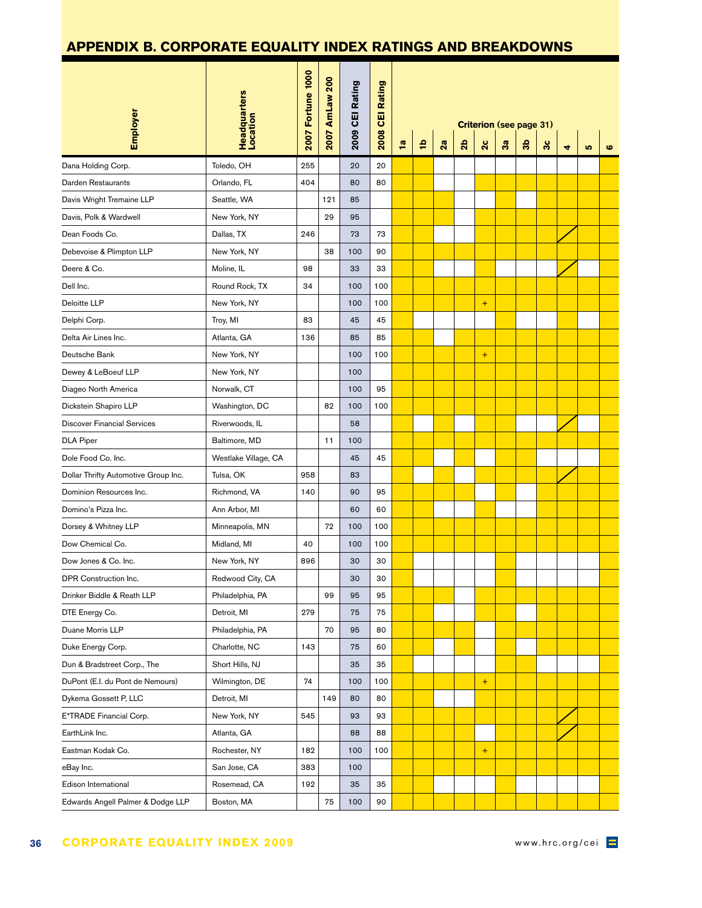## APPENDIX B. CORPORATE EQUALITY INDEX RATINGS AND BREAKDOWNS

| Employer | Headquarters Location | 2007 Fortune 1000 | 2007 AmLaw 200 | 2009 CEI Rating | 2008 CEI Rating | Criterion (see page 31) 1a | 1b | 2a | 2b | 2c | 3a | 3b | 3c | 4 | 5 | 6 |
|---|---|---|---|---|---|---|---|---|---|---|---|---|---|---|---|---|
| Dana Holding Corp. | Toledo, OH | 255 | | 20 | 20 | | | | | | | | | | | |
| Darden Restaurants | Orlando, FL | 404 | | 80 | 80 | | | | | | | | | | | |
| Davis Wright Tremaine LLP | Seattle, WA | | 121 | 85 | | | | | | | | | | | | |
| Davis, Polk & Wardwell | New York, NY | | 29 | 95 | | | | | | | | | | | | |
| Dean Foods Co. | Dallas, TX | 246 | | 73 | 73 | | | | | | | | | | | |
| Debevoise & Plimpton LLP | New York, NY | | 38 | 100 | 90 | | | | | | | | | | | |
| Deere & Co. | Moline, IL | 98 | | 33 | 33 | | | | | | | | | | | |
| Dell Inc. | Round Rock, TX | 34 | | 100 | 100 | | | | | | | | | | | |
| Deloitte LLP | New York, NY | | | 100 | 100 | | | | | + | | | | | | |
| Delphi Corp. | Troy, MI | 83 | | 45 | 45 | | | | | | | | | | | |
| Delta Air Lines Inc. | Atlanta, GA | 136 | | 85 | 85 | | | | | | | | | | | |
| Deutsche Bank | New York, NY | | | 100 | 100 | | | | | + | | | | | | |
| Dewey & LeBoeuf LLP | New York, NY | | | 100 | | | | | | | | | | | | |
| Diageo North America | Norwalk, CT | | | 100 | 95 | | | | | | | | | | | |
| Dickstein Shapiro LLP | Washington, DC | | 82 | 100 | 100 | | | | | | | | | | | |
| Discover Financial Services | Riverwoods, IL | | | 58 | | | | | | | | | | | | |
| DLA Piper | Baltimore, MD | | 11 | 100 | | | | | | | | | | | | |
| Dole Food Co. Inc. | Westlake Village, CA | | | 45 | 45 | | | | | | | | | | | |
| Dollar Thrifty Automotive Group Inc. | Tulsa, OK | 958 | | 83 | | | | | | | | | | | | |
| Dominion Resources Inc. | Richmond, VA | 140 | | 90 | 95 | | | | | | | | | | | |
| Domino's Pizza Inc. | Ann Arbor, MI | | | 60 | 60 | | | | | | | | | | | |
| Dorsey & Whitney LLP | Minneapolis, MN | | 72 | 100 | 100 | | | | | | | | | | | |
| Dow Chemical Co. | Midland, MI | 40 | | 100 | 100 | | | | | | | | | | | |
| Dow Jones & Co. Inc. | New York, NY | 896 | | 30 | 30 | | | | | | | | | | | |
| DPR Construction Inc. | Redwood City, CA | | | 30 | 30 | | | | | | | | | | | |
| Drinker Biddle & Reath LLP | Philadelphia, PA | | 99 | 95 | 95 | | | | | | | | | | | |
| DTE Energy Co. | Detroit, MI | 279 | | 75 | 75 | | | | | | | | | | | |
| Duane Morris LLP | Philadelphia, PA | | 70 | 95 | 80 | | | | | | | | | | | |
| Duke Energy Corp. | Charlotte, NC | 143 | | 75 | 60 | | | | | | | | | | | |
| Dun & Bradstreet Corp., The | Short Hills, NJ | | | 35 | 35 | | | | | | | | | | | |
| DuPont (E.I. du Pont de Nemours) | Wilmington, DE | 74 | | 100 | 100 | | | | | + | | | | | | |
| Dykema Gossett P, LLC | Detroit, MI | | 149 | 80 | 80 | | | | | | | | | | | |
| E*TRADE Financial Corp. | New York, NY | 545 | | 93 | 93 | | | | | | | | | | | |
| EarthLink Inc. | Atlanta, GA | | | 88 | 88 | | | | | | | | | | | |
| Eastman Kodak Co. | Rochester, NY | 182 | | 100 | 100 | | | | | + | | | | | | |
| eBay Inc. | San Jose, CA | 383 | | 100 | | | | | | | | | | | | |
| Edison International | Rosemead, CA | 192 | | 35 | 35 | | | | | | | | | | | |
| Edwards Angell Palmer & Dodge LLP | Boston, MA | | 75 | 100 | 90 | | | | | | | | | | | |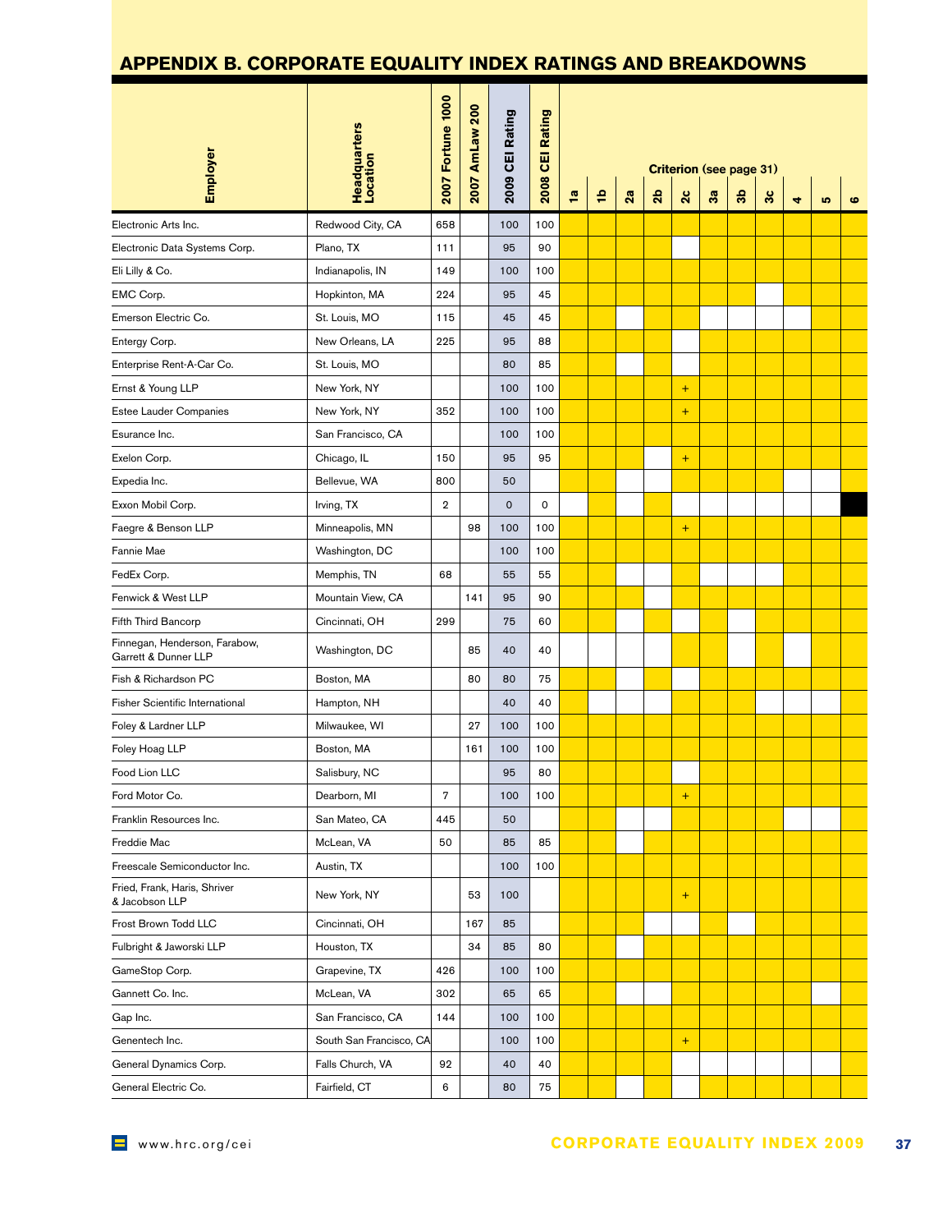## APPENDIX B. CORPORATE EQUALITY INDEX RATINGS AND BREAKDOWNS

The criterion columns (1a–6) are shaded in the original; only the "+" marks, which are the sole text in those columns, are reproduced below.

| Employer | Headquarters Location | 2007 Fortune 1000 | 2007 AmLaw 200 | 2009 CEI Rating | 2008 CEI Rating | 1a | 1b | 2a | 2b | 2c | 3a | 3b | 3c | 4 | 5 | 6 |
|---|---|---|---|---|---|---|---|---|---|---|---|---|---|---|---|---|
| | | | | | | Criterion (see page 31) | | | | | | | | | | |
| Electronic Arts Inc. | Redwood City, CA | 658 | | 100 | 100 | | | | | | | | | | | |
| Electronic Data Systems Corp. | Plano, TX | 111 | | 95 | 90 | | | | | | | | | | | |
| Eli Lilly & Co. | Indianapolis, IN | 149 | | 100 | 100 | | | | | | | | | | | |
| EMC Corp. | Hopkinton, MA | 224 | | 95 | 45 | | | | | | | | | | | |
| Emerson Electric Co. | St. Louis, MO | 115 | | 45 | 45 | | | | | | | | | | | |
| Entergy Corp. | New Orleans, LA | 225 | | 95 | 88 | | | | | | | | | | | |
| Enterprise Rent-A-Car Co. | St. Louis, MO | | | 80 | 85 | | | | | | | | | | | |
| Ernst & Young LLP | New York, NY | | | 100 | 100 | | | | | + | | | | | | |
| Estee Lauder Companies | New York, NY | 352 | | 100 | 100 | | | | | + | | | | | | |
| Esurance Inc. | San Francisco, CA | | | 100 | 100 | | | | | | | | | | | |
| Exelon Corp. | Chicago, IL | 150 | | 95 | 95 | | | | | + | | | | | | |
| Expedia Inc. | Bellevue, WA | 800 | | 50 | | | | | | | | | | | | |
| Exxon Mobil Corp. | Irving, TX | 2 | | 0 | 0 | | | | | | | | | | | |
| Faegre & Benson LLP | Minneapolis, MN | | 98 | 100 | 100 | | | | | + | | | | | | |
| Fannie Mae | Washington, DC | | | 100 | 100 | | | | | | | | | | | |
| FedEx Corp. | Memphis, TN | 68 | | 55 | 55 | | | | | | | | | | | |
| Fenwick & West LLP | Mountain View, CA | | 141 | 95 | 90 | | | | | | | | | | | |
| Fifth Third Bancorp | Cincinnati, OH | 299 | | 75 | 60 | | | | | | | | | | | |
| Finnegan, Henderson, Farabow, Garrett & Dunner LLP | Washington, DC | | 85 | 40 | 40 | | | | | | | | | | | |
| Fish & Richardson PC | Boston, MA | | 80 | 80 | 75 | | | | | | | | | | | |
| Fisher Scientific International | Hampton, NH | | | 40 | 40 | | | | | | | | | | | |
| Foley & Lardner LLP | Milwaukee, WI | | 27 | 100 | 100 | | | | | | | | | | | |
| Foley Hoag LLP | Boston, MA | | 161 | 100 | 100 | | | | | | | | | | | |
| Food Lion LLC | Salisbury, NC | | | 95 | 80 | | | | | | | | | | | |
| Ford Motor Co. | Dearborn, MI | 7 | | 100 | 100 | | | | | + | | | | | | |
| Franklin Resources Inc. | San Mateo, CA | 445 | | 50 | | | | | | | | | | | | |
| Freddie Mac | McLean, VA | 50 | | 85 | 85 | | | | | | | | | | | |
| Freescale Semiconductor Inc. | Austin, TX | | | 100 | 100 | | | | | | | | | | | |
| Fried, Frank, Haris, Shriver & Jacobson LLP | New York, NY | | 53 | 100 | | | | | | + | | | | | | |
| Frost Brown Todd LLC | Cincinnati, OH | | 167 | 85 | | | | | | | | | | | | |
| Fulbright & Jaworski LLP | Houston, TX | | 34 | 85 | 80 | | | | | | | | | | | |
| GameStop Corp. | Grapevine, TX | 426 | | 100 | 100 | | | | | | | | | | | |
| Gannett Co. Inc. | McLean, VA | 302 | | 65 | 65 | | | | | | | | | | | |
| Gap Inc. | San Francisco, CA | 144 | | 100 | 100 | | | | | | | | | | | |
| Genentech Inc. | South San Francisco, CA | | | 100 | 100 | | | | | + | | | | | | |
| General Dynamics Corp. | Falls Church, VA | 92 | | 40 | 40 | | | | | | | | | | | |
| General Electric Co. | Fairfield, CT | 6 | | 80 | 75 | | | | | | | | | | | |

www.hrc.org/cei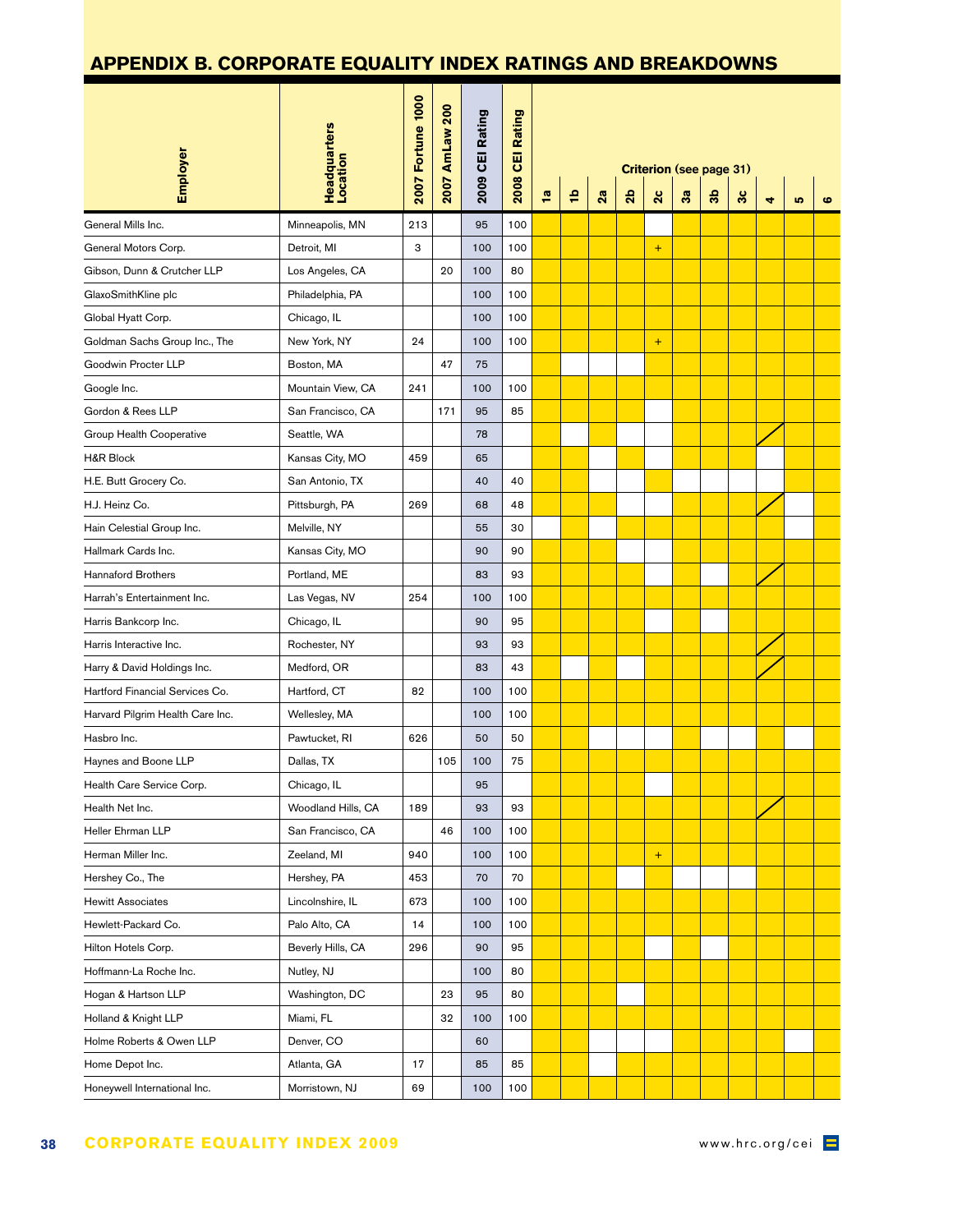## APPENDIX B. CORPORATE EQUALITY INDEX RATINGS AND BREAKDOWNS

Criterion (see page 31)

| Employer | Headquarters Location | 2007 Fortune 1000 | 2007 AmLaw 200 | 2009 CEI Rating | 2008 CEI Rating | 1a | 1b | 2a | 2b | 2c | 3a | 3b | 3c | 4 | 5 | 6 |
|---|---|---|---|---|---|---|---|---|---|---|---|---|---|---|---|---|
| General Mills Inc. | Minneapolis, MN | 213 | | 95 | 100 | ● | ● | ● | ● | | ● | ● | ● | ● | ● | ● |
| General Motors Corp. | Detroit, MI | 3 | | 100 | 100 | ● | ● | ● | ● | + | ● | ● | ● | ● | ● | ● |
| Gibson, Dunn & Crutcher LLP | Los Angeles, CA | | 20 | 100 | 80 | ● | ● | ● | ● | ● | ● | ● | ● | ● | ● | ● |
| GlaxoSmithKline plc | Philadelphia, PA | | | 100 | 100 | ● | ● | ● | ● | ● | ● | ● | ● | ● | ● | ● |
| Global Hyatt Corp. | Chicago, IL | | | 100 | 100 | ● | ● | ● | ● | ● | ● | ● | ● | ● | ● | ● |
| Goldman Sachs Group Inc., The | New York, NY | 24 | | 100 | 100 | ● | ● | ● | ● | + | ● | ● | ● | ● | ● | ● |
| Goodwin Procter LLP | Boston, MA | | 47 | 75 | | ● | | | | ● | ● | ● | ● | ● | ● | ● |
| Google Inc. | Mountain View, CA | 241 | | 100 | 100 | ● | ● | ● | ● | ● | ● | ● | ● | ● | ● | ● |
| Gordon & Rees LLP | San Francisco, CA | | 171 | 95 | 85 | ● | ● | ● | ● | | ● | ● | ● | ● | ● | ● |
| Group Health Cooperative | Seattle, WA | | | 78 | | ● | | ● | | | ● | ● | ● | / | ● | ● |
| H&R Block | Kansas City, MO | 459 | | 65 | | ● | ● | | ● | | ● | ● | ● | | ● | ● |
| H.E. Butt Grocery Co. | San Antonio, TX | | | 40 | 40 | ● | ● | | | ● | | | | | ● | ● |
| H.J. Heinz Co. | Pittsburgh, PA | 269 | | 68 | 48 | ● | ● | ● | | | ● | ● | ● | / | | ● |
| Hain Celestial Group Inc. | Melville, NY | | | 55 | 30 | | ● | | ● | ● | ● | ● | ● | ● | | ● |
| Hallmark Cards Inc. | Kansas City, MO | | | 90 | 90 | ● | ● | ● | | | ● | ● | ● | ● | ● | ● |
| Hannaford Brothers | Portland, ME | | | 83 | 93 | ● | ● | ● | ● | | ● | | ● | / | ● | ● |
| Harrah's Entertainment Inc. | Las Vegas, NV | 254 | | 100 | 100 | ● | ● | ● | ● | ● | ● | ● | ● | / | ● | ● |
| Harris Bankcorp Inc. | Chicago, IL | | | 90 | 95 | ● | ● | ● | ● | | ● | | ● | ● | ● | ● |
| Harris Interactive Inc. | Rochester, NY | | | 93 | 93 | ● | ● | ● | ● | ● | ● | ● | ● | / | ● | ● |
| Harry & David Holdings Inc. | Medford, OR | | | 83 | 43 | ● | | ● | | ● | ● | ● | ● | / | ● | ● |
| Hartford Financial Services Co. | Hartford, CT | 82 | | 100 | 100 | ● | ● | ● | ● | ● | ● | ● | ● | ● | ● | ● |
| Harvard Pilgrim Health Care Inc. | Wellesley, MA | | | 100 | 100 | ● | ● | ● | ● | ● | ● | ● | ● | ● | ● | ● |
| Hasbro Inc. | Pawtucket, RI | 626 | | 50 | 50 | ● | ● | | | | ● | | | ● | | ● |
| Haynes and Boone LLP | Dallas, TX | | 105 | 100 | 75 | ● | ● | ● | ● | ● | ● | ● | ● | ● | ● | ● |
| Health Care Service Corp. | Chicago, IL | | | 95 | | ● | ● | ● | ● | | ● | ● | ● | ● | ● | ● |
| Health Net Inc. | Woodland Hills, CA | 189 | | 93 | 93 | ● | ● | ● | ● | ● | ● | ● | ● | / | ● | ● |
| Heller Ehrman LLP | San Francisco, CA | | 46 | 100 | 100 | ● | ● | ● | ● | ● | ● | ● | ● | ● | ● | ● |
| Herman Miller Inc. | Zeeland, MI | 940 | | 100 | 100 | ● | ● | ● | ● | + | ● | ● | ● | ● | ● | ● |
| Hershey Co., The | Hershey, PA | 453 | | 70 | 70 | ● | ● | ● | | ● | | | | ● | ● | ● |
| Hewitt Associates | Lincolnshire, IL | 673 | | 100 | 100 | ● | ● | ● | ● | ● | ● | ● | ● | ● | ● | ● |
| Hewlett-Packard Co. | Palo Alto, CA | 14 | | 100 | 100 | ● | ● | ● | ● | ● | ● | ● | ● | ● | ● | ● |
| Hilton Hotels Corp. | Beverly Hills, CA | 296 | | 90 | 95 | ● | ● | ● | ● | | ● | | ● | ● | ● | ● |
| Hoffmann-La Roche Inc. | Nutley, NJ | | | 100 | 80 | ● | ● | ● | ● | ● | ● | ● | ● | ● | ● | ● |
| Hogan & Hartson LLP | Washington, DC | | 23 | 95 | 80 | ● | ● | ● | | ● | ● | ● | ● | ● | ● | ● |
| Holland & Knight LLP | Miami, FL | | 32 | 100 | 100 | ● | ● | ● | ● | ● | ● | ● | ● | ● | ● | ● |
| Holme Roberts & Owen LLP | Denver, CO | | | 60 | | ● | ● | | | | ● | ● | ● | ● | | ● |
| Home Depot Inc. | Atlanta, GA | 17 | | 85 | 85 | ● | ● | | ● | ● | ● | ● | ● | ● | ● | ● |
| Honeywell International Inc. | Morristown, NJ | 69 | | 100 | 100 | ● | ● | ● | ● | ● | ● | ● | ● | ● | ● | ● |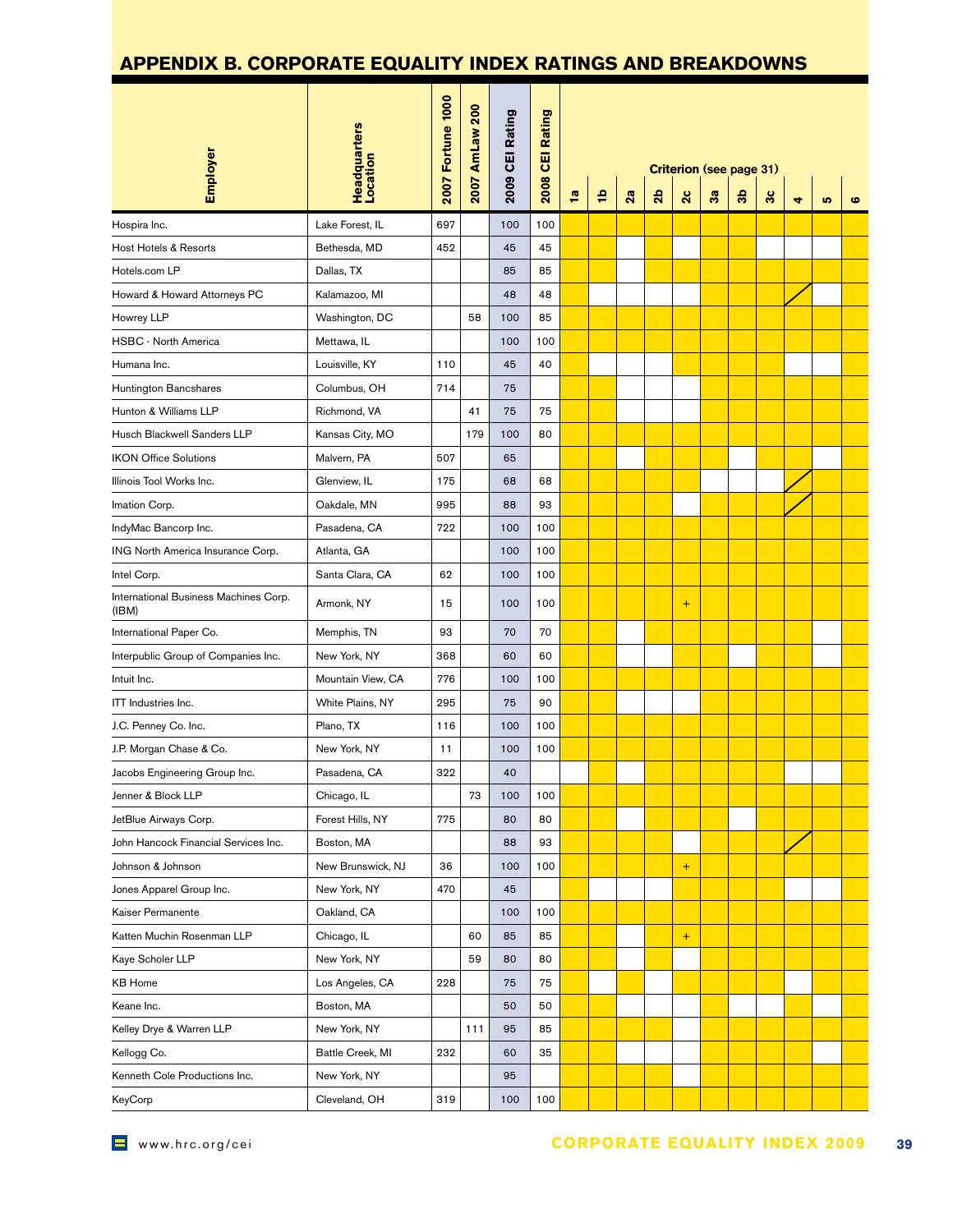## APPENDIX B. CORPORATE EQUALITY INDEX RATINGS AND BREAKDOWNS

| Employer | Headquarters Location | 2007 Fortune 1000 | 2007 AmLaw 200 | 2009 CEI Rating | 2008 CEI Rating | Criterion (see page 31) 1a | 1b | 2a | 2b | 2c | 3a | 3b | 3c | 4 | 5 | 6 |
|---|---|---|---|---|---|---|---|---|---|---|---|---|---|---|---|---|
| Hospira Inc. | Lake Forest, IL | 697 | | 100 | 100 | | | | | | | | | | | |
| Host Hotels & Resorts | Bethesda, MD | 452 | | 45 | 45 | | | | | | | | | | | |
| Hotels.com LP | Dallas, TX | | | 85 | 85 | | | | | | | | | | | |
| Howard & Howard Attorneys PC | Kalamazoo, MI | | | 48 | 48 | | | | | | | | | | | |
| Howrey LLP | Washington, DC | | 58 | 100 | 85 | | | | | | | | | | | |
| HSBC - North America | Mettawa, IL | | | 100 | 100 | | | | | | | | | | | |
| Humana Inc. | Louisville, KY | 110 | | 45 | 40 | | | | | | | | | | | |
| Huntington Bancshares | Columbus, OH | 714 | | 75 | | | | | | | | | | | | |
| Hunton & Williams LLP | Richmond, VA | | 41 | 75 | 75 | | | | | | | | | | | |
| Husch Blackwell Sanders LLP | Kansas City, MO | | 179 | 100 | 80 | | | | | | | | | | | |
| IKON Office Solutions | Malvern, PA | 507 | | 65 | | | | | | | | | | | | |
| Illinois Tool Works Inc. | Glenview, IL | 175 | | 68 | 68 | | | | | | | | | | | |
| Imation Corp. | Oakdale, MN | 995 | | 88 | 93 | | | | | | | | | | | |
| IndyMac Bancorp Inc. | Pasadena, CA | 722 | | 100 | 100 | | | | | | | | | | | |
| ING North America Insurance Corp. | Atlanta, GA | | | 100 | 100 | | | | | | | | | | | |
| Intel Corp. | Santa Clara, CA | 62 | | 100 | 100 | | | | | | | | | | | |
| International Business Machines Corp. (IBM) | Armonk, NY | 15 | | 100 | 100 | | | | | + | | | | | | |
| International Paper Co. | Memphis, TN | 93 | | 70 | 70 | | | | | | | | | | | |
| Interpublic Group of Companies Inc. | New York, NY | 368 | | 60 | 60 | | | | | | | | | | | |
| Intuit Inc. | Mountain View, CA | 776 | | 100 | 100 | | | | | | | | | | | |
| ITT Industries Inc. | White Plains, NY | 295 | | 75 | 90 | | | | | | | | | | | |
| J.C. Penney Co. Inc. | Plano, TX | 116 | | 100 | 100 | | | | | | | | | | | |
| J.P. Morgan Chase & Co. | New York, NY | 11 | | 100 | 100 | | | | | | | | | | | |
| Jacobs Engineering Group Inc. | Pasadena, CA | 322 | | 40 | | | | | | | | | | | | |
| Jenner & Block LLP | Chicago, IL | | 73 | 100 | 100 | | | | | | | | | | | |
| JetBlue Airways Corp. | Forest Hills, NY | 775 | | 80 | 80 | | | | | | | | | | | |
| John Hancock Financial Services Inc. | Boston, MA | | | 88 | 93 | | | | | | | | | | | |
| Johnson & Johnson | New Brunswick, NJ | 36 | | 100 | 100 | | | | | + | | | | | | |
| Jones Apparel Group Inc. | New York, NY | 470 | | 45 | | | | | | | | | | | | |
| Kaiser Permanente | Oakland, CA | | | 100 | 100 | | | | | | | | | | | |
| Katten Muchin Rosenman LLP | Chicago, IL | | 60 | 85 | 85 | | | | | + | | | | | | |
| Kaye Scholer LLP | New York, NY | | 59 | 80 | 80 | | | | | | | | | | | |
| KB Home | Los Angeles, CA | 228 | | 75 | 75 | | | | | | | | | | | |
| Keane Inc. | Boston, MA | | | 50 | 50 | | | | | | | | | | | |
| Kelley Drye & Warren LLP | New York, NY | | 111 | 95 | 85 | | | | | | | | | | | |
| Kellogg Co. | Battle Creek, MI | 232 | | 60 | 35 | | | | | | | | | | | |
| Kenneth Cole Productions Inc. | New York, NY | | | 95 | | | | | | | | | | | | |
| KeyCorp | Cleveland, OH | 319 | | 100 | 100 | | | | | | | | | | | |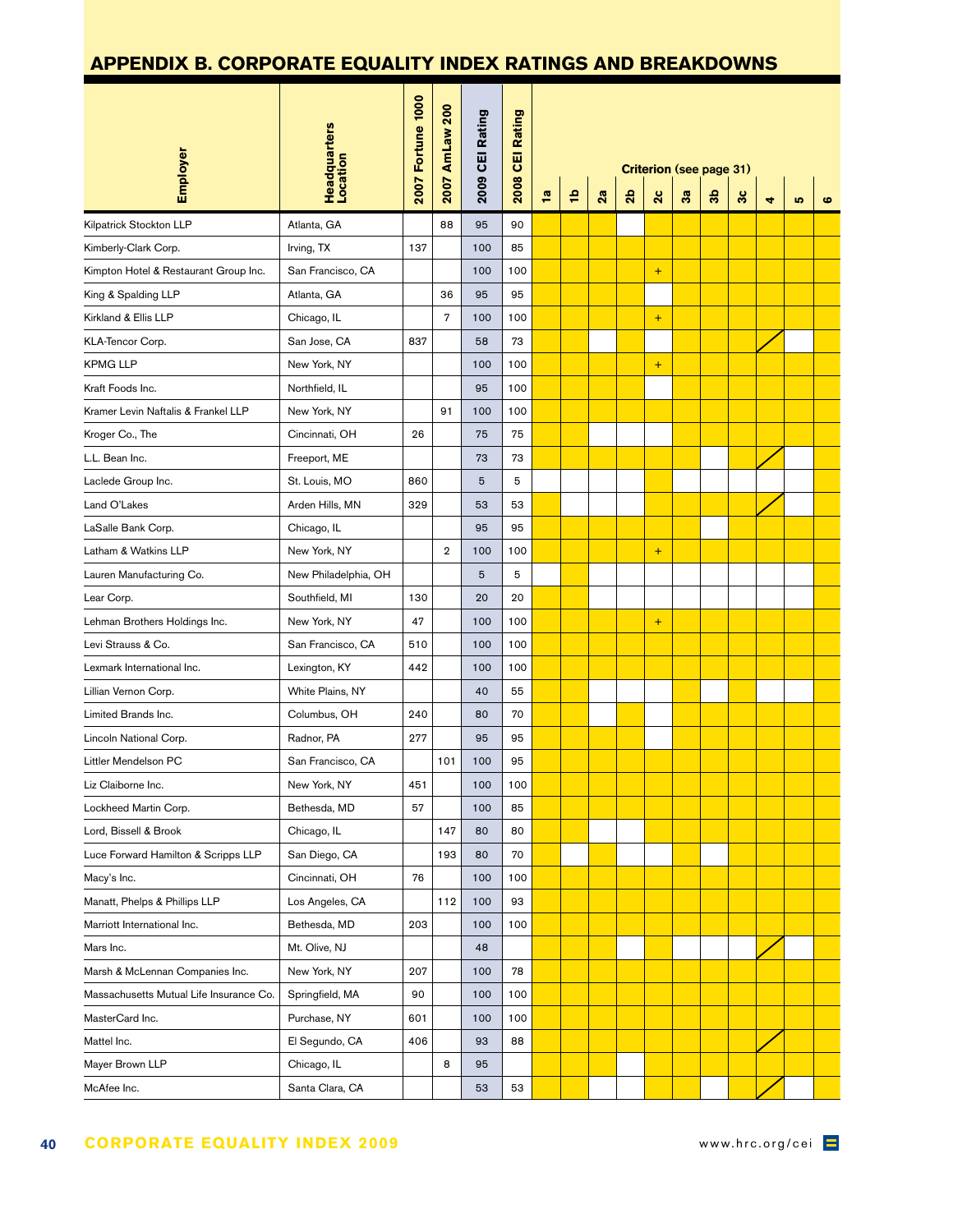## APPENDIX B. CORPORATE EQUALITY INDEX RATINGS AND BREAKDOWNS

| Employer | Headquarters Location | 2007 Fortune 1000 | 2007 AmLaw 200 | 2009 CEI Rating | 2008 CEI Rating | Criterion (see page 31) 1a | 1b | 2a | 2b | 2c | 3a | 3b | 3c | 4 | 5 | 6 |
|---|---|---|---|---|---|---|---|---|---|---|---|---|---|---|---|---|
| Kilpatrick Stockton LLP | Atlanta, GA | | 88 | 95 | 90 | | | | | | | | | | | |
| Kimberly-Clark Corp. | Irving, TX | 137 | | 100 | 85 | | | | | | | | | | | |
| Kimpton Hotel & Restaurant Group Inc. | San Francisco, CA | | | 100 | 100 | | | | | + | | | | | | |
| King & Spalding LLP | Atlanta, GA | | 36 | 95 | 95 | | | | | | | | | | | |
| Kirkland & Ellis LLP | Chicago, IL | | 7 | 100 | 100 | | | | | + | | | | | | |
| KLA-Tencor Corp. | San Jose, CA | 837 | | 58 | 73 | | | | | | | | | / | | |
| KPMG LLP | New York, NY | | | 100 | 100 | | | | | + | | | | | | |
| Kraft Foods Inc. | Northfield, IL | | | 95 | 100 | | | | | | | | | | | |
| Kramer Levin Naftalis & Frankel LLP | New York, NY | | 91 | 100 | 100 | | | | | | | | | | | |
| Kroger Co., The | Cincinnati, OH | 26 | | 75 | 75 | | | | | | | | | | | |
| L.L. Bean Inc. | Freeport, ME | | | 73 | 73 | | | | | | | | | / | | |
| Laclede Group Inc. | St. Louis, MO | 860 | | 5 | 5 | | | | | | | | | | | |
| Land O'Lakes | Arden Hills, MN | 329 | | 53 | 53 | | | | | | | | | / | | |
| LaSalle Bank Corp. | Chicago, IL | | | 95 | 95 | | | | | | | | | | | |
| Latham & Watkins LLP | New York, NY | | 2 | 100 | 100 | | | | | + | | | | | | |
| Lauren Manufacturing Co. | New Philadelphia, OH | | | 5 | 5 | | | | | | | | | | | |
| Lear Corp. | Southfield, MI | 130 | | 20 | 20 | | | | | | | | | | | |
| Lehman Brothers Holdings Inc. | New York, NY | 47 | | 100 | 100 | | | | | + | | | | | | |
| Levi Strauss & Co. | San Francisco, CA | 510 | | 100 | 100 | | | | | | | | | | | |
| Lexmark International Inc. | Lexington, KY | 442 | | 100 | 100 | | | | | | | | | | | |
| Lillian Vernon Corp. | White Plains, NY | | | 40 | 55 | | | | | | | | | | | |
| Limited Brands Inc. | Columbus, OH | 240 | | 80 | 70 | | | | | | | | | | | |
| Lincoln National Corp. | Radnor, PA | 277 | | 95 | 95 | | | | | | | | | | | |
| Littler Mendelson PC | San Francisco, CA | | 101 | 100 | 95 | | | | | | | | | | | |
| Liz Claiborne Inc. | New York, NY | 451 | | 100 | 100 | | | | | | | | | | | |
| Lockheed Martin Corp. | Bethesda, MD | 57 | | 100 | 85 | | | | | | | | | | | |
| Lord, Bissell & Brook | Chicago, IL | | 147 | 80 | 80 | | | | | | | | | | | |
| Luce Forward Hamilton & Scripps LLP | San Diego, CA | | 193 | 80 | 70 | | | | | | | | | | | |
| Macy's Inc. | Cincinnati, OH | 76 | | 100 | 100 | | | | | | | | | | | |
| Manatt, Phelps & Phillips LLP | Los Angeles, CA | | 112 | 100 | 93 | | | | | | | | | | | |
| Marriott International Inc. | Bethesda, MD | 203 | | 100 | 100 | | | | | | | | | | | |
| Mars Inc. | Mt. Olive, NJ | | | 48 | | | | | | | | | | / | | |
| Marsh & McLennan Companies Inc. | New York, NY | 207 | | 100 | 78 | | | | | | | | | | | |
| Massachusetts Mutual Life Insurance Co. | Springfield, MA | 90 | | 100 | 100 | | | | | | | | | | | |
| MasterCard Inc. | Purchase, NY | 601 | | 100 | 100 | | | | | | | | | | | |
| Mattel Inc. | El Segundo, CA | 406 | | 93 | 88 | | | | | | | | | / | | |
| Mayer Brown LLP | Chicago, IL | | 8 | 95 | | | | | | | | | | | | |
| McAfee Inc. | Santa Clara, CA | | | 53 | 53 | | | | | | | | | / | | |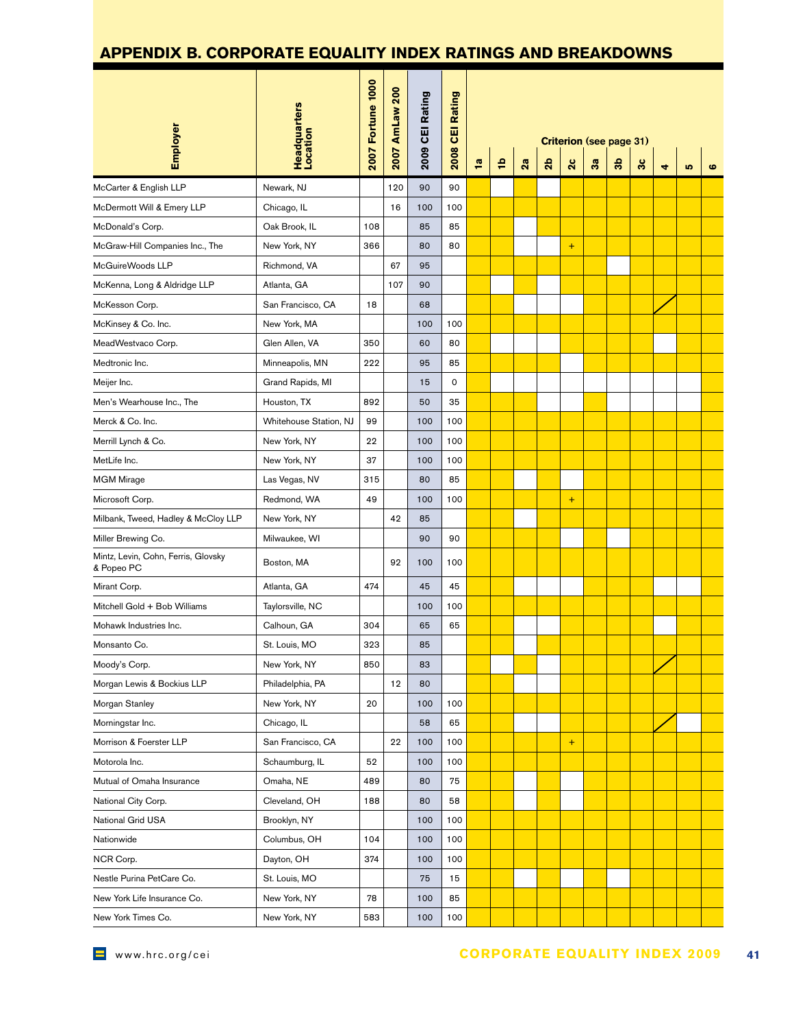## APPENDIX B. CORPORATE EQUALITY INDEX RATINGS AND BREAKDOWNS

| Employer | Headquarters Location | 2007 Fortune 1000 | 2007 AmLaw 200 | 2009 CEI Rating | 2008 CEI Rating | Criterion (see page 31) 1a | 1b | 2a | 2b | 2c | 3a | 3b | 3c | 4 | 5 | 6 |
|---|---|---|---|---|---|---|---|---|---|---|---|---|---|---|---|---|
| McCarter & English LLP | Newark, NJ | | 120 | 90 | 90 | | | | | | | | | | | |
| McDermott Will & Emery LLP | Chicago, IL | | 16 | 100 | 100 | | | | | | | | | | | |
| McDonald's Corp. | Oak Brook, IL | 108 | | 85 | 85 | | | | | | | | | | | |
| McGraw-Hill Companies Inc., The | New York, NY | 366 | | 80 | 80 | | | | | + | | | | | | |
| McGuireWoods LLP | Richmond, VA | | 67 | 95 | | | | | | | | | | | | |
| McKenna, Long & Aldridge LLP | Atlanta, GA | | 107 | 90 | | | | | | | | | | | | |
| McKesson Corp. | San Francisco, CA | 18 | | 68 | | | | | | | | | | | | |
| McKinsey & Co. Inc. | New York, MA | | | 100 | 100 | | | | | | | | | | | |
| MeadWestvaco Corp. | Glen Allen, VA | 350 | | 60 | 80 | | | | | | | | | | | |
| Medtronic Inc. | Minneapolis, MN | 222 | | 95 | 85 | | | | | | | | | | | |
| Meijer Inc. | Grand Rapids, MI | | | 15 | 0 | | | | | | | | | | | |
| Men's Wearhouse Inc., The | Houston, TX | 892 | | 50 | 35 | | | | | | | | | | | |
| Merck & Co. Inc. | Whitehouse Station, NJ | 99 | | 100 | 100 | | | | | | | | | | | |
| Merrill Lynch & Co. | New York, NY | 22 | | 100 | 100 | | | | | | | | | | | |
| MetLife Inc. | New York, NY | 37 | | 100 | 100 | | | | | | | | | | | |
| MGM Mirage | Las Vegas, NV | 315 | | 80 | 85 | | | | | | | | | | | |
| Microsoft Corp. | Redmond, WA | 49 | | 100 | 100 | | | | | + | | | | | | |
| Milbank, Tweed, Hadley & McCloy LLP | New York, NY | | 42 | 85 | | | | | | | | | | | | |
| Miller Brewing Co. | Milwaukee, WI | | | 90 | 90 | | | | | | | | | | | |
| Mintz, Levin, Cohn, Ferris, Glovsky & Popeo PC | Boston, MA | | 92 | 100 | 100 | | | | | | | | | | | |
| Mirant Corp. | Atlanta, GA | 474 | | 45 | 45 | | | | | | | | | | | |
| Mitchell Gold + Bob Williams | Taylorsville, NC | | | 100 | 100 | | | | | | | | | | | |
| Mohawk Industries Inc. | Calhoun, GA | 304 | | 65 | 65 | | | | | | | | | | | |
| Monsanto Co. | St. Louis, MO | 323 | | 85 | | | | | | | | | | | | |
| Moody's Corp. | New York, NY | 850 | | 83 | | | | | | | | | | | | |
| Morgan Lewis & Bockius LLP | Philadelphia, PA | | 12 | 80 | | | | | | | | | | | | |
| Morgan Stanley | New York, NY | 20 | | 100 | 100 | | | | | | | | | | | |
| Morningstar Inc. | Chicago, IL | | | 58 | 65 | | | | | | | | | | | |
| Morrison & Foerster LLP | San Francisco, CA | | 22 | 100 | 100 | | | | | + | | | | | | |
| Motorola Inc. | Schaumburg, IL | 52 | | 100 | 100 | | | | | | | | | | | |
| Mutual of Omaha Insurance | Omaha, NE | 489 | | 80 | 75 | | | | | | | | | | | |
| National City Corp. | Cleveland, OH | 188 | | 80 | 58 | | | | | | | | | | | |
| National Grid USA | Brooklyn, NY | | | 100 | 100 | | | | | | | | | | | |
| Nationwide | Columbus, OH | 104 | | 100 | 100 | | | | | | | | | | | |
| NCR Corp. | Dayton, OH | 374 | | 100 | 100 | | | | | | | | | | | |
| Nestle Purina PetCare Co. | St. Louis, MO | | | 75 | 15 | | | | | | | | | | | |
| New York Life Insurance Co. | New York, NY | 78 | | 100 | 85 | | | | | | | | | | | |
| New York Times Co. | New York, NY | 583 | | 100 | 100 | | | | | | | | | | | |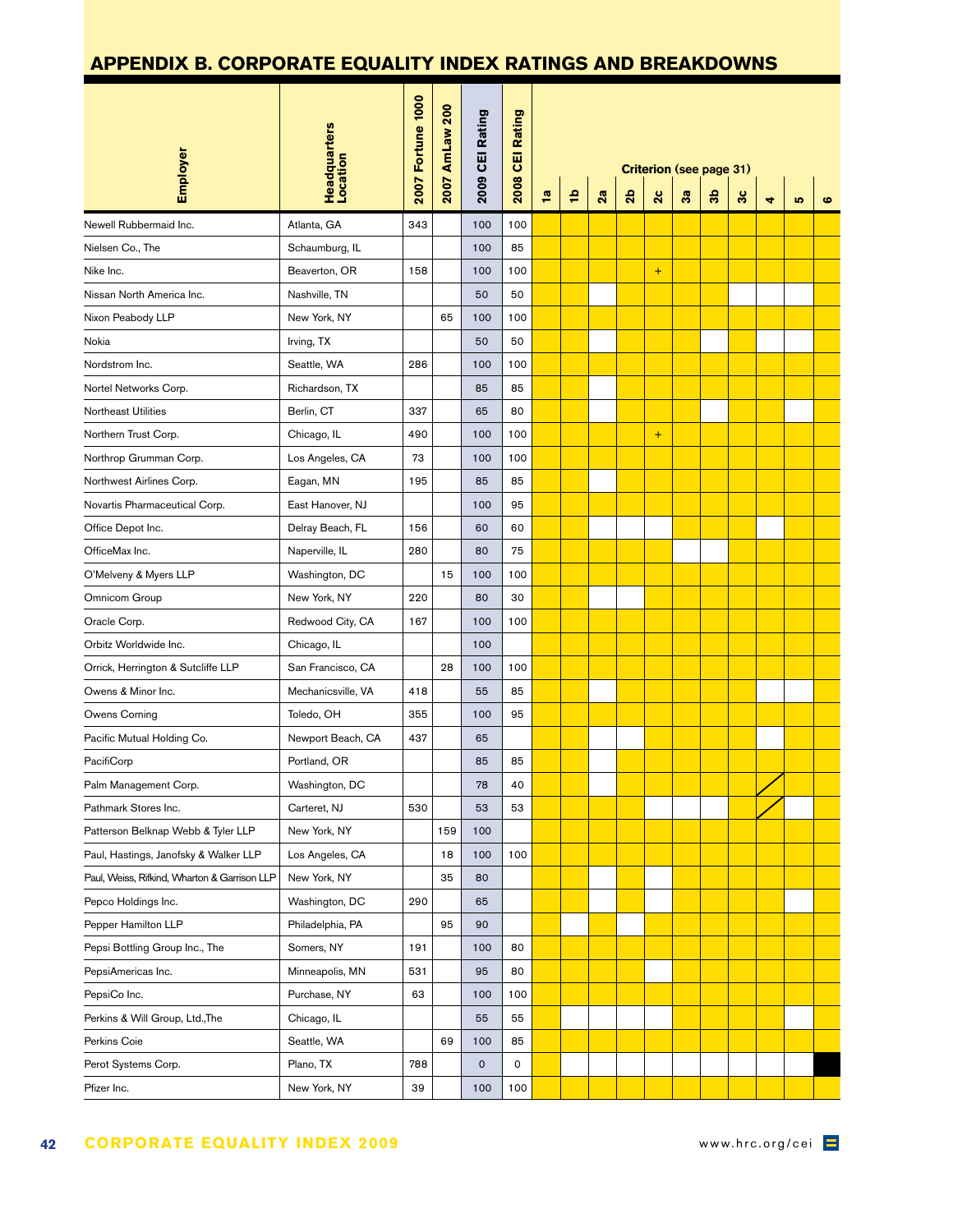## APPENDIX B. CORPORATE EQUALITY INDEX RATINGS AND BREAKDOWNS

| Employer | Headquarters Location | 2007 Fortune 1000 | 2007 AmLaw 200 | 2009 CEI Rating | 2008 CEI Rating | Criterion (see page 31) | | | | | | | | | | |
|---|---|---|---|---|---|---|---|---|---|---|---|---|---|---|---|---|
| | | | | | | 1a | 1b | 2a | 2b | 2c | 3a | 3b | 3c | 4 | 5 | 6 |
| Newell Rubbermaid Inc. | Atlanta, GA | 343 | | 100 | 100 | | | | | | | | | | | |
| Nielsen Co., The | Schaumburg, IL | | | 100 | 85 | | | | | | | | | | | |
| Nike Inc. | Beaverton, OR | 158 | | 100 | 100 | | | | | + | | | | | | |
| Nissan North America Inc. | Nashville, TN | | | 50 | 50 | | | | | | | | | | | |
| Nixon Peabody LLP | New York, NY | | 65 | 100 | 100 | | | | | | | | | | | |
| Nokia | Irving, TX | | | 50 | 50 | | | | | | | | | | | |
| Nordstrom Inc. | Seattle, WA | 286 | | 100 | 100 | | | | | | | | | | | |
| Nortel Networks Corp. | Richardson, TX | | | 85 | 85 | | | | | | | | | | | |
| Northeast Utilities | Berlin, CT | 337 | | 65 | 80 | | | | | | | | | | | |
| Northern Trust Corp. | Chicago, IL | 490 | | 100 | 100 | | | | | + | | | | | | |
| Northrop Grumman Corp. | Los Angeles, CA | 73 | | 100 | 100 | | | | | | | | | | | |
| Northwest Airlines Corp. | Eagan, MN | 195 | | 85 | 85 | | | | | | | | | | | |
| Novartis Pharmaceutical Corp. | East Hanover, NJ | | | 100 | 95 | | | | | | | | | | | |
| Office Depot Inc. | Delray Beach, FL | 156 | | 60 | 60 | | | | | | | | | | | |
| OfficeMax Inc. | Naperville, IL | 280 | | 80 | 75 | | | | | | | | | | | |
| O'Melveny & Myers LLP | Washington, DC | | 15 | 100 | 100 | | | | | | | | | | | |
| Omnicom Group | New York, NY | 220 | | 80 | 30 | | | | | | | | | | | |
| Oracle Corp. | Redwood City, CA | 167 | | 100 | 100 | | | | | | | | | | | |
| Orbitz Worldwide Inc. | Chicago, IL | | | 100 | | | | | | | | | | | | |
| Orrick, Herrington & Sutcliffe LLP | San Francisco, CA | | 28 | 100 | 100 | | | | | | | | | | | |
| Owens & Minor Inc. | Mechanicsville, VA | 418 | | 55 | 85 | | | | | | | | | | | |
| Owens Corning | Toledo, OH | 355 | | 100 | 95 | | | | | | | | | | | |
| Pacific Mutual Holding Co. | Newport Beach, CA | 437 | | 65 | | | | | | | | | | | | |
| PacifiCorp | Portland, OR | | | 85 | 85 | | | | | | | | | | | |
| Palm Management Corp. | Washington, DC | | | 78 | 40 | | | | | | | | | | | |
| Pathmark Stores Inc. | Carteret, NJ | 530 | | 53 | 53 | | | | | | | | | | | |
| Patterson Belknap Webb & Tyler LLP | New York, NY | | 159 | 100 | | | | | | | | | | | | |
| Paul, Hastings, Janofsky & Walker LLP | Los Angeles, CA | | 18 | 100 | 100 | | | | | | | | | | | |
| Paul, Weiss, Rifkind, Wharton & Garrison LLP | New York, NY | | 35 | 80 | | | | | | | | | | | | |
| Pepco Holdings Inc. | Washington, DC | 290 | | 65 | | | | | | | | | | | | |
| Pepper Hamilton LLP | Philadelphia, PA | | 95 | 90 | | | | | | | | | | | | |
| Pepsi Bottling Group Inc., The | Somers, NY | 191 | | 100 | 80 | | | | | | | | | | | |
| PepsiAmericas Inc. | Minneapolis, MN | 531 | | 95 | 80 | | | | | | | | | | | |
| PepsiCo Inc. | Purchase, NY | 63 | | 100 | 100 | | | | | | | | | | | |
| Perkins & Will Group, Ltd.,The | Chicago, IL | | | 55 | 55 | | | | | | | | | | | |
| Perkins Coie | Seattle, WA | | 69 | 100 | 85 | | | | | | | | | | | |
| Perot Systems Corp. | Plano, TX | 788 | | 0 | 0 | | | | | | | | | | | |
| Pfizer Inc. | New York, NY | 39 | | 100 | 100 | | | | | | | | | | | |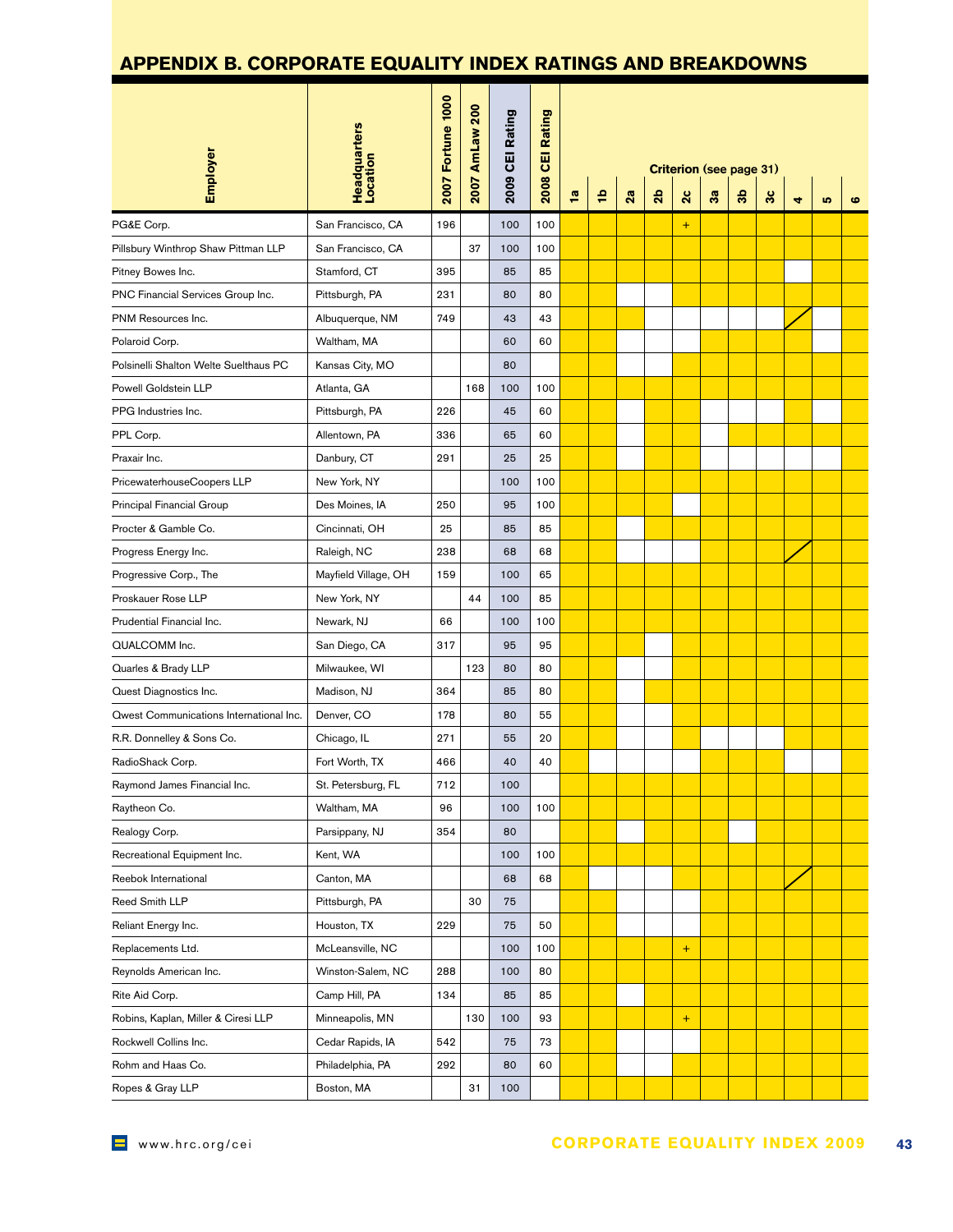# APPENDIX B. CORPORATE EQUALITY INDEX RATINGS AND BREAKDOWNS

In the criterion columns, ✓ marks a shaded (yellow) cell, ½ marks a cell crossed by a diagonal line, and an empty cell marks an unshaded (white) cell.

| Employer | Headquarters Location | 2007 Fortune 1000 | 2007 AmLaw 200 | 2009 CEI Rating | 2008 CEI Rating | Criterion (see page 31) 1a | 1b | 2a | 2b | 2c | 3a | 3b | 3c | 4 | 5 | 6 |
|---|---|---|---|---|---|---|---|---|---|---|---|---|---|---|---|---|
| PG&E Corp. | San Francisco, CA | 196 | | 100 | 100 | ✓ | ✓ | ✓ | ✓ | ✓ + | ✓ | ✓ | ✓ | ✓ | ✓ | ✓ |
| Pillsbury Winthrop Shaw Pittman LLP | San Francisco, CA | | 37 | 100 | 100 | ✓ | ✓ | ✓ | ✓ | ✓ | ✓ | ✓ | ✓ | ✓ | ✓ | ✓ |
| Pitney Bowes Inc. | Stamford, CT | 395 | | 85 | 85 | ✓ | ✓ | ✓ | ✓ | ✓ | ✓ | ✓ | ✓ | | ✓ | ✓ |
| PNC Financial Services Group Inc. | Pittsburgh, PA | 231 | | 80 | 80 | ✓ | ✓ | | | ✓ | ✓ | ✓ | ✓ | ✓ | ✓ | ✓ |
| PNM Resources Inc. | Albuquerque, NM | 749 | | 43 | 43 | ✓ | ✓ | ✓ | | | | | | ½ | | ✓ |
| Polaroid Corp. | Waltham, MA | | | 60 | 60 | ✓ | ✓ | | | | ✓ | ✓ | ✓ | ✓ | | ✓ |
| Polsinelli Shalton Welte Suelthaus PC | Kansas City, MO | | | 80 | | ✓ | ✓ | | | ✓ | ✓ | ✓ | ✓ | ✓ | ✓ | ✓ |
| Powell Goldstein LLP | Atlanta, GA | | 168 | 100 | 100 | ✓ | ✓ | ✓ | ✓ | ✓ | ✓ | ✓ | ✓ | ✓ | ✓ | ✓ |
| PPG Industries Inc. | Pittsburgh, PA | 226 | | 45 | 60 | ✓ | ✓ | | | ✓ | | | | ✓ | | ✓ |
| PPL Corp. | Allentown, PA | 336 | | 65 | 60 | ✓ | ✓ | | | ✓ | | ✓ | ✓ | ✓ | ✓ | ✓ |
| Praxair Inc. | Danbury, CT | 291 | | 25 | 25 | ✓ | ✓ | | | | | | | | | ✓ |
| PricewaterhouseCoopers LLP | New York, NY | | | 100 | 100 | ✓ | ✓ | ✓ | ✓ | ✓ | ✓ | ✓ | ✓ | ✓ | ✓ | ✓ |
| Principal Financial Group | Des Moines, IA | 250 | | 95 | 100 | ✓ | ✓ | ✓ | ✓ | | ✓ | ✓ | ✓ | ✓ | ✓ | ✓ |
| Procter & Gamble Co. | Cincinnati, OH | 25 | | 85 | 85 | ✓ | ✓ | | ✓ | ✓ | ✓ | ✓ | ✓ | ✓ | ✓ | ✓ |
| Progress Energy Inc. | Raleigh, NC | 238 | | 68 | 68 | ✓ | ✓ | | | | ✓ | ✓ | ✓ | ½ | ✓ | ✓ |
| Progressive Corp., The | Mayfield Village, OH | 159 | | 100 | 65 | ✓ | ✓ | ✓ | ✓ | ✓ | ✓ | ✓ | ✓ | ✓ | ✓ | ✓ |
| Proskauer Rose LLP | New York, NY | | 44 | 100 | 85 | ✓ | ✓ | ✓ | ✓ | ✓ | ✓ | ✓ | ✓ | ✓ | ✓ | ✓ |
| Prudential Financial Inc. | Newark, NJ | 66 | | 100 | 100 | ✓ | ✓ | ✓ | ✓ | ✓ | ✓ | ✓ | ✓ | ✓ | ✓ | ✓ |
| QUALCOMM Inc. | San Diego, CA | 317 | | 95 | 95 | ✓ | ✓ | ✓ | | ✓ | ✓ | ✓ | ✓ | ✓ | ✓ | ✓ |
| Quarles & Brady LLP | Milwaukee, WI | | 123 | 80 | 80 | ✓ | ✓ | | | ✓ | ✓ | ✓ | ✓ | ✓ | ✓ | ✓ |
| Quest Diagnostics Inc. | Madison, NJ | 364 | | 85 | 80 | ✓ | ✓ | | ✓ | ✓ | ✓ | ✓ | ✓ | ✓ | ✓ | ✓ |
| Qwest Communications International Inc. | Denver, CO | 178 | | 80 | 55 | ✓ | ✓ | | | ✓ | ✓ | ✓ | ✓ | ✓ | ✓ | ✓ |
| R.R. Donnelley & Sons Co. | Chicago, IL | 271 | | 55 | 20 | ✓ | ✓ | | | ✓ | | | | ✓ | ✓ | ✓ |
| RadioShack Corp. | Fort Worth, TX | 466 | | 40 | 40 | ✓ | | | | | ✓ | ✓ | ✓ | | | ✓ |
| Raymond James Financial Inc. | St. Petersburg, FL | 712 | | 100 | | ✓ | ✓ | ✓ | ✓ | ✓ | ✓ | ✓ | ✓ | ✓ | ✓ | ✓ |
| Raytheon Co. | Waltham, MA | 96 | | 100 | 100 | ✓ | ✓ | ✓ | ✓ | ✓ | ✓ | ✓ | ✓ | ✓ | ✓ | ✓ |
| Realogy Corp. | Parsippany, NJ | 354 | | 80 | | ✓ | ✓ | | ✓ | ✓ | ✓ | | ✓ | ✓ | ✓ | ✓ |
| Recreational Equipment Inc. | Kent, WA | | | 100 | 100 | ✓ | ✓ | ✓ | ✓ | ✓ | ✓ | ✓ | ✓ | ✓ | ✓ | ✓ |
| Reebok International | Canton, MA | | | 68 | 68 | ✓ | | | | ✓ | ✓ | ✓ | ✓ | ½ | ✓ | ✓ |
| Reed Smith LLP | Pittsburgh, PA | | 30 | 75 | | ✓ | ✓ | | | | ✓ | ✓ | ✓ | ✓ | ✓ | ✓ |
| Reliant Energy Inc. | Houston, TX | 229 | | 75 | 50 | ✓ | ✓ | | | | ✓ | ✓ | ✓ | ✓ | ✓ | ✓ |
| Replacements Ltd. | McLeansville, NC | | | 100 | 100 | ✓ | ✓ | ✓ | ✓ | ✓ + | ✓ | ✓ | ✓ | ✓ | ✓ | ✓ |
| Reynolds American Inc. | Winston-Salem, NC | 288 | | 100 | 80 | ✓ | ✓ | ✓ | ✓ | ✓ | ✓ | ✓ | ✓ | ✓ | ✓ | ✓ |
| Rite Aid Corp. | Camp Hill, PA | 134 | | 85 | 85 | ✓ | ✓ | | ✓ | ✓ | ✓ | ✓ | ✓ | ✓ | ✓ | ✓ |
| Robins, Kaplan, Miller & Ciresi LLP | Minneapolis, MN | | 130 | 100 | 93 | ✓ | ✓ | ✓ | ✓ | ✓ + | ✓ | ✓ | ✓ | ✓ | ✓ | ✓ |
| Rockwell Collins Inc. | Cedar Rapids, IA | 542 | | 75 | 73 | ✓ | ✓ | | | | ✓ | ✓ | ✓ | ✓ | ✓ | ✓ |
| Rohm and Haas Co. | Philadelphia, PA | 292 | | 80 | 60 | ✓ | ✓ | | | ✓ | ✓ | ✓ | ✓ | ✓ | ✓ | ✓ |
| Ropes & Gray LLP | Boston, MA | | 31 | 100 | | ✓ | ✓ | ✓ | ✓ | ✓ | ✓ | ✓ | ✓ | ✓ | ✓ | ✓ |

www.hrc.org/cei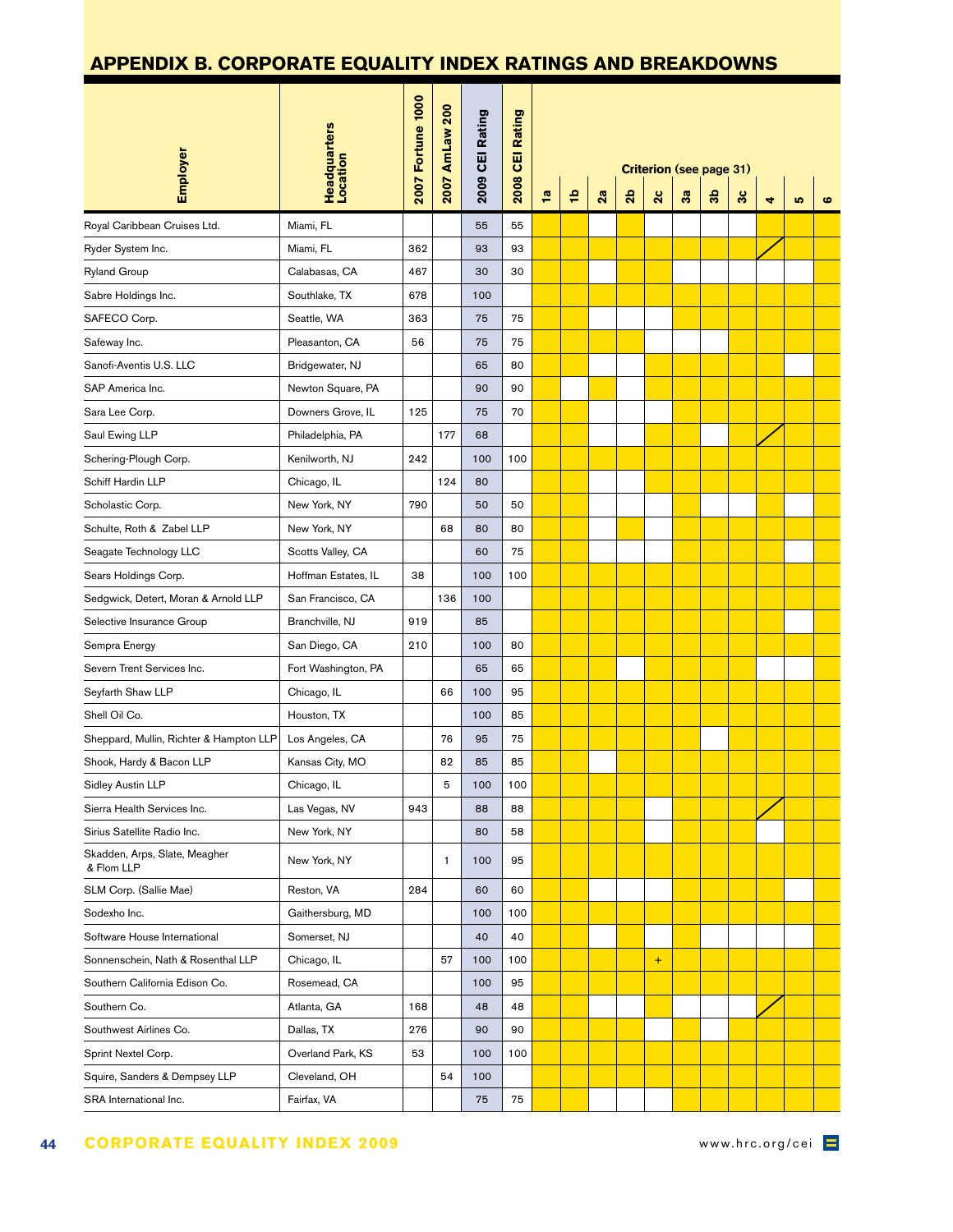## APPENDIX B. CORPORATE EQUALITY INDEX RATINGS AND BREAKDOWNS

| Employer | Headquarters Location | 2007 Fortune 1000 | 2007 AmLaw 200 | 2009 CEI Rating | 2008 CEI Rating | Criterion (see page 31) 1a | 1b | 2a | 2b | 2c | 3a | 3b | 3c | 4 | 5 | 6 |
|---|---|---|---|---|---|---|---|---|---|---|---|---|---|---|---|---|
| Royal Caribbean Cruises Ltd. | Miami, FL | | | 55 | 55 | | | | | | | | | | | |
| Ryder System Inc. | Miami, FL | 362 | | 93 | 93 | | | | | | | | | / | | |
| Ryland Group | Calabasas, CA | 467 | | 30 | 30 | | | | | | | | | | | |
| Sabre Holdings Inc. | Southlake, TX | 678 | | 100 | | | | | | | | | | | | |
| SAFECO Corp. | Seattle, WA | 363 | | 75 | 75 | | | | | | | | | | | |
| Safeway Inc. | Pleasanton, CA | 56 | | 75 | 75 | | | | | | | | | | | |
| Sanofi-Aventis U.S. LLC | Bridgewater, NJ | | | 65 | 80 | | | | | | | | | | | |
| SAP America Inc. | Newton Square, PA | | | 90 | 90 | | | | | | | | | | | |
| Sara Lee Corp. | Downers Grove, IL | 125 | | 75 | 70 | | | | | | | | | | | |
| Saul Ewing LLP | Philadelphia, PA | | 177 | 68 | | | | | | | | | | / | | |
| Schering-Plough Corp. | Kenilworth, NJ | 242 | | 100 | 100 | | | | | | | | | | | |
| Schiff Hardin LLP | Chicago, IL | | 124 | 80 | | | | | | | | | | | | |
| Scholastic Corp. | New York, NY | 790 | | 50 | 50 | | | | | | | | | | | |
| Schulte, Roth & Zabel LLP | New York, NY | | 68 | 80 | 80 | | | | | | | | | | | |
| Seagate Technology LLC | Scotts Valley, CA | | | 60 | 75 | | | | | | | | | | | |
| Sears Holdings Corp. | Hoffman Estates, IL | 38 | | 100 | 100 | | | | | | | | | | | |
| Sedgwick, Detert, Moran & Arnold LLP | San Francisco, CA | | 136 | 100 | | | | | | | | | | | | |
| Selective Insurance Group | Branchville, NJ | 919 | | 85 | | | | | | | | | | | | |
| Sempra Energy | San Diego, CA | 210 | | 100 | 80 | | | | | | | | | | | |
| Severn Trent Services Inc. | Fort Washington, PA | | | 65 | 65 | | | | | | | | | | | |
| Seyfarth Shaw LLP | Chicago, IL | | 66 | 100 | 95 | | | | | | | | | | | |
| Shell Oil Co. | Houston, TX | | | 100 | 85 | | | | | | | | | | | |
| Sheppard, Mullin, Richter & Hampton LLP | Los Angeles, CA | | 76 | 95 | 75 | | | | | | | | | | | |
| Shook, Hardy & Bacon LLP | Kansas City, MO | | 82 | 85 | 85 | | | | | | | | | | | |
| Sidley Austin LLP | Chicago, IL | | 5 | 100 | 100 | | | | | | | | | | | |
| Sierra Health Services Inc. | Las Vegas, NV | 943 | | 88 | 88 | | | | | | | | | / | | |
| Sirius Satellite Radio Inc. | New York, NY | | | 80 | 58 | | | | | | | | | | | |
| Skadden, Arps, Slate, Meagher & Flom LLP | New York, NY | | 1 | 100 | 95 | | | | | | | | | | | |
| SLM Corp. (Sallie Mae) | Reston, VA | 284 | | 60 | 60 | | | | | | | | | | | |
| Sodexho Inc. | Gaithersburg, MD | | | 100 | 100 | | | | | | | | | | | |
| Software House International | Somerset, NJ | | | 40 | 40 | | | | | | | | | | | |
| Sonnenschein, Nath & Rosenthal LLP | Chicago, IL | | 57 | 100 | 100 | | | | | + | | | | | | |
| Southern California Edison Co. | Rosemead, CA | | | 100 | 95 | | | | | | | | | | | |
| Southern Co. | Atlanta, GA | 168 | | 48 | 48 | | | | | | | | | / | | |
| Southwest Airlines Co. | Dallas, TX | 276 | | 90 | 90 | | | | | | | | | | | |
| Sprint Nextel Corp. | Overland Park, KS | 53 | | 100 | 100 | | | | | | | | | | | |
| Squire, Sanders & Dempsey LLP | Cleveland, OH | | 54 | 100 | | | | | | | | | | | | |
| SRA International Inc. | Fairfax, VA | | | 75 | 75 | | | | | | | | | | | |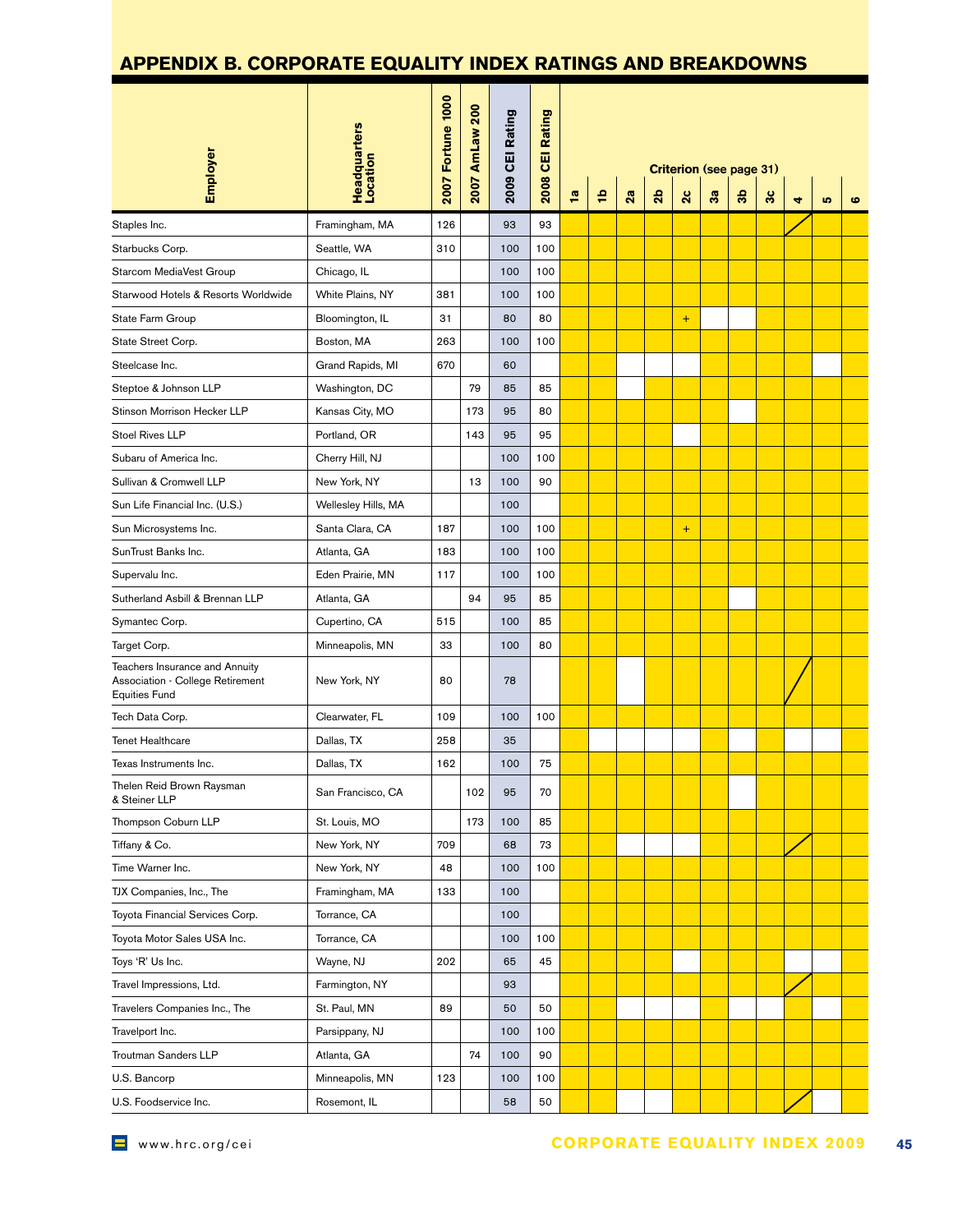## APPENDIX B. CORPORATE EQUALITY INDEX RATINGS AND BREAKDOWNS

| Employer | Headquarters Location | 2007 Fortune 1000 | 2007 AmLaw 200 | 2009 CEI Rating | 2008 CEI Rating | Criterion (see page 31) | | | | | | | | | | |
|---|---|---|---|---|---|---|---|---|---|---|---|---|---|---|---|---|
| | | | | | | 1a | 1b | 2a | 2b | 2c | 3a | 3b | 3c | 4 | 5 | 6 |
| Staples Inc. | Framingham, MA | 126 | | 93 | 93 | | | | | | | | | / | | |
| Starbucks Corp. | Seattle, WA | 310 | | 100 | 100 | | | | | | | | | | | |
| Starcom MediaVest Group | Chicago, IL | | | 100 | 100 | | | | | | | | | | | |
| Starwood Hotels & Resorts Worldwide | White Plains, NY | 381 | | 100 | 100 | | | | | | | | | | | |
| State Farm Group | Bloomington, IL | 31 | | 80 | 80 | | | | | + | | | | | | |
| State Street Corp. | Boston, MA | 263 | | 100 | 100 | | | | | | | | | | | |
| Steelcase Inc. | Grand Rapids, MI | 670 | | 60 | | | | | | | | | | | | |
| Steptoe & Johnson LLP | Washington, DC | | 79 | 85 | 85 | | | | | | | | | | | |
| Stinson Morrison Hecker LLP | Kansas City, MO | | 173 | 95 | 80 | | | | | | | | | | | |
| Stoel Rives LLP | Portland, OR | | 143 | 95 | 95 | | | | | | | | | | | |
| Subaru of America Inc. | Cherry Hill, NJ | | | 100 | 100 | | | | | | | | | | | |
| Sullivan & Cromwell LLP | New York, NY | | 13 | 100 | 90 | | | | | | | | | | | |
| Sun Life Financial Inc. (U.S.) | Wellesley Hills, MA | | | 100 | | | | | | | | | | | | |
| Sun Microsystems Inc. | Santa Clara, CA | 187 | | 100 | 100 | | | | | + | | | | | | |
| SunTrust Banks Inc. | Atlanta, GA | 183 | | 100 | 100 | | | | | | | | | | | |
| Supervalu Inc. | Eden Prairie, MN | 117 | | 100 | 100 | | | | | | | | | | | |
| Sutherland Asbill & Brennan LLP | Atlanta, GA | | 94 | 95 | 85 | | | | | | | | | | | |
| Symantec Corp. | Cupertino, CA | 515 | | 100 | 85 | | | | | | | | | | | |
| Target Corp. | Minneapolis, MN | 33 | | 100 | 80 | | | | | | | | | | | |
| Teachers Insurance and Annuity Association - College Retirement Equities Fund | New York, NY | 80 | | 78 | | | | | | | | | | / | | |
| Tech Data Corp. | Clearwater, FL | 109 | | 100 | 100 | | | | | | | | | | | |
| Tenet Healthcare | Dallas, TX | 258 | | 35 | | | | | | | | | | | | |
| Texas Instruments Inc. | Dallas, TX | 162 | | 100 | 75 | | | | | | | | | | | |
| Thelen Reid Brown Raysman & Steiner LLP | San Francisco, CA | | 102 | 95 | 70 | | | | | | | | | | | |
| Thompson Coburn LLP | St. Louis, MO | | 173 | 100 | 85 | | | | | | | | | | | |
| Tiffany & Co. | New York, NY | 709 | | 68 | 73 | | | | | | | | | / | | |
| Time Warner Inc. | New York, NY | 48 | | 100 | 100 | | | | | | | | | | | |
| TJX Companies, Inc., The | Framingham, MA | 133 | | 100 | | | | | | | | | | | | |
| Toyota Financial Services Corp. | Torrance, CA | | | 100 | | | | | | | | | | | | |
| Toyota Motor Sales USA Inc. | Torrance, CA | | | 100 | 100 | | | | | | | | | | | |
| Toys 'R' Us Inc. | Wayne, NJ | 202 | | 65 | 45 | | | | | | | | | | | |
| Travel Impressions, Ltd. | Farmington, NY | | | 93 | | | | | | | | | | / | | |
| Travelers Companies Inc., The | St. Paul, MN | 89 | | 50 | 50 | | | | | | | | | | | |
| Travelport Inc. | Parsippany, NJ | | | 100 | 100 | | | | | | | | | | | |
| Troutman Sanders LLP | Atlanta, GA | | 74 | 100 | 90 | | | | | | | | | | | |
| U.S. Bancorp | Minneapolis, MN | 123 | | 100 | 100 | | | | | | | | | | | |
| U.S. Foodservice Inc. | Rosemont, IL | | | 58 | 50 | | | | | | | | | / | | |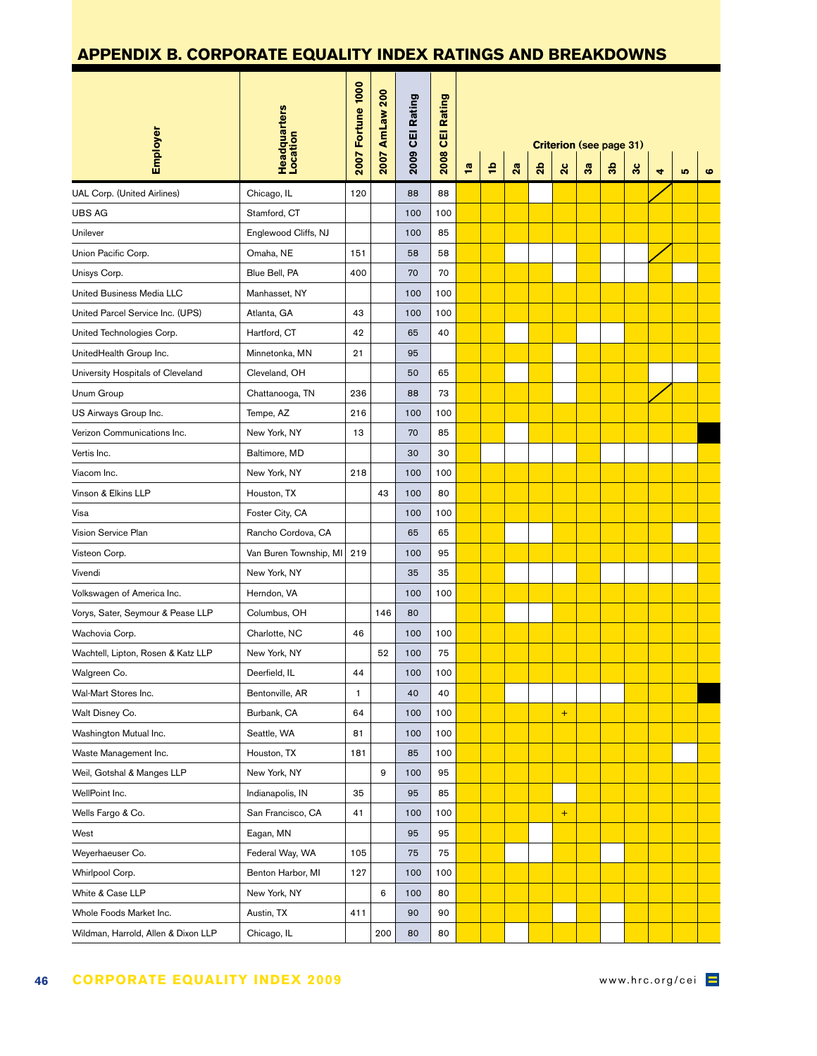## APPENDIX B. CORPORATE EQUALITY INDEX RATINGS AND BREAKDOWNS

Cell key (added for this transcription): ● = shaded (yellow) cell; ◐ = diagonal-slash cell; ■ = black cell; + = "+" marked cell; blank = unshaded (white) cell.

| Employer | Headquarters Location | 2007 Fortune 1000 | 2007 AmLaw 200 | 2009 CEI Rating | 2008 CEI Rating | Criterion (see page 31) 1a | 1b | 2a | 2b | 2c | 3a | 3b | 3c | 4 | 5 | 6 |
|---|---|---|---|---|---|---|---|---|---|---|---|---|---|---|---|---|
| UAL Corp. (United Airlines) | Chicago, IL | 120 | | 88 | 88 | ● | ● | ● | | ● | ● | ● | ● | ◐ | ● | ● |
| UBS AG | Stamford, CT | | | 100 | 100 | ● | ● | ● | ● | ● | ● | ● | ● | ● | ● | ● |
| Unilever | Englewood Cliffs, NJ | | | 100 | 85 | ● | ● | ● | ● | ● | ● | ● | ● | ● | ● | ● |
| Union Pacific Corp. | Omaha, NE | 151 | | 58 | 58 | ● | ● | | | | ● | | | ◐ | ● | ● |
| Unisys Corp. | Blue Bell, PA | 400 | | 70 | 70 | ● | ● | ● | ● | | ● | | | ● | | ● |
| United Business Media LLC | Manhasset, NY | | | 100 | 100 | ● | ● | ● | ● | ● | ● | ● | ● | ● | ● | ● |
| United Parcel Service Inc. (UPS) | Atlanta, GA | 43 | | 100 | 100 | ● | ● | ● | ● | ● | ● | ● | ● | ● | ● | ● |
| United Technologies Corp. | Hartford, CT | 42 | | 65 | 40 | ● | ● | | ● | ● | | | ● | ● | ● | ● |
| UnitedHealth Group Inc. | Minnetonka, MN | 21 | | 95 | | ● | ● | ● | ● | | ● | ● | ● | ● | ● | ● |
| University Hospitals of Cleveland | Cleveland, OH | | | 50 | 65 | ● | ● | | ● | | ● | ● | ● | | | ● |
| Unum Group | Chattanooga, TN | 236 | | 88 | 73 | ● | ● | ● | ● | | ● | ● | ● | ◐ | ● | ● |
| US Airways Group Inc. | Tempe, AZ | 216 | | 100 | 100 | ● | ● | ● | ● | ● | ● | ● | ● | ● | ● | ● |
| Verizon Communications Inc. | New York, NY | 13 | | 70 | 85 | ● | ● | | ● | ● | ● | ● | ● | ● | ● | ■ |
| Vertis Inc. | Baltimore, MD | | | 30 | 30 | ● | | | | | ● | | | | | ● |
| Viacom Inc. | New York, NY | 218 | | 100 | 100 | ● | ● | ● | ● | ● | ● | ● | ● | ● | ● | ● |
| Vinson & Elkins LLP | Houston, TX | | 43 | 100 | 80 | ● | ● | ● | ● | ● | ● | ● | ● | ● | ● | ● |
| Visa | Foster City, CA | | | 100 | 100 | ● | ● | ● | ● | ● | ● | ● | ● | ● | ● | ● |
| Vision Service Plan | Rancho Cordova, CA | | | 65 | 65 | ● | ● | | | ● | ● | ● | ● | ● | | ● |
| Visteon Corp. | Van Buren Township, MI | 219 | | 100 | 95 | ● | ● | ● | ● | ● | ● | ● | ● | ● | ● | ● |
| Vivendi | New York, NY | | | 35 | 35 | ● | ● | | | | ● | | | | | ● |
| Volkswagen of America Inc. | Herndon, VA | | | 100 | 100 | ● | ● | ● | ● | ● | ● | ● | ● | ● | ● | ● |
| Vorys, Sater, Seymour & Pease LLP | Columbus, OH | | 146 | 80 | | ● | ● | | | ● | ● | ● | ● | ● | ● | ● |
| Wachovia Corp. | Charlotte, NC | 46 | | 100 | 100 | ● | ● | ● | ● | ● | ● | ● | ● | ● | ● | ● |
| Wachtell, Lipton, Rosen & Katz LLP | New York, NY | | 52 | 100 | 75 | ● | ● | ● | ● | ● | ● | ● | ● | ● | ● | ● |
| Walgreen Co. | Deerfield, IL | 44 | | 100 | 100 | ● | ● | ● | ● | ● | ● | ● | ● | ● | ● | ● |
| Wal-Mart Stores Inc. | Bentonville, AR | 1 | | 40 | 40 | ● | ● | | | | | | ● | ● | ● | ■ |
| Walt Disney Co. | Burbank, CA | 64 | | 100 | 100 | ● | ● | ● | ● | + | ● | ● | ● | ● | ● | ● |
| Washington Mutual Inc. | Seattle, WA | 81 | | 100 | 100 | ● | ● | ● | ● | ● | ● | ● | ● | ● | ● | ● |
| Waste Management Inc. | Houston, TX | 181 | | 85 | 100 | ● | ● | ● | ● | ● | ● | ● | ● | ● | | ● |
| Weil, Gotshal & Manges LLP | New York, NY | | 9 | 100 | 95 | ● | ● | ● | ● | ● | ● | ● | ● | ● | ● | ● |
| WellPoint Inc. | Indianapolis, IN | 35 | | 95 | 85 | ● | ● | ● | ● | | ● | ● | ● | ● | ● | ● |
| Wells Fargo & Co. | San Francisco, CA | 41 | | 100 | 100 | ● | ● | ● | ● | + | ● | ● | ● | ● | ● | ● |
| West | Eagan, MN | | | 95 | 95 | ● | ● | ● | | ● | ● | ● | ● | ● | ● | ● |
| Weyerhaeuser Co. | Federal Way, WA | 105 | | 75 | 75 | ● | ● | | | ● | ● | | ● | ● | ● | ● |
| Whirlpool Corp. | Benton Harbor, MI | 127 | | 100 | 100 | ● | ● | ● | ● | ● | ● | ● | ● | ● | ● | ● |
| White & Case LLP | New York, NY | | 6 | 100 | 80 | ● | ● | ● | ● | ● | ● | ● | ● | ● | ● | ● |
| Whole Foods Market Inc. | Austin, TX | 411 | | 90 | 90 | ● | ● | ● | ● | | ● | | ● | ● | ● | ● |
| Wildman, Harrold, Allen & Dixon LLP | Chicago, IL | | 200 | 80 | 80 | ● | ● | | ● | ● | ● | ● | ● | ● | ● | ● |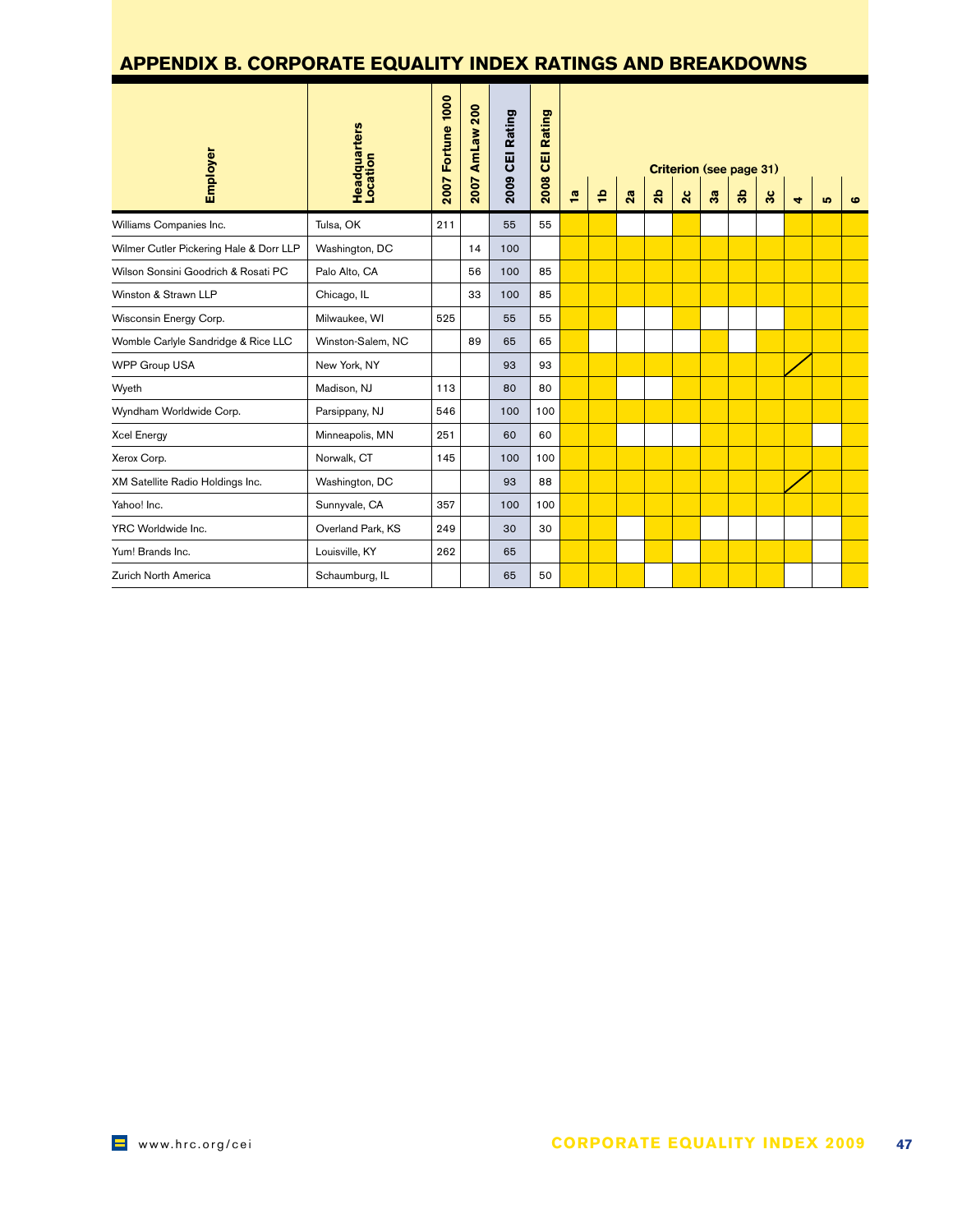## APPENDIX B. CORPORATE EQUALITY INDEX RATINGS AND BREAKDOWNS

Key: ● = shaded (yellow) criterion cell; blank = unshaded cell; / = cell marked with a diagonal line

| Employer | Headquarters Location | 2007 Fortune 1000 | 2007 AmLaw 200 | 2009 CEI Rating | 2008 CEI Rating | Criterion (see page 31) 1a | 1b | 2a | 2b | 2c | 3a | 3b | 3c | 4 | 5 | 6 |
|---|---|---|---|---|---|---|---|---|---|---|---|---|---|---|---|---|
| Williams Companies Inc. | Tulsa, OK | 211 | | 55 | 55 | ● | ● | | | ● | | | | ● | ● | ● |
| Wilmer Cutler Pickering Hale & Dorr LLP | Washington, DC | | 14 | 100 | | ● | ● | ● | ● | ● | ● | ● | ● | ● | ● | ● |
| Wilson Sonsini Goodrich & Rosati PC | Palo Alto, CA | | 56 | 100 | 85 | ● | ● | ● | ● | ● | ● | ● | ● | ● | ● | ● |
| Winston & Strawn LLP | Chicago, IL | | 33 | 100 | 85 | ● | ● | ● | ● | ● | ● | ● | ● | ● | ● | ● |
| Wisconsin Energy Corp. | Milwaukee, WI | 525 | | 55 | 55 | ● | ● | | | ● | | | | ● | ● | ● |
| Womble Carlyle Sandridge & Rice LLC | Winston-Salem, NC | | 89 | 65 | 65 | ● | | | | | ● | | ● | ● | ● | ● |
| WPP Group USA | New York, NY | | | 93 | 93 | ● | ● | ● | ● | ● | ● | ● | ● | / | ● | ● |
| Wyeth | Madison, NJ | 113 | | 80 | 80 | ● | ● | | | ● | ● | ● | ● | ● | ● | ● |
| Wyndham Worldwide Corp. | Parsippany, NJ | 546 | | 100 | 100 | ● | ● | ● | ● | ● | ● | ● | ● | ● | ● | ● |
| Xcel Energy | Minneapolis, MN | 251 | | 60 | 60 | ● | ● | | | | ● | ● | ● | ● | | ● |
| Xerox Corp. | Norwalk, CT | 145 | | 100 | 100 | ● | ● | ● | ● | ● | ● | ● | ● | ● | ● | ● |
| XM Satellite Radio Holdings Inc. | Washington, DC | | | 93 | 88 | ● | ● | ● | ● | ● | ● | ● | ● | / | ● | ● |
| Yahoo! Inc. | Sunnyvale, CA | 357 | | 100 | 100 | ● | ● | ● | ● | ● | ● | ● | ● | ● | ● | ● |
| YRC Worldwide Inc. | Overland Park, KS | 249 | | 30 | 30 | ● | ● | | ● | ● | | | | | | ● |
| Yum! Brands Inc. | Louisville, KY | 262 | | 65 | | ● | ● | | ● | | ● | ● | ● | ● | | ● |
| Zurich North America | Schaumburg, IL | | | 65 | 50 | ● | ● | ● | | ● | ● | ● | ● | | | ● |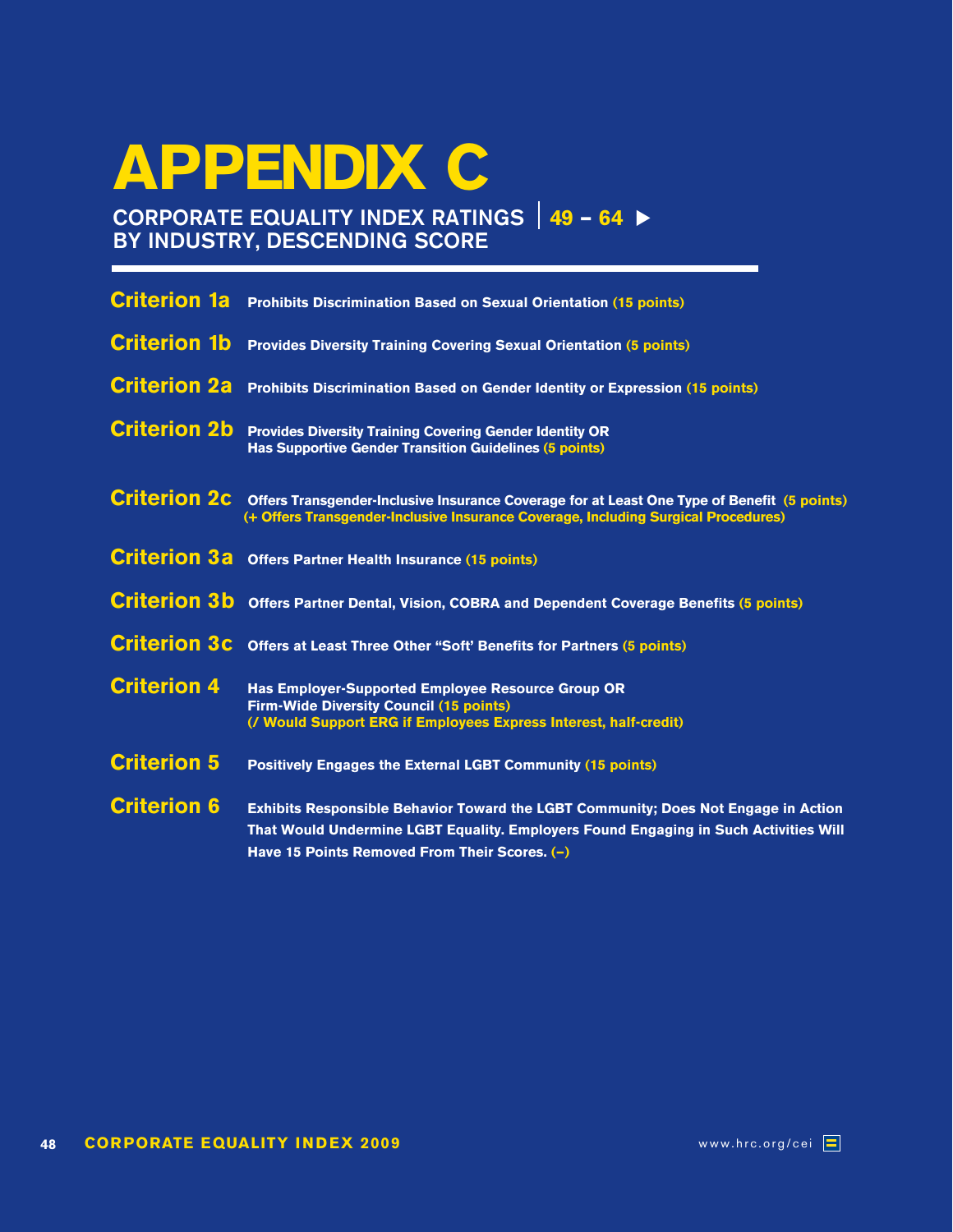# APPENDIX C

## CORPORATE EQUALITY INDEX RATINGS BY INDUSTRY, DESCENDING SCORE | 49 – 64 ▶

**Criterion 1a** Prohibits Discrimination Based on Sexual Orientation (15 points)

**Criterion 1b** Provides Diversity Training Covering Sexual Orientation (5 points)

**Criterion 2a** Prohibits Discrimination Based on Gender Identity or Expression (15 points)

**Criterion 2b** Provides Diversity Training Covering Gender Identity OR Has Supportive Gender Transition Guidelines (5 points)

**Criterion 2c** Offers Transgender-Inclusive Insurance Coverage for at Least One Type of Benefit (5 points) (+ Offers Transgender-Inclusive Insurance Coverage, Including Surgical Procedures)

**Criterion 3a** Offers Partner Health Insurance (15 points)

**Criterion 3b** Offers Partner Dental, Vision, COBRA and Dependent Coverage Benefits (5 points)

**Criterion 3c** Offers at Least Three Other "Soft" Benefits for Partners (5 points)

**Criterion 4** Has Employer-Supported Employee Resource Group OR Firm-Wide Diversity Council (15 points) (/ Would Support ERG if Employees Express Interest, half-credit)

**Criterion 5** Positively Engages the External LGBT Community (15 points)

**Criterion 6** Exhibits Responsible Behavior Toward the LGBT Community; Does Not Engage in Action That Would Undermine LGBT Equality. Employers Found Engaging in Such Activities Will Have 15 Points Removed From Their Scores. (–)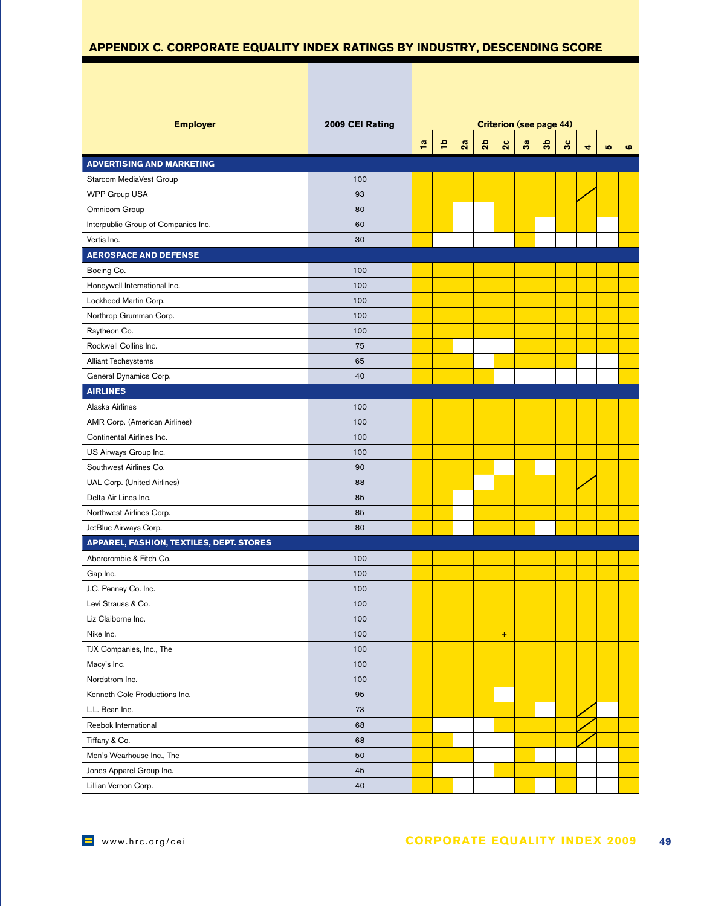## APPENDIX C. CORPORATE EQUALITY INDEX RATINGS BY INDUSTRY, DESCENDING SCORE

Cell key (reconstructed from cell shading; no legend appears on the page): ● = shaded cell, blank = unshaded cell, / = cell with a diagonal slash, + = as printed.

| Employer | 2009 CEI Rating | Criterion (see page 44) | | | | | | | | | | |
|---|---|---|---|---|---|---|---|---|---|---|---|---|
| | | 1a | 1b | 2a | 2b | 2c | 3a | 3b | 3c | 4 | 5 | 6 |
| **ADVERTISING AND MARKETING** | | | | | | | | | | | | |
| Starcom MediaVest Group | 100 | ● | ● | ● | ● | ● | ● | ● | ● | ● | ● | ● |
| WPP Group USA | 93 | ● | ● | ● | ● | ● | ● | ● | ● | / | ● | ● |
| Omnicom Group | 80 | ● | ● | | | ● | ● | ● | ● | ● | ● | ● |
| Interpublic Group of Companies Inc. | 60 | ● | ● | | | ● | ● | | ● | ● | | ● |
| Vertis Inc. | 30 | ● | | | | | ● | | | | | ● |
| **AEROSPACE AND DEFENSE** | | | | | | | | | | | | |
| Boeing Co. | 100 | ● | ● | ● | ● | ● | ● | ● | ● | ● | ● | ● |
| Honeywell International Inc. | 100 | ● | ● | ● | ● | ● | ● | ● | ● | ● | ● | ● |
| Lockheed Martin Corp. | 100 | ● | ● | ● | ● | ● | ● | ● | ● | ● | ● | ● |
| Northrop Grumman Corp. | 100 | ● | ● | ● | ● | ● | ● | ● | ● | ● | ● | ● |
| Raytheon Co. | 100 | ● | ● | ● | ● | ● | ● | ● | ● | ● | ● | ● |
| Rockwell Collins Inc. | 75 | ● | ● | | | | ● | ● | ● | ● | ● | ● |
| Alliant Techsystems | 65 | ● | ● | ● | | ● | ● | ● | ● | | | ● |
| General Dynamics Corp. | 40 | ● | ● | ● | ● | | | | | | | ● |
| **AIRLINES** | | | | | | | | | | | | |
| Alaska Airlines | 100 | ● | ● | ● | ● | ● | ● | ● | ● | ● | ● | ● |
| AMR Corp. (American Airlines) | 100 | ● | ● | ● | ● | ● | ● | ● | ● | ● | ● | ● |
| Continental Airlines Inc. | 100 | ● | ● | ● | ● | ● | ● | ● | ● | ● | ● | ● |
| US Airways Group Inc. | 100 | ● | ● | ● | ● | ● | ● | ● | ● | ● | ● | ● |
| Southwest Airlines Co. | 90 | ● | ● | ● | ● | | ● | | ● | ● | ● | ● |
| UAL Corp. (United Airlines) | 88 | ● | ● | ● | | ● | ● | ● | ● | / | ● | ● |
| Delta Air Lines Inc. | 85 | ● | ● | | ● | ● | ● | ● | ● | ● | ● | ● |
| Northwest Airlines Corp. | 85 | ● | ● | | ● | ● | ● | ● | ● | ● | ● | ● |
| JetBlue Airways Corp. | 80 | ● | ● | | ● | ● | ● | | ● | ● | ● | ● |
| **APPAREL, FASHION, TEXTILES, DEPT. STORES** | | | | | | | | | | | | |
| Abercrombie & Fitch Co. | 100 | ● | ● | ● | ● | ● | ● | ● | ● | ● | ● | ● |
| Gap Inc. | 100 | ● | ● | ● | ● | ● | ● | ● | ● | ● | ● | ● |
| J.C. Penney Co. Inc. | 100 | ● | ● | ● | ● | ● | ● | ● | ● | ● | ● | ● |
| Levi Strauss & Co. | 100 | ● | ● | ● | ● | ● | ● | ● | ● | ● | ● | ● |
| Liz Claiborne Inc. | 100 | ● | ● | ● | ● | ● | ● | ● | ● | ● | ● | ● |
| Nike Inc. | 100 | ● | ● | ● | ● | + | ● | ● | ● | ● | ● | ● |
| TJX Companies, Inc., The | 100 | ● | ● | ● | ● | ● | ● | ● | ● | ● | ● | ● |
| Macy's Inc. | 100 | ● | ● | ● | ● | ● | ● | ● | ● | ● | ● | ● |
| Nordstrom Inc. | 100 | ● | ● | ● | ● | ● | ● | ● | ● | ● | ● | ● |
| Kenneth Cole Productions Inc. | 95 | ● | ● | ● | ● | | ● | ● | ● | ● | ● | ● |
| L.L. Bean Inc. | 73 | ● | ● | ● | ● | ● | ● | | ● | / | | ● |
| Reebok International | 68 | ● | | | | ● | ● | ● | ● | / | ● | ● |
| Tiffany & Co. | 68 | ● | ● | | | | ● | ● | ● | / | ● | ● |
| Men's Wearhouse Inc., The | 50 | ● | ● | ● | | | ● | | | | | ● |
| Jones Apparel Group Inc. | 45 | ● | | | | ● | ● | ● | ● | | | ● |
| Lillian Vernon Corp. | 40 | ● | ● | | | | ● | | ● | | | ● |

www.hrc.org/cei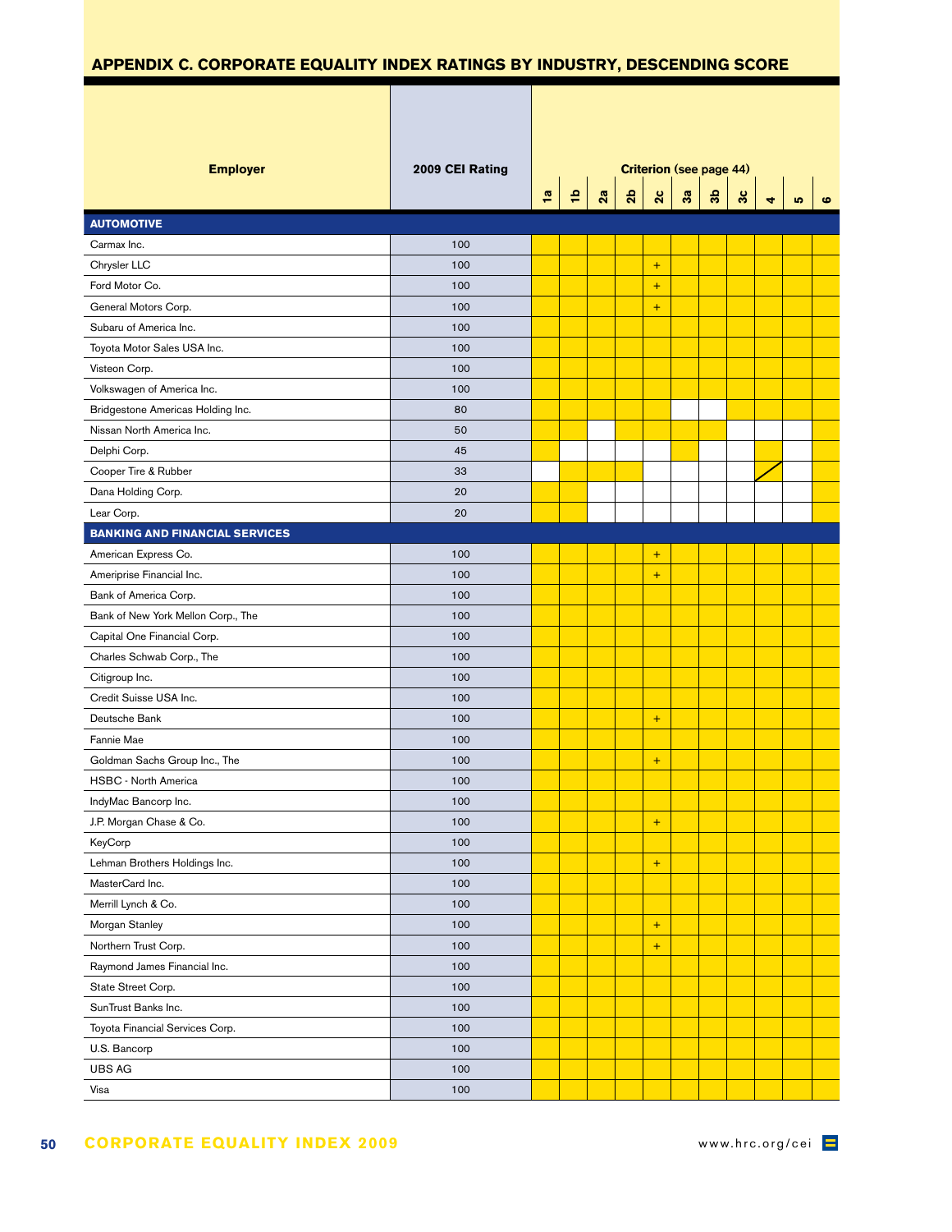## APPENDIX C. CORPORATE EQUALITY INDEX RATINGS BY INDUSTRY, DESCENDING SCORE

Legend for this transcription: ● = shaded (yellow) cell; + = shaded cell marked "+"; / = cell with a diagonal line; empty cell = unshaded (white) cell.

Criterion (see page 44)

| Employer | 2009 CEI Rating | 1a | 1b | 2a | 2b | 2c | 3a | 3b | 3c | 4 | 5 | 6 |
|---|---|---|---|---|---|---|---|---|---|---|---|---|
| **AUTOMOTIVE** | | | | | | | | | | | | |
| Carmax Inc. | 100 | ● | ● | ● | ● | ● | ● | ● | ● | ● | ● | ● |
| Chrysler LLC | 100 | ● | ● | ● | ● | + | ● | ● | ● | ● | ● | ● |
| Ford Motor Co. | 100 | ● | ● | ● | ● | + | ● | ● | ● | ● | ● | ● |
| General Motors Corp. | 100 | ● | ● | ● | ● | + | ● | ● | ● | ● | ● | ● |
| Subaru of America Inc. | 100 | ● | ● | ● | ● | ● | ● | ● | ● | ● | ● | ● |
| Toyota Motor Sales USA Inc. | 100 | ● | ● | ● | ● | ● | ● | ● | ● | ● | ● | ● |
| Visteon Corp. | 100 | ● | ● | ● | ● | ● | ● | ● | ● | ● | ● | ● |
| Volkswagen of America Inc. | 100 | ● | ● | ● | ● | ● | ● | ● | ● | ● | ● | ● |
| Bridgestone Americas Holding Inc. | 80 | ● | ● | ● | ● | ● | | | ● | ● | ● | ● |
| Nissan North America Inc. | 50 | ● | ● | | ● | ● | ● | ● | | | | ● |
| Delphi Corp. | 45 | ● | | | | | ● | | | ● | | ● |
| Cooper Tire & Rubber | 33 | | ● | ● | ● | | | | | / | | ● |
| Dana Holding Corp. | 20 | ● | ● | | | | | | | | | ● |
| Lear Corp. | 20 | ● | ● | | | | | | | | | ● |
| **BANKING AND FINANCIAL SERVICES** | | | | | | | | | | | | |
| American Express Co. | 100 | ● | ● | ● | ● | + | ● | ● | ● | ● | ● | ● |
| Ameriprise Financial Inc. | 100 | ● | ● | ● | ● | + | ● | ● | ● | ● | ● | ● |
| Bank of America Corp. | 100 | ● | ● | ● | ● | ● | ● | ● | ● | ● | ● | ● |
| Bank of New York Mellon Corp., The | 100 | ● | ● | ● | ● | ● | ● | ● | ● | ● | ● | ● |
| Capital One Financial Corp. | 100 | ● | ● | ● | ● | ● | ● | ● | ● | ● | ● | ● |
| Charles Schwab Corp., The | 100 | ● | ● | ● | ● | ● | ● | ● | ● | ● | ● | ● |
| Citigroup Inc. | 100 | ● | ● | ● | ● | ● | ● | ● | ● | ● | ● | ● |
| Credit Suisse USA Inc. | 100 | ● | ● | ● | ● | ● | ● | ● | ● | ● | ● | ● |
| Deutsche Bank | 100 | ● | ● | ● | ● | + | ● | ● | ● | ● | ● | ● |
| Fannie Mae | 100 | ● | ● | ● | ● | ● | ● | ● | ● | ● | ● | ● |
| Goldman Sachs Group Inc., The | 100 | ● | ● | ● | ● | + | ● | ● | ● | ● | ● | ● |
| HSBC - North America | 100 | ● | ● | ● | ● | ● | ● | ● | ● | ● | ● | ● |
| IndyMac Bancorp Inc. | 100 | ● | ● | ● | ● | ● | ● | ● | ● | ● | ● | ● |
| J.P. Morgan Chase & Co. | 100 | ● | ● | ● | ● | + | ● | ● | ● | ● | ● | ● |
| KeyCorp | 100 | ● | ● | ● | ● | ● | ● | ● | ● | ● | ● | ● |
| Lehman Brothers Holdings Inc. | 100 | ● | ● | ● | ● | + | ● | ● | ● | ● | ● | ● |
| MasterCard Inc. | 100 | ● | ● | ● | ● | ● | ● | ● | ● | ● | ● | ● |
| Merrill Lynch & Co. | 100 | ● | ● | ● | ● | ● | ● | ● | ● | ● | ● | ● |
| Morgan Stanley | 100 | ● | ● | ● | ● | + | ● | ● | ● | ● | ● | ● |
| Northern Trust Corp. | 100 | ● | ● | ● | ● | + | ● | ● | ● | ● | ● | ● |
| Raymond James Financial Inc. | 100 | ● | ● | ● | ● | ● | ● | ● | ● | ● | ● | ● |
| State Street Corp. | 100 | ● | ● | ● | ● | ● | ● | ● | ● | ● | ● | ● |
| SunTrust Banks Inc. | 100 | ● | ● | ● | ● | ● | ● | ● | ● | ● | ● | ● |
| Toyota Financial Services Corp. | 100 | ● | ● | ● | ● | ● | ● | ● | ● | ● | ● | ● |
| U.S. Bancorp | 100 | ● | ● | ● | ● | ● | ● | ● | ● | ● | ● | ● |
| UBS AG | 100 | ● | ● | ● | ● | ● | ● | ● | ● | ● | ● | ● |
| Visa | 100 | ● | ● | ● | ● | ● | ● | ● | ● | ● | ● | ● |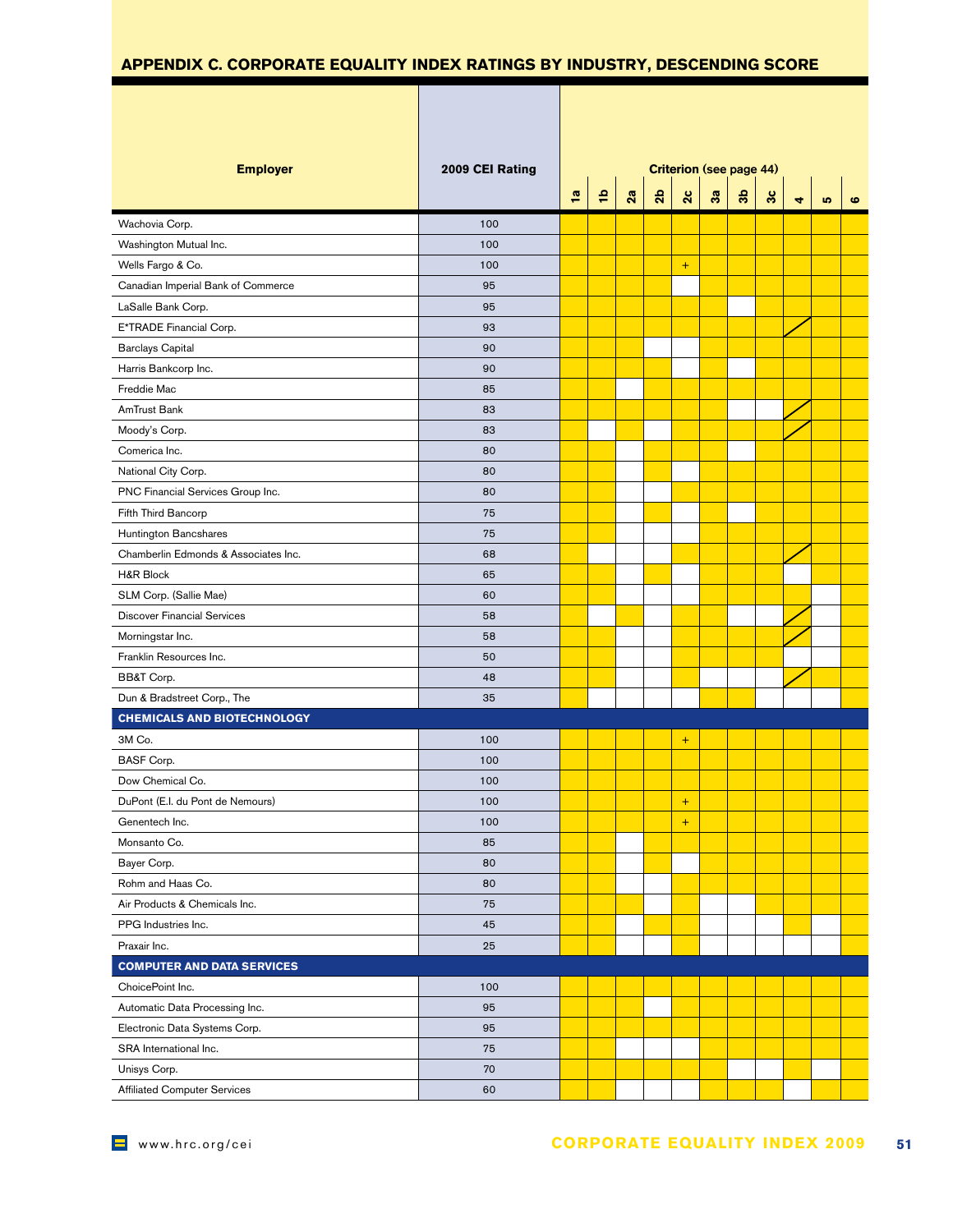## APPENDIX C. CORPORATE EQUALITY INDEX RATINGS BY INDUSTRY, DESCENDING SCORE

Criterion (see page 44). Legend: ● = criterion met (filled cell); blank = not met; + = filled cell marked "+"; / = cell marked with a slash.

| Employer | 2009 CEI Rating | 1a | 1b | 2a | 2b | 2c | 3a | 3b | 3c | 4 | 5 | 6 |
|---|---|---|---|---|---|---|---|---|---|---|---|---|
| Wachovia Corp. | 100 | ● | ● | ● | ● | ● | ● | ● | ● | ● | ● | ● |
| Washington Mutual Inc. | 100 | ● | ● | ● | ● | ● | ● | ● | ● | ● | ● | ● |
| Wells Fargo & Co. | 100 | ● | ● | ● | ● | + | ● | ● | ● | ● | ● | ● |
| Canadian Imperial Bank of Commerce | 95 | ● | ● | ● | ● | | ● | ● | ● | ● | ● | ● |
| LaSalle Bank Corp. | 95 | ● | ● | ● | ● | ● | ● | | ● | ● | ● | ● |
| E*TRADE Financial Corp. | 93 | ● | ● | ● | ● | ● | ● | ● | ● | / | ● | ● |
| Barclays Capital | 90 | ● | ● | ● | | | ● | ● | ● | ● | ● | ● |
| Harris Bankcorp Inc. | 90 | ● | ● | ● | ● | | ● | | ● | ● | ● | ● |
| Freddie Mac | 85 | ● | ● | | ● | ● | ● | ● | ● | ● | ● | ● |
| AmTrust Bank | 83 | ● | ● | ● | ● | ● | ● | | | / | ● | ● |
| Moody's Corp. | 83 | ● | | ● | | ● | ● | ● | ● | / | ● | ● |
| Comerica Inc. | 80 | ● | ● | | ● | ● | ● | | ● | ● | ● | ● |
| National City Corp. | 80 | ● | ● | | ● | | ● | ● | ● | ● | ● | ● |
| PNC Financial Services Group Inc. | 80 | ● | ● | | | ● | ● | ● | ● | ● | ● | ● |
| Fifth Third Bancorp | 75 | ● | ● | | ● | | ● | | ● | ● | ● | ● |
| Huntington Bancshares | 75 | ● | ● | | | | ● | ● | ● | ● | ● | ● |
| Chamberlin Edmonds & Associates Inc. | 68 | ● | | | | ● | ● | ● | ● | / | ● | ● |
| H&R Block | 65 | ● | ● | | ● | | ● | ● | ● | | ● | ● |
| SLM Corp. (Sallie Mae) | 60 | ● | ● | | | | ● | ● | ● | ● | | ● |
| Discover Financial Services | 58 | ● | | ● | | ● | ● | | | / | | ● |
| Morningstar Inc. | 58 | ● | ● | | | ● | ● | ● | ● | / | | ● |
| Franklin Resources Inc. | 50 | ● | ● | | | ● | ● | ● | ● | | | ● |
| BB&T Corp. | 48 | ● | ● | | | ● | | | | / | ● | ● |
| Dun & Bradstreet Corp., The | 35 | ● | | | | | ● | ● | | | | ● |
| **CHEMICALS AND BIOTECHNOLOGY** | | | | | | | | | | | | |
| 3M Co. | 100 | ● | ● | ● | ● | + | ● | ● | ● | ● | ● | ● |
| BASF Corp. | 100 | ● | ● | ● | ● | ● | ● | ● | ● | ● | ● | ● |
| Dow Chemical Co. | 100 | ● | ● | ● | ● | ● | ● | ● | ● | ● | ● | ● |
| DuPont (E.I. du Pont de Nemours) | 100 | ● | ● | ● | ● | + | ● | ● | ● | ● | ● | ● |
| Genentech Inc. | 100 | ● | ● | ● | ● | + | ● | ● | ● | ● | ● | ● |
| Monsanto Co. | 85 | ● | ● | | ● | ● | ● | ● | ● | ● | ● | ● |
| Bayer Corp. | 80 | ● | ● | | ● | | ● | ● | ● | ● | ● | ● |
| Rohm and Haas Co. | 80 | ● | ● | | | ● | ● | ● | ● | ● | ● | ● |
| Air Products & Chemicals Inc. | 75 | ● | ● | ● | | ● | | | ● | ● | ● | ● |
| PPG Industries Inc. | 45 | ● | ● | | ● | ● | | | | ● | | ● |
| Praxair Inc. | 25 | ● | ● | | | ● | | | | | | ● |
| **COMPUTER AND DATA SERVICES** | | | | | | | | | | | | |
| ChoicePoint Inc. | 100 | ● | ● | ● | ● | ● | ● | ● | ● | ● | ● | ● |
| Automatic Data Processing Inc. | 95 | ● | ● | ● | | ● | ● | ● | ● | ● | ● | ● |
| Electronic Data Systems Corp. | 95 | ● | ● | ● | ● | ● | ● | ● | ● | ● | ● | ● |
| SRA International Inc. | 75 | ● | ● | | | | ● | ● | ● | ● | ● | ● |
| Unisys Corp. | 70 | ● | ● | ● | ● | ● | ● | | | ● | | ● |
| Affiliated Computer Services | 60 | ● | ● | | | | ● | ● | ● | | ● | ● |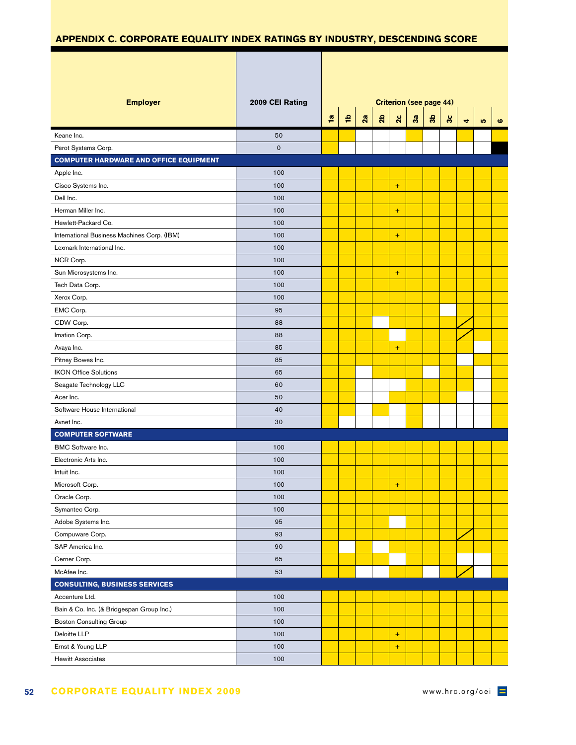## APPENDIX C. CORPORATE EQUALITY INDEX RATINGS BY INDUSTRY, DESCENDING SCORE

Key: ● = yellow cell; blank = white cell; ◐ = cell with diagonal slash; ■ = black cell; + = plus mark shown in cell

| Employer | 2009 CEI Rating | Criterion (see page 44) 1a | 1b | 2a | 2b | 2c | 3a | 3b | 3c | 4 | 5 | 6 |
|---|---|---|---|---|---|---|---|---|---|---|---|---|
| Keane Inc. | 50 | ● | ● | | | | ● | | | ● | | ● |
| Perot Systems Corp. | 0 | ● | | | | | | | | | | ■ |
| **COMPUTER HARDWARE AND OFFICE EQUIPMENT** | | | | | | | | | | | | |
| Apple Inc. | 100 | ● | ● | ● | ● | ● | ● | ● | ● | ● | ● | ● |
| Cisco Systems Inc. | 100 | ● | ● | ● | ● | ● + | ● | ● | ● | ● | ● | ● |
| Dell Inc. | 100 | ● | ● | ● | ● | ● | ● | ● | ● | ● | ● | ● |
| Herman Miller Inc. | 100 | ● | ● | ● | ● | ● + | ● | ● | ● | ● | ● | ● |
| Hewlett-Packard Co. | 100 | ● | ● | ● | ● | ● | ● | ● | ● | ● | ● | ● |
| International Business Machines Corp. (IBM) | 100 | ● | ● | ● | ● | ● + | ● | ● | ● | ● | ● | ● |
| Lexmark International Inc. | 100 | ● | ● | ● | ● | ● | ● | ● | ● | ● | ● | ● |
| NCR Corp. | 100 | ● | ● | ● | ● | ● | ● | ● | ● | ● | ● | ● |
| Sun Microsystems Inc. | 100 | ● | ● | ● | ● | ● + | ● | ● | ● | ● | ● | ● |
| Tech Data Corp. | 100 | ● | ● | ● | ● | ● | ● | ● | ● | ● | ● | ● |
| Xerox Corp. | 100 | ● | ● | ● | ● | ● | ● | ● | ● | ● | ● | ● |
| EMC Corp. | 95 | ● | ● | ● | ● | ● | ● | ● | | ● | ● | ● |
| CDW Corp. | 88 | ● | ● | ● | | ● | ● | ● | ● | ◐ | ● | ● |
| Imation Corp. | 88 | ● | ● | ● | ● | | ● | ● | ● | ◐ | ● | ● |
| Avaya Inc. | 85 | ● | ● | ● | ● | ● + | ● | ● | ● | ● | | ● |
| Pitney Bowes Inc. | 85 | ● | ● | ● | ● | ● | ● | ● | ● | | ● | ● |
| IKON Office Solutions | 65 | ● | ● | | ● | ● | ● | | ● | ● | | ● |
| Seagate Technology LLC | 60 | ● | ● | | | | ● | ● | ● | ● | | ● |
| Acer Inc. | 50 | ● | ● | | | ● | ● | ● | ● | | | ● |
| Software House International | 40 | ● | ● | | ● | | ● | | | | | ● |
| Avnet Inc. | 30 | ● | | | | | ● | | | | | ● |
| **COMPUTER SOFTWARE** | | | | | | | | | | | | |
| BMC Software Inc. | 100 | ● | ● | ● | ● | ● | ● | ● | ● | ● | ● | ● |
| Electronic Arts Inc. | 100 | ● | ● | ● | ● | ● | ● | ● | ● | ● | ● | ● |
| Intuit Inc. | 100 | ● | ● | ● | ● | ● | ● | ● | ● | ● | ● | ● |
| Microsoft Corp. | 100 | ● | ● | ● | ● | ● + | ● | ● | ● | ● | ● | ● |
| Oracle Corp. | 100 | ● | ● | ● | ● | ● | ● | ● | ● | ● | ● | ● |
| Symantec Corp. | 100 | ● | ● | ● | ● | ● | ● | ● | ● | ● | ● | ● |
| Adobe Systems Inc. | 95 | ● | ● | ● | ● | | ● | ● | ● | ● | ● | ● |
| Compuware Corp. | 93 | ● | ● | ● | ● | ● | ● | ● | ● | ◐ | ● | ● |
| SAP America Inc. | 90 | ● | | ● | | ● | ● | ● | ● | ● | ● | ● |
| Cerner Corp. | 65 | ● | ● | ● | ● | | ● | ● | ● | | | ● |
| McAfee Inc. | 53 | ● | ● | | | ● | ● | | ● | ◐ | | ● |
| **CONSULTING, BUSINESS SERVICES** | | | | | | | | | | | | |
| Accenture Ltd. | 100 | ● | ● | ● | ● | ● | ● | ● | ● | ● | ● | ● |
| Bain & Co. Inc. (& Bridgespan Group Inc.) | 100 | ● | ● | ● | ● | ● | ● | ● | ● | ● | ● | ● |
| Boston Consulting Group | 100 | ● | ● | ● | ● | ● | ● | ● | ● | ● | ● | ● |
| Deloitte LLP | 100 | ● | ● | ● | ● | ● + | ● | ● | ● | ● | ● | ● |
| Ernst & Young LLP | 100 | ● | ● | ● | ● | ● + | ● | ● | ● | ● | ● | ● |
| Hewitt Associates | 100 | ● | ● | ● | ● | ● | ● | ● | ● | ● | ● | ● |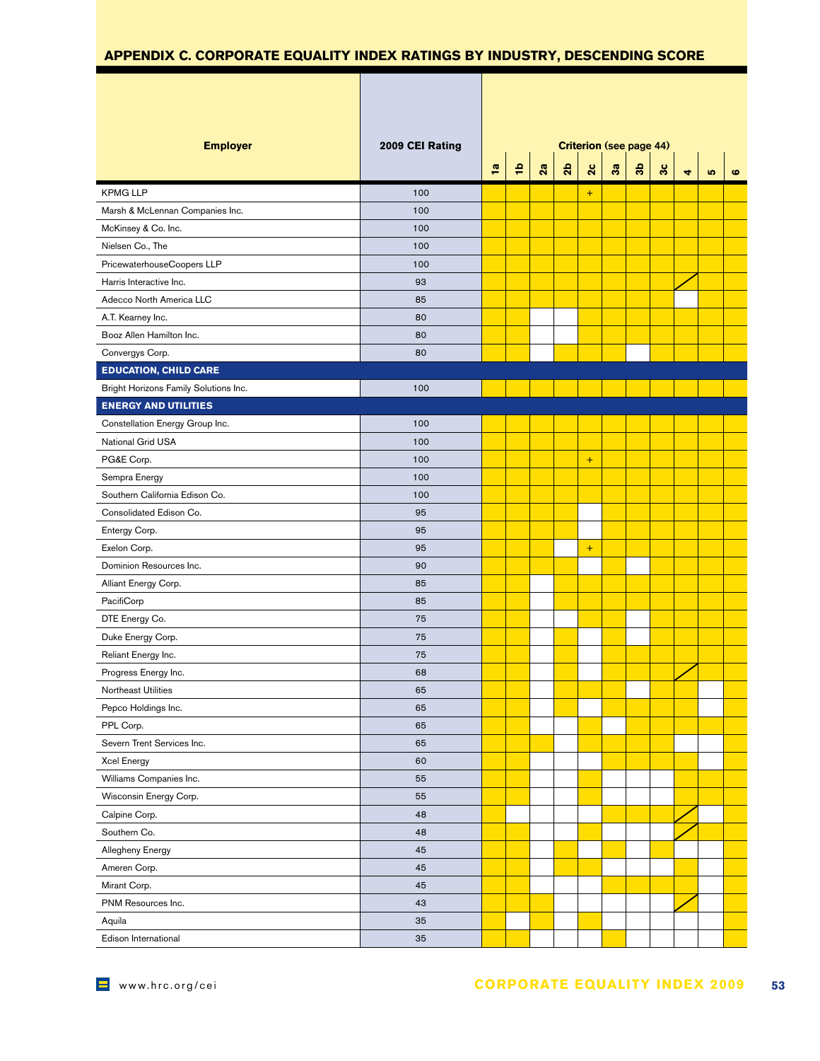## APPENDIX C. CORPORATE EQUALITY INDEX RATINGS BY INDUSTRY, DESCENDING SCORE

| Employer | 2009 CEI Rating | Criterion (see page 44) | | | | | | | | | | |
|---|---|---|---|---|---|---|---|---|---|---|---|---|
| | | 1a | 1b | 2a | 2b | 2c | 3a | 3b | 3c | 4 | 5 | 6 |
| KPMG LLP | 100 | ● | ● | ● | ● | + | ● | ● | ● | ● | ● | ● |
| Marsh & McLennan Companies Inc. | 100 | ● | ● | ● | ● | ● | ● | ● | ● | ● | ● | ● |
| McKinsey & Co. Inc. | 100 | ● | ● | ● | ● | ● | ● | ● | ● | ● | ● | ● |
| Nielsen Co., The | 100 | ● | ● | ● | ● | ● | ● | ● | ● | ● | ● | ● |
| PricewaterhouseCoopers LLP | 100 | ● | ● | ● | ● | ● | ● | ● | ● | ● | ● | ● |
| Harris Interactive Inc. | 93 | ● | ● | ● | ● | ● | ● | ● | ● | / | ● | ● |
| Adecco North America LLC | 85 | ● | ● | ● | ● | ● | ● | ● | ● | | ● | ● |
| A.T. Kearney Inc. | 80 | ● | ● | | | ● | ● | ● | ● | ● | ● | ● |
| Booz Allen Hamilton Inc. | 80 | ● | ● | | | ● | ● | ● | ● | ● | ● | ● |
| Convergys Corp. | 80 | ● | ● | | ● | ● | ● | | ● | ● | ● | ● |
| **EDUCATION, CHILD CARE** | | | | | | | | | | | | |
| Bright Horizons Family Solutions Inc. | 100 | ● | ● | ● | ● | ● | ● | ● | ● | ● | ● | ● |
| **ENERGY AND UTILITIES** | | | | | | | | | | | | |
| Constellation Energy Group Inc. | 100 | ● | ● | ● | ● | ● | ● | ● | ● | ● | ● | ● |
| National Grid USA | 100 | ● | ● | ● | ● | ● | ● | ● | ● | ● | ● | ● |
| PG&E Corp. | 100 | ● | ● | ● | ● | + | ● | ● | ● | ● | ● | ● |
| Sempra Energy | 100 | ● | ● | ● | ● | ● | ● | ● | ● | ● | ● | ● |
| Southern California Edison Co. | 100 | ● | ● | ● | ● | ● | ● | ● | ● | ● | ● | ● |
| Consolidated Edison Co. | 95 | ● | ● | ● | ● | | ● | ● | ● | ● | ● | ● |
| Entergy Corp. | 95 | ● | ● | ● | ● | | ● | ● | ● | ● | ● | ● |
| Exelon Corp. | 95 | ● | ● | ● | | + | ● | ● | ● | ● | ● | ● |
| Dominion Resources Inc. | 90 | ● | ● | ● | ● | | ● | | ● | ● | ● | ● |
| Alliant Energy Corp. | 85 | ● | ● | | ● | ● | ● | ● | ● | ● | ● | ● |
| PacifiCorp | 85 | ● | ● | | ● | ● | ● | ● | ● | ● | ● | ● |
| DTE Energy Co. | 75 | ● | ● | | | ● | ● | | ● | ● | ● | ● |
| Duke Energy Corp. | 75 | ● | ● | | ● | | ● | | ● | ● | ● | ● |
| Reliant Energy Inc. | 75 | ● | ● | | ● | | ● | ● | ● | ● | ● | ● |
| Progress Energy Inc. | 68 | ● | ● | | ● | | ● | ● | ● | / | ● | ● |
| Northeast Utilities | 65 | ● | ● | | ● | ● | ● | | ● | ● | | ● |
| Pepco Holdings Inc. | 65 | ● | ● | | ● | | ● | ● | ● | ● | | ● |
| PPL Corp. | 65 | ● | ● | | | ● | | ● | ● | ● | ● | ● |
| Severn Trent Services Inc. | 65 | ● | ● | ● | | ● | ● | ● | ● | | | ● |
| Xcel Energy | 60 | ● | ● | | | | ● | ● | ● | ● | | ● |
| Williams Companies Inc. | 55 | ● | ● | | | ● | | | | ● | ● | ● |
| Wisconsin Energy Corp. | 55 | ● | ● | | | ● | | | | ● | ● | ● |
| Calpine Corp. | 48 | ● | | | | | ● | ● | ● | / | | ● |
| Southern Co. | 48 | ● | ● | | | ● | | | | / | ● | ● |
| Allegheny Energy | 45 | ● | ● | | ● | | ● | | ● | | | ● |
| Ameren Corp. | 45 | ● | ● | | ● | ● | | | | ● | | ● |
| Mirant Corp. | 45 | ● | ● | | | | | ● | ● | ● | | ● |
| PNM Resources Inc. | 43 | ● | ● | ● | | | | | | / | | ● |
| Aquila | 35 | ● | | ● | | ● | | | | | | ● |
| Edison International | 35 | ● | ● | | | | ● | | | | | ● |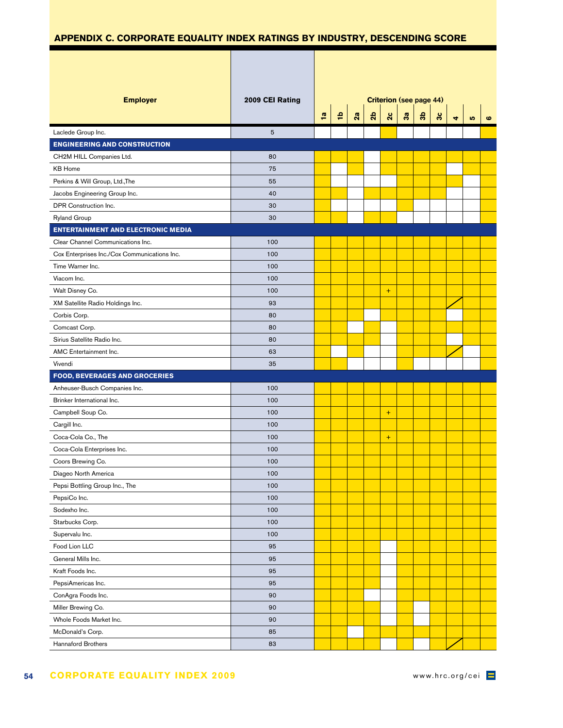## APPENDIX C. CORPORATE EQUALITY INDEX RATINGS BY INDUSTRY, DESCENDING SCORE

Criterion (see page 44). ● = criterion met (yellow cell); + = additional credit shown in cell; / = diagonal mark in cell; blank = not met.

| Employer | 2009 CEI Rating | 1a | 1b | 2a | 2b | 2c | 3a | 3b | 3c | 4 | 5 | 6 |
|---|---|---|---|---|---|---|---|---|---|---|---|---|
| Laclede Group Inc. | 5 | | | | | ● | | | | | | ● |
| **ENGINEERING AND CONSTRUCTION** | | | | | | | | | | | | |
| CH2M HILL Companies Ltd. | 80 | ● | ● | ● | | ● | ● | ● | ● | ● | ● | ● |
| KB Home | 75 | ● | | ● | | ● | ● | ● | ● | | ● | ● |
| Perkins & Will Group, Ltd.,The | 55 | ● | | | | | ● | ● | ● | ● | | ● |
| Jacobs Engineering Group Inc. | 40 | ● | ● | | ● | ● | ● | ● | ● | | | ● |
| DPR Construction Inc. | 30 | ● | | | | | ● | | | | | ● |
| Ryland Group | 30 | ● | ● | | ● | ● | | | | | | ● |
| **ENTERTAINMENT AND ELECTRONIC MEDIA** | | | | | | | | | | | | |
| Clear Channel Communications Inc. | 100 | ● | ● | ● | ● | ● | ● | ● | ● | ● | ● | ● |
| Cox Enterprises Inc./Cox Communications Inc. | 100 | ● | ● | ● | ● | ● | ● | ● | ● | ● | ● | ● |
| Time Warner Inc. | 100 | ● | ● | ● | ● | ● | ● | ● | ● | ● | ● | ● |
| Viacom Inc. | 100 | ● | ● | ● | ● | ● | ● | ● | ● | ● | ● | ● |
| Walt Disney Co. | 100 | ● | ● | ● | ● | + | ● | ● | ● | ● | ● | ● |
| XM Satellite Radio Holdings Inc. | 93 | ● | ● | ● | ● | ● | ● | ● | ● | / | ● | ● |
| Corbis Corp. | 80 | ● | ● | ● | | ● | ● | ● | ● | | ● | ● |
| Comcast Corp. | 80 | ● | ● | | ● | | ● | ● | ● | ● | ● | ● |
| Sirius Satellite Radio Inc. | 80 | ● | ● | ● | ● | | ● | ● | ● | | ● | ● |
| AMC Entertainment Inc. | 63 | ● | | ● | | | ● | ● | ● | / | | ● |
| Vivendi | 35 | ● | ● | | | | ● | | | | | ● |
| **FOOD, BEVERAGES AND GROCERIES** | | | | | | | | | | | | |
| Anheuser-Busch Companies Inc. | 100 | ● | ● | ● | ● | ● | ● | ● | ● | ● | ● | ● |
| Brinker International Inc. | 100 | ● | ● | ● | ● | ● | ● | ● | ● | ● | ● | ● |
| Campbell Soup Co. | 100 | ● | ● | ● | ● | + | ● | ● | ● | ● | ● | ● |
| Cargill Inc. | 100 | ● | ● | ● | ● | ● | ● | ● | ● | ● | ● | ● |
| Coca-Cola Co., The | 100 | ● | ● | ● | ● | + | ● | ● | ● | ● | ● | ● |
| Coca-Cola Enterprises Inc. | 100 | ● | ● | ● | ● | ● | ● | ● | ● | ● | ● | ● |
| Coors Brewing Co. | 100 | ● | ● | ● | ● | ● | ● | ● | ● | ● | ● | ● |
| Diageo North America | 100 | ● | ● | ● | ● | ● | ● | ● | ● | ● | ● | ● |
| Pepsi Bottling Group Inc., The | 100 | ● | ● | ● | ● | ● | ● | ● | ● | ● | ● | ● |
| PepsiCo Inc. | 100 | ● | ● | ● | ● | ● | ● | ● | ● | ● | ● | ● |
| Sodexho Inc. | 100 | ● | ● | ● | ● | ● | ● | ● | ● | ● | ● | ● |
| Starbucks Corp. | 100 | ● | ● | ● | ● | ● | ● | ● | ● | ● | ● | ● |
| Supervalu Inc. | 100 | ● | ● | ● | ● | ● | ● | ● | ● | ● | ● | ● |
| Food Lion LLC | 95 | ● | ● | ● | ● | | ● | ● | ● | ● | ● | ● |
| General Mills Inc. | 95 | ● | ● | ● | ● | | ● | ● | ● | ● | ● | ● |
| Kraft Foods Inc. | 95 | ● | ● | ● | ● | | ● | ● | ● | ● | ● | ● |
| PepsiAmericas Inc. | 95 | ● | ● | ● | ● | | ● | ● | ● | ● | ● | ● |
| ConAgra Foods Inc. | 90 | ● | ● | ● | | | ● | ● | ● | ● | ● | ● |
| Miller Brewing Co. | 90 | ● | ● | ● | ● | | ● | | ● | ● | ● | ● |
| Whole Foods Market Inc. | 90 | ● | ● | ● | ● | | ● | | ● | ● | ● | ● |
| McDonald's Corp. | 85 | ● | ● | | ● | ● | ● | ● | ● | ● | ● | ● |
| Hannaford Brothers | 83 | ● | ● | ● | ● | | ● | | ● | / | ● | ● |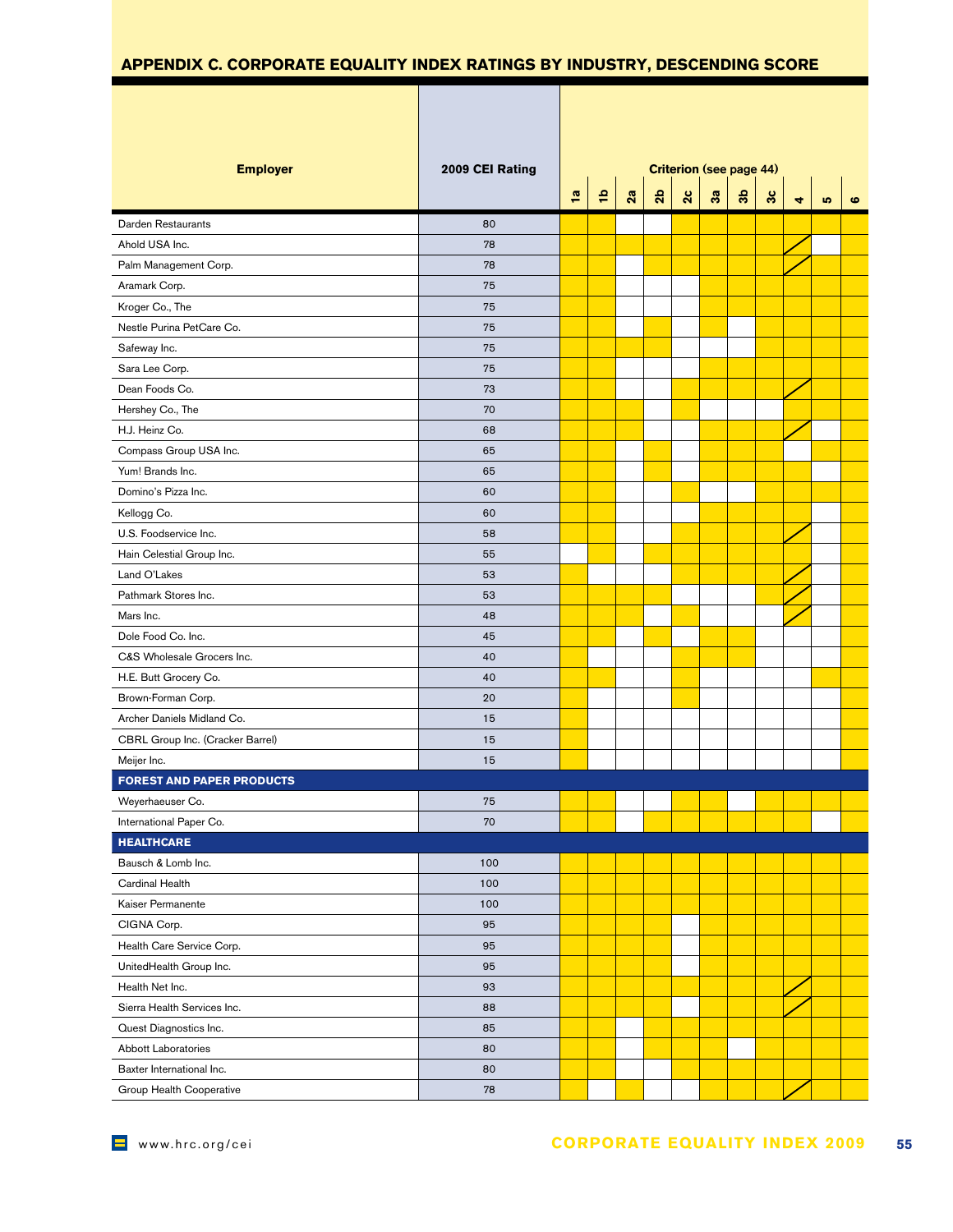## APPENDIX C. CORPORATE EQUALITY INDEX RATINGS BY INDUSTRY, DESCENDING SCORE

In the Criterion columns (see page 44), ✓ marks a filled (yellow) cell, a blank marks an unfilled cell, and N/A marks a cell drawn with a diagonal slash.

| Employer | 2009 CEI Rating | 1a | 1b | 2a | 2b | 2c | 3a | 3b | 3c | 4 | 5 | 6 |
|---|---|---|---|---|---|---|---|---|---|---|---|---|
| Darden Restaurants | 80 | ✓ | ✓ | | | ✓ | ✓ | ✓ | ✓ | ✓ | ✓ | ✓ |
| Ahold USA Inc. | 78 | ✓ | ✓ | ✓ | ✓ | ✓ | ✓ | ✓ | ✓ | N/A | | ✓ |
| Palm Management Corp. | 78 | ✓ | ✓ | | ✓ | ✓ | ✓ | ✓ | ✓ | N/A | ✓ | ✓ |
| Aramark Corp. | 75 | ✓ | ✓ | | | | ✓ | ✓ | ✓ | ✓ | ✓ | ✓ |
| Kroger Co., The | 75 | ✓ | ✓ | | | | ✓ | ✓ | ✓ | ✓ | ✓ | ✓ |
| Nestle Purina PetCare Co. | 75 | ✓ | ✓ | | ✓ | | ✓ | | ✓ | ✓ | ✓ | ✓ |
| Safeway Inc. | 75 | ✓ | ✓ | ✓ | ✓ | | | | ✓ | ✓ | ✓ | ✓ |
| Sara Lee Corp. | 75 | ✓ | ✓ | | | | ✓ | ✓ | ✓ | ✓ | ✓ | ✓ |
| Dean Foods Co. | 73 | ✓ | ✓ | | | ✓ | ✓ | ✓ | ✓ | N/A | ✓ | ✓ |
| Hershey Co., The | 70 | ✓ | ✓ | ✓ | | ✓ | | | | ✓ | ✓ | ✓ |
| H.J. Heinz Co. | 68 | ✓ | ✓ | ✓ | | | ✓ | ✓ | ✓ | N/A | | ✓ |
| Compass Group USA Inc. | 65 | ✓ | ✓ | | ✓ | | ✓ | ✓ | ✓ | | ✓ | ✓ |
| Yum! Brands Inc. | 65 | ✓ | ✓ | | ✓ | | ✓ | ✓ | ✓ | ✓ | | ✓ |
| Domino's Pizza Inc. | 60 | ✓ | ✓ | | | ✓ | | | ✓ | ✓ | ✓ | ✓ |
| Kellogg Co. | 60 | ✓ | ✓ | | | | ✓ | ✓ | ✓ | ✓ | | ✓ |
| U.S. Foodservice Inc. | 58 | ✓ | ✓ | | | ✓ | ✓ | ✓ | ✓ | N/A | | ✓ |
| Hain Celestial Group Inc. | 55 | | ✓ | | ✓ | ✓ | ✓ | ✓ | ✓ | N/A | | ✓ |
| Land O'Lakes | 53 | ✓ | | | | ✓ | ✓ | ✓ | ✓ | N/A | | ✓ |
| Pathmark Stores Inc. | 53 | ✓ | ✓ | ✓ | ✓ | | | | ✓ | N/A | | ✓ |
| Mars Inc. | 48 | ✓ | ✓ | ✓ | | ✓ | | | | N/A | | ✓ |
| Dole Food Co. Inc. | 45 | ✓ | ✓ | | ✓ | | ✓ | ✓ | | | | ✓ |
| C&S Wholesale Grocers Inc. | 40 | ✓ | | | | ✓ | ✓ | ✓ | | | | ✓ |
| H.E. Butt Grocery Co. | 40 | ✓ | ✓ | | | ✓ | | | | | ✓ | ✓ |
| Brown-Forman Corp. | 20 | ✓ | | | | ✓ | | | | | | ✓ |
| Archer Daniels Midland Co. | 15 | ✓ | | | | | | | | | | ✓ |
| CBRL Group Inc. (Cracker Barrel) | 15 | ✓ | | | | | | | | | | ✓ |
| Meijer Inc. | 15 | ✓ | | | | | | | | | | ✓ |
| **FOREST AND PAPER PRODUCTS** | | | | | | | | | | | | |
| Weyerhaeuser Co. | 75 | ✓ | ✓ | | | ✓ | ✓ | | ✓ | ✓ | ✓ | ✓ |
| International Paper Co. | 70 | ✓ | ✓ | | ✓ | ✓ | ✓ | ✓ | ✓ | ✓ | | ✓ |
| **HEALTHCARE** | | | | | | | | | | | | |
| Bausch & Lomb Inc. | 100 | ✓ | ✓ | ✓ | ✓ | ✓ | ✓ | ✓ | ✓ | ✓ | ✓ | ✓ |
| Cardinal Health | 100 | ✓ | ✓ | ✓ | ✓ | ✓ | ✓ | ✓ | ✓ | ✓ | ✓ | ✓ |
| Kaiser Permanente | 100 | ✓ | ✓ | ✓ | ✓ | ✓ | ✓ | ✓ | ✓ | ✓ | ✓ | ✓ |
| CIGNA Corp. | 95 | ✓ | ✓ | ✓ | ✓ | | ✓ | ✓ | ✓ | ✓ | ✓ | ✓ |
| Health Care Service Corp. | 95 | ✓ | ✓ | ✓ | ✓ | | ✓ | ✓ | ✓ | ✓ | ✓ | ✓ |
| UnitedHealth Group Inc. | 95 | ✓ | ✓ | ✓ | ✓ | | ✓ | ✓ | ✓ | ✓ | ✓ | ✓ |
| Health Net Inc. | 93 | ✓ | ✓ | ✓ | ✓ | ✓ | ✓ | ✓ | ✓ | N/A | ✓ | ✓ |
| Sierra Health Services Inc. | 88 | ✓ | ✓ | ✓ | ✓ | | ✓ | ✓ | ✓ | N/A | ✓ | ✓ |
| Quest Diagnostics Inc. | 85 | ✓ | ✓ | | ✓ | ✓ | ✓ | ✓ | ✓ | ✓ | ✓ | ✓ |
| Abbott Laboratories | 80 | ✓ | ✓ | | ✓ | ✓ | ✓ | | ✓ | ✓ | ✓ | ✓ |
| Baxter International Inc. | 80 | ✓ | ✓ | | | ✓ | ✓ | ✓ | ✓ | ✓ | ✓ | ✓ |
| Group Health Cooperative | 78 | ✓ | | ✓ | | | ✓ | ✓ | ✓ | N/A | ✓ | ✓ |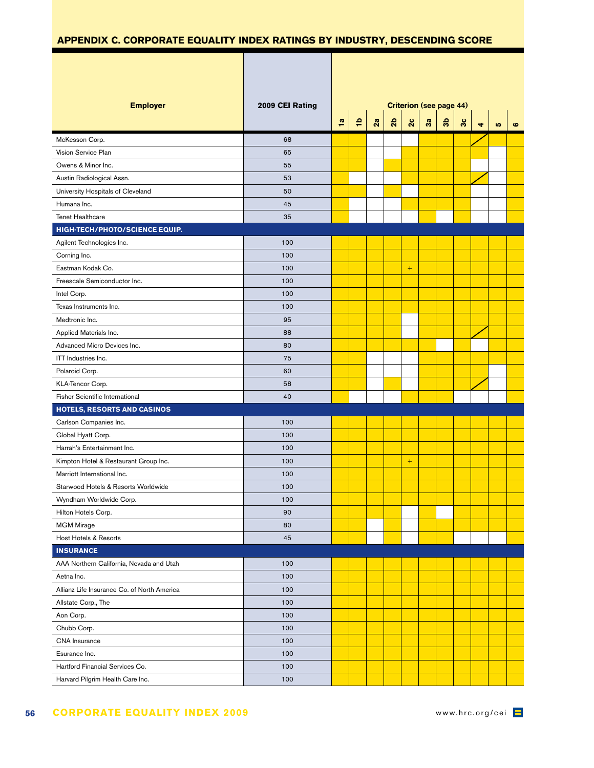## APPENDIX C. CORPORATE EQUALITY INDEX RATINGS BY INDUSTRY, DESCENDING SCORE

(● = criterion met; blank = criterion not met; / = shown with diagonal slash; + = shown with plus sign)

| Employer | 2009 CEI Rating | Criterion (see page 44) | | | | | | | | | | |
|---|---|---|---|---|---|---|---|---|---|---|---|---|
| | | 1a | 1b | 2a | 2b | 2c | 3a | 3b | 3c | 4 | 5 | 6 |
| McKesson Corp. | 68 | ● | ● | | | | ● | ● | ● | / | ● | ● |
| Vision Service Plan | 65 | ● | ● | | | ● | ● | ● | ● | ● | | ● |
| Owens & Minor Inc. | 55 | ● | ● | | ● | ● | ● | ● | ● | | | ● |
| Austin Radiological Assn. | 53 | ● | | | | ● | ● | ● | ● | / | | ● |
| University Hospitals of Cleveland | 50 | ● | ● | | ● | | ● | ● | ● | | | ● |
| Humana Inc. | 45 | ● | | | | ● | ● | ● | ● | | | ● |
| Tenet Healthcare | 35 | ● | | | | | ● | | ● | | | ● |
| **HIGH-TECH/PHOTO/SCIENCE EQUIP.** | | | | | | | | | | | | |
| Agilent Technologies Inc. | 100 | ● | ● | ● | ● | ● | ● | ● | ● | ● | ● | ● |
| Corning Inc. | 100 | ● | ● | ● | ● | ● | ● | ● | ● | ● | ● | ● |
| Eastman Kodak Co. | 100 | ● | ● | ● | ● | + | ● | ● | ● | ● | ● | ● |
| Freescale Semiconductor Inc. | 100 | ● | ● | ● | ● | ● | ● | ● | ● | ● | ● | ● |
| Intel Corp. | 100 | ● | ● | ● | ● | ● | ● | ● | ● | ● | ● | ● |
| Texas Instruments Inc. | 100 | ● | ● | ● | ● | ● | ● | ● | ● | ● | ● | ● |
| Medtronic Inc. | 95 | ● | ● | ● | ● | | ● | ● | ● | ● | ● | ● |
| Applied Materials Inc. | 88 | ● | ● | ● | ● | | ● | ● | ● | / | ● | ● |
| Advanced Micro Devices Inc. | 80 | ● | ● | ● | ● | ● | ● | | ● | | ● | ● |
| ITT Industries Inc. | 75 | ● | ● | | | | ● | ● | ● | ● | ● | ● |
| Polaroid Corp. | 60 | ● | ● | | | | ● | ● | ● | ● | | ● |
| KLA-Tencor Corp. | 58 | ● | ● | | ● | | ● | ● | ● | / | | ● |
| Fisher Scientific International | 40 | ● | | | | ● | ● | ● | | | | ● |
| **HOTELS, RESORTS AND CASINOS** | | | | | | | | | | | | |
| Carlson Companies Inc. | 100 | ● | ● | ● | ● | ● | ● | ● | ● | ● | ● | ● |
| Global Hyatt Corp. | 100 | ● | ● | ● | ● | ● | ● | ● | ● | ● | ● | ● |
| Harrah's Entertainment Inc. | 100 | ● | ● | ● | ● | ● | ● | ● | ● | ● | ● | ● |
| Kimpton Hotel & Restaurant Group Inc. | 100 | ● | ● | ● | ● | + | ● | ● | ● | ● | ● | ● |
| Marriott International Inc. | 100 | ● | ● | ● | ● | ● | ● | ● | ● | ● | ● | ● |
| Starwood Hotels & Resorts Worldwide | 100 | ● | ● | ● | ● | ● | ● | ● | ● | ● | ● | ● |
| Wyndham Worldwide Corp. | 100 | ● | ● | ● | ● | ● | ● | ● | ● | ● | ● | ● |
| Hilton Hotels Corp. | 90 | ● | ● | ● | ● | | ● | | ● | ● | ● | ● |
| MGM Mirage | 80 | ● | ● | | ● | | ● | ● | ● | ● | ● | ● |
| Host Hotels & Resorts | 45 | ● | ● | | ● | | ● | ● | | | | ● |
| **INSURANCE** | | | | | | | | | | | | |
| AAA Northern California, Nevada and Utah | 100 | ● | ● | ● | ● | ● | ● | ● | ● | ● | ● | ● |
| Aetna Inc. | 100 | ● | ● | ● | ● | ● | ● | ● | ● | ● | ● | ● |
| Allianz Life Insurance Co. of North America | 100 | ● | ● | ● | ● | ● | ● | ● | ● | ● | ● | ● |
| Allstate Corp., The | 100 | ● | ● | ● | ● | ● | ● | ● | ● | ● | ● | ● |
| Aon Corp. | 100 | ● | ● | ● | ● | ● | ● | ● | ● | ● | ● | ● |
| Chubb Corp. | 100 | ● | ● | ● | ● | ● | ● | ● | ● | ● | ● | ● |
| CNA Insurance | 100 | ● | ● | ● | ● | ● | ● | ● | ● | ● | ● | ● |
| Esurance Inc. | 100 | ● | ● | ● | ● | ● | ● | ● | ● | ● | ● | ● |
| Hartford Financial Services Co. | 100 | ● | ● | ● | ● | ● | ● | ● | ● | ● | ● | ● |
| Harvard Pilgrim Health Care Inc. | 100 | ● | ● | ● | ● | ● | ● | ● | ● | ● | ● | ● |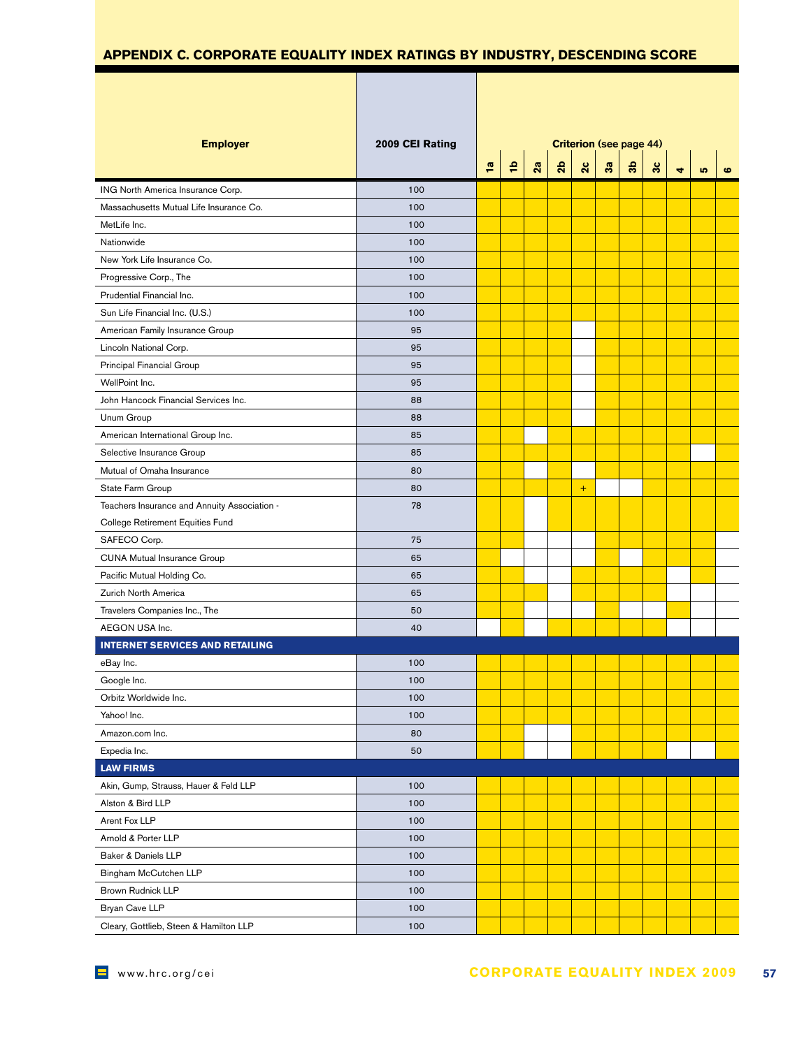## APPENDIX C. CORPORATE EQUALITY INDEX RATINGS BY INDUSTRY, DESCENDING SCORE

Criterion (see page 44). In the original, a criterion cell shaded yellow is shown here as ✓; an unshaded (white) cell is left blank; "+" appears as printed.

| Employer | 2009 CEI Rating | 1a | 1b | 2a | 2b | 2c | 3a | 3b | 3c | 4 | 5 | 6 |
|---|---|---|---|---|---|---|---|---|---|---|---|---|
| ING North America Insurance Corp. | 100 | ✓ | ✓ | ✓ | ✓ | ✓ | ✓ | ✓ | ✓ | ✓ | ✓ | ✓ |
| Massachusetts Mutual Life Insurance Co. | 100 | ✓ | ✓ | ✓ | ✓ | ✓ | ✓ | ✓ | ✓ | ✓ | ✓ | ✓ |
| MetLife Inc. | 100 | ✓ | ✓ | ✓ | ✓ | ✓ | ✓ | ✓ | ✓ | ✓ | ✓ | ✓ |
| Nationwide | 100 | ✓ | ✓ | ✓ | ✓ | ✓ | ✓ | ✓ | ✓ | ✓ | ✓ | ✓ |
| New York Life Insurance Co. | 100 | ✓ | ✓ | ✓ | ✓ | ✓ | ✓ | ✓ | ✓ | ✓ | ✓ | ✓ |
| Progressive Corp., The | 100 | ✓ | ✓ | ✓ | ✓ | ✓ | ✓ | ✓ | ✓ | ✓ | ✓ | ✓ |
| Prudential Financial Inc. | 100 | ✓ | ✓ | ✓ | ✓ | ✓ | ✓ | ✓ | ✓ | ✓ | ✓ | ✓ |
| Sun Life Financial Inc. (U.S.) | 100 | ✓ | ✓ | ✓ | ✓ | ✓ | ✓ | ✓ | ✓ | ✓ | ✓ | ✓ |
| American Family Insurance Group | 95 | ✓ | ✓ | ✓ | ✓ | | ✓ | ✓ | ✓ | ✓ | ✓ | ✓ |
| Lincoln National Corp. | 95 | ✓ | ✓ | ✓ | ✓ | | ✓ | ✓ | ✓ | ✓ | ✓ | ✓ |
| Principal Financial Group | 95 | ✓ | ✓ | ✓ | ✓ | | ✓ | ✓ | ✓ | ✓ | ✓ | ✓ |
| WellPoint Inc. | 95 | ✓ | ✓ | ✓ | ✓ | | ✓ | ✓ | ✓ | ✓ | ✓ | ✓ |
| John Hancock Financial Services Inc. | 88 | ✓ | ✓ | ✓ | ✓ | | ✓ | ✓ | ✓ | ✓ | ✓ | ✓ |
| Unum Group | 88 | ✓ | ✓ | ✓ | ✓ | | ✓ | ✓ | ✓ | ✓ | ✓ | ✓ |
| American International Group Inc. | 85 | ✓ | ✓ | | ✓ | ✓ | ✓ | ✓ | ✓ | ✓ | ✓ | ✓ |
| Selective Insurance Group | 85 | ✓ | ✓ | ✓ | ✓ | ✓ | ✓ | ✓ | ✓ | ✓ | | ✓ |
| Mutual of Omaha Insurance | 80 | ✓ | ✓ | | ✓ | | ✓ | ✓ | ✓ | ✓ | ✓ | ✓ |
| State Farm Group | 80 | ✓ | ✓ | ✓ | ✓ | + | | | ✓ | ✓ | ✓ | ✓ |
| Teachers Insurance and Annuity Association - College Retirement Equities Fund | 78 | ✓ | ✓ | | ✓ | ✓ | ✓ | ✓ | ✓ | ✓ | ✓ | ✓ |
| SAFECO Corp. | 75 | ✓ | ✓ | | | | ✓ | ✓ | ✓ | ✓ | ✓ | |
| CUNA Mutual Insurance Group | 65 | ✓ | | | | | ✓ | | ✓ | ✓ | ✓ | |
| Pacific Mutual Holding Co. | 65 | ✓ | ✓ | | | ✓ | ✓ | ✓ | ✓ | | ✓ | |
| Zurich North America | 65 | ✓ | ✓ | ✓ | | ✓ | ✓ | ✓ | ✓ | | | |
| Travelers Companies Inc., The | 50 | ✓ | ✓ | | | | ✓ | | | ✓ | | |
| AEGON USA Inc. | 40 | | ✓ | | ✓ | ✓ | ✓ | ✓ | ✓ | | | |
| **INTERNET SERVICES AND RETAILING** | | | | | | | | | | | | |
| eBay Inc. | 100 | ✓ | ✓ | ✓ | ✓ | ✓ | ✓ | ✓ | ✓ | ✓ | ✓ | ✓ |
| Google Inc. | 100 | ✓ | ✓ | ✓ | ✓ | ✓ | ✓ | ✓ | ✓ | ✓ | ✓ | ✓ |
| Orbitz Worldwide Inc. | 100 | ✓ | ✓ | ✓ | ✓ | ✓ | ✓ | ✓ | ✓ | ✓ | ✓ | ✓ |
| Yahoo! Inc. | 100 | ✓ | ✓ | ✓ | ✓ | ✓ | ✓ | ✓ | ✓ | ✓ | ✓ | ✓ |
| Amazon.com Inc. | 80 | ✓ | ✓ | | | ✓ | ✓ | ✓ | ✓ | ✓ | ✓ | ✓ |
| Expedia Inc. | 50 | ✓ | ✓ | | | ✓ | ✓ | ✓ | ✓ | | | ✓ |
| **LAW FIRMS** | | | | | | | | | | | | |
| Akin, Gump, Strauss, Hauer & Feld LLP | 100 | ✓ | ✓ | ✓ | ✓ | ✓ | ✓ | ✓ | ✓ | ✓ | ✓ | ✓ |
| Alston & Bird LLP | 100 | ✓ | ✓ | ✓ | ✓ | ✓ | ✓ | ✓ | ✓ | ✓ | ✓ | ✓ |
| Arent Fox LLP | 100 | ✓ | ✓ | ✓ | ✓ | ✓ | ✓ | ✓ | ✓ | ✓ | ✓ | ✓ |
| Arnold & Porter LLP | 100 | ✓ | ✓ | ✓ | ✓ | ✓ | ✓ | ✓ | ✓ | ✓ | ✓ | ✓ |
| Baker & Daniels LLP | 100 | ✓ | ✓ | ✓ | ✓ | ✓ | ✓ | ✓ | ✓ | ✓ | ✓ | ✓ |
| Bingham McCutchen LLP | 100 | ✓ | ✓ | ✓ | ✓ | ✓ | ✓ | ✓ | ✓ | ✓ | ✓ | ✓ |
| Brown Rudnick LLP | 100 | ✓ | ✓ | ✓ | ✓ | ✓ | ✓ | ✓ | ✓ | ✓ | ✓ | ✓ |
| Bryan Cave LLP | 100 | ✓ | ✓ | ✓ | ✓ | ✓ | ✓ | ✓ | ✓ | ✓ | ✓ | ✓ |
| Cleary, Gottlieb, Steen & Hamilton LLP | 100 | ✓ | ✓ | ✓ | ✓ | ✓ | ✓ | ✓ | ✓ | ✓ | ✓ | ✓ |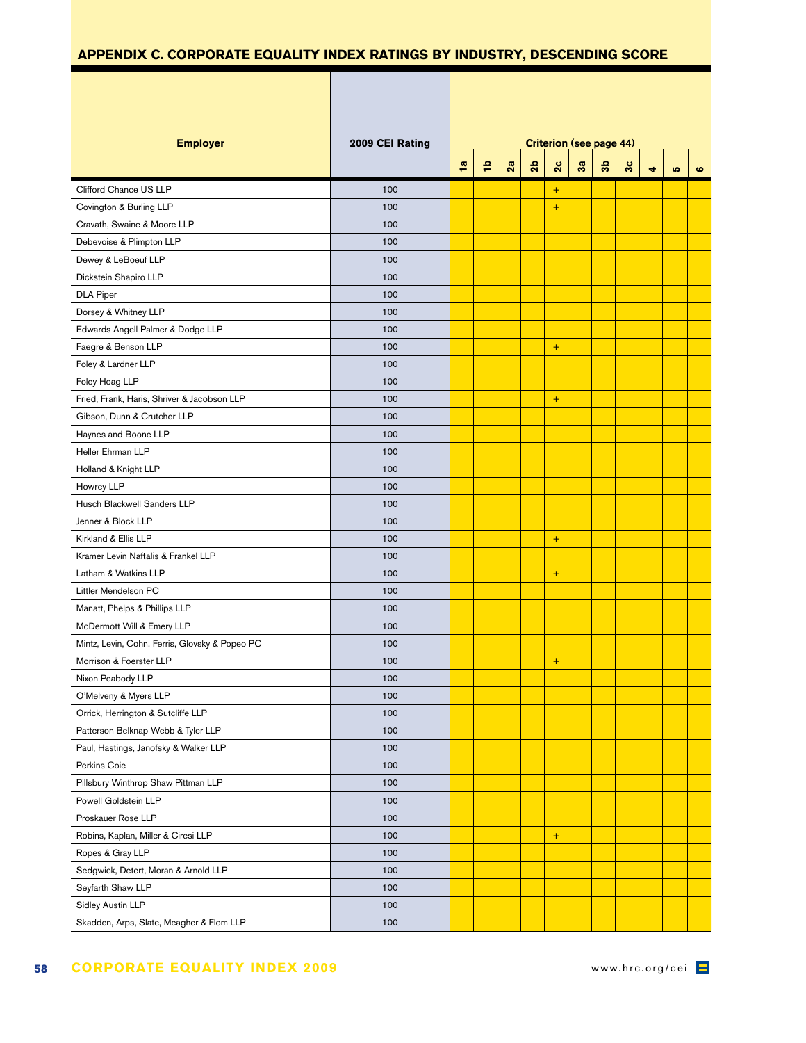## APPENDIX C. CORPORATE EQUALITY INDEX RATINGS BY INDUSTRY, DESCENDING SCORE

| Employer | 2009 CEI Rating | Criterion (see page 44) | | | | | | | | | | |
|---|---|---|---|---|---|---|---|---|---|---|---|---|
| | | 1a | 1b | 2a | 2b | 2c | 3a | 3b | 3c | 4 | 5 | 6 |
| Clifford Chance US LLP | 100 | | | | | + | | | | | | |
| Covington & Burling LLP | 100 | | | | | + | | | | | | |
| Cravath, Swaine & Moore LLP | 100 | | | | | | | | | | | |
| Debevoise & Plimpton LLP | 100 | | | | | | | | | | | |
| Dewey & LeBoeuf LLP | 100 | | | | | | | | | | | |
| Dickstein Shapiro LLP | 100 | | | | | | | | | | | |
| DLA Piper | 100 | | | | | | | | | | | |
| Dorsey & Whitney LLP | 100 | | | | | | | | | | | |
| Edwards Angell Palmer & Dodge LLP | 100 | | | | | | | | | | | |
| Faegre & Benson LLP | 100 | | | | | + | | | | | | |
| Foley & Lardner LLP | 100 | | | | | | | | | | | |
| Foley Hoag LLP | 100 | | | | | | | | | | | |
| Fried, Frank, Haris, Shriver & Jacobson LLP | 100 | | | | | + | | | | | | |
| Gibson, Dunn & Crutcher LLP | 100 | | | | | | | | | | | |
| Haynes and Boone LLP | 100 | | | | | | | | | | | |
| Heller Ehrman LLP | 100 | | | | | | | | | | | |
| Holland & Knight LLP | 100 | | | | | | | | | | | |
| Howrey LLP | 100 | | | | | | | | | | | |
| Husch Blackwell Sanders LLP | 100 | | | | | | | | | | | |
| Jenner & Block LLP | 100 | | | | | | | | | | | |
| Kirkland & Ellis LLP | 100 | | | | | + | | | | | | |
| Kramer Levin Naftalis & Frankel LLP | 100 | | | | | | | | | | | |
| Latham & Watkins LLP | 100 | | | | | + | | | | | | |
| Littler Mendelson PC | 100 | | | | | | | | | | | |
| Manatt, Phelps & Phillips LLP | 100 | | | | | | | | | | | |
| McDermott Will & Emery LLP | 100 | | | | | | | | | | | |
| Mintz, Levin, Cohn, Ferris, Glovsky & Popeo PC | 100 | | | | | | | | | | | |
| Morrison & Foerster LLP | 100 | | | | | + | | | | | | |
| Nixon Peabody LLP | 100 | | | | | | | | | | | |
| O'Melveny & Myers LLP | 100 | | | | | | | | | | | |
| Orrick, Herrington & Sutcliffe LLP | 100 | | | | | | | | | | | |
| Patterson Belknap Webb & Tyler LLP | 100 | | | | | | | | | | | |
| Paul, Hastings, Janofsky & Walker LLP | 100 | | | | | | | | | | | |
| Perkins Coie | 100 | | | | | | | | | | | |
| Pillsbury Winthrop Shaw Pittman LLP | 100 | | | | | | | | | | | |
| Powell Goldstein LLP | 100 | | | | | | | | | | | |
| Proskauer Rose LLP | 100 | | | | | | | | | | | |
| Robins, Kaplan, Miller & Ciresi LLP | 100 | | | | | + | | | | | | |
| Ropes & Gray LLP | 100 | | | | | | | | | | | |
| Sedgwick, Detert, Moran & Arnold LLP | 100 | | | | | | | | | | | |
| Seyfarth Shaw LLP | 100 | | | | | | | | | | | |
| Sidley Austin LLP | 100 | | | | | | | | | | | |
| Skadden, Arps, Slate, Meagher & Flom LLP | 100 | | | | | | | | | | | |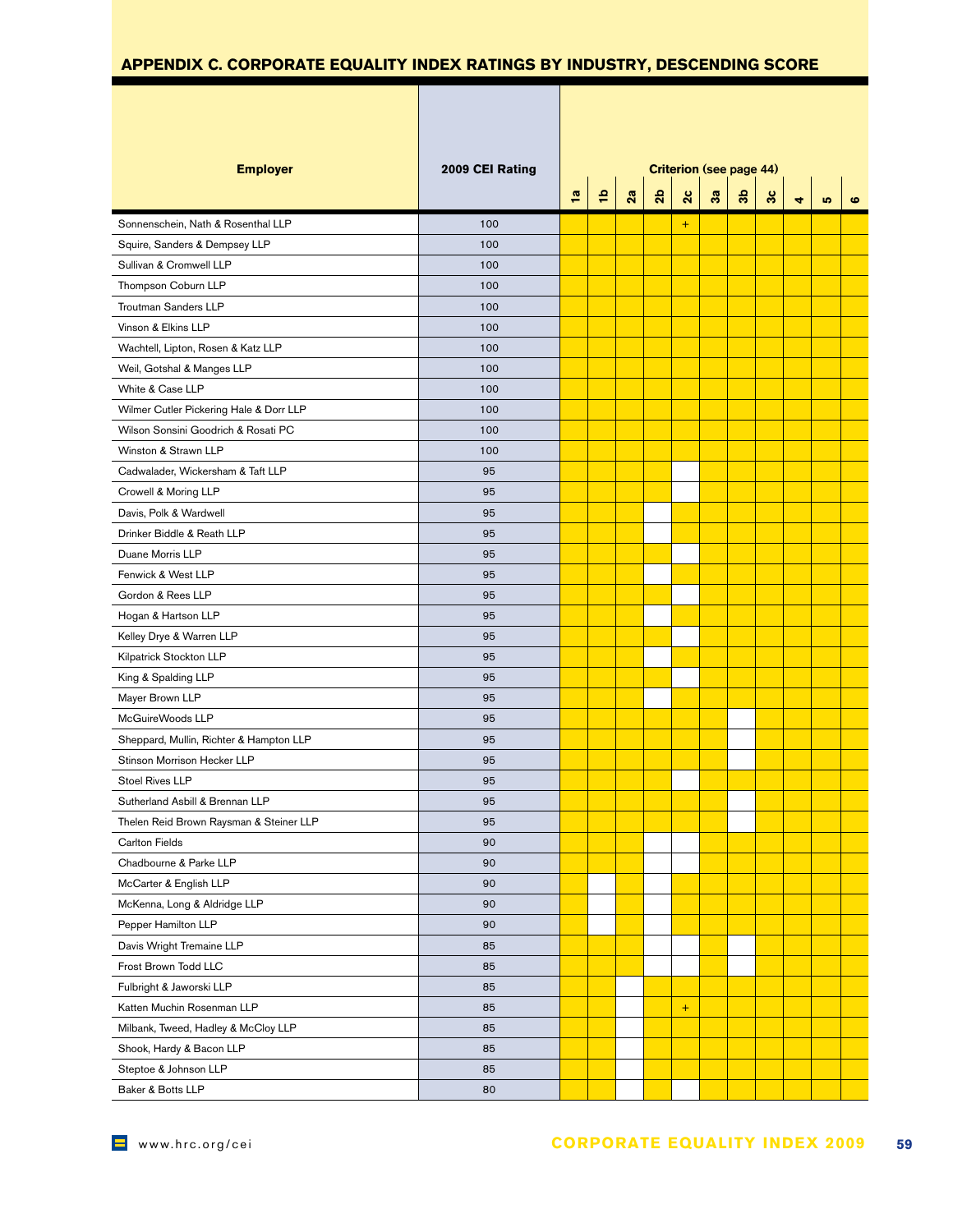## APPENDIX C. CORPORATE EQUALITY INDEX RATINGS BY INDUSTRY, DESCENDING SCORE

In the table below, ● marks a criterion that is met and an empty cell marks a criterion that is not met. A "+" appears in the source as shown.

| Employer | 2009 CEI Rating | Criterion (see page 44) | | | | | | | | | | |
|---|---|---|---|---|---|---|---|---|---|---|---|---|
| | | 1a | 1b | 2a | 2b | 2c | 3a | 3b | 3c | 4 | 5 | 6 |
| Sonnenschein, Nath & Rosenthal LLP | 100 | ● | ● | ● | ● | + | ● | ● | ● | ● | ● | ● |
| Squire, Sanders & Dempsey LLP | 100 | ● | ● | ● | ● | ● | ● | ● | ● | ● | ● | ● |
| Sullivan & Cromwell LLP | 100 | ● | ● | ● | ● | ● | ● | ● | ● | ● | ● | ● |
| Thompson Coburn LLP | 100 | ● | ● | ● | ● | ● | ● | ● | ● | ● | ● | ● |
| Troutman Sanders LLP | 100 | ● | ● | ● | ● | ● | ● | ● | ● | ● | ● | ● |
| Vinson & Elkins LLP | 100 | ● | ● | ● | ● | ● | ● | ● | ● | ● | ● | ● |
| Wachtell, Lipton, Rosen & Katz LLP | 100 | ● | ● | ● | ● | ● | ● | ● | ● | ● | ● | ● |
| Weil, Gotshal & Manges LLP | 100 | ● | ● | ● | ● | ● | ● | ● | ● | ● | ● | ● |
| White & Case LLP | 100 | ● | ● | ● | ● | ● | ● | ● | ● | ● | ● | ● |
| Wilmer Cutler Pickering Hale & Dorr LLP | 100 | ● | ● | ● | ● | ● | ● | ● | ● | ● | ● | ● |
| Wilson Sonsini Goodrich & Rosati PC | 100 | ● | ● | ● | ● | ● | ● | ● | ● | ● | ● | ● |
| Winston & Strawn LLP | 100 | ● | ● | ● | ● | ● | ● | ● | ● | ● | ● | ● |
| Cadwalader, Wickersham & Taft LLP | 95 | ● | ● | ● | ● | | ● | ● | ● | ● | ● | ● |
| Crowell & Moring LLP | 95 | ● | ● | ● | ● | | ● | ● | ● | ● | ● | ● |
| Davis, Polk & Wardwell | 95 | ● | ● | ● | | ● | ● | ● | ● | ● | ● | ● |
| Drinker Biddle & Reath LLP | 95 | ● | ● | ● | | ● | ● | ● | ● | ● | ● | ● |
| Duane Morris LLP | 95 | ● | ● | ● | ● | | ● | ● | ● | ● | ● | ● |
| Fenwick & West LLP | 95 | ● | ● | ● | | ● | ● | ● | ● | ● | ● | ● |
| Gordon & Rees LLP | 95 | ● | ● | ● | ● | | ● | ● | ● | ● | ● | ● |
| Hogan & Hartson LLP | 95 | ● | ● | ● | | ● | ● | ● | ● | ● | ● | ● |
| Kelley Drye & Warren LLP | 95 | ● | ● | ● | ● | | ● | ● | ● | ● | ● | ● |
| Kilpatrick Stockton LLP | 95 | ● | ● | ● | | ● | ● | ● | ● | ● | ● | ● |
| King & Spalding LLP | 95 | ● | ● | ● | ● | | ● | ● | ● | ● | ● | ● |
| Mayer Brown LLP | 95 | ● | ● | ● | | ● | ● | ● | ● | ● | ● | ● |
| McGuireWoods LLP | 95 | ● | ● | ● | ● | ● | ● | | ● | ● | ● | ● |
| Sheppard, Mullin, Richter & Hampton LLP | 95 | ● | ● | ● | ● | ● | ● | | ● | ● | ● | ● |
| Stinson Morrison Hecker LLP | 95 | ● | ● | ● | ● | ● | ● | | ● | ● | ● | ● |
| Stoel Rives LLP | 95 | ● | ● | ● | ● | | ● | ● | ● | ● | ● | ● |
| Sutherland Asbill & Brennan LLP | 95 | ● | ● | ● | ● | ● | ● | | ● | ● | ● | ● |
| Thelen Reid Brown Raysman & Steiner LLP | 95 | ● | ● | ● | ● | ● | ● | | ● | ● | ● | ● |
| Carlton Fields | 90 | ● | ● | ● | | | ● | ● | ● | ● | ● | ● |
| Chadbourne & Parke LLP | 90 | ● | ● | ● | | | ● | ● | ● | ● | ● | ● |
| McCarter & English LLP | 90 | ● | | ● | | ● | ● | ● | ● | ● | ● | ● |
| McKenna, Long & Aldridge LLP | 90 | ● | | ● | | ● | ● | ● | ● | ● | ● | ● |
| Pepper Hamilton LLP | 90 | ● | | ● | | ● | ● | ● | ● | ● | ● | ● |
| Davis Wright Tremaine LLP | 85 | ● | ● | ● | | | ● | | ● | ● | ● | ● |
| Frost Brown Todd LLC | 85 | ● | ● | ● | | | ● | | ● | ● | ● | ● |
| Fulbright & Jaworski LLP | 85 | ● | ● | | ● | ● | ● | ● | ● | ● | ● | ● |
| Katten Muchin Rosenman LLP | 85 | ● | ● | | ● | + | ● | ● | ● | ● | ● | ● |
| Milbank, Tweed, Hadley & McCloy LLP | 85 | ● | ● | | ● | ● | ● | ● | ● | ● | ● | ● |
| Shook, Hardy & Bacon LLP | 85 | ● | ● | | ● | ● | ● | ● | ● | ● | ● | ● |
| Steptoe & Johnson LLP | 85 | ● | ● | | ● | ● | ● | ● | ● | ● | ● | ● |
| Baker & Botts LLP | 80 | ● | ● | | ● | | ● | ● | ● | ● | ● | ● |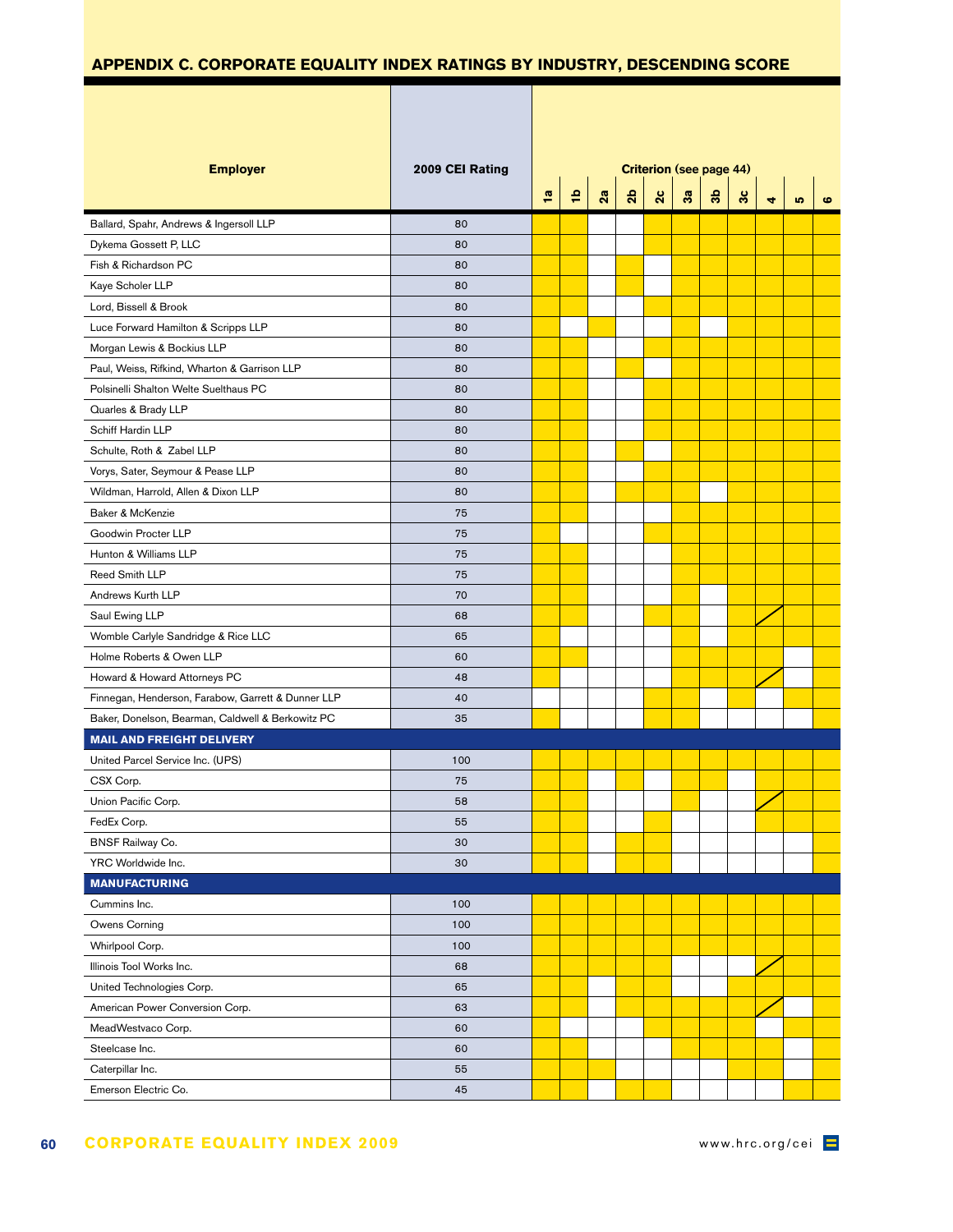## APPENDIX C. CORPORATE EQUALITY INDEX RATINGS BY INDUSTRY, DESCENDING SCORE

In the criterion columns, ✓ marks a filled (yellow) cell, a blank marks an unfilled (white) cell, and / marks a cell with a diagonal line.

| Employer | 2009 CEI Rating | Criterion (see page 44) 1a | 1b | 2a | 2b | 2c | 3a | 3b | 3c | 4 | 5 | 6 |
|---|---|---|---|---|---|---|---|---|---|---|---|---|
| Ballard, Spahr, Andrews & Ingersoll LLP | 80 | ✓ | ✓ | | | ✓ | ✓ | ✓ | ✓ | ✓ | ✓ | ✓ |
| Dykema Gossett P, LLC | 80 | ✓ | ✓ | | | ✓ | ✓ | ✓ | ✓ | ✓ | ✓ | ✓ |
| Fish & Richardson PC | 80 | ✓ | ✓ | | ✓ | | ✓ | ✓ | ✓ | ✓ | ✓ | ✓ |
| Kaye Scholer LLP | 80 | ✓ | ✓ | | ✓ | | ✓ | ✓ | ✓ | ✓ | ✓ | ✓ |
| Lord, Bissell & Brook | 80 | ✓ | ✓ | | | ✓ | ✓ | ✓ | ✓ | ✓ | ✓ | ✓ |
| Luce Forward Hamilton & Scripps LLP | 80 | ✓ | | ✓ | | | ✓ | | ✓ | ✓ | ✓ | ✓ |
| Morgan Lewis & Bockius LLP | 80 | ✓ | ✓ | | | ✓ | ✓ | ✓ | ✓ | ✓ | ✓ | ✓ |
| Paul, Weiss, Rifkind, Wharton & Garrison LLP | 80 | ✓ | ✓ | | ✓ | | ✓ | ✓ | ✓ | ✓ | ✓ | ✓ |
| Polsinelli Shalton Welte Suelthaus PC | 80 | ✓ | ✓ | | | ✓ | ✓ | ✓ | ✓ | ✓ | ✓ | ✓ |
| Quarles & Brady LLP | 80 | ✓ | ✓ | | | ✓ | ✓ | ✓ | ✓ | ✓ | ✓ | ✓ |
| Schiff Hardin LLP | 80 | ✓ | ✓ | | | ✓ | ✓ | ✓ | ✓ | ✓ | ✓ | ✓ |
| Schulte, Roth & Zabel LLP | 80 | ✓ | ✓ | | ✓ | | ✓ | ✓ | ✓ | ✓ | ✓ | ✓ |
| Vorys, Sater, Seymour & Pease LLP | 80 | ✓ | ✓ | | | ✓ | ✓ | ✓ | ✓ | ✓ | ✓ | ✓ |
| Wildman, Harrold, Allen & Dixon LLP | 80 | ✓ | ✓ | | ✓ | ✓ | ✓ | | ✓ | ✓ | ✓ | ✓ |
| Baker & McKenzie | 75 | ✓ | ✓ | | | | ✓ | ✓ | ✓ | ✓ | ✓ | ✓ |
| Goodwin Procter LLP | 75 | ✓ | | | | ✓ | ✓ | ✓ | ✓ | ✓ | ✓ | ✓ |
| Hunton & Williams LLP | 75 | ✓ | ✓ | | | | ✓ | ✓ | ✓ | ✓ | ✓ | ✓ |
| Reed Smith LLP | 75 | ✓ | ✓ | | | | ✓ | ✓ | ✓ | ✓ | ✓ | ✓ |
| Andrews Kurth LLP | 70 | ✓ | ✓ | | | | ✓ | | ✓ | ✓ | ✓ | ✓ |
| Saul Ewing LLP | 68 | ✓ | ✓ | | | ✓ | ✓ | | ✓ | / | ✓ | ✓ |
| Womble Carlyle Sandridge & Rice LLC | 65 | ✓ | | | | | ✓ | | ✓ | ✓ | ✓ | ✓ |
| Holme Roberts & Owen LLP | 60 | ✓ | ✓ | | | | ✓ | ✓ | ✓ | ✓ | | ✓ |
| Howard & Howard Attorneys PC | 48 | ✓ | | | | | ✓ | ✓ | ✓ | / | | ✓ |
| Finnegan, Henderson, Farabow, Garrett & Dunner LLP | 40 | | | | | ✓ | ✓ | | ✓ | | ✓ | ✓ |
| Baker, Donelson, Bearman, Caldwell & Berkowitz PC | 35 | ✓ | | | | ✓ | ✓ | | | | | ✓ |
| **MAIL AND FREIGHT DELIVERY** | | | | | | | | | | | | |
| United Parcel Service Inc. (UPS) | 100 | ✓ | ✓ | ✓ | ✓ | ✓ | ✓ | ✓ | ✓ | ✓ | ✓ | ✓ |
| CSX Corp. | 75 | ✓ | ✓ | | ✓ | | ✓ | ✓ | | ✓ | ✓ | ✓ |
| Union Pacific Corp. | 58 | ✓ | ✓ | | | | ✓ | | | / | ✓ | ✓ |
| FedEx Corp. | 55 | ✓ | ✓ | | | ✓ | | | | ✓ | ✓ | ✓ |
| BNSF Railway Co. | 30 | ✓ | ✓ | | ✓ | ✓ | | | | | | ✓ |
| YRC Worldwide Inc. | 30 | ✓ | ✓ | | ✓ | ✓ | | | | | | ✓ |
| **MANUFACTURING** | | | | | | | | | | | | |
| Cummins Inc. | 100 | ✓ | ✓ | ✓ | ✓ | ✓ | ✓ | ✓ | ✓ | ✓ | ✓ | ✓ |
| Owens Corning | 100 | ✓ | ✓ | ✓ | ✓ | ✓ | ✓ | ✓ | ✓ | ✓ | ✓ | ✓ |
| Whirlpool Corp. | 100 | ✓ | ✓ | ✓ | ✓ | ✓ | ✓ | ✓ | ✓ | ✓ | ✓ | ✓ |
| Illinois Tool Works Inc. | 68 | ✓ | ✓ | ✓ | ✓ | ✓ | | | | / | ✓ | ✓ |
| United Technologies Corp. | 65 | ✓ | ✓ | | ✓ | ✓ | | | ✓ | ✓ | ✓ | ✓ |
| American Power Conversion Corp. | 63 | ✓ | ✓ | | ✓ | ✓ | ✓ | ✓ | ✓ | / | | ✓ |
| MeadWestvaco Corp. | 60 | ✓ | | | | ✓ | ✓ | ✓ | ✓ | | ✓ | ✓ |
| Steelcase Inc. | 60 | ✓ | ✓ | | | | ✓ | ✓ | ✓ | ✓ | | ✓ |
| Caterpillar Inc. | 55 | ✓ | ✓ | ✓ | | | | | ✓ | ✓ | | ✓ |
| Emerson Electric Co. | 45 | ✓ | ✓ | | ✓ | ✓ | | | | | ✓ | ✓ |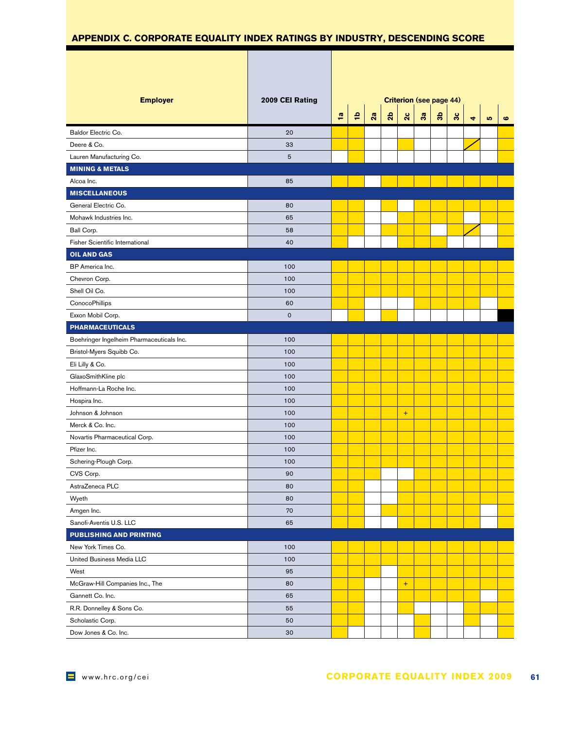## APPENDIX C. CORPORATE EQUALITY INDEX RATINGS BY INDUSTRY, DESCENDING SCORE

In the original table, criteria met are shown as yellow cells; here they are marked ●. A diagonal slash in a cell is shown as /. The black cell in the Exxon Mobil Corp. row is shown as ■.

| Employer | 2009 CEI Rating | 1a | 1b | 2a | 2b | 2c | 3a | 3b | 3c | 4 | 5 | 6 |
|---|---|---|---|---|---|---|---|---|---|---|---|---|
| | | Criterion (see page 44) | | | | | | | | | | |
| Baldor Electric Co. | 20 | ● | ● | | | | | | | | | ● |
| Deere & Co. | 33 | ● | ● | | | ● | | | | / | | ● |
| Lauren Manufacturing Co. | 5 | | ● | | | | | | | | | ● |
| **MINING & METALS** | | | | | | | | | | | | |
| Alcoa Inc. | 85 | ● | ● | | ● | ● | ● | ● | ● | ● | ● | ● |
| **MISCELLANEOUS** | | | | | | | | | | | | |
| General Electric Co. | 80 | ● | ● | | ● | | ● | ● | ● | ● | ● | ● |
| Mohawk Industries Inc. | 65 | ● | ● | | | ● | ● | ● | ● | | ● | ● |
| Ball Corp. | 58 | ● | ● | | ● | ● | ● | | ● | / | | ● |
| Fisher Scientific International | 40 | ● | | | | ● | ● | ● | | | | ● |
| **OIL AND GAS** | | | | | | | | | | | | |
| BP America Inc. | 100 | ● | ● | ● | ● | ● | ● | ● | ● | ● | ● | ● |
| Chevron Corp. | 100 | ● | ● | ● | ● | ● | ● | ● | ● | ● | ● | ● |
| Shell Oil Co. | 100 | ● | ● | ● | ● | ● | ● | ● | ● | ● | ● | ● |
| ConocoPhillips | 60 | ● | ● | | | | ● | ● | ● | ● | | ● |
| Exxon Mobil Corp. | 0 | | ● | | ● | | | | | | | ■ |
| **PHARMACEUTICALS** | | | | | | | | | | | | |
| Boehringer Ingelheim Pharmaceuticals Inc. | 100 | ● | ● | ● | ● | ● | ● | ● | ● | ● | ● | ● |
| Bristol-Myers Squibb Co. | 100 | ● | ● | ● | ● | ● | ● | ● | ● | ● | ● | ● |
| Eli Lilly & Co. | 100 | ● | ● | ● | ● | ● | ● | ● | ● | ● | ● | ● |
| GlaxoSmithKline plc | 100 | ● | ● | ● | ● | ● | ● | ● | ● | ● | ● | ● |
| Hoffmann-La Roche Inc. | 100 | ● | ● | ● | ● | ● | ● | ● | ● | ● | ● | ● |
| Hospira Inc. | 100 | ● | ● | ● | ● | ● | ● | ● | ● | ● | ● | ● |
| Johnson & Johnson | 100 | ● | ● | ● | ● | ● + | ● | ● | ● | ● | ● | ● |
| Merck & Co. Inc. | 100 | ● | ● | ● | ● | ● | ● | ● | ● | ● | ● | ● |
| Novartis Pharmaceutical Corp. | 100 | ● | ● | ● | ● | ● | ● | ● | ● | ● | ● | ● |
| Pfizer Inc. | 100 | ● | ● | ● | ● | ● | ● | ● | ● | ● | ● | ● |
| Schering-Plough Corp. | 100 | ● | ● | ● | ● | ● | ● | ● | ● | ● | ● | ● |
| CVS Corp. | 90 | ● | ● | ● | | | ● | ● | ● | ● | ● | ● |
| AstraZeneca PLC | 80 | ● | ● | | | ● | ● | ● | ● | ● | ● | ● |
| Wyeth | 80 | ● | ● | | | ● | ● | ● | ● | ● | ● | ● |
| Amgen Inc. | 70 | ● | ● | | ● | ● | ● | ● | ● | ● | | ● |
| Sanofi-Aventis U.S. LLC | 65 | ● | ● | | | ● | ● | ● | ● | ● | | ● |
| **PUBLISHING AND PRINTING** | | | | | | | | | | | | |
| New York Times Co. | 100 | ● | ● | ● | ● | ● | ● | ● | ● | ● | ● | ● |
| United Business Media LLC | 100 | ● | ● | ● | ● | ● | ● | ● | ● | ● | ● | ● |
| West | 95 | ● | ● | ● | | ● | ● | ● | ● | ● | ● | ● |
| McGraw-Hill Companies Inc., The | 80 | ● | ● | | | ● + | ● | ● | ● | ● | ● | ● |
| Gannett Co. Inc. | 65 | ● | ● | | | ● | ● | ● | ● | ● | | ● |
| R.R. Donnelley & Sons Co. | 55 | ● | ● | | | ● | | | | ● | ● | ● |
| Scholastic Corp. | 50 | ● | ● | | | | ● | | | ● | | ● |
| Dow Jones & Co. Inc. | 30 | ● | | | | | ● | | | | | ● |

www.hrc.org/cei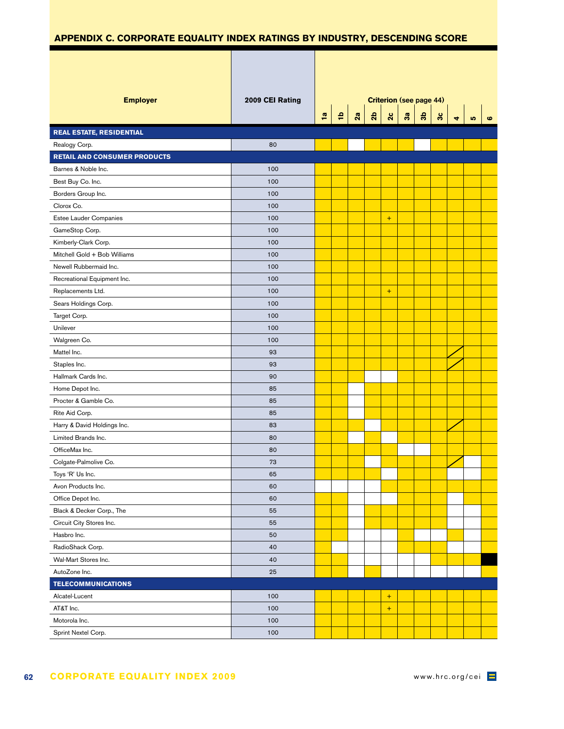## APPENDIX C. CORPORATE EQUALITY INDEX RATINGS BY INDUSTRY, DESCENDING SCORE

| Employer | 2009 CEI Rating | Criterion (see page 44) | | | | | | | | | | |
|---|---|---|---|---|---|---|---|---|---|---|---|---|
| | | 1a | 1b | 2a | 2b | 2c | 3a | 3b | 3c | 4 | 5 | 6 |
| **REAL ESTATE, RESIDENTIAL** | | | | | | | | | | | | |
| Realogy Corp. | 80 | | | | | | | | | | | |
| **RETAIL AND CONSUMER PRODUCTS** | | | | | | | | | | | | |
| Barnes & Noble Inc. | 100 | | | | | | | | | | | |
| Best Buy Co. Inc. | 100 | | | | | | | | | | | |
| Borders Group Inc. | 100 | | | | | | | | | | | |
| Clorox Co. | 100 | | | | | | | | | | | |
| Estee Lauder Companies | 100 | | | | | + | | | | | | |
| GameStop Corp. | 100 | | | | | | | | | | | |
| Kimberly-Clark Corp. | 100 | | | | | | | | | | | |
| Mitchell Gold + Bob Williams | 100 | | | | | | | | | | | |
| Newell Rubbermaid Inc. | 100 | | | | | | | | | | | |
| Recreational Equipment Inc. | 100 | | | | | | | | | | | |
| Replacements Ltd. | 100 | | | | | + | | | | | | |
| Sears Holdings Corp. | 100 | | | | | | | | | | | |
| Target Corp. | 100 | | | | | | | | | | | |
| Unilever | 100 | | | | | | | | | | | |
| Walgreen Co. | 100 | | | | | | | | | | | |
| Mattel Inc. | 93 | | | | | | | | | | | |
| Staples Inc. | 93 | | | | | | | | | | | |
| Hallmark Cards Inc. | 90 | | | | | | | | | | | |
| Home Depot Inc. | 85 | | | | | | | | | | | |
| Procter & Gamble Co. | 85 | | | | | | | | | | | |
| Rite Aid Corp. | 85 | | | | | | | | | | | |
| Harry & David Holdings Inc. | 83 | | | | | | | | | | | |
| Limited Brands Inc. | 80 | | | | | | | | | | | |
| OfficeMax Inc. | 80 | | | | | | | | | | | |
| Colgate-Palmolive Co. | 73 | | | | | | | | | | | |
| Toys 'R' Us Inc. | 65 | | | | | | | | | | | |
| Avon Products Inc. | 60 | | | | | | | | | | | |
| Office Depot Inc. | 60 | | | | | | | | | | | |
| Black & Decker Corp., The | 55 | | | | | | | | | | | |
| Circuit City Stores Inc. | 55 | | | | | | | | | | | |
| Hasbro Inc. | 50 | | | | | | | | | | | |
| RadioShack Corp. | 40 | | | | | | | | | | | |
| Wal-Mart Stores Inc. | 40 | | | | | | | | | | | |
| AutoZone Inc. | 25 | | | | | | | | | | | |
| **TELECOMMUNICATIONS** | | | | | | | | | | | | |
| Alcatel-Lucent | 100 | | | | | + | | | | | | |
| AT&T Inc. | 100 | | | | | + | | | | | | |
| Motorola Inc. | 100 | | | | | | | | | | | |
| Sprint Nextel Corp. | 100 | | | | | | | | | | | |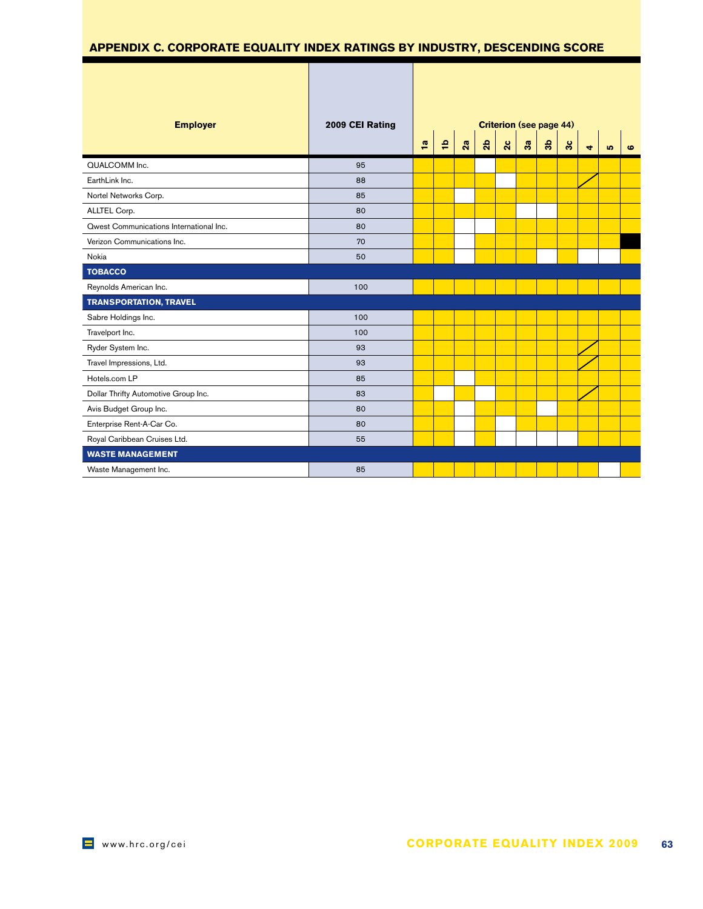## APPENDIX C. CORPORATE EQUALITY INDEX RATINGS BY INDUSTRY, DESCENDING SCORE

| Employer | 2009 CEI Rating | Criterion (see page 44) | | | | | | | | | | |
|---|---|---|---|---|---|---|---|---|---|---|---|---|
| | | 1a | 1b | 2a | 2b | 2c | 3a | 3b | 3c | 4 | 5 | 6 |
| QUALCOMM Inc. | 95 | ● | ● | ● | | ● | ● | ● | ● | ● | ● | ● |
| EarthLink Inc. | 88 | ● | ● | ● | ● | | ● | ● | ● | / | ● | ● |
| Nortel Networks Corp. | 85 | ● | ● | | ● | ● | ● | ● | ● | ● | ● | ● |
| ALLTEL Corp. | 80 | ● | ● | ● | ● | ● | | | ● | ● | ● | ● |
| Qwest Communications International Inc. | 80 | ● | ● | | | ● | ● | ● | ● | ● | ● | ● |
| Verizon Communications Inc. | 70 | ● | ● | | ● | ● | ● | ● | ● | ● | ● | ■ |
| Nokia | 50 | ● | ● | | ● | ● | ● | | ● | | | ● |
| **TOBACCO** | | | | | | | | | | | | |
| Reynolds American Inc. | 100 | ● | ● | ● | ● | ● | ● | ● | ● | ● | ● | ● |
| **TRANSPORTATION, TRAVEL** | | | | | | | | | | | | |
| Sabre Holdings Inc. | 100 | ● | ● | ● | ● | ● | ● | ● | ● | ● | ● | ● |
| Travelport Inc. | 100 | ● | ● | ● | ● | ● | ● | ● | ● | ● | ● | ● |
| Ryder System Inc. | 93 | ● | ● | ● | ● | ● | ● | ● | ● | / | ● | ● |
| Travel Impressions, Ltd. | 93 | ● | ● | ● | ● | ● | ● | ● | ● | / | ● | ● |
| Hotels.com LP | 85 | ● | ● | | ● | ● | ● | ● | ● | ● | ● | ● |
| Dollar Thrifty Automotive Group Inc. | 83 | ● | | ● | | ● | ● | ● | ● | / | ● | ● |
| Avis Budget Group Inc. | 80 | ● | ● | | ● | ● | ● | | ● | ● | ● | ● |
| Enterprise Rent-A-Car Co. | 80 | ● | ● | | ● | | ● | ● | ● | ● | ● | ● |
| Royal Caribbean Cruises Ltd. | 55 | ● | ● | | ● | | | | | ● | ● | ● |
| **WASTE MANAGEMENT** | | | | | | | | | | | | |
| Waste Management Inc. | 85 | ● | ● | ● | ● | ● | ● | ● | ● | ● | | ● |

www.hrc.org/cei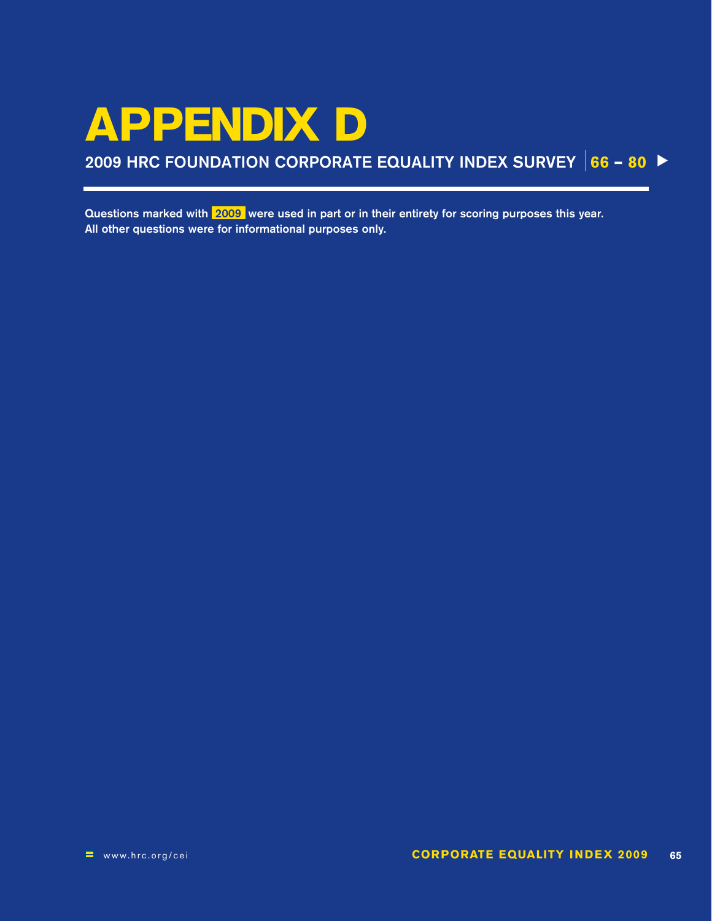# APPENDIX D

## 2009 HRC FOUNDATION CORPORATE EQUALITY INDEX SURVEY | 66 – 80 ▶

Questions marked with **2009** were used in part or in their entirety for scoring purposes this year. All other questions were for informational purposes only.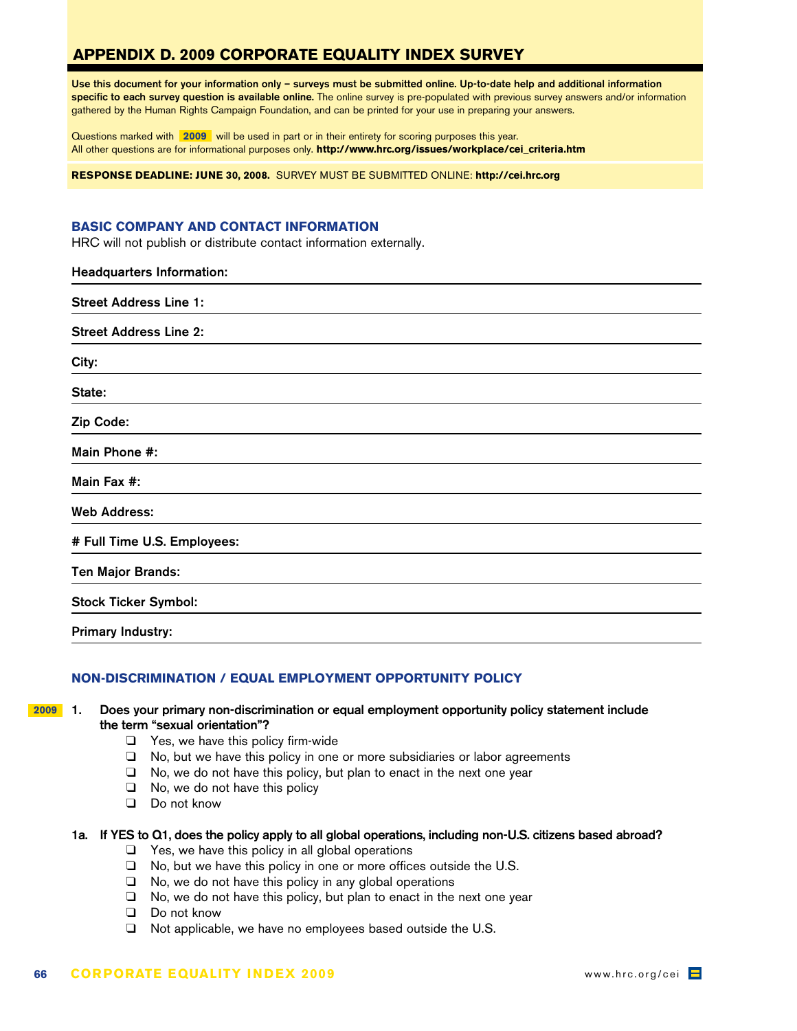# APPENDIX D. 2009 CORPORATE EQUALITY INDEX SURVEY

**Use this document for your information only – surveys must be submitted online. Up-to-date help and additional information specific to each survey question is available online.** The online survey is pre-populated with previous survey answers and/or information gathered by the Human Rights Campaign Foundation, and can be printed for your use in preparing your answers.

Questions marked with **2009** will be used in part or in their entirety for scoring purposes this year. All other questions are for informational purposes only. **http://www.hrc.org/issues/workplace/cei_criteria.htm**

**RESPONSE DEADLINE: JUNE 30, 2008.** SURVEY MUST BE SUBMITTED ONLINE: **http://cei.hrc.org**

## BASIC COMPANY AND CONTACT INFORMATION

HRC will not publish or distribute contact information externally.

**Headquarters Information:**

**Street Address Line 1:**

**Street Address Line 2:**

**City:**

**State:**

**Zip Code:**

**Main Phone #:**

**Main Fax #:**

**Web Address:**

**# Full Time U.S. Employees:**

**Ten Major Brands:**

**Stock Ticker Symbol:**

**Primary Industry:**

## NON-DISCRIMINATION / EQUAL EMPLOYMENT OPPORTUNITY POLICY

**2009** **1. Does your primary non-discrimination or equal employment opportunity policy statement include the term "sexual orientation"?**

- ❑ Yes, we have this policy firm-wide
- ❑ No, but we have this policy in one or more subsidiaries or labor agreements
- ❑ No, we do not have this policy, but plan to enact in the next one year
- ❑ No, we do not have this policy
- ❑ Do not know

**1a. If YES to Q1, does the policy apply to all global operations, including non-U.S. citizens based abroad?**

- ❑ Yes, we have this policy in all global operations
- ❑ No, but we have this policy in one or more offices outside the U.S.
- ❑ No, we do not have this policy in any global operations
- ❑ No, we do not have this policy, but plan to enact in the next one year
- ❑ Do not know
- ❑ Not applicable, we have no employees based outside the U.S.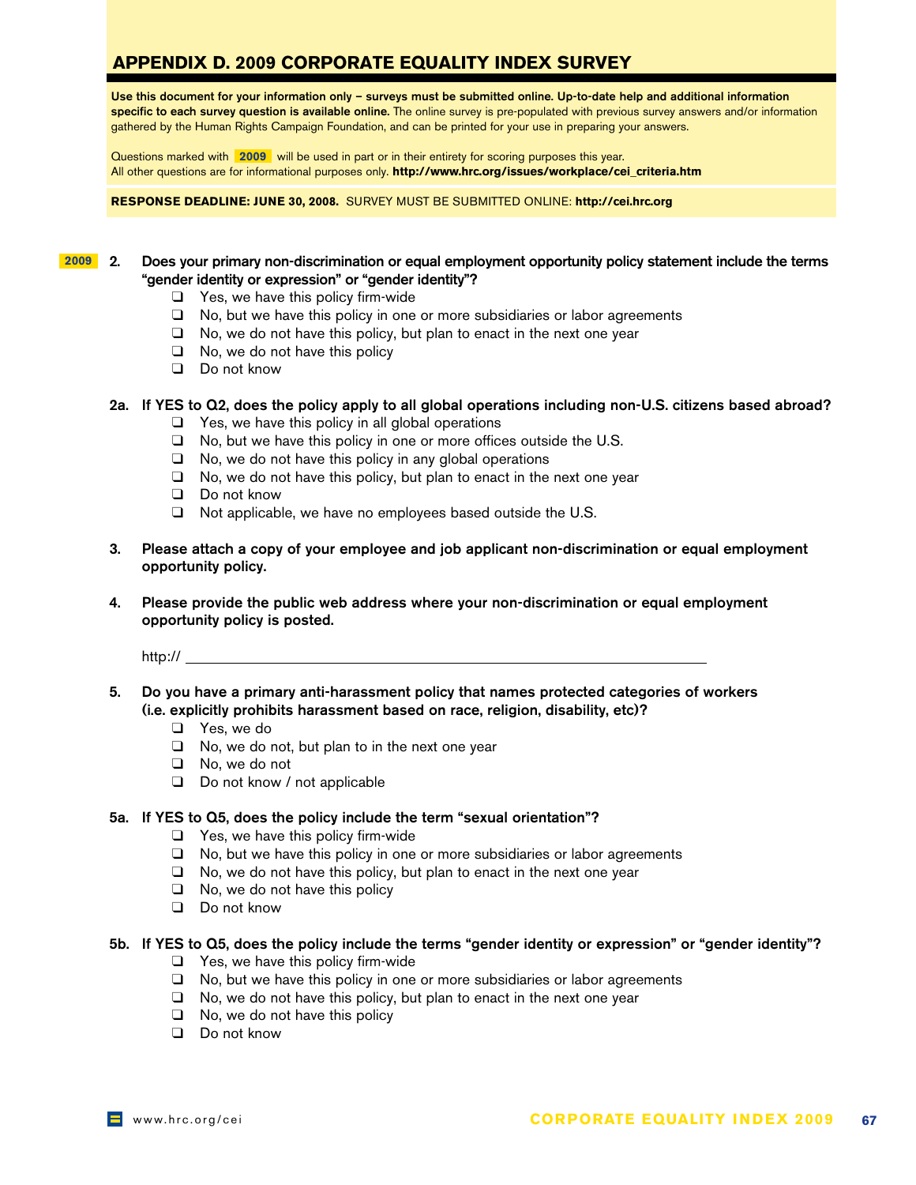# APPENDIX D. 2009 CORPORATE EQUALITY INDEX SURVEY

**Use this document for your information only – surveys must be submitted online. Up-to-date help and additional information specific to each survey question is available online.** The online survey is pre-populated with previous survey answers and/or information gathered by the Human Rights Campaign Foundation, and can be printed for your use in preparing your answers.

Questions marked with **2009** will be used in part or in their entirety for scoring purposes this year.
All other questions are for informational purposes only. **http://www.hrc.org/issues/workplace/cei_criteria.htm**

**RESPONSE DEADLINE: JUNE 30, 2008.** SURVEY MUST BE SUBMITTED ONLINE: **http://cei.hrc.org**

**2009** **2. Does your primary non-discrimination or equal employment opportunity policy statement include the terms "gender identity or expression" or "gender identity"?**

- ❑ Yes, we have this policy firm-wide
- ❑ No, but we have this policy in one or more subsidiaries or labor agreements
- ❑ No, we do not have this policy, but plan to enact in the next one year
- ❑ No, we do not have this policy
- ❑ Do not know

**2a. If YES to Q2, does the policy apply to all global operations including non-U.S. citizens based abroad?**

- ❑ Yes, we have this policy in all global operations
- ❑ No, but we have this policy in one or more offices outside the U.S.
- ❑ No, we do not have this policy in any global operations
- ❑ No, we do not have this policy, but plan to enact in the next one year
- ❑ Do not know
- ❑ Not applicable, we have no employees based outside the U.S.

**3. Please attach a copy of your employee and job applicant non-discrimination or equal employment opportunity policy.**

**4. Please provide the public web address where your non-discrimination or equal employment opportunity policy is posted.**

http:// ________________________________________________

**5. Do you have a primary anti-harassment policy that names protected categories of workers (i.e. explicitly prohibits harassment based on race, religion, disability, etc)?**

- ❑ Yes, we do
- ❑ No, we do not, but plan to in the next one year
- ❑ No, we do not
- ❑ Do not know / not applicable

**5a. If YES to Q5, does the policy include the term "sexual orientation"?**

- ❑ Yes, we have this policy firm-wide
- ❑ No, but we have this policy in one or more subsidiaries or labor agreements
- ❑ No, we do not have this policy, but plan to enact in the next one year
- ❑ No, we do not have this policy
- ❑ Do not know

**5b. If YES to Q5, does the policy include the terms "gender identity or expression" or "gender identity"?**

- ❑ Yes, we have this policy firm-wide
- ❑ No, but we have this policy in one or more subsidiaries or labor agreements
- ❑ No, we do not have this policy, but plan to enact in the next one year
- ❑ No, we do not have this policy
- ❑ Do not know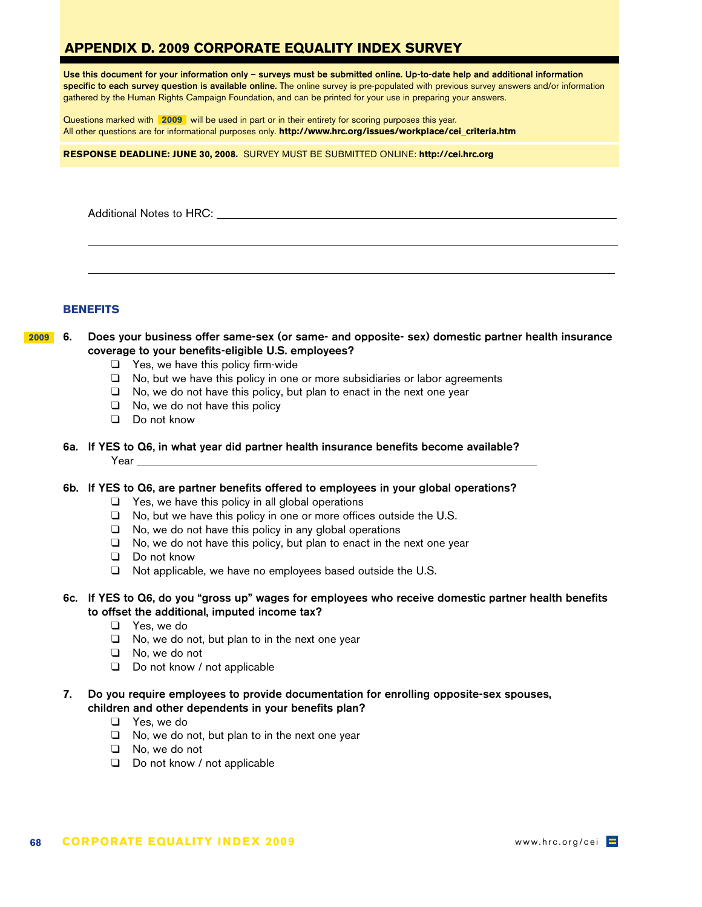## APPENDIX D. 2009 CORPORATE EQUALITY INDEX SURVEY

**Use this document for your information only – surveys must be submitted online. Up-to-date help and additional information specific to each survey question is available online.** The online survey is pre-populated with previous survey answers and/or information gathered by the Human Rights Campaign Foundation, and can be printed for your use in preparing your answers.

Questions marked with **2009** will be used in part or in their entirety for scoring purposes this year.
All other questions are for informational purposes only. **http://www.hrc.org/issues/workplace/cei_criteria.htm**

**RESPONSE DEADLINE: JUNE 30, 2008.** SURVEY MUST BE SUBMITTED ONLINE: **http://cei.hrc.org**

Additional Notes to HRC: ______________________________________________

__________________________________________________________________

__________________________________________________________________

### BENEFITS

**2009** **6. Does your business offer same-sex (or same- and opposite- sex) domestic partner health insurance coverage to your benefits-eligible U.S. employees?**

- ❑ Yes, we have this policy firm-wide
- ❑ No, but we have this policy in one or more subsidiaries or labor agreements
- ❑ No, we do not have this policy, but plan to enact in the next one year
- ❑ No, we do not have this policy
- ❑ Do not know

**6a. If YES to Q6, in what year did partner health insurance benefits become available?**

Year ______________________________________________

**6b. If YES to Q6, are partner benefits offered to employees in your global operations?**

- ❑ Yes, we have this policy in all global operations
- ❑ No, but we have this policy in one or more offices outside the U.S.
- ❑ No, we do not have this policy in any global operations
- ❑ No, we do not have this policy, but plan to enact in the next one year
- ❑ Do not know
- ❑ Not applicable, we have no employees based outside the U.S.

**6c. If YES to Q6, do you "gross up" wages for employees who receive domestic partner health benefits to offset the additional, imputed income tax?**

- ❑ Yes, we do
- ❑ No, we do not, but plan to in the next one year
- ❑ No, we do not
- ❑ Do not know / not applicable

**7. Do you require employees to provide documentation for enrolling opposite-sex spouses, children and other dependents in your benefits plan?**

- ❑ Yes, we do
- ❑ No, we do not, but plan to in the next one year
- ❑ No, we do not
- ❑ Do not know / not applicable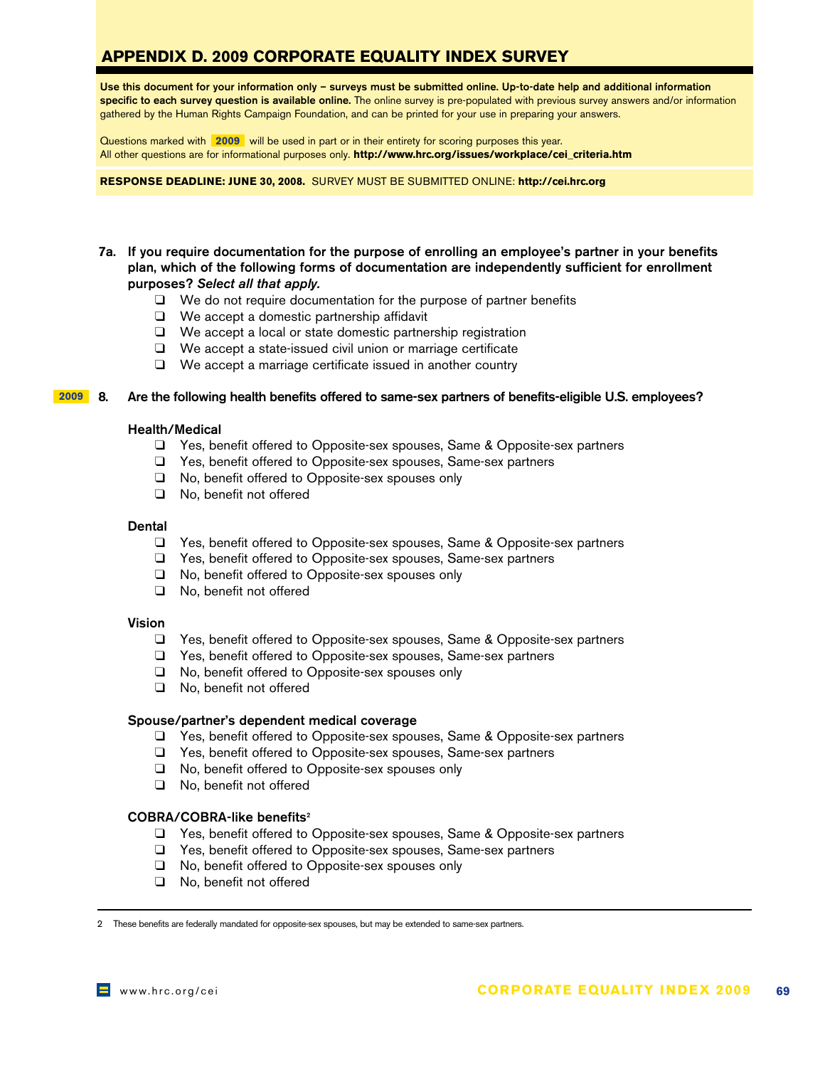## APPENDIX D. 2009 CORPORATE EQUALITY INDEX SURVEY

**Use this document for your information only – surveys must be submitted online. Up-to-date help and additional information specific to each survey question is available online.** The online survey is pre-populated with previous survey answers and/or information gathered by the Human Rights Campaign Foundation, and can be printed for your use in preparing your answers.

Questions marked with **2009** will be used in part or in their entirety for scoring purposes this year.
All other questions are for informational purposes only. **http://www.hrc.org/issues/workplace/cei_criteria.htm**

**RESPONSE DEADLINE: JUNE 30, 2008.** SURVEY MUST BE SUBMITTED ONLINE: **http://cei.hrc.org**

**7a. If you require documentation for the purpose of enrolling an employee's partner in your benefits plan, which of the following forms of documentation are independently sufficient for enrollment purposes?** ***Select all that apply.***

- ❑ We do not require documentation for the purpose of partner benefits
- ❑ We accept a domestic partnership affidavit
- ❑ We accept a local or state domestic partnership registration
- ❑ We accept a state-issued civil union or marriage certificate
- ❑ We accept a marriage certificate issued in another country

**2009** **8. Are the following health benefits offered to same-sex partners of benefits-eligible U.S. employees?**

**Health/Medical**

- ❑ Yes, benefit offered to Opposite-sex spouses, Same & Opposite-sex partners
- ❑ Yes, benefit offered to Opposite-sex spouses, Same-sex partners
- ❑ No, benefit offered to Opposite-sex spouses only
- ❑ No, benefit not offered

**Dental**

- ❑ Yes, benefit offered to Opposite-sex spouses, Same & Opposite-sex partners
- ❑ Yes, benefit offered to Opposite-sex spouses, Same-sex partners
- ❑ No, benefit offered to Opposite-sex spouses only
- ❑ No, benefit not offered

**Vision**

- ❑ Yes, benefit offered to Opposite-sex spouses, Same & Opposite-sex partners
- ❑ Yes, benefit offered to Opposite-sex spouses, Same-sex partners
- ❑ No, benefit offered to Opposite-sex spouses only
- ❑ No, benefit not offered

**Spouse/partner's dependent medical coverage**

- ❑ Yes, benefit offered to Opposite-sex spouses, Same & Opposite-sex partners
- ❑ Yes, benefit offered to Opposite-sex spouses, Same-sex partners
- ❑ No, benefit offered to Opposite-sex spouses only
- ❑ No, benefit not offered

**COBRA/COBRA-like benefits**[2]

- ❑ Yes, benefit offered to Opposite-sex spouses, Same & Opposite-sex partners
- ❑ Yes, benefit offered to Opposite-sex spouses, Same-sex partners
- ❑ No, benefit offered to Opposite-sex spouses only
- ❑ No, benefit not offered

---

2 These benefits are federally mandated for opposite-sex spouses, but may be extended to same-sex partners.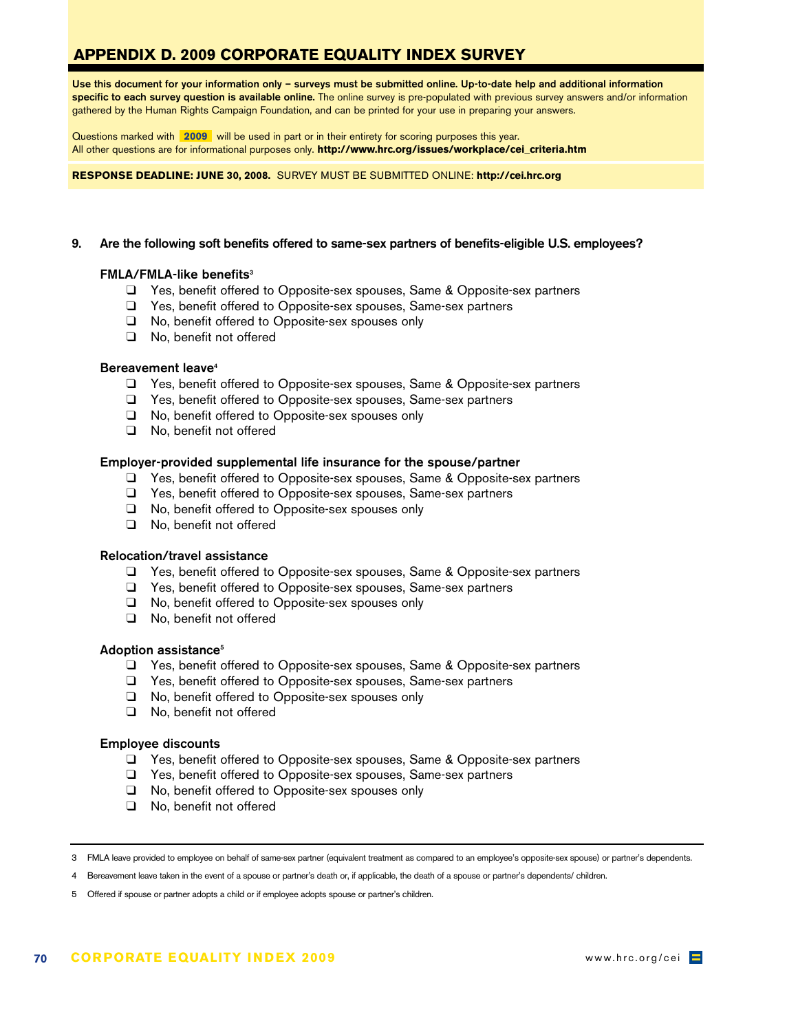## APPENDIX D. 2009 CORPORATE EQUALITY INDEX SURVEY

**Use this document for your information only – surveys must be submitted online. Up-to-date help and additional information specific to each survey question is available online.** The online survey is pre-populated with previous survey answers and/or information gathered by the Human Rights Campaign Foundation, and can be printed for your use in preparing your answers.

Questions marked with **2009** will be used in part or in their entirety for scoring purposes this year. All other questions are for informational purposes only. **http://www.hrc.org/issues/workplace/cei_criteria.htm**

**RESPONSE DEADLINE: JUNE 30, 2008.** SURVEY MUST BE SUBMITTED ONLINE: **http://cei.hrc.org**

**9. Are the following soft benefits offered to same-sex partners of benefits-eligible U.S. employees?**

**FMLA/FMLA-like benefits**[3]

- ❑ Yes, benefit offered to Opposite-sex spouses, Same & Opposite-sex partners
- ❑ Yes, benefit offered to Opposite-sex spouses, Same-sex partners
- ❑ No, benefit offered to Opposite-sex spouses only
- ❑ No, benefit not offered

**Bereavement leave**[4]

- ❑ Yes, benefit offered to Opposite-sex spouses, Same & Opposite-sex partners
- ❑ Yes, benefit offered to Opposite-sex spouses, Same-sex partners
- ❑ No, benefit offered to Opposite-sex spouses only
- ❑ No, benefit not offered

**Employer-provided supplemental life insurance for the spouse/partner**

- ❑ Yes, benefit offered to Opposite-sex spouses, Same & Opposite-sex partners
- ❑ Yes, benefit offered to Opposite-sex spouses, Same-sex partners
- ❑ No, benefit offered to Opposite-sex spouses only
- ❑ No, benefit not offered

**Relocation/travel assistance**

- ❑ Yes, benefit offered to Opposite-sex spouses, Same & Opposite-sex partners
- ❑ Yes, benefit offered to Opposite-sex spouses, Same-sex partners
- ❑ No, benefit offered to Opposite-sex spouses only
- ❑ No, benefit not offered

**Adoption assistance**[5]

- ❑ Yes, benefit offered to Opposite-sex spouses, Same & Opposite-sex partners
- ❑ Yes, benefit offered to Opposite-sex spouses, Same-sex partners
- ❑ No, benefit offered to Opposite-sex spouses only
- ❑ No, benefit not offered

**Employee discounts**

- ❑ Yes, benefit offered to Opposite-sex spouses, Same & Opposite-sex partners
- ❑ Yes, benefit offered to Opposite-sex spouses, Same-sex partners
- ❑ No, benefit offered to Opposite-sex spouses only
- ❑ No, benefit not offered

---

3 FMLA leave provided to employee on behalf of same-sex partner (equivalent treatment as compared to an employee's opposite-sex spouse) or partner's dependents.

4 Bereavement leave taken in the event of a spouse or partner's death or, if applicable, the death of a spouse or partner's dependents/ children.

5 Offered if spouse or partner adopts a child or if employee adopts spouse or partner's children.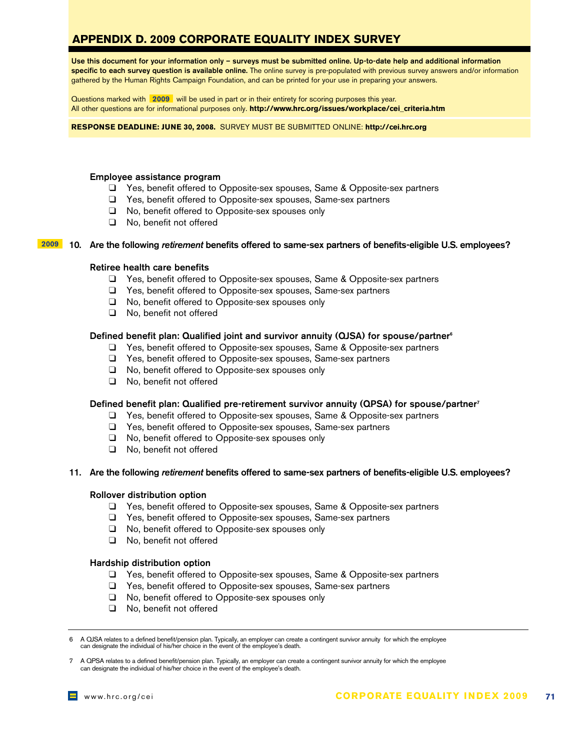## APPENDIX D. 2009 CORPORATE EQUALITY INDEX SURVEY

**Use this document for your information only – surveys must be submitted online. Up-to-date help and additional information specific to each survey question is available online.** The online survey is pre-populated with previous survey answers and/or information gathered by the Human Rights Campaign Foundation, and can be printed for your use in preparing your answers.

Questions marked with **2009** will be used in part or in their entirety for scoring purposes this year.
All other questions are for informational purposes only. **http://www.hrc.org/issues/workplace/cei_criteria.htm**

**RESPONSE DEADLINE: JUNE 30, 2008.** SURVEY MUST BE SUBMITTED ONLINE: **http://cei.hrc.org**

**Employee assistance program**

- ❑ Yes, benefit offered to Opposite-sex spouses, Same & Opposite-sex partners
- ❑ Yes, benefit offered to Opposite-sex spouses, Same-sex partners
- ❑ No, benefit offered to Opposite-sex spouses only
- ❑ No, benefit not offered

**2009** **10. Are the following *retirement* benefits offered to same-sex partners of benefits-eligible U.S. employees?**

**Retiree health care benefits**

- ❑ Yes, benefit offered to Opposite-sex spouses, Same & Opposite-sex partners
- ❑ Yes, benefit offered to Opposite-sex spouses, Same-sex partners
- ❑ No, benefit offered to Opposite-sex spouses only
- ❑ No, benefit not offered

**Defined benefit plan: Qualified joint and survivor annuity (QJSA) for spouse/partner[6]**

- ❑ Yes, benefit offered to Opposite-sex spouses, Same & Opposite-sex partners
- ❑ Yes, benefit offered to Opposite-sex spouses, Same-sex partners
- ❑ No, benefit offered to Opposite-sex spouses only
- ❑ No, benefit not offered

**Defined benefit plan: Qualified pre-retirement survivor annuity (QPSA) for spouse/partner[7]**

- ❑ Yes, benefit offered to Opposite-sex spouses, Same & Opposite-sex partners
- ❑ Yes, benefit offered to Opposite-sex spouses, Same-sex partners
- ❑ No, benefit offered to Opposite-sex spouses only
- ❑ No, benefit not offered

**11. Are the following *retirement* benefits offered to same-sex partners of benefits-eligible U.S. employees?**

**Rollover distribution option**

- ❑ Yes, benefit offered to Opposite-sex spouses, Same & Opposite-sex partners
- ❑ Yes, benefit offered to Opposite-sex spouses, Same-sex partners
- ❑ No, benefit offered to Opposite-sex spouses only
- ❑ No, benefit not offered

**Hardship distribution option**

- ❑ Yes, benefit offered to Opposite-sex spouses, Same & Opposite-sex partners
- ❑ Yes, benefit offered to Opposite-sex spouses, Same-sex partners
- ❑ No, benefit offered to Opposite-sex spouses only
- ❑ No, benefit not offered

---

6 A QJSA relates to a defined benefit/pension plan. Typically, an employer can create a contingent survivor annuity for which the employee can designate the individual of his/her choice in the event of the employee's death.

7 A QPSA relates to a defined benefit/pension plan. Typically, an employer can create a contingent survivor annuity for which the employee can designate the individual of his/her choice in the event of the employee's death.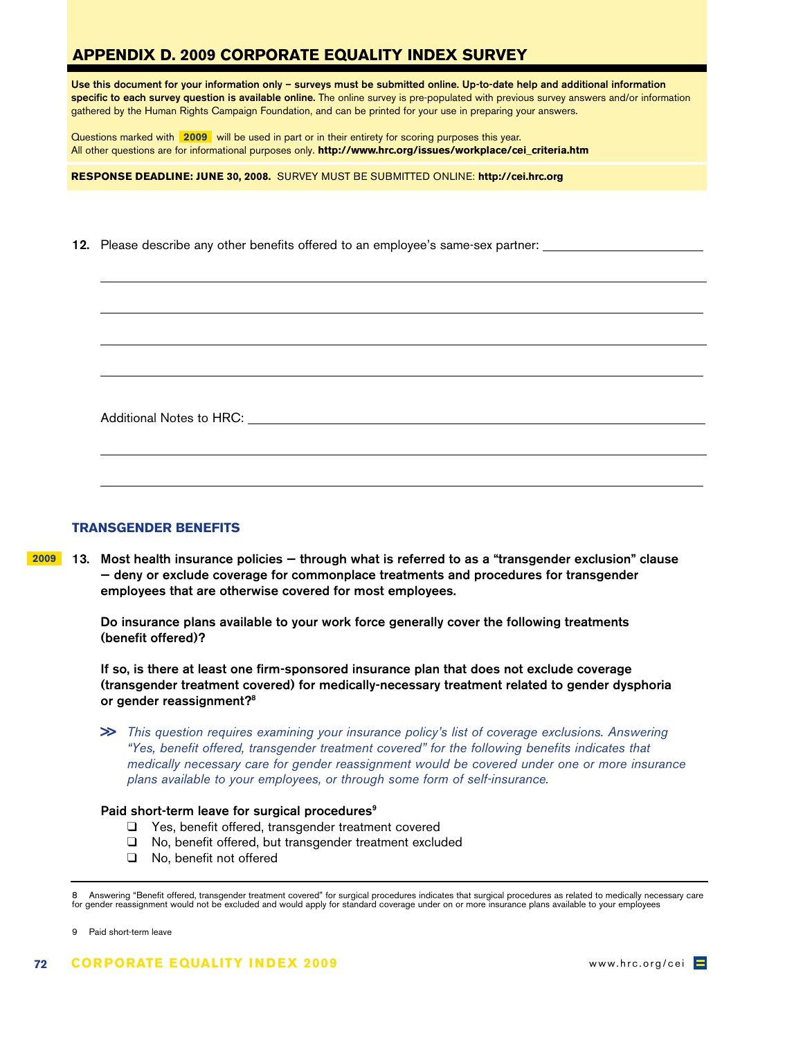## APPENDIX D. 2009 CORPORATE EQUALITY INDEX SURVEY

**Use this document for your information only – surveys must be submitted online. Up-to-date help and additional information specific to each survey question is available online.** The online survey is pre-populated with previous survey answers and/or information gathered by the Human Rights Campaign Foundation, and can be printed for your use in preparing your answers.

Questions marked with **2009** will be used in part or in their entirety for scoring purposes this year. All other questions are for informational purposes only. **http://www.hrc.org/issues/workplace/cei_criteria.htm**

**RESPONSE DEADLINE: JUNE 30, 2008.** SURVEY MUST BE SUBMITTED ONLINE: **http://cei.hrc.org**

**12.** Please describe any other benefits offered to an employee's same-sex partner: ______________________

______________________________________________________________________

______________________________________________________________________

______________________________________________________________________

______________________________________________________________________

Additional Notes to HRC: ______________________________________________

______________________________________________________________________

______________________________________________________________________

### TRANSGENDER BENEFITS

**2009** **13. Most health insurance policies — through what is referred to as a "transgender exclusion" clause — deny or exclude coverage for commonplace treatments and procedures for transgender employees that are otherwise covered for most employees.**

**Do insurance plans available to your work force generally cover the following treatments (benefit offered)?**

**If so, is there at least one firm-sponsored insurance plan that does not exclude coverage (transgender treatment covered) for medically-necessary treatment related to gender dysphoria or gender reassignment?[8]**

>> *This question requires examining your insurance policy's list of coverage exclusions. Answering "Yes, benefit offered, transgender treatment covered" for the following benefits indicates that medically necessary care for gender reassignment would be covered under one or more insurance plans available to your employees, or through some form of self-insurance.*

**Paid short-term leave for surgical procedures[9]**

- ❑ Yes, benefit offered, transgender treatment covered
- ❑ No, benefit offered, but transgender treatment excluded
- ❑ No, benefit not offered

---

8 Answering "Benefit offered, transgender treatment covered" for surgical procedures indicates that surgical procedures as related to medically necessary care for gender reassignment would not be excluded and would apply for standard coverage under on or more insurance plans available to your employees

9 Paid short-term leave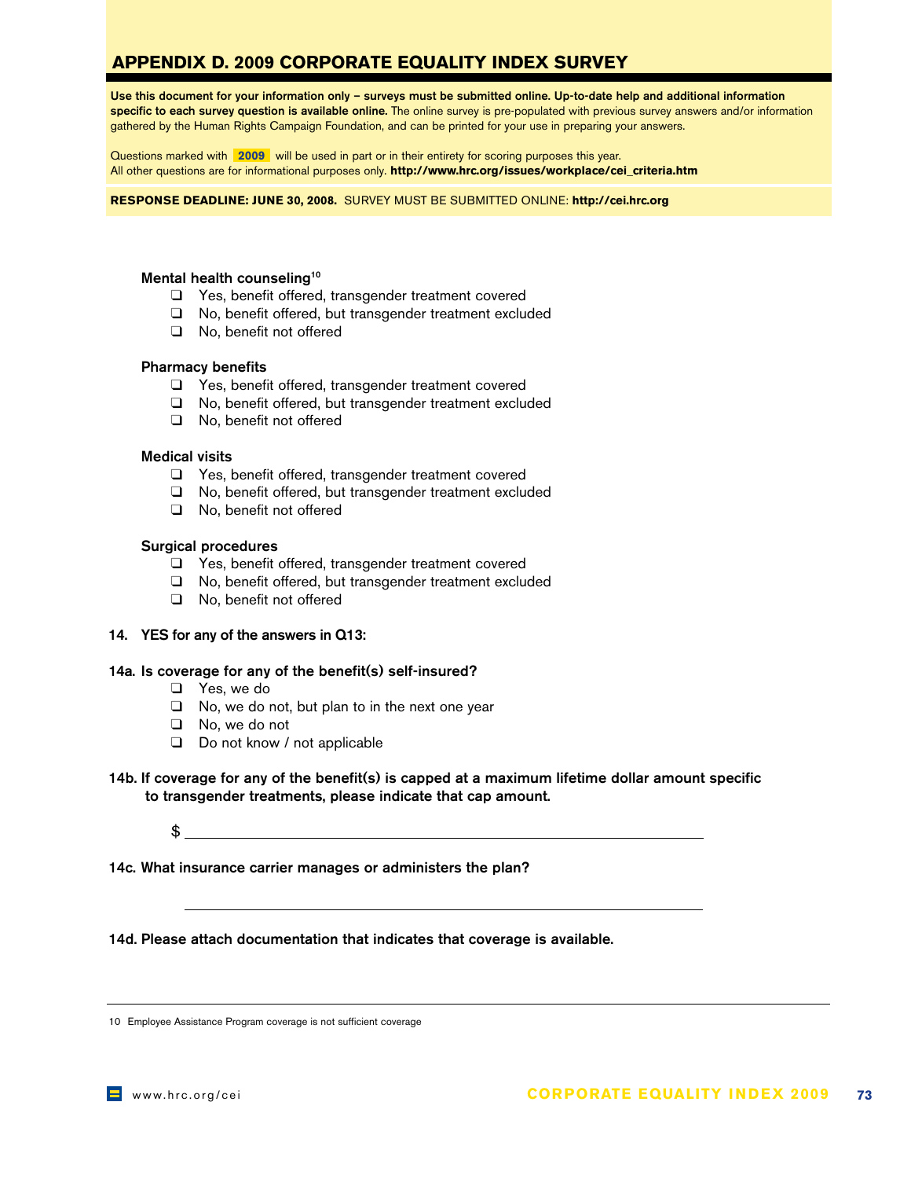## APPENDIX D. 2009 CORPORATE EQUALITY INDEX SURVEY

**Use this document for your information only – surveys must be submitted online. Up-to-date help and additional information specific to each survey question is available online.** The online survey is pre-populated with previous survey answers and/or information gathered by the Human Rights Campaign Foundation, and can be printed for your use in preparing your answers.

Questions marked with **2009** will be used in part or in their entirety for scoring purposes this year.
All other questions are for informational purposes only. **http://www.hrc.org/issues/workplace/cei_criteria.htm**

**RESPONSE DEADLINE: JUNE 30, 2008.** SURVEY MUST BE SUBMITTED ONLINE: **http://cei.hrc.org**

**Mental health counseling**[10]

- ❑ Yes, benefit offered, transgender treatment covered
- ❑ No, benefit offered, but transgender treatment excluded
- ❑ No, benefit not offered

**Pharmacy benefits**

- ❑ Yes, benefit offered, transgender treatment covered
- ❑ No, benefit offered, but transgender treatment excluded
- ❑ No, benefit not offered

**Medical visits**

- ❑ Yes, benefit offered, transgender treatment covered
- ❑ No, benefit offered, but transgender treatment excluded
- ❑ No, benefit not offered

**Surgical procedures**

- ❑ Yes, benefit offered, transgender treatment covered
- ❑ No, benefit offered, but transgender treatment excluded
- ❑ No, benefit not offered

**14. YES for any of the answers in Q13:**

**14a. Is coverage for any of the benefit(s) self-insured?**

- ❑ Yes, we do
- ❑ No, we do not, but plan to in the next one year
- ❑ No, we do not
- ❑ Do not know / not applicable

**14b. If coverage for any of the benefit(s) is capped at a maximum lifetime dollar amount specific to transgender treatments, please indicate that cap amount.**

$ ______________________________________________

**14c. What insurance carrier manages or administers the plan?**

______________________________________________

**14d. Please attach documentation that indicates that coverage is available.**

---

10 Employee Assistance Program coverage is not sufficient coverage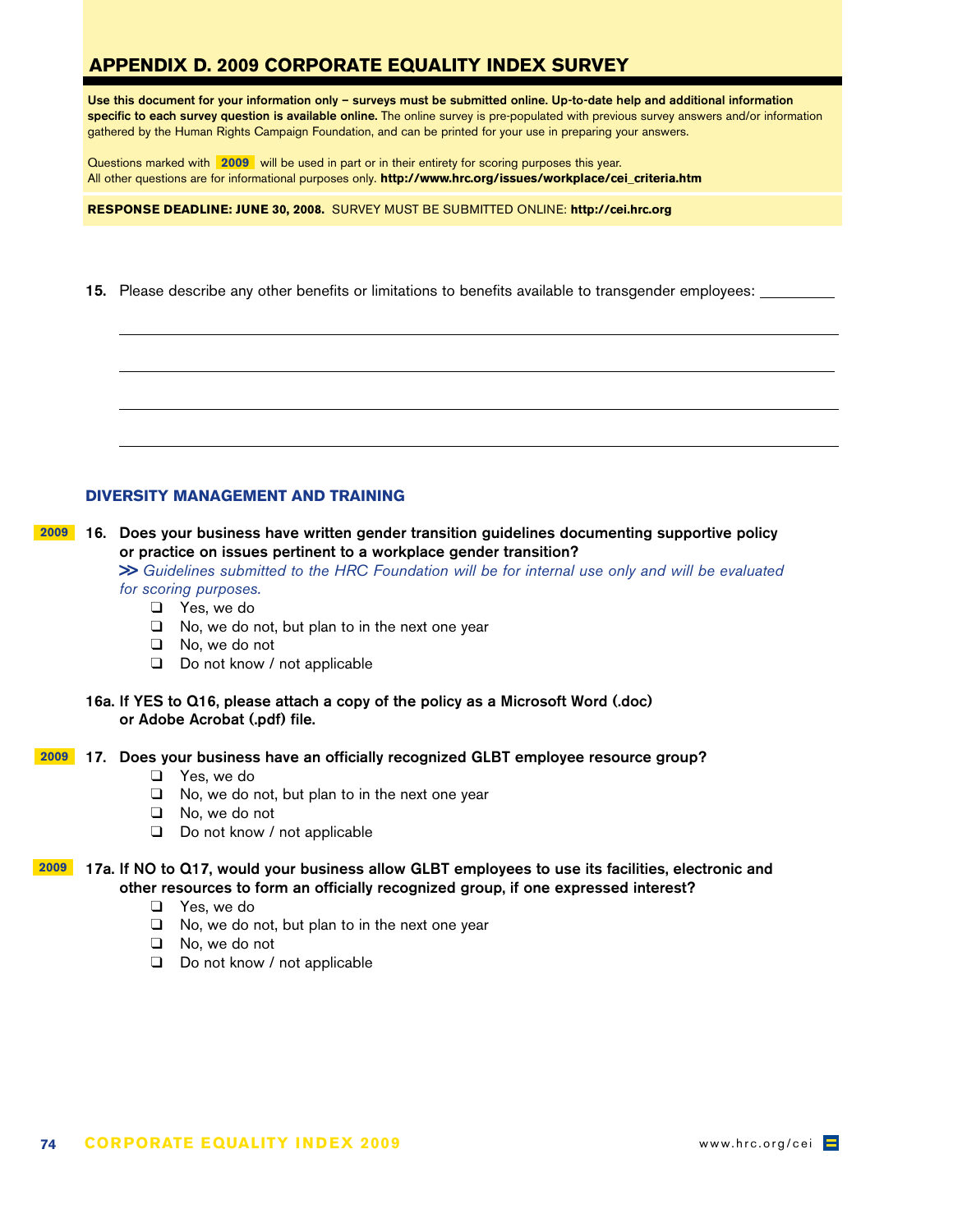## APPENDIX D. 2009 CORPORATE EQUALITY INDEX SURVEY

**Use this document for your information only – surveys must be submitted online. Up-to-date help and additional information specific to each survey question is available online.** The online survey is pre-populated with previous survey answers and/or information gathered by the Human Rights Campaign Foundation, and can be printed for your use in preparing your answers.

Questions marked with **2009** will be used in part or in their entirety for scoring purposes this year.
All other questions are for informational purposes only. **http://www.hrc.org/issues/workplace/cei_criteria.htm**

**RESPONSE DEADLINE: JUNE 30, 2008.** SURVEY MUST BE SUBMITTED ONLINE: **http://cei.hrc.org**

**15.** Please describe any other benefits or limitations to benefits available to transgender employees: __________

______________________________________________________________________________

______________________________________________________________________________

______________________________________________________________________________

______________________________________________________________________________

### DIVERSITY MANAGEMENT AND TRAINING

**2009** **16. Does your business have written gender transition guidelines documenting supportive policy or practice on issues pertinent to a workplace gender transition?**

*>> Guidelines submitted to the HRC Foundation will be for internal use only and will be evaluated for scoring purposes.*

- ❑ Yes, we do
- ❑ No, we do not, but plan to in the next one year
- ❑ No, we do not
- ❑ Do not know / not applicable

**16a. If YES to Q16, please attach a copy of the policy as a Microsoft Word (.doc) or Adobe Acrobat (.pdf) file.**

**2009** **17. Does your business have an officially recognized GLBT employee resource group?**

- ❑ Yes, we do
- ❑ No, we do not, but plan to in the next one year
- ❑ No, we do not
- ❑ Do not know / not applicable

**2009** **17a. If NO to Q17, would your business allow GLBT employees to use its facilities, electronic and other resources to form an officially recognized group, if one expressed interest?**

- ❑ Yes, we do
- ❑ No, we do not, but plan to in the next one year
- ❑ No, we do not
- ❑ Do not know / not applicable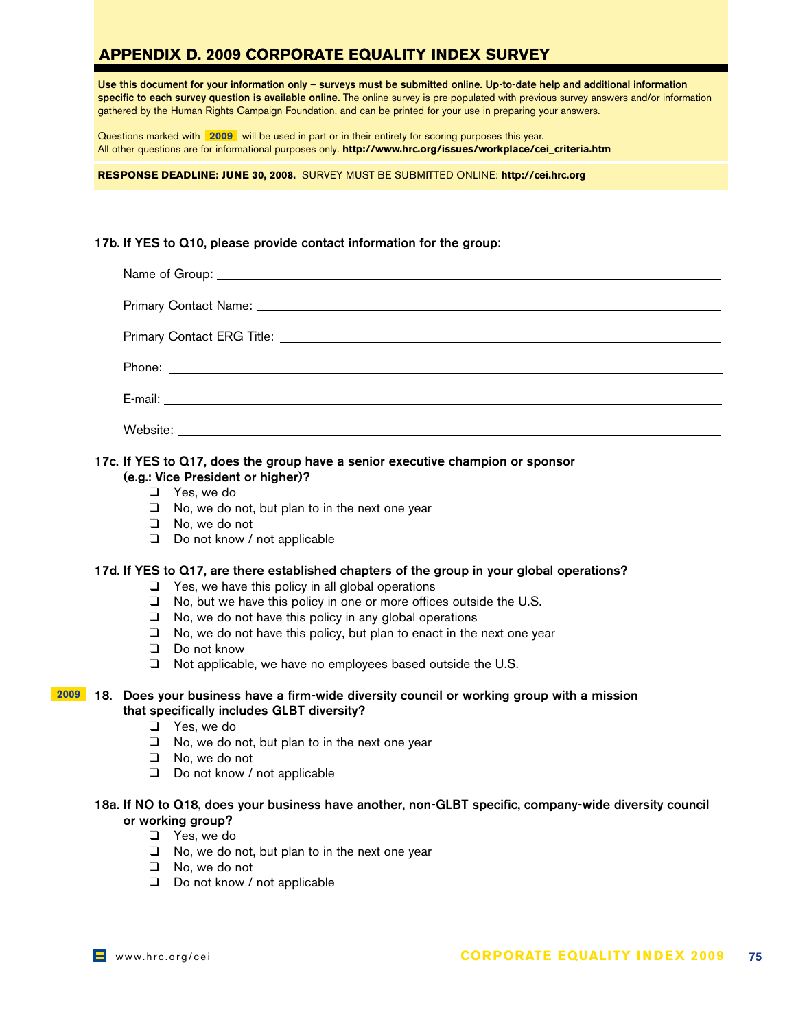## APPENDIX D. 2009 CORPORATE EQUALITY INDEX SURVEY

**Use this document for your information only – surveys must be submitted online. Up-to-date help and additional information specific to each survey question is available online.** The online survey is pre-populated with previous survey answers and/or information gathered by the Human Rights Campaign Foundation, and can be printed for your use in preparing your answers.

Questions marked with **2009** will be used in part or in their entirety for scoring purposes this year. All other questions are for informational purposes only. **http://www.hrc.org/issues/workplace/cei_criteria.htm**

**RESPONSE DEADLINE: JUNE 30, 2008.** SURVEY MUST BE SUBMITTED ONLINE: **http://cei.hrc.org**

**17b. If YES to Q10, please provide contact information for the group:**

Name of Group: ______________________________

Primary Contact Name: ______________________________

Primary Contact ERG Title: ______________________________

Phone: ______________________________

E-mail: ______________________________

Website: ______________________________

**17c. If YES to Q17, does the group have a senior executive champion or sponsor (e.g.: Vice President or higher)?**

- ❑ Yes, we do
- ❑ No, we do not, but plan to in the next one year
- ❑ No, we do not
- ❑ Do not know / not applicable

**17d. If YES to Q17, are there established chapters of the group in your global operations?**

- ❑ Yes, we have this policy in all global operations
- ❑ No, but we have this policy in one or more offices outside the U.S.
- ❑ No, we do not have this policy in any global operations
- ❑ No, we do not have this policy, but plan to enact in the next one year
- ❑ Do not know
- ❑ Not applicable, we have no employees based outside the U.S.

**2009** **18. Does your business have a firm-wide diversity council or working group with a mission that specifically includes GLBT diversity?**

- ❑ Yes, we do
- ❑ No, we do not, but plan to in the next one year
- ❑ No, we do not
- ❑ Do not know / not applicable

**18a. If NO to Q18, does your business have another, non-GLBT specific, company-wide diversity council or working group?**

- ❑ Yes, we do
- ❑ No, we do not, but plan to in the next one year
- ❑ No, we do not
- ❑ Do not know / not applicable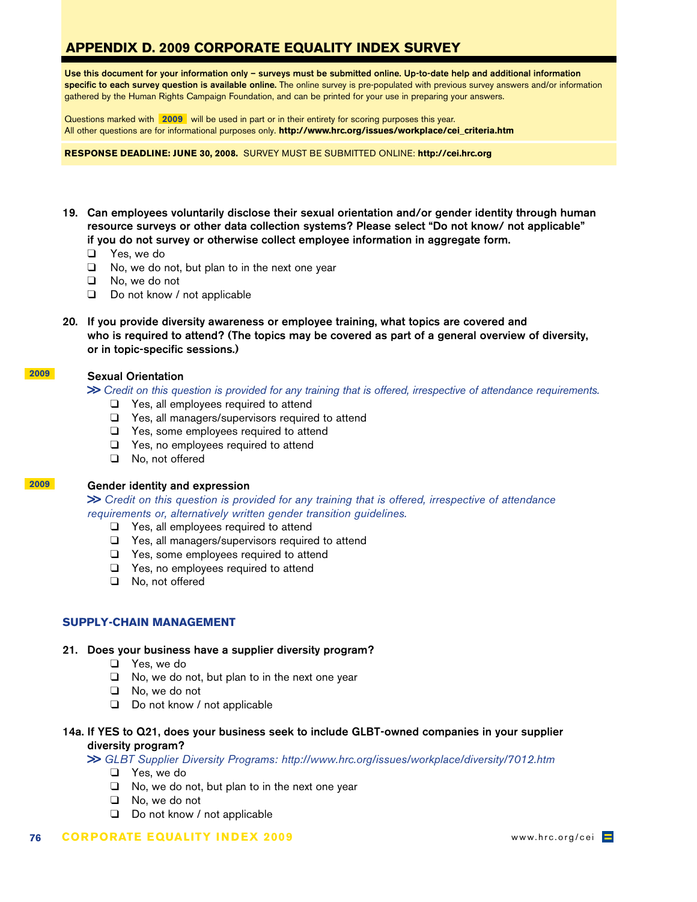## APPENDIX D. 2009 CORPORATE EQUALITY INDEX SURVEY

**Use this document for your information only – surveys must be submitted online. Up-to-date help and additional information specific to each survey question is available online.** The online survey is pre-populated with previous survey answers and/or information gathered by the Human Rights Campaign Foundation, and can be printed for your use in preparing your answers.

Questions marked with **2009** will be used in part or in their entirety for scoring purposes this year. All other questions are for informational purposes only. **http://www.hrc.org/issues/workplace/cei_criteria.htm**

**RESPONSE DEADLINE: JUNE 30, 2008.** SURVEY MUST BE SUBMITTED ONLINE: **http://cei.hrc.org**

**19. Can employees voluntarily disclose their sexual orientation and/or gender identity through human resource surveys or other data collection systems? Please select "Do not know/ not applicable" if you do not survey or otherwise collect employee information in aggregate form.**

- ❑ Yes, we do
- ❑ No, we do not, but plan to in the next one year
- ❑ No, we do not
- ❑ Do not know / not applicable

**20. If you provide diversity awareness or employee training, what topics are covered and who is required to attend? (The topics may be covered as part of a general overview of diversity, or in topic-specific sessions.)**

**2009** **Sexual Orientation**

>> *Credit on this question is provided for any training that is offered, irrespective of attendance requirements.*

- ❑ Yes, all employees required to attend
- ❑ Yes, all managers/supervisors required to attend
- ❑ Yes, some employees required to attend
- ❑ Yes, no employees required to attend
- ❑ No, not offered

**2009** **Gender identity and expression**

>> *Credit on this question is provided for any training that is offered, irrespective of attendance requirements or, alternatively written gender transition guidelines.*

- ❑ Yes, all employees required to attend
- ❑ Yes, all managers/supervisors required to attend
- ❑ Yes, some employees required to attend
- ❑ Yes, no employees required to attend
- ❑ No, not offered

### SUPPLY-CHAIN MANAGEMENT

**21. Does your business have a supplier diversity program?**

- ❑ Yes, we do
- ❑ No, we do not, but plan to in the next one year
- ❑ No, we do not
- ❑ Do not know / not applicable

**14a. If YES to Q21, does your business seek to include GLBT-owned companies in your supplier diversity program?**

>> *GLBT Supplier Diversity Programs: http://www.hrc.org/issues/workplace/diversity/7012.htm*

- ❑ Yes, we do
- ❑ No, we do not, but plan to in the next one year
- ❑ No, we do not
- ❑ Do not know / not applicable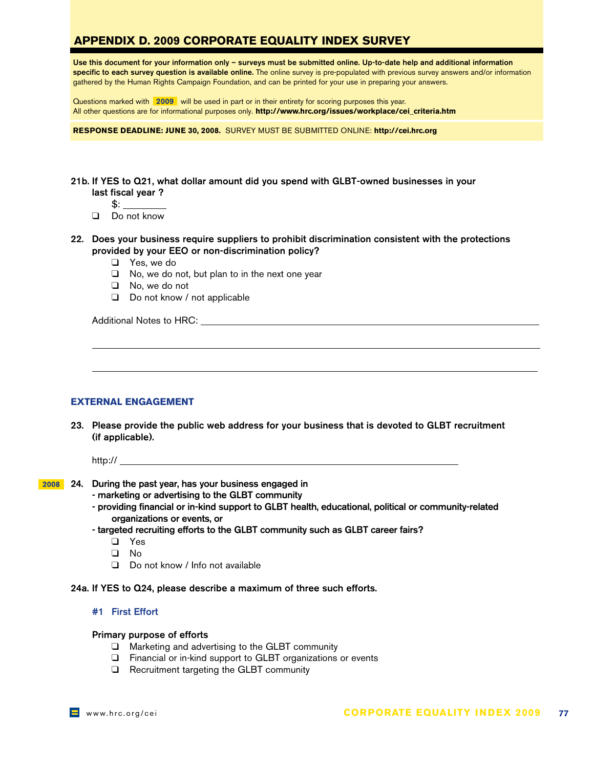## APPENDIX D. 2009 CORPORATE EQUALITY INDEX SURVEY

**Use this document for your information only – surveys must be submitted online. Up-to-date help and additional information specific to each survey question is available online.** The online survey is pre-populated with previous survey answers and/or information gathered by the Human Rights Campaign Foundation, and can be printed for your use in preparing your answers.

Questions marked with **2009** will be used in part or in their entirety for scoring purposes this year.
All other questions are for informational purposes only. **http://www.hrc.org/issues/workplace/cei_criteria.htm**

**RESPONSE DEADLINE: JUNE 30, 2008.** SURVEY MUST BE SUBMITTED ONLINE: **http://cei.hrc.org**

**21b. If YES to Q21, what dollar amount did you spend with GLBT-owned businesses in your last fiscal year ?**

$: ________

- ❑ Do not know

**22. Does your business require suppliers to prohibit discrimination consistent with the protections provided by your EEO or non-discrimination policy?**

- ❑ Yes, we do
- ❑ No, we do not, but plan to in the next one year
- ❑ No, we do not
- ❑ Do not know / not applicable

Additional Notes to HRC: ____________________________________________

____________________________________________

____________________________________________

### EXTERNAL ENGAGEMENT

**23. Please provide the public web address for your business that is devoted to GLBT recruitment (if applicable).**

http:// ____________________________________________

**2008** **24. During the past year, has your business engaged in**
**- marketing or advertising to the GLBT community**
**- providing financial or in-kind support to GLBT health, educational, political or community-related organizations or events, or**
**- targeted recruiting efforts to the GLBT community such as GLBT career fairs?**

- ❑ Yes
- ❑ No
- ❑ Do not know / Info not available

**24a. If YES to Q24, please describe a maximum of three such efforts.**

**#1 First Effort**

**Primary purpose of efforts**

- ❑ Marketing and advertising to the GLBT community
- ❑ Financial or in-kind support to GLBT organizations or events
- ❑ Recruitment targeting the GLBT community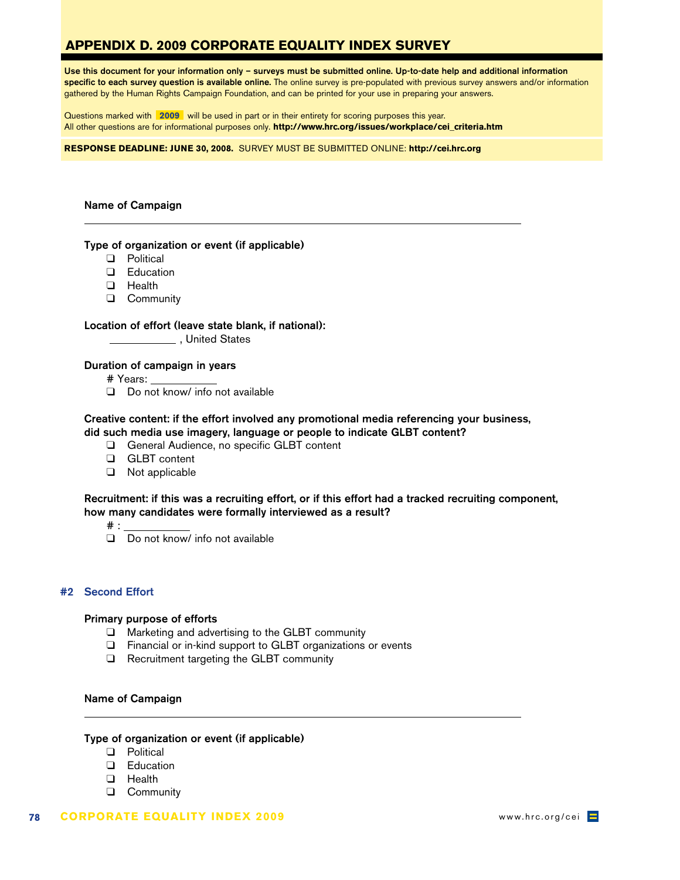## APPENDIX D. 2009 CORPORATE EQUALITY INDEX SURVEY

**Use this document for your information only – surveys must be submitted online. Up-to-date help and additional information specific to each survey question is available online.** The online survey is pre-populated with previous survey answers and/or information gathered by the Human Rights Campaign Foundation, and can be printed for your use in preparing your answers.

Questions marked with **2009** will be used in part or in their entirety for scoring purposes this year.
All other questions are for informational purposes only. **http://www.hrc.org/issues/workplace/cei_criteria.htm**

**RESPONSE DEADLINE: JUNE 30, 2008.** SURVEY MUST BE SUBMITTED ONLINE: **http://cei.hrc.org**

**Name of Campaign**

___________________________________________

**Type of organization or event (if applicable)**

- ❑ Political
- ❑ Education
- ❑ Health
- ❑ Community

**Location of effort (leave state blank, if national):**

___________ , United States

**Duration of campaign in years**

\# Years: ___________

- ❑ Do not know/ info not available

**Creative content: if the effort involved any promotional media referencing your business, did such media use imagery, language or people to indicate GLBT content?**

- ❑ General Audience, no specific GLBT content
- ❑ GLBT content
- ❑ Not applicable

**Recruitment: if this was a recruiting effort, or if this effort had a tracked recruiting component, how many candidates were formally interviewed as a result?**

\# : ___________

- ❑ Do not know/ info not available

### #2 Second Effort

**Primary purpose of efforts**

- ❑ Marketing and advertising to the GLBT community
- ❑ Financial or in-kind support to GLBT organizations or events
- ❑ Recruitment targeting the GLBT community

**Name of Campaign**

___________________________________________

**Type of organization or event (if applicable)**

- ❑ Political
- ❑ Education
- ❑ Health
- ❑ Community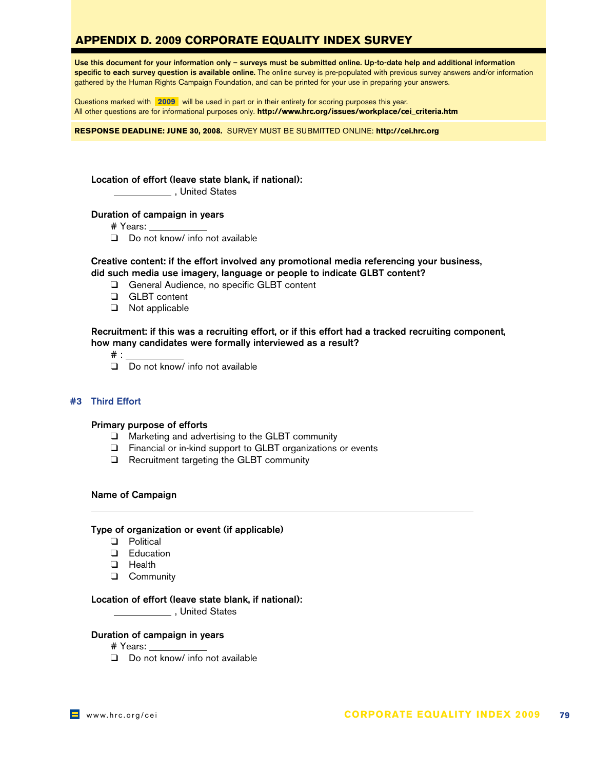## APPENDIX D. 2009 CORPORATE EQUALITY INDEX SURVEY

**Use this document for your information only – surveys must be submitted online. Up-to-date help and additional information specific to each survey question is available online.** The online survey is pre-populated with previous survey answers and/or information gathered by the Human Rights Campaign Foundation, and can be printed for your use in preparing your answers.

Questions marked with **2009** will be used in part or in their entirety for scoring purposes this year.
All other questions are for informational purposes only. **http://www.hrc.org/issues/workplace/cei_criteria.htm**

**RESPONSE DEADLINE: JUNE 30, 2008.** SURVEY MUST BE SUBMITTED ONLINE: **http://cei.hrc.org**

**Location of effort (leave state blank, if national):**

___________ , United States

**Duration of campaign in years**

# Years: ___________

❑ Do not know/ info not available

**Creative content: if the effort involved any promotional media referencing your business, did such media use imagery, language or people to indicate GLBT content?**

❑ General Audience, no specific GLBT content
❑ GLBT content
❑ Not applicable

**Recruitment: if this was a recruiting effort, or if this effort had a tracked recruiting component, how many candidates were formally interviewed as a result?**

# : ___________

❑ Do not know/ info not available

### #3 Third Effort

**Primary purpose of efforts**

❑ Marketing and advertising to the GLBT community
❑ Financial or in-kind support to GLBT organizations or events
❑ Recruitment targeting the GLBT community

**Name of Campaign**

_______________________________________________

**Type of organization or event (if applicable)**

❑ Political
❑ Education
❑ Health
❑ Community

**Location of effort (leave state blank, if national):**

___________ , United States

**Duration of campaign in years**

# Years: ___________

❑ Do not know/ info not available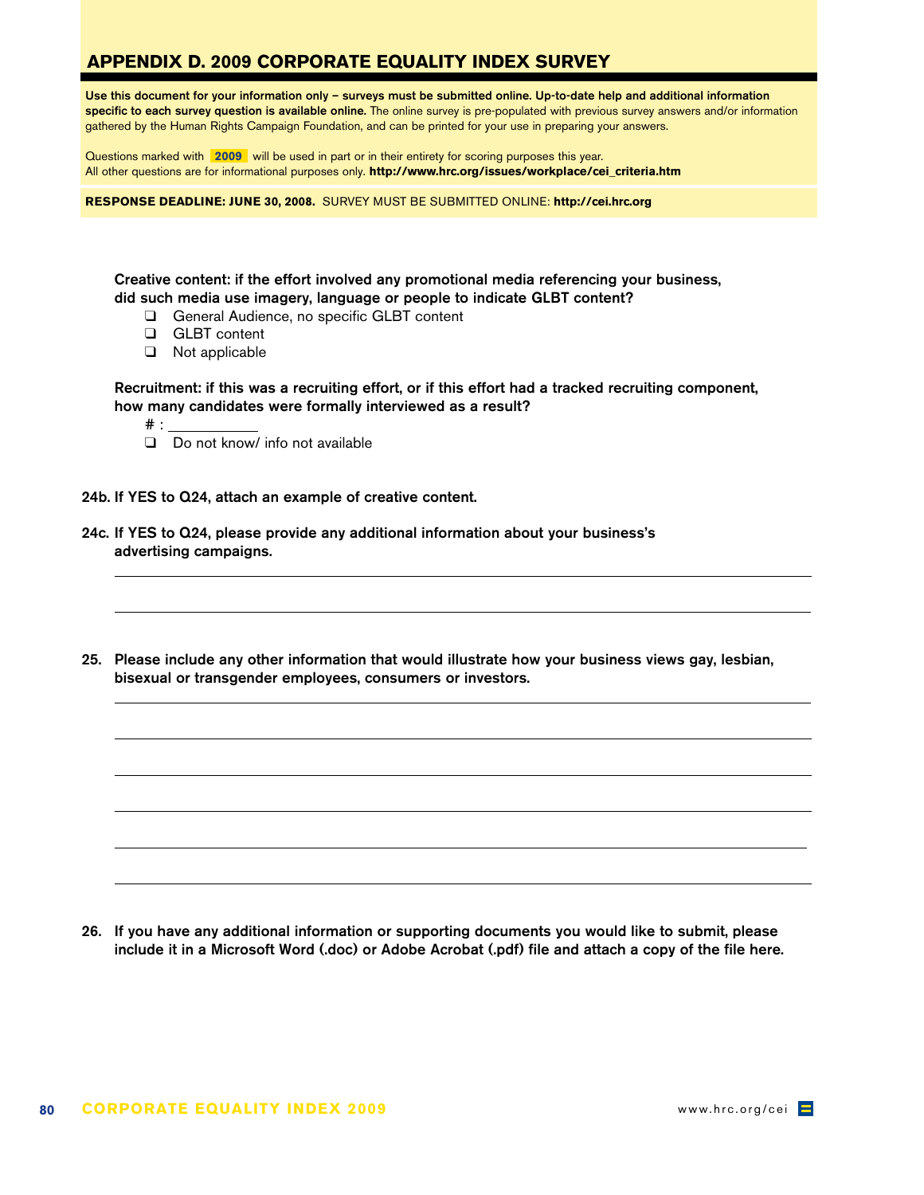## APPENDIX D. 2009 CORPORATE EQUALITY INDEX SURVEY

**Use this document for your information only – surveys must be submitted online. Up-to-date help and additional information specific to each survey question is available online.** The online survey is pre-populated with previous survey answers and/or information gathered by the Human Rights Campaign Foundation, and can be printed for your use in preparing your answers.

Questions marked with **2009** will be used in part or in their entirety for scoring purposes this year.
All other questions are for informational purposes only. **http://www.hrc.org/issues/workplace/cei_criteria.htm**

**RESPONSE DEADLINE: JUNE 30, 2008.** SURVEY MUST BE SUBMITTED ONLINE: **http://cei.hrc.org**

**Creative content: if the effort involved any promotional media referencing your business, did such media use imagery, language or people to indicate GLBT content?**

- ❑ General Audience, no specific GLBT content
- ❑ GLBT content
- ❑ Not applicable

**Recruitment: if this was a recruiting effort, or if this effort had a tracked recruiting component, how many candidates were formally interviewed as a result?**

# : ____________

- ❑ Do not know/ info not available

**24b. If YES to Q24, attach an example of creative content.**

**24c. If YES to Q24, please provide any additional information about your business's advertising campaigns.**

________________________________________________________________

________________________________________________________________

**25. Please include any other information that would illustrate how your business views gay, lesbian, bisexual or transgender employees, consumers or investors.**

________________________________________________________________

________________________________________________________________

________________________________________________________________

________________________________________________________________

________________________________________________________________

________________________________________________________________

**26. If you have any additional information or supporting documents you would like to submit, please include it in a Microsoft Word (.doc) or Adobe Acrobat (.pdf) file and attach a copy of the file here.**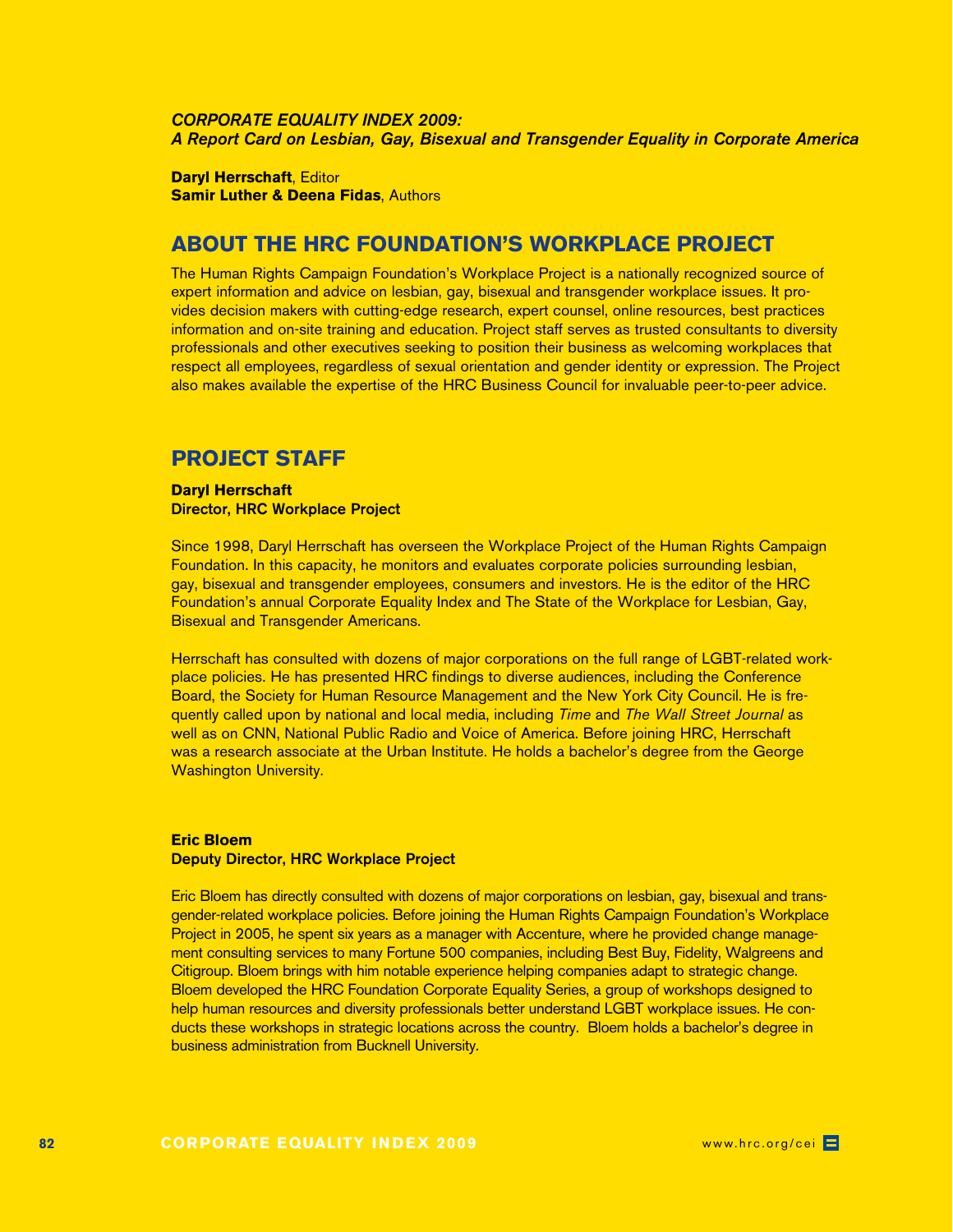***CORPORATE EQUALITY INDEX 2009:***
***A Report Card on Lesbian, Gay, Bisexual and Transgender Equality in Corporate America***

**Daryl Herrschaft**, Editor
**Samir Luther & Deena Fidas**, Authors

## ABOUT THE HRC FOUNDATION'S WORKPLACE PROJECT

The Human Rights Campaign Foundation's Workplace Project is a nationally recognized source of expert information and advice on lesbian, gay, bisexual and transgender workplace issues. It provides decision makers with cutting-edge research, expert counsel, online resources, best practices information and on-site training and education. Project staff serves as trusted consultants to diversity professionals and other executives seeking to position their business as welcoming workplaces that respect all employees, regardless of sexual orientation and gender identity or expression. The Project also makes available the expertise of the HRC Business Council for invaluable peer-to-peer advice.

## PROJECT STAFF

**Daryl Herrschaft**
**Director, HRC Workplace Project**

Since 1998, Daryl Herrschaft has overseen the Workplace Project of the Human Rights Campaign Foundation. In this capacity, he monitors and evaluates corporate policies surrounding lesbian, gay, bisexual and transgender employees, consumers and investors. He is the editor of the HRC Foundation's annual Corporate Equality Index and The State of the Workplace for Lesbian, Gay, Bisexual and Transgender Americans.

Herrschaft has consulted with dozens of major corporations on the full range of LGBT-related workplace policies. He has presented HRC findings to diverse audiences, including the Conference Board, the Society for Human Resource Management and the New York City Council. He is frequently called upon by national and local media, including *Time* and *The Wall Street Journal* as well as on CNN, National Public Radio and Voice of America. Before joining HRC, Herrschaft was a research associate at the Urban Institute. He holds a bachelor's degree from the George Washington University.

**Eric Bloem**
**Deputy Director, HRC Workplace Project**

Eric Bloem has directly consulted with dozens of major corporations on lesbian, gay, bisexual and transgender-related workplace policies. Before joining the Human Rights Campaign Foundation's Workplace Project in 2005, he spent six years as a manager with Accenture, where he provided change management consulting services to many Fortune 500 companies, including Best Buy, Fidelity, Walgreens and Citigroup. Bloem brings with him notable experience helping companies adapt to strategic change. Bloem developed the HRC Foundation Corporate Equality Series, a group of workshops designed to help human resources and diversity professionals better understand LGBT workplace issues. He conducts these workshops in strategic locations across the country. Bloem holds a bachelor's degree in business administration from Bucknell University.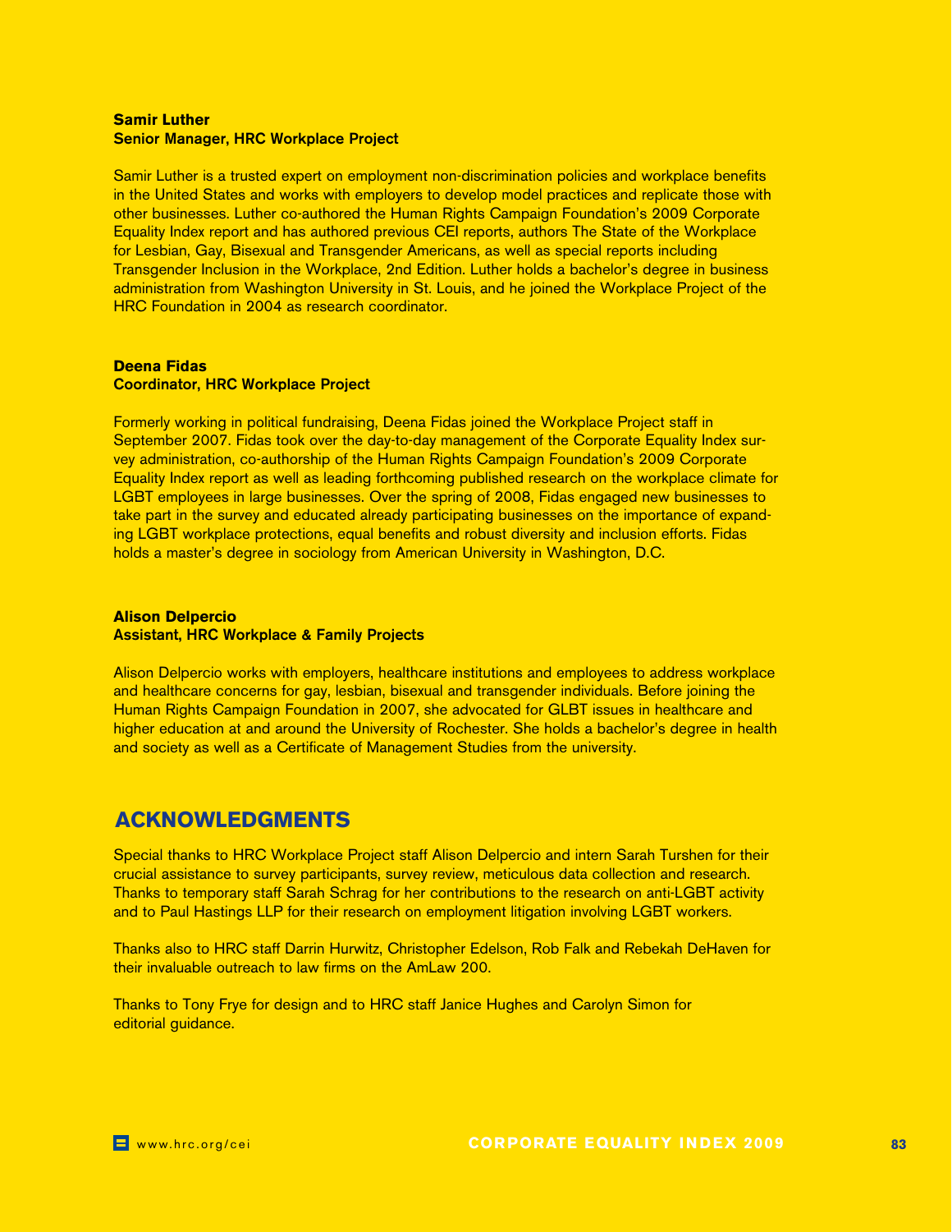**Samir Luther**
**Senior Manager, HRC Workplace Project**

Samir Luther is a trusted expert on employment non-discrimination policies and workplace benefits in the United States and works with employers to develop model practices and replicate those with other businesses. Luther co-authored the Human Rights Campaign Foundation's 2009 Corporate Equality Index report and has authored previous CEI reports, authors The State of the Workplace for Lesbian, Gay, Bisexual and Transgender Americans, as well as special reports including Transgender Inclusion in the Workplace, 2nd Edition. Luther holds a bachelor's degree in business administration from Washington University in St. Louis, and he joined the Workplace Project of the HRC Foundation in 2004 as research coordinator.

**Deena Fidas**
**Coordinator, HRC Workplace Project**

Formerly working in political fundraising, Deena Fidas joined the Workplace Project staff in September 2007. Fidas took over the day-to-day management of the Corporate Equality Index survey administration, co-authorship of the Human Rights Campaign Foundation's 2009 Corporate Equality Index report as well as leading forthcoming published research on the workplace climate for LGBT employees in large businesses. Over the spring of 2008, Fidas engaged new businesses to take part in the survey and educated already participating businesses on the importance of expanding LGBT workplace protections, equal benefits and robust diversity and inclusion efforts. Fidas holds a master's degree in sociology from American University in Washington, D.C.

**Alison Delpercio**
**Assistant, HRC Workplace & Family Projects**

Alison Delpercio works with employers, healthcare institutions and employees to address workplace and healthcare concerns for gay, lesbian, bisexual and transgender individuals. Before joining the Human Rights Campaign Foundation in 2007, she advocated for GLBT issues in healthcare and higher education at and around the University of Rochester. She holds a bachelor's degree in health and society as well as a Certificate of Management Studies from the university.

## ACKNOWLEDGMENTS

Special thanks to HRC Workplace Project staff Alison Delpercio and intern Sarah Turshen for their crucial assistance to survey participants, survey review, meticulous data collection and research. Thanks to temporary staff Sarah Schrag for her contributions to the research on anti-LGBT activity and to Paul Hastings LLP for their research on employment litigation involving LGBT workers.

Thanks also to HRC staff Darrin Hurwitz, Christopher Edelson, Rob Falk and Rebekah DeHaven for their invaluable outreach to law firms on the AmLaw 200.

Thanks to Tony Frye for design and to HRC staff Janice Hughes and Carolyn Simon for editorial guidance.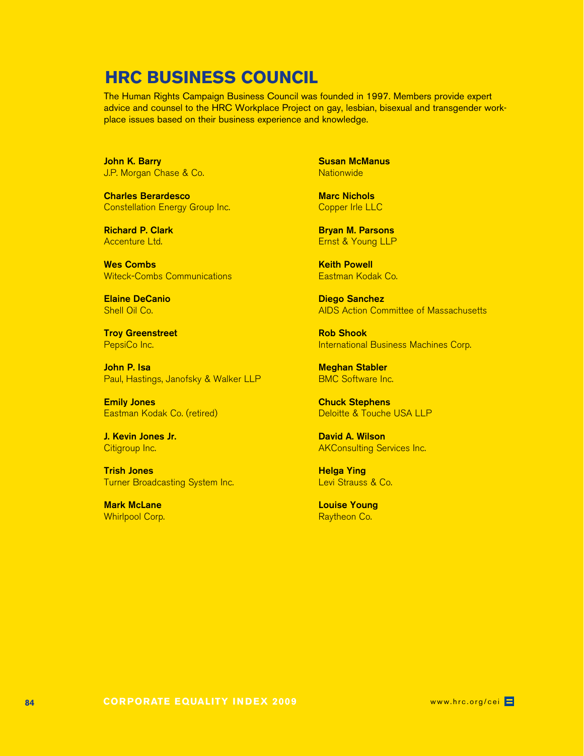# HRC BUSINESS COUNCIL

The Human Rights Campaign Business Council was founded in 1997. Members provide expert advice and counsel to the HRC Workplace Project on gay, lesbian, bisexual and transgender workplace issues based on their business experience and knowledge.

**John K. Barry**
J.P. Morgan Chase & Co.

**Charles Berardesco**
Constellation Energy Group Inc.

**Richard P. Clark**
Accenture Ltd.

**Wes Combs**
Witeck-Combs Communications

**Elaine DeCanio**
Shell Oil Co.

**Troy Greenstreet**
PepsiCo Inc.

**John P. Isa**
Paul, Hastings, Janofsky & Walker LLP

**Emily Jones**
Eastman Kodak Co. (retired)

**J. Kevin Jones Jr.**
Citigroup Inc.

**Trish Jones**
Turner Broadcasting System Inc.

**Mark McLane**
Whirlpool Corp.

**Susan McManus**
Nationwide

**Marc Nichols**
Copper Irle LLC

**Bryan M. Parsons**
Ernst & Young LLP

**Keith Powell**
Eastman Kodak Co.

**Diego Sanchez**
AIDS Action Committee of Massachusetts

**Rob Shook**
International Business Machines Corp.

**Meghan Stabler**
BMC Software Inc.

**Chuck Stephens**
Deloitte & Touche USA LLP

**David A. Wilson**
AKConsulting Services Inc.

**Helga Ying**
Levi Strauss & Co.

**Louise Young**
Raytheon Co.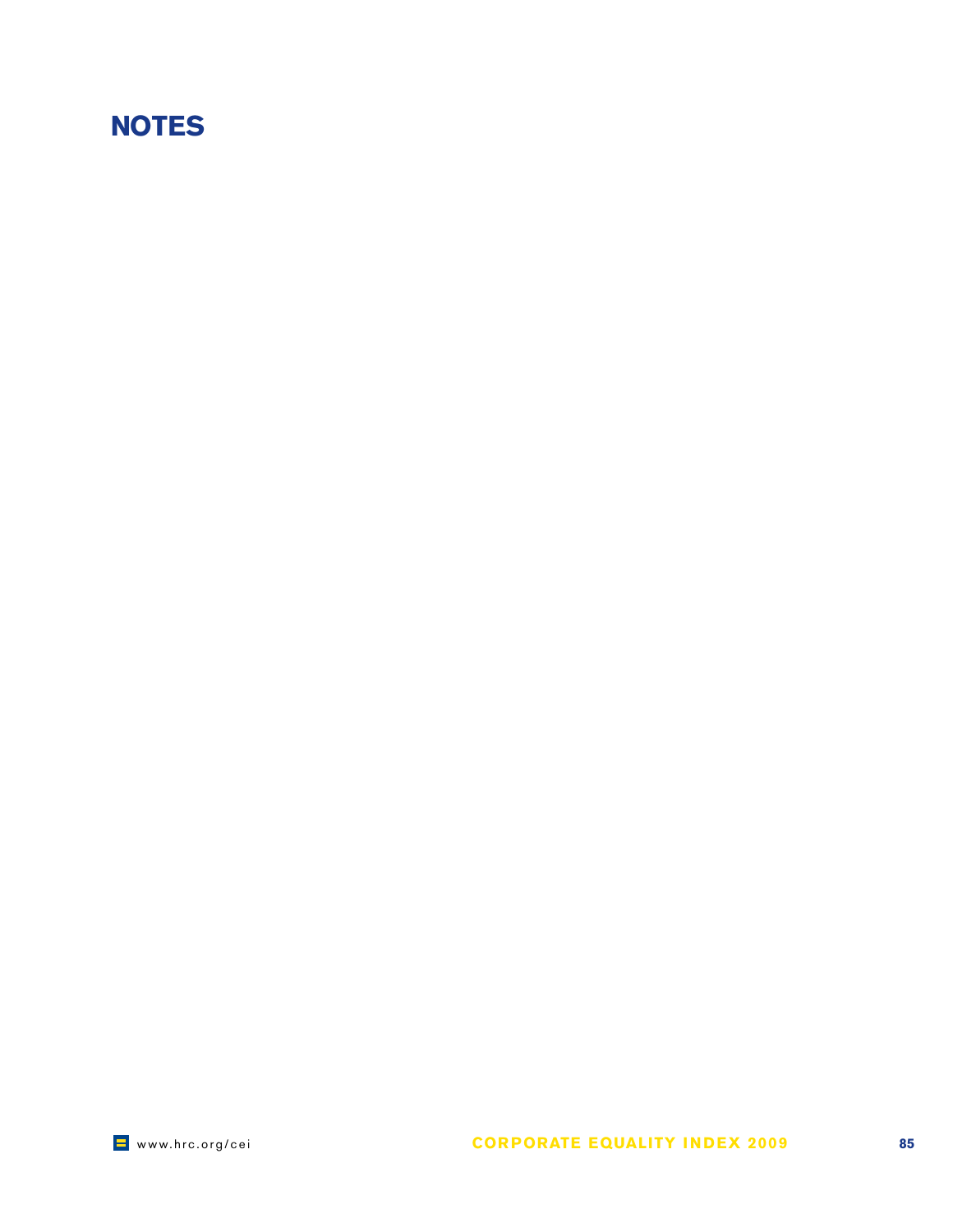# NOTES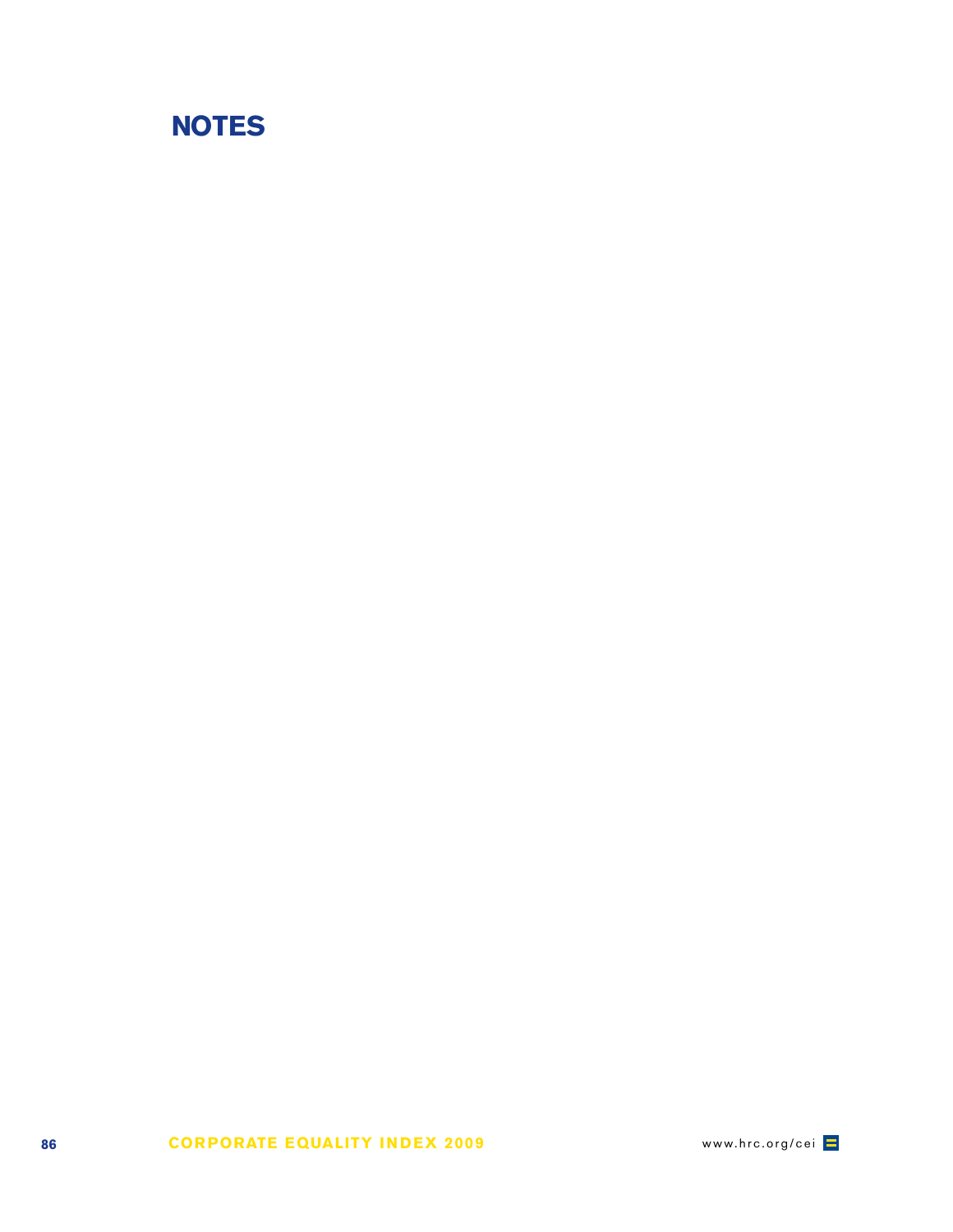# NOTES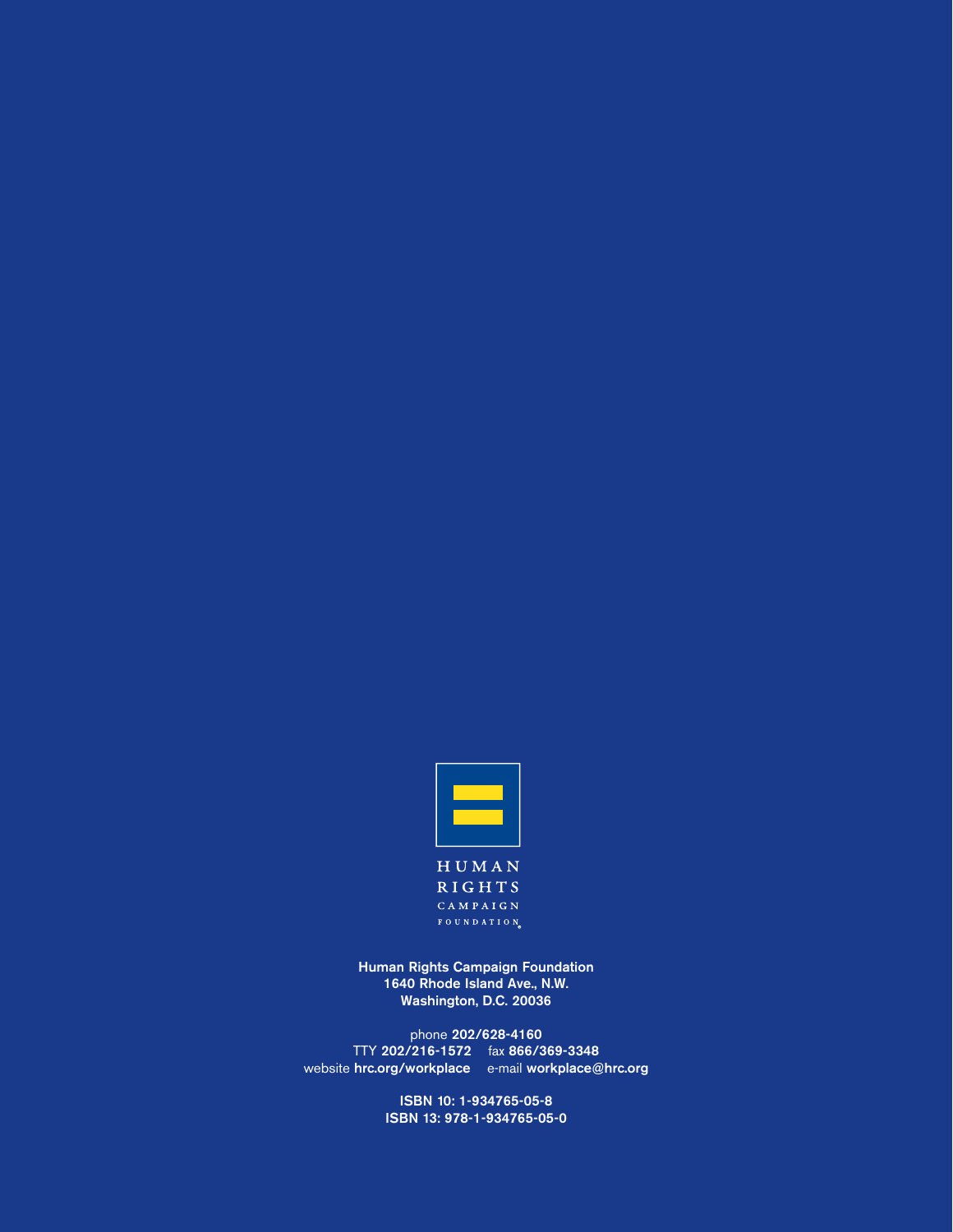HUMAN
RIGHTS
CAMPAIGN
FOUNDATION

**Human Rights Campaign Foundation**
**1640 Rhode Island Ave., N.W.**
**Washington, D.C. 20036**

phone **202/628-4160**
TTY **202/216-1572** fax **866/369-3348**
website **hrc.org/workplace** e-mail **workplace@hrc.org**

**ISBN 10: 1-934765-05-8**
**ISBN 13: 978-1-934765-05-0**